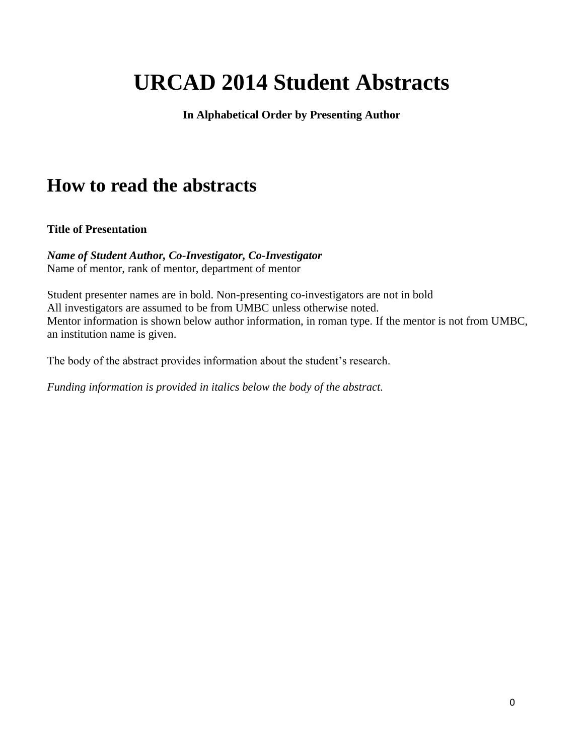# URCAD 2014 Student Abstracts

**In Alphabetical Order by Presenting Author**

## How to read the abstracts

**Title of Presentation**

***Name of Student Author, Co-Investigator, Co-Investigator***
Name of mentor, rank of mentor, department of mentor

Student presenter names are in bold. Non-presenting co-investigators are not in bold
All investigators are assumed to be from UMBC unless otherwise noted.
Mentor information is shown below author information, in roman type. If the mentor is not from UMBC, an institution name is given.

The body of the abstract provides information about the student's research.

*Funding information is provided in italics below the body of the abstract.*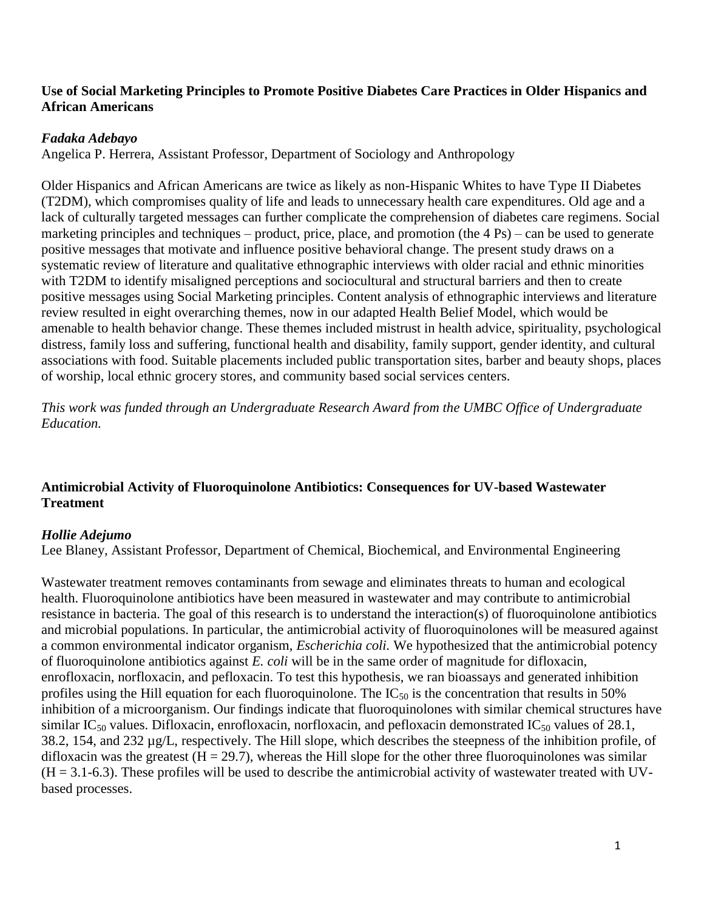### Use of Social Marketing Principles to Promote Positive Diabetes Care Practices in Older Hispanics and African Americans

***Fadaka Adebayo***
Angelica P. Herrera, Assistant Professor, Department of Sociology and Anthropology

Older Hispanics and African Americans are twice as likely as non-Hispanic Whites to have Type II Diabetes (T2DM), which compromises quality of life and leads to unnecessary health care expenditures. Old age and a lack of culturally targeted messages can further complicate the comprehension of diabetes care regimens. Social marketing principles and techniques – product, price, place, and promotion (the 4 Ps) – can be used to generate positive messages that motivate and influence positive behavioral change. The present study draws on a systematic review of literature and qualitative ethnographic interviews with older racial and ethnic minorities with T2DM to identify misaligned perceptions and sociocultural and structural barriers and then to create positive messages using Social Marketing principles. Content analysis of ethnographic interviews and literature review resulted in eight overarching themes, now in our adapted Health Belief Model, which would be amenable to health behavior change. These themes included mistrust in health advice, spirituality, psychological distress, family loss and suffering, functional health and disability, family support, gender identity, and cultural associations with food. Suitable placements included public transportation sites, barber and beauty shops, places of worship, local ethnic grocery stores, and community based social services centers.

*This work was funded through an Undergraduate Research Award from the UMBC Office of Undergraduate Education.*

### Antimicrobial Activity of Fluoroquinolone Antibiotics: Consequences for UV-based Wastewater Treatment

***Hollie Adejumo***
Lee Blaney, Assistant Professor, Department of Chemical, Biochemical, and Environmental Engineering

Wastewater treatment removes contaminants from sewage and eliminates threats to human and ecological health. Fluoroquinolone antibiotics have been measured in wastewater and may contribute to antimicrobial resistance in bacteria. The goal of this research is to understand the interaction(s) of fluoroquinolone antibiotics and microbial populations. In particular, the antimicrobial activity of fluoroquinolones will be measured against a common environmental indicator organism, *Escherichia coli.* We hypothesized that the antimicrobial potency of fluoroquinolone antibiotics against *E. coli* will be in the same order of magnitude for difloxacin, enrofloxacin, norfloxacin, and pefloxacin. To test this hypothesis, we ran bioassays and generated inhibition profiles using the Hill equation for each fluoroquinolone. The $IC_{50}$ is the concentration that results in 50% inhibition of a microorganism. Our findings indicate that fluoroquinolones with similar chemical structures have similar $IC_{50}$ values. Difloxacin, enrofloxacin, norfloxacin, and pefloxacin demonstrated $IC_{50}$ values of 28.1, 38.2, 154, and 232 µg/L, respectively. The Hill slope, which describes the steepness of the inhibition profile, of difloxacin was the greatest ($H = 29.7$), whereas the Hill slope for the other three fluoroquinolones was similar ($H = 3.1$-$6.3$). These profiles will be used to describe the antimicrobial activity of wastewater treated with UV-based processes.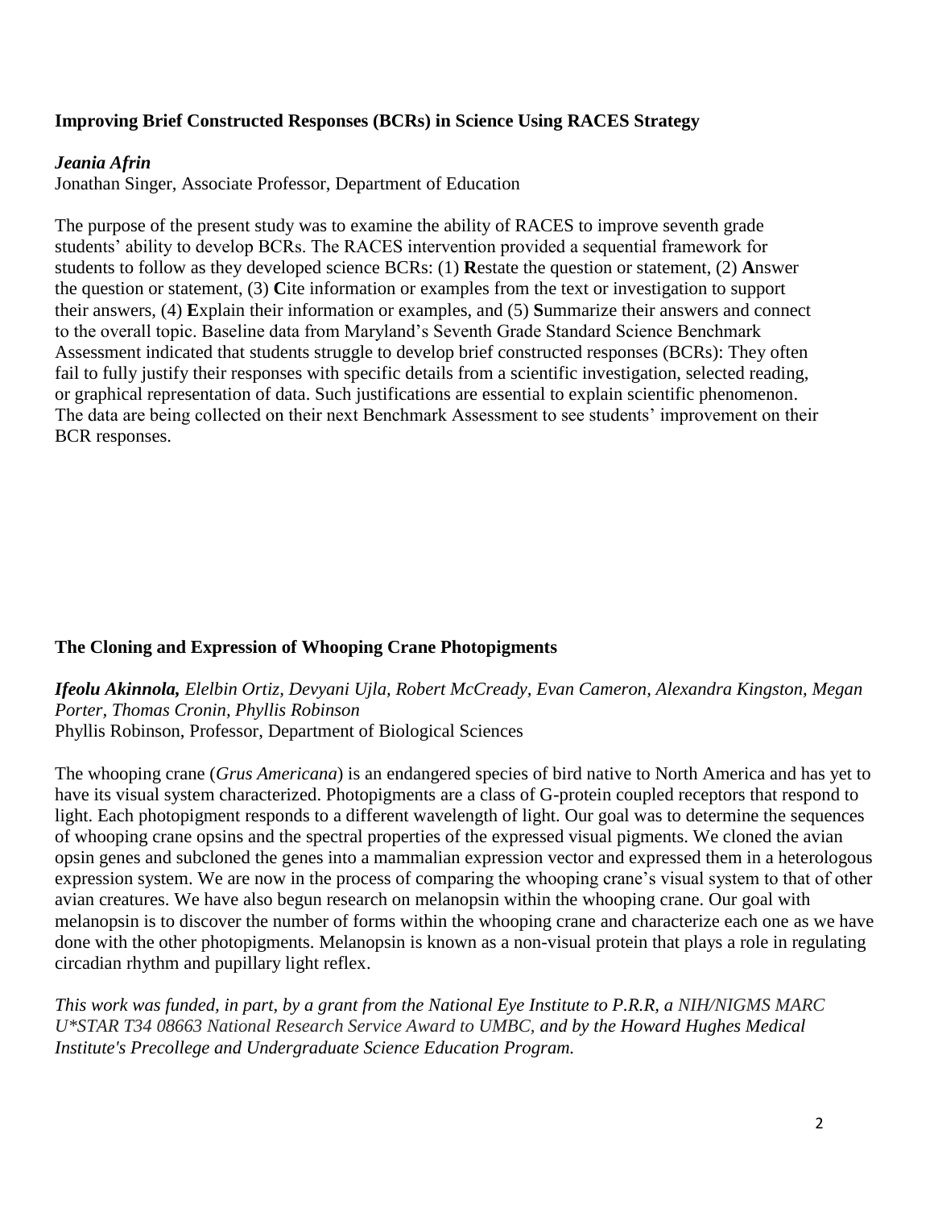### Improving Brief Constructed Responses (BCRs) in Science Using RACES Strategy

***Jeania Afrin***
Jonathan Singer, Associate Professor, Department of Education

The purpose of the present study was to examine the ability of RACES to improve seventh grade students' ability to develop BCRs. The RACES intervention provided a sequential framework for students to follow as they developed science BCRs: (1) **R**estate the question or statement, (2) **A**nswer the question or statement, (3) **C**ite information or examples from the text or investigation to support their answers, (4) **E**xplain their information or examples, and (5) **S**ummarize their answers and connect to the overall topic. Baseline data from Maryland's Seventh Grade Standard Science Benchmark Assessment indicated that students struggle to develop brief constructed responses (BCRs): They often fail to fully justify their responses with specific details from a scientific investigation, selected reading, or graphical representation of data. Such justifications are essential to explain scientific phenomenon. The data are being collected on their next Benchmark Assessment to see students' improvement on their BCR responses.

### The Cloning and Expression of Whooping Crane Photopigments

***Ifeolu Akinnola,*** *Elelbin Ortiz, Devyani Ujla, Robert McCready, Evan Cameron, Alexandra Kingston, Megan Porter, Thomas Cronin, Phyllis Robinson*
Phyllis Robinson, Professor, Department of Biological Sciences

The whooping crane (*Grus Americana*) is an endangered species of bird native to North America and has yet to have its visual system characterized. Photopigments are a class of G-protein coupled receptors that respond to light. Each photopigment responds to a different wavelength of light. Our goal was to determine the sequences of whooping crane opsins and the spectral properties of the expressed visual pigments. We cloned the avian opsin genes and subcloned the genes into a mammalian expression vector and expressed them in a heterologous expression system. We are now in the process of comparing the whooping crane's visual system to that of other avian creatures. We have also begun research on melanopsin within the whooping crane. Our goal with melanopsin is to discover the number of forms within the whooping crane and characterize each one as we have done with the other photopigments. Melanopsin is known as a non-visual protein that plays a role in regulating circadian rhythm and pupillary light reflex.

*This work was funded, in part, by a grant from the National Eye Institute to P.R.R, a NIH/NIGMS MARC U*STAR T34 08663 National Research Service Award to UMBC, and by the Howard Hughes Medical Institute's Precollege and Undergraduate Science Education Program.*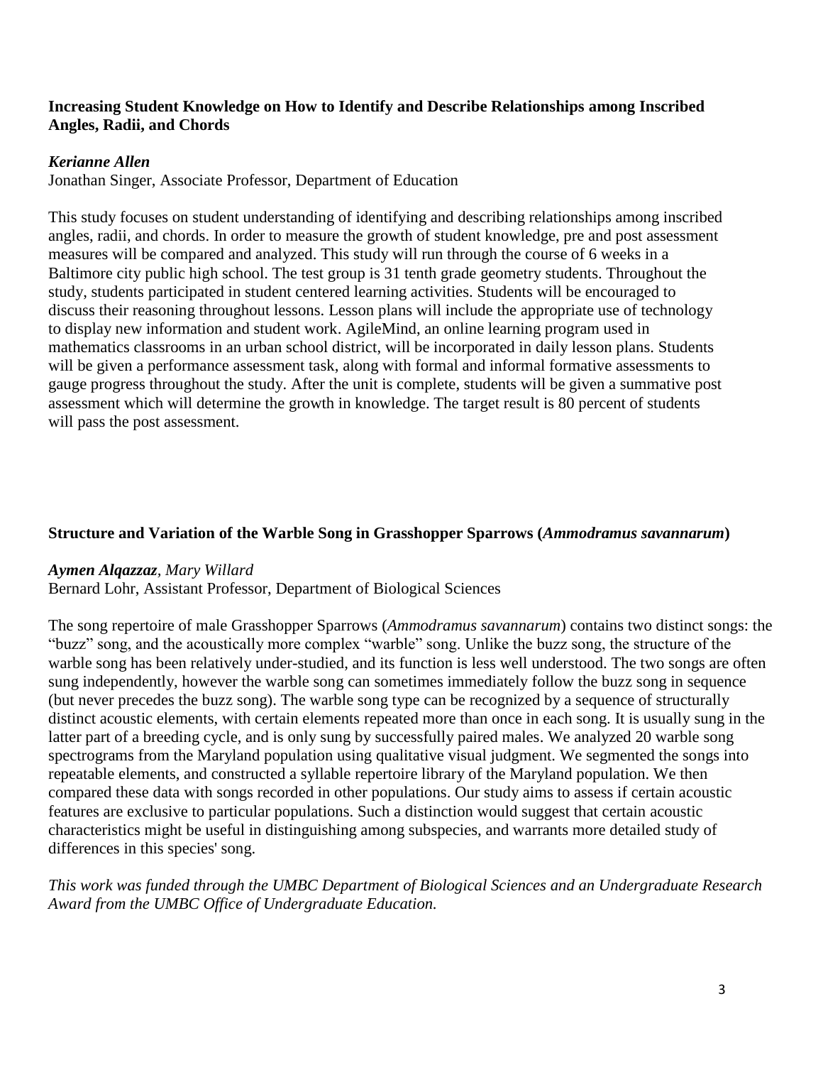### Increasing Student Knowledge on How to Identify and Describe Relationships among Inscribed Angles, Radii, and Chords

***Kerianne Allen***
Jonathan Singer, Associate Professor, Department of Education

This study focuses on student understanding of identifying and describing relationships among inscribed angles, radii, and chords. In order to measure the growth of student knowledge, pre and post assessment measures will be compared and analyzed. This study will run through the course of 6 weeks in a Baltimore city public high school. The test group is 31 tenth grade geometry students. Throughout the study, students participated in student centered learning activities. Students will be encouraged to discuss their reasoning throughout lessons. Lesson plans will include the appropriate use of technology to display new information and student work. AgileMind, an online learning program used in mathematics classrooms in an urban school district, will be incorporated in daily lesson plans. Students will be given a performance assessment task, along with formal and informal formative assessments to gauge progress throughout the study. After the unit is complete, students will be given a summative post assessment which will determine the growth in knowledge. The target result is 80 percent of students will pass the post assessment.

### Structure and Variation of the Warble Song in Grasshopper Sparrows (*Ammodramus savannarum*)

***Aymen Alqazzaz***, *Mary Willard*
Bernard Lohr, Assistant Professor, Department of Biological Sciences

The song repertoire of male Grasshopper Sparrows (*Ammodramus savannarum*) contains two distinct songs: the "buzz" song, and the acoustically more complex "warble" song. Unlike the buzz song, the structure of the warble song has been relatively under-studied, and its function is less well understood. The two songs are often sung independently, however the warble song can sometimes immediately follow the buzz song in sequence (but never precedes the buzz song). The warble song type can be recognized by a sequence of structurally distinct acoustic elements, with certain elements repeated more than once in each song. It is usually sung in the latter part of a breeding cycle, and is only sung by successfully paired males. We analyzed 20 warble song spectrograms from the Maryland population using qualitative visual judgment. We segmented the songs into repeatable elements, and constructed a syllable repertoire library of the Maryland population. We then compared these data with songs recorded in other populations. Our study aims to assess if certain acoustic features are exclusive to particular populations. Such a distinction would suggest that certain acoustic characteristics might be useful in distinguishing among subspecies, and warrants more detailed study of differences in this species' song.

*This work was funded through the UMBC Department of Biological Sciences and an Undergraduate Research Award from the UMBC Office of Undergraduate Education.*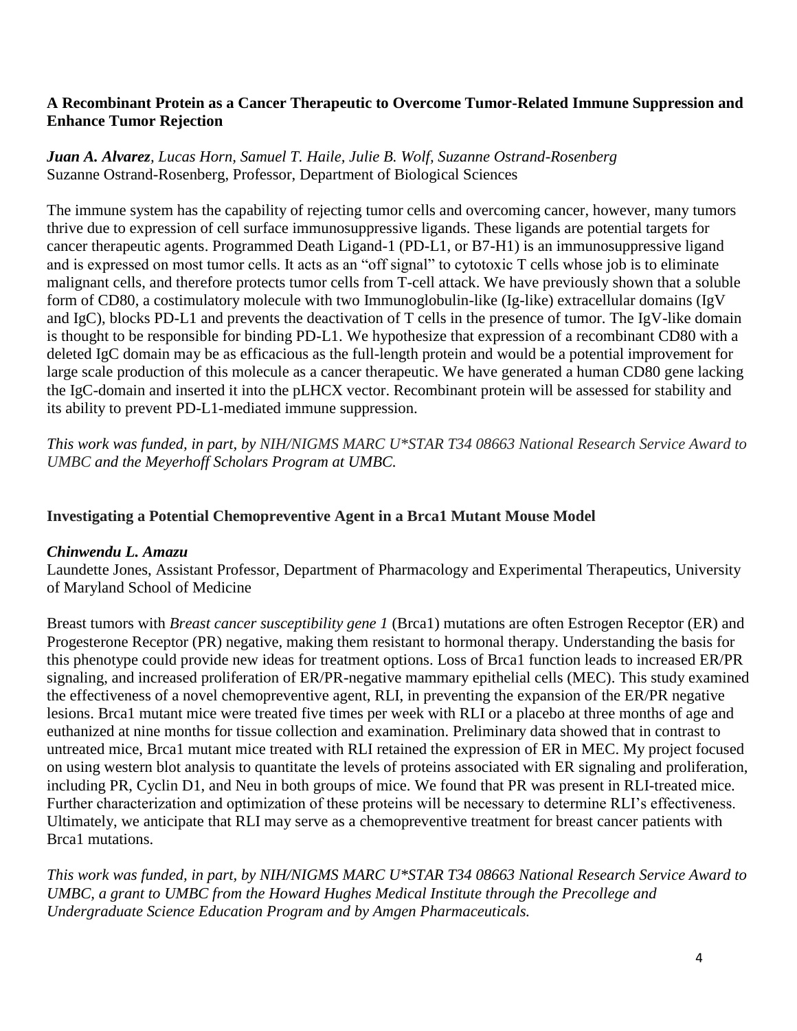## A Recombinant Protein as a Cancer Therapeutic to Overcome Tumor-Related Immune Suppression and Enhance Tumor Rejection

***Juan A. Alvarez****, Lucas Horn, Samuel T. Haile, Julie B. Wolf, Suzanne Ostrand-Rosenberg*
Suzanne Ostrand-Rosenberg, Professor, Department of Biological Sciences

The immune system has the capability of rejecting tumor cells and overcoming cancer, however, many tumors thrive due to expression of cell surface immunosuppressive ligands. These ligands are potential targets for cancer therapeutic agents. Programmed Death Ligand-1 (PD-L1, or B7-H1) is an immunosuppressive ligand and is expressed on most tumor cells. It acts as an "off signal" to cytotoxic T cells whose job is to eliminate malignant cells, and therefore protects tumor cells from T-cell attack. We have previously shown that a soluble form of CD80, a costimulatory molecule with two Immunoglobulin-like (Ig-like) extracellular domains (IgV and IgC), blocks PD-L1 and prevents the deactivation of T cells in the presence of tumor. The IgV-like domain is thought to be responsible for binding PD-L1. We hypothesize that expression of a recombinant CD80 with a deleted IgC domain may be as efficacious as the full-length protein and would be a potential improvement for large scale production of this molecule as a cancer therapeutic. We have generated a human CD80 gene lacking the IgC-domain and inserted it into the pLHCX vector. Recombinant protein will be assessed for stability and its ability to prevent PD-L1-mediated immune suppression.

*This work was funded, in part, by NIH/NIGMS MARC U*STAR T34 08663 National Research Service Award to UMBC and the Meyerhoff Scholars Program at UMBC.*

## Investigating a Potential Chemopreventive Agent in a Brca1 Mutant Mouse Model

***Chinwendu L. Amazu***
Laundette Jones, Assistant Professor, Department of Pharmacology and Experimental Therapeutics, University of Maryland School of Medicine

Breast tumors with *Breast cancer susceptibility gene 1* (Brca1) mutations are often Estrogen Receptor (ER) and Progesterone Receptor (PR) negative, making them resistant to hormonal therapy. Understanding the basis for this phenotype could provide new ideas for treatment options. Loss of Brca1 function leads to increased ER/PR signaling, and increased proliferation of ER/PR-negative mammary epithelial cells (MEC). This study examined the effectiveness of a novel chemopreventive agent, RLI, in preventing the expansion of the ER/PR negative lesions. Brca1 mutant mice were treated five times per week with RLI or a placebo at three months of age and euthanized at nine months for tissue collection and examination. Preliminary data showed that in contrast to untreated mice, Brca1 mutant mice treated with RLI retained the expression of ER in MEC. My project focused on using western blot analysis to quantitate the levels of proteins associated with ER signaling and proliferation, including PR, Cyclin D1, and Neu in both groups of mice. We found that PR was present in RLI-treated mice. Further characterization and optimization of these proteins will be necessary to determine RLI's effectiveness. Ultimately, we anticipate that RLI may serve as a chemopreventive treatment for breast cancer patients with Brca1 mutations.

*This work was funded, in part, by NIH/NIGMS MARC U*STAR T34 08663 National Research Service Award to UMBC, a grant to UMBC from the Howard Hughes Medical Institute through the Precollege and Undergraduate Science Education Program and by Amgen Pharmaceuticals.*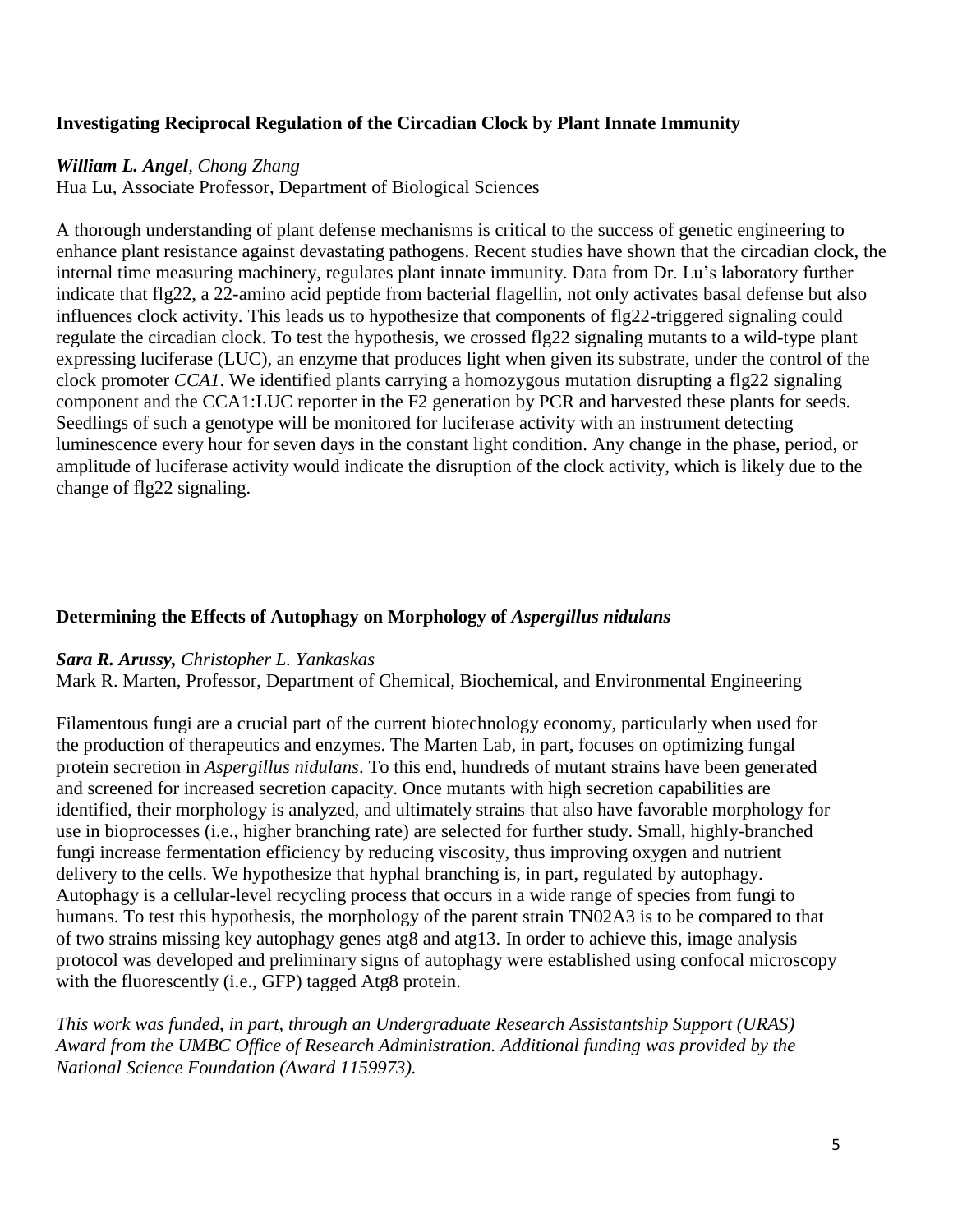### Investigating Reciprocal Regulation of the Circadian Clock by Plant Innate Immunity

***William L. Angel***, *Chong Zhang*
Hua Lu, Associate Professor, Department of Biological Sciences

A thorough understanding of plant defense mechanisms is critical to the success of genetic engineering to enhance plant resistance against devastating pathogens. Recent studies have shown that the circadian clock, the internal time measuring machinery, regulates plant innate immunity. Data from Dr. Lu's laboratory further indicate that flg22, a 22-amino acid peptide from bacterial flagellin, not only activates basal defense but also influences clock activity. This leads us to hypothesize that components of flg22-triggered signaling could regulate the circadian clock. To test the hypothesis, we crossed flg22 signaling mutants to a wild-type plant expressing luciferase (LUC), an enzyme that produces light when given its substrate, under the control of the clock promoter *CCA1*. We identified plants carrying a homozygous mutation disrupting a flg22 signaling component and the CCA1:LUC reporter in the F2 generation by PCR and harvested these plants for seeds. Seedlings of such a genotype will be monitored for luciferase activity with an instrument detecting luminescence every hour for seven days in the constant light condition. Any change in the phase, period, or amplitude of luciferase activity would indicate the disruption of the clock activity, which is likely due to the change of flg22 signaling.

### Determining the Effects of Autophagy on Morphology of *Aspergillus nidulans*

***Sara R. Arussy,*** *Christopher L. Yankaskas*
Mark R. Marten, Professor, Department of Chemical, Biochemical, and Environmental Engineering

Filamentous fungi are a crucial part of the current biotechnology economy, particularly when used for the production of therapeutics and enzymes. The Marten Lab, in part, focuses on optimizing fungal protein secretion in *Aspergillus nidulans*. To this end, hundreds of mutant strains have been generated and screened for increased secretion capacity. Once mutants with high secretion capabilities are identified, their morphology is analyzed, and ultimately strains that also have favorable morphology for use in bioprocesses (i.e., higher branching rate) are selected for further study. Small, highly-branched fungi increase fermentation efficiency by reducing viscosity, thus improving oxygen and nutrient delivery to the cells. We hypothesize that hyphal branching is, in part, regulated by autophagy. Autophagy is a cellular-level recycling process that occurs in a wide range of species from fungi to humans. To test this hypothesis, the morphology of the parent strain TN02A3 is to be compared to that of two strains missing key autophagy genes atg8 and atg13. In order to achieve this, image analysis protocol was developed and preliminary signs of autophagy were established using confocal microscopy with the fluorescently (i.e., GFP) tagged Atg8 protein.

*This work was funded, in part, through an Undergraduate Research Assistantship Support (URAS) Award from the UMBC Office of Research Administration. Additional funding was provided by the National Science Foundation (Award 1159973).*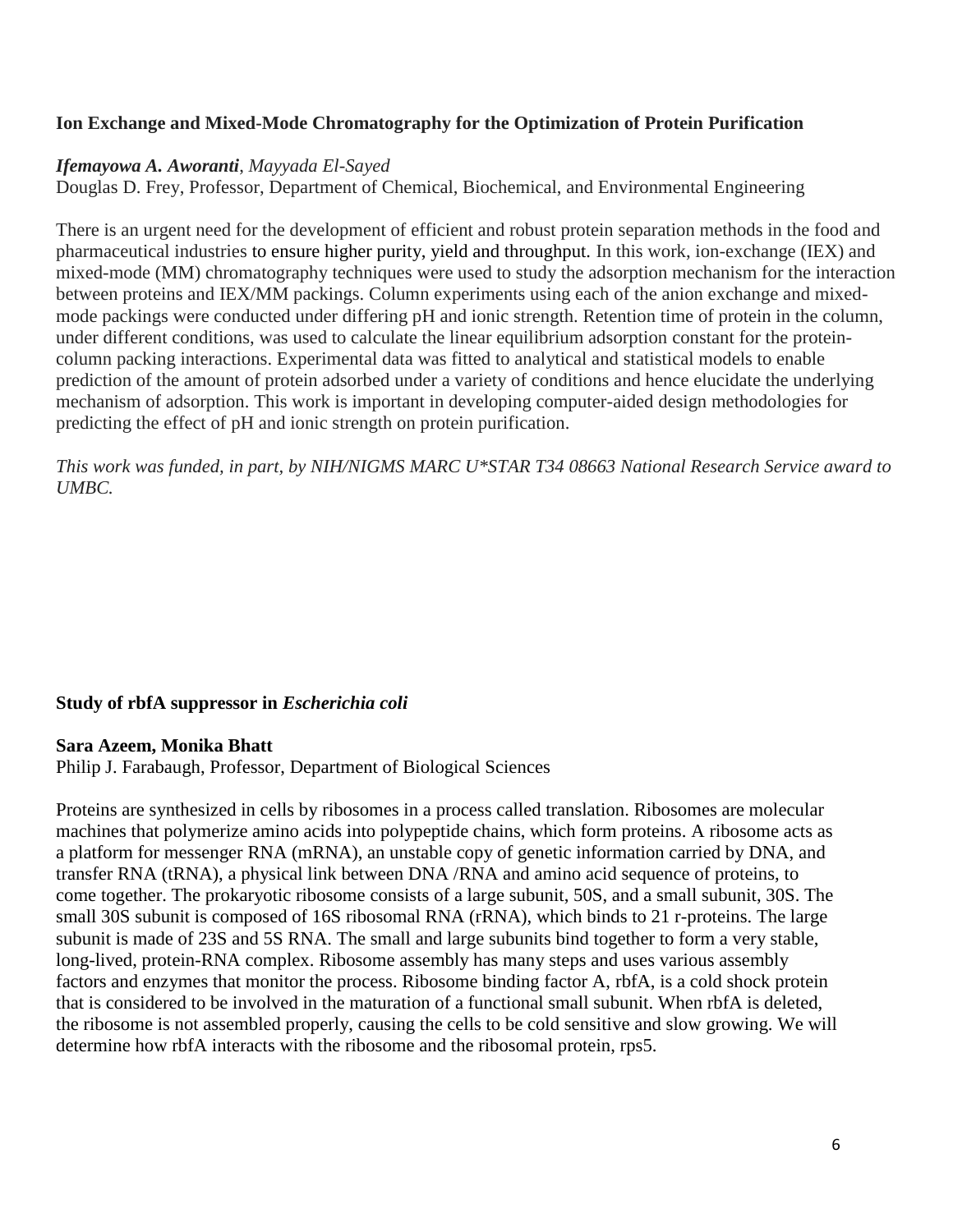### Ion Exchange and Mixed-Mode Chromatography for the Optimization of Protein Purification

***Ifemayowa A. Aworanti***, *Mayyada El-Sayed*
Douglas D. Frey, Professor, Department of Chemical, Biochemical, and Environmental Engineering

There is an urgent need for the development of efficient and robust protein separation methods in the food and pharmaceutical industries to ensure higher purity, yield and throughput. In this work, ion-exchange (IEX) and mixed-mode (MM) chromatography techniques were used to study the adsorption mechanism for the interaction between proteins and IEX/MM packings. Column experiments using each of the anion exchange and mixed-mode packings were conducted under differing pH and ionic strength. Retention time of protein in the column, under different conditions, was used to calculate the linear equilibrium adsorption constant for the protein-column packing interactions. Experimental data was fitted to analytical and statistical models to enable prediction of the amount of protein adsorbed under a variety of conditions and hence elucidate the underlying mechanism of adsorption. This work is important in developing computer-aided design methodologies for predicting the effect of pH and ionic strength on protein purification.

*This work was funded, in part, by NIH/NIGMS MARC U*STAR T34 08663 National Research Service award to UMBC.*

### Study of rbfA suppressor in *Escherichia coli*

**Sara Azeem, Monika Bhatt**
Philip J. Farabaugh, Professor, Department of Biological Sciences

Proteins are synthesized in cells by ribosomes in a process called translation. Ribosomes are molecular machines that polymerize amino acids into polypeptide chains, which form proteins. A ribosome acts as a platform for messenger RNA (mRNA), an unstable copy of genetic information carried by DNA, and transfer RNA (tRNA), a physical link between DNA /RNA and amino acid sequence of proteins, to come together. The prokaryotic ribosome consists of a large subunit, 50S, and a small subunit, 30S. The small 30S subunit is composed of 16S ribosomal RNA (rRNA), which binds to 21 r-proteins. The large subunit is made of 23S and 5S RNA. The small and large subunits bind together to form a very stable, long-lived, protein-RNA complex. Ribosome assembly has many steps and uses various assembly factors and enzymes that monitor the process. Ribosome binding factor A, rbfA, is a cold shock protein that is considered to be involved in the maturation of a functional small subunit. When rbfA is deleted, the ribosome is not assembled properly, causing the cells to be cold sensitive and slow growing. We will determine how rbfA interacts with the ribosome and the ribosomal protein, rps5.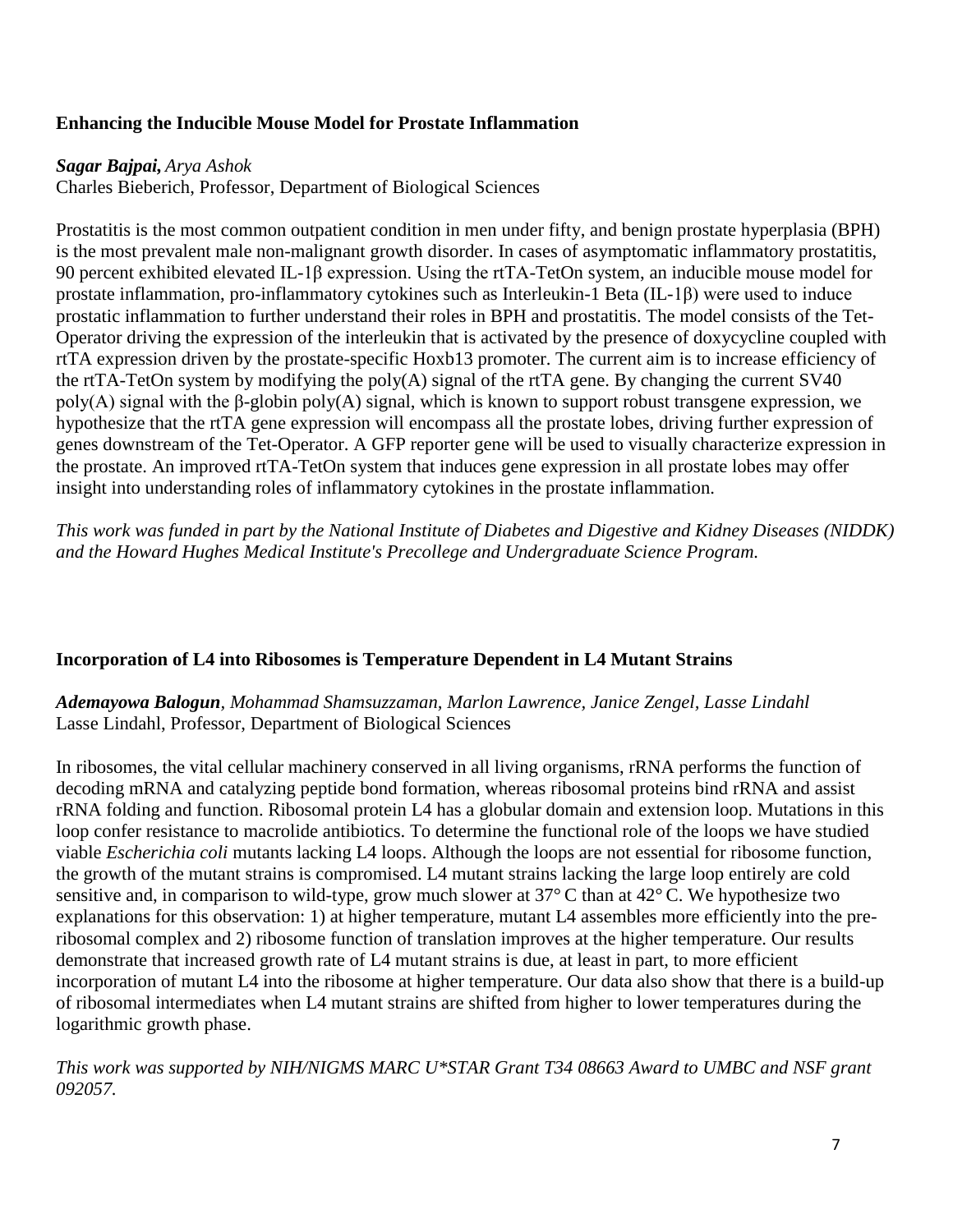### Enhancing the Inducible Mouse Model for Prostate Inflammation

***Sagar Bajpai,*** *Arya Ashok*
Charles Bieberich, Professor, Department of Biological Sciences

Prostatitis is the most common outpatient condition in men under fifty, and benign prostate hyperplasia (BPH) is the most prevalent male non-malignant growth disorder. In cases of asymptomatic inflammatory prostatitis, 90 percent exhibited elevated IL-1β expression. Using the rtTA-TetOn system, an inducible mouse model for prostate inflammation, pro-inflammatory cytokines such as Interleukin-1 Beta (IL-1β) were used to induce prostatic inflammation to further understand their roles in BPH and prostatitis. The model consists of the Tet-Operator driving the expression of the interleukin that is activated by the presence of doxycycline coupled with rtTA expression driven by the prostate-specific Hoxb13 promoter. The current aim is to increase efficiency of the rtTA-TetOn system by modifying the poly(A) signal of the rtTA gene. By changing the current SV40 poly(A) signal with the β-globin poly(A) signal, which is known to support robust transgene expression, we hypothesize that the rtTA gene expression will encompass all the prostate lobes, driving further expression of genes downstream of the Tet-Operator. A GFP reporter gene will be used to visually characterize expression in the prostate. An improved rtTA-TetOn system that induces gene expression in all prostate lobes may offer insight into understanding roles of inflammatory cytokines in the prostate inflammation.

*This work was funded in part by the National Institute of Diabetes and Digestive and Kidney Diseases (NIDDK) and the Howard Hughes Medical Institute's Precollege and Undergraduate Science Program.*

### Incorporation of L4 into Ribosomes is Temperature Dependent in L4 Mutant Strains

***Ademayowa Balogun****, Mohammad Shamsuzzaman, Marlon Lawrence, Janice Zengel, Lasse Lindahl*
Lasse Lindahl, Professor, Department of Biological Sciences

In ribosomes, the vital cellular machinery conserved in all living organisms, rRNA performs the function of decoding mRNA and catalyzing peptide bond formation, whereas ribosomal proteins bind rRNA and assist rRNA folding and function. Ribosomal protein L4 has a globular domain and extension loop. Mutations in this loop confer resistance to macrolide antibiotics. To determine the functional role of the loops we have studied viable *Escherichia coli* mutants lacking L4 loops. Although the loops are not essential for ribosome function, the growth of the mutant strains is compromised. L4 mutant strains lacking the large loop entirely are cold sensitive and, in comparison to wild-type, grow much slower at 37° C than at 42° C. We hypothesize two explanations for this observation: 1) at higher temperature, mutant L4 assembles more efficiently into the pre-ribosomal complex and 2) ribosome function of translation improves at the higher temperature. Our results demonstrate that increased growth rate of L4 mutant strains is due, at least in part, to more efficient incorporation of mutant L4 into the ribosome at higher temperature. Our data also show that there is a build-up of ribosomal intermediates when L4 mutant strains are shifted from higher to lower temperatures during the logarithmic growth phase.

*This work was supported by NIH/NIGMS MARC U*STAR Grant T34 08663 Award to UMBC and NSF grant 092057.*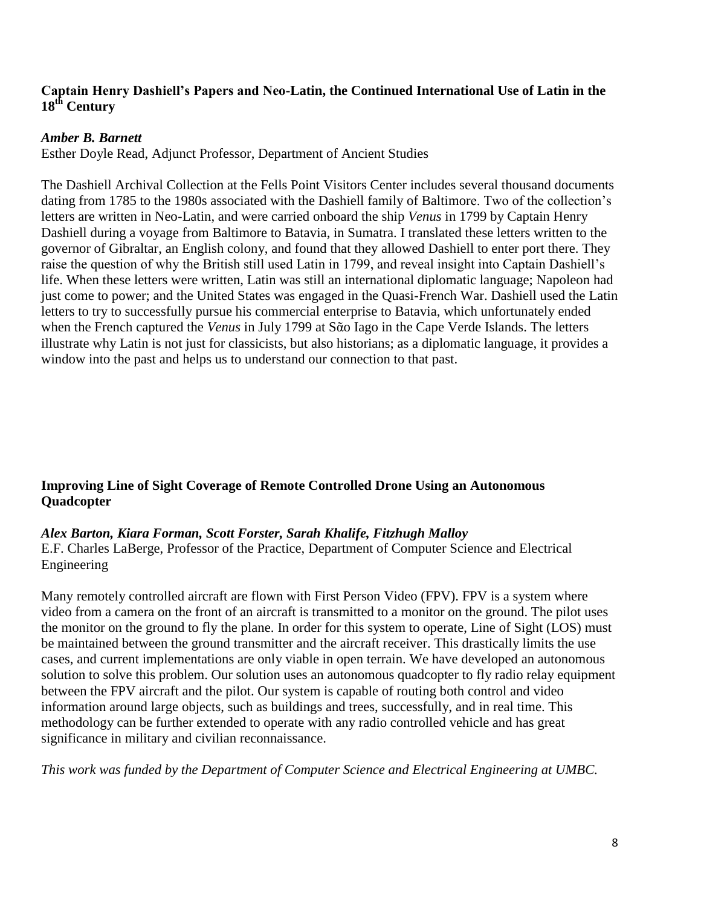### Captain Henry Dashiell's Papers and Neo-Latin, the Continued International Use of Latin in the 18th Century

***Amber B. Barnett***
Esther Doyle Read, Adjunct Professor, Department of Ancient Studies

The Dashiell Archival Collection at the Fells Point Visitors Center includes several thousand documents dating from 1785 to the 1980s associated with the Dashiell family of Baltimore. Two of the collection's letters are written in Neo-Latin, and were carried onboard the ship *Venus* in 1799 by Captain Henry Dashiell during a voyage from Baltimore to Batavia, in Sumatra. I translated these letters written to the governor of Gibraltar, an English colony, and found that they allowed Dashiell to enter port there. They raise the question of why the British still used Latin in 1799, and reveal insight into Captain Dashiell's life. When these letters were written, Latin was still an international diplomatic language; Napoleon had just come to power; and the United States was engaged in the Quasi-French War. Dashiell used the Latin letters to try to successfully pursue his commercial enterprise to Batavia, which unfortunately ended when the French captured the *Venus* in July 1799 at São Iago in the Cape Verde Islands. The letters illustrate why Latin is not just for classicists, but also historians; as a diplomatic language, it provides a window into the past and helps us to understand our connection to that past.

### Improving Line of Sight Coverage of Remote Controlled Drone Using an Autonomous Quadcopter

***Alex Barton, Kiara Forman, Scott Forster, Sarah Khalife, Fitzhugh Malloy***
E.F. Charles LaBerge, Professor of the Practice, Department of Computer Science and Electrical Engineering

Many remotely controlled aircraft are flown with First Person Video (FPV). FPV is a system where video from a camera on the front of an aircraft is transmitted to a monitor on the ground. The pilot uses the monitor on the ground to fly the plane. In order for this system to operate, Line of Sight (LOS) must be maintained between the ground transmitter and the aircraft receiver. This drastically limits the use cases, and current implementations are only viable in open terrain. We have developed an autonomous solution to solve this problem. Our solution uses an autonomous quadcopter to fly radio relay equipment between the FPV aircraft and the pilot. Our system is capable of routing both control and video information around large objects, such as buildings and trees, successfully, and in real time. This methodology can be further extended to operate with any radio controlled vehicle and has great significance in military and civilian reconnaissance.

*This work was funded by the Department of Computer Science and Electrical Engineering at UMBC.*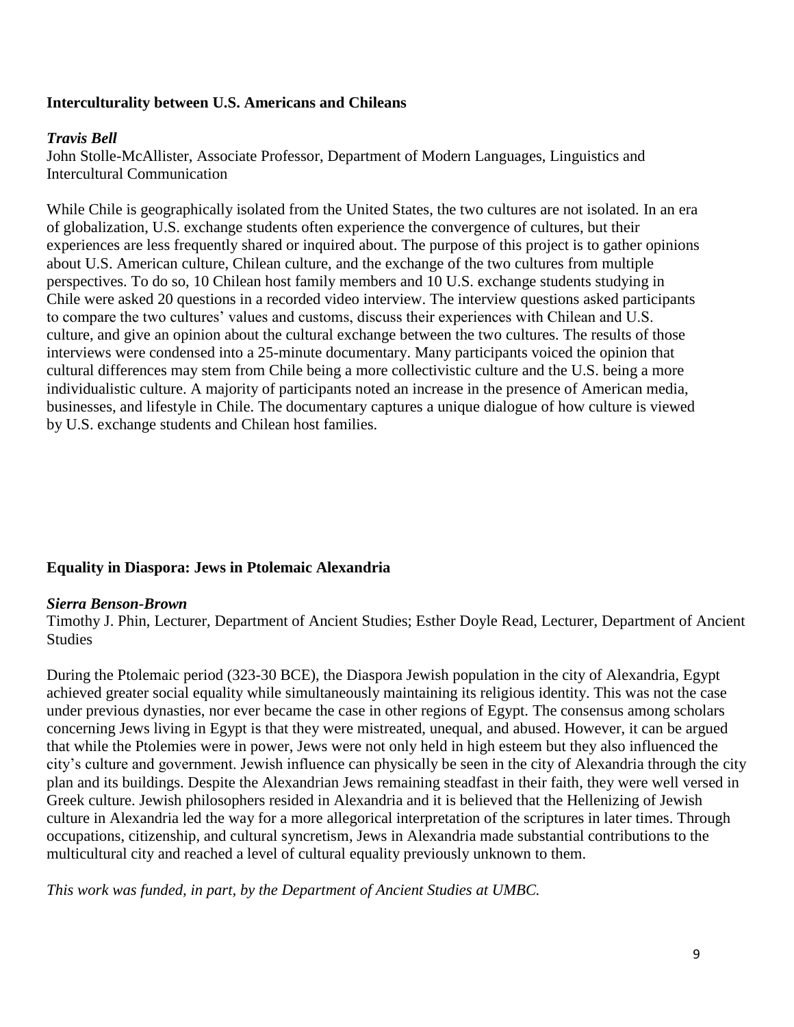### Interculturality between U.S. Americans and Chileans

***Travis Bell***

John Stolle-McAllister, Associate Professor, Department of Modern Languages, Linguistics and Intercultural Communication

While Chile is geographically isolated from the United States, the two cultures are not isolated. In an era of globalization, U.S. exchange students often experience the convergence of cultures, but their experiences are less frequently shared or inquired about. The purpose of this project is to gather opinions about U.S. American culture, Chilean culture, and the exchange of the two cultures from multiple perspectives. To do so, 10 Chilean host family members and 10 U.S. exchange students studying in Chile were asked 20 questions in a recorded video interview. The interview questions asked participants to compare the two cultures' values and customs, discuss their experiences with Chilean and U.S. culture, and give an opinion about the cultural exchange between the two cultures. The results of those interviews were condensed into a 25-minute documentary. Many participants voiced the opinion that cultural differences may stem from Chile being a more collectivistic culture and the U.S. being a more individualistic culture. A majority of participants noted an increase in the presence of American media, businesses, and lifestyle in Chile. The documentary captures a unique dialogue of how culture is viewed by U.S. exchange students and Chilean host families.

### Equality in Diaspora: Jews in Ptolemaic Alexandria

***Sierra Benson-Brown***

Timothy J. Phin, Lecturer, Department of Ancient Studies; Esther Doyle Read, Lecturer, Department of Ancient Studies

During the Ptolemaic period (323-30 BCE), the Diaspora Jewish population in the city of Alexandria, Egypt achieved greater social equality while simultaneously maintaining its religious identity. This was not the case under previous dynasties, nor ever became the case in other regions of Egypt. The consensus among scholars concerning Jews living in Egypt is that they were mistreated, unequal, and abused. However, it can be argued that while the Ptolemies were in power, Jews were not only held in high esteem but they also influenced the city's culture and government. Jewish influence can physically be seen in the city of Alexandria through the city plan and its buildings. Despite the Alexandrian Jews remaining steadfast in their faith, they were well versed in Greek culture. Jewish philosophers resided in Alexandria and it is believed that the Hellenizing of Jewish culture in Alexandria led the way for a more allegorical interpretation of the scriptures in later times. Through occupations, citizenship, and cultural syncretism, Jews in Alexandria made substantial contributions to the multicultural city and reached a level of cultural equality previously unknown to them.

*This work was funded, in part, by the Department of Ancient Studies at UMBC.*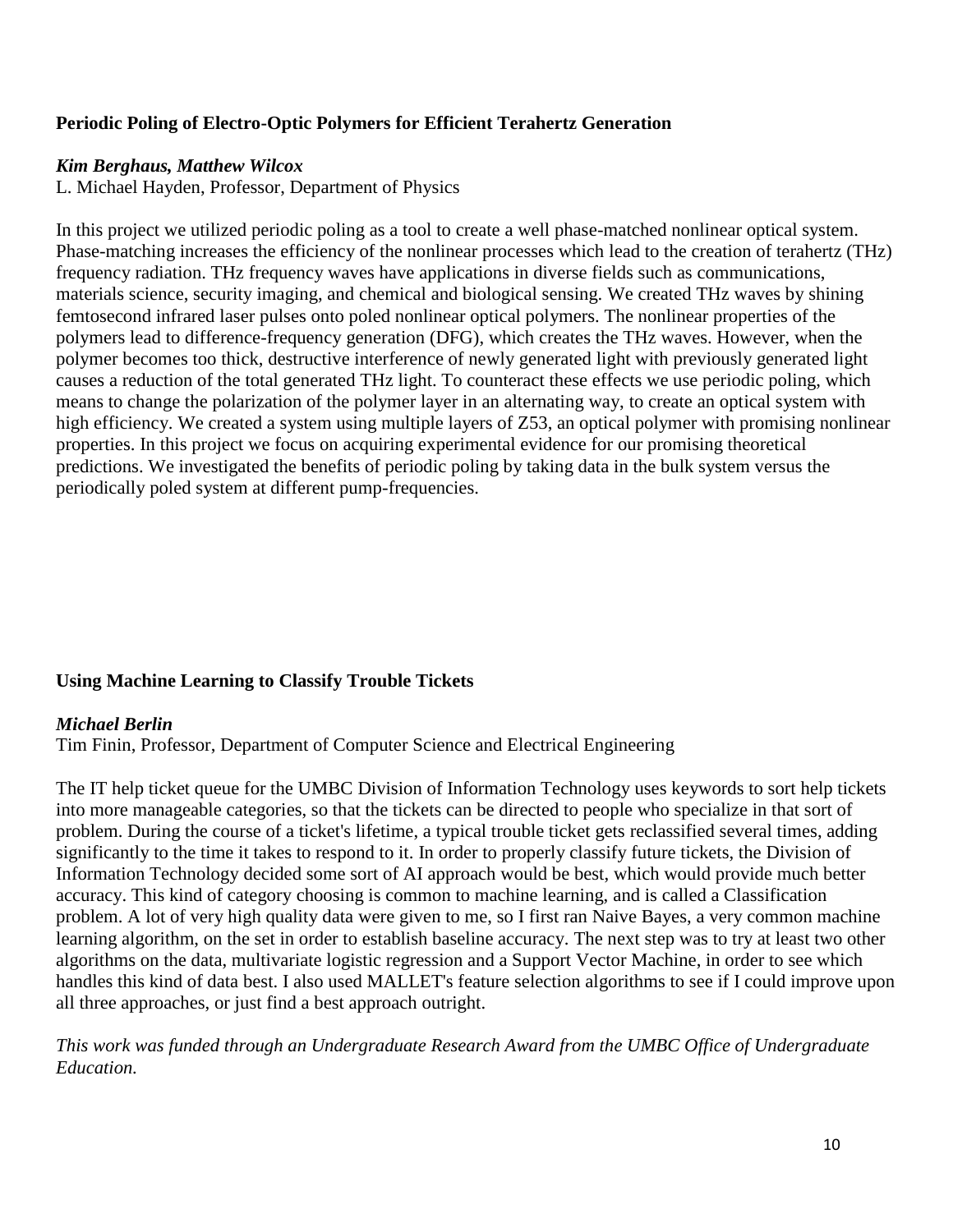### Periodic Poling of Electro-Optic Polymers for Efficient Terahertz Generation

***Kim Berghaus, Matthew Wilcox***
L. Michael Hayden, Professor, Department of Physics

In this project we utilized periodic poling as a tool to create a well phase-matched nonlinear optical system. Phase-matching increases the efficiency of the nonlinear processes which lead to the creation of terahertz (THz) frequency radiation. THz frequency waves have applications in diverse fields such as communications, materials science, security imaging, and chemical and biological sensing. We created THz waves by shining femtosecond infrared laser pulses onto poled nonlinear optical polymers. The nonlinear properties of the polymers lead to difference-frequency generation (DFG), which creates the THz waves. However, when the polymer becomes too thick, destructive interference of newly generated light with previously generated light causes a reduction of the total generated THz light. To counteract these effects we use periodic poling, which means to change the polarization of the polymer layer in an alternating way, to create an optical system with high efficiency. We created a system using multiple layers of Z53, an optical polymer with promising nonlinear properties. In this project we focus on acquiring experimental evidence for our promising theoretical predictions. We investigated the benefits of periodic poling by taking data in the bulk system versus the periodically poled system at different pump-frequencies.

### Using Machine Learning to Classify Trouble Tickets

***Michael Berlin***
Tim Finin, Professor, Department of Computer Science and Electrical Engineering

The IT help ticket queue for the UMBC Division of Information Technology uses keywords to sort help tickets into more manageable categories, so that the tickets can be directed to people who specialize in that sort of problem. During the course of a ticket's lifetime, a typical trouble ticket gets reclassified several times, adding significantly to the time it takes to respond to it. In order to properly classify future tickets, the Division of Information Technology decided some sort of AI approach would be best, which would provide much better accuracy. This kind of category choosing is common to machine learning, and is called a Classification problem. A lot of very high quality data were given to me, so I first ran Naive Bayes, a very common machine learning algorithm, on the set in order to establish baseline accuracy. The next step was to try at least two other algorithms on the data, multivariate logistic regression and a Support Vector Machine, in order to see which handles this kind of data best. I also used MALLET's feature selection algorithms to see if I could improve upon all three approaches, or just find a best approach outright.

*This work was funded through an Undergraduate Research Award from the UMBC Office of Undergraduate Education.*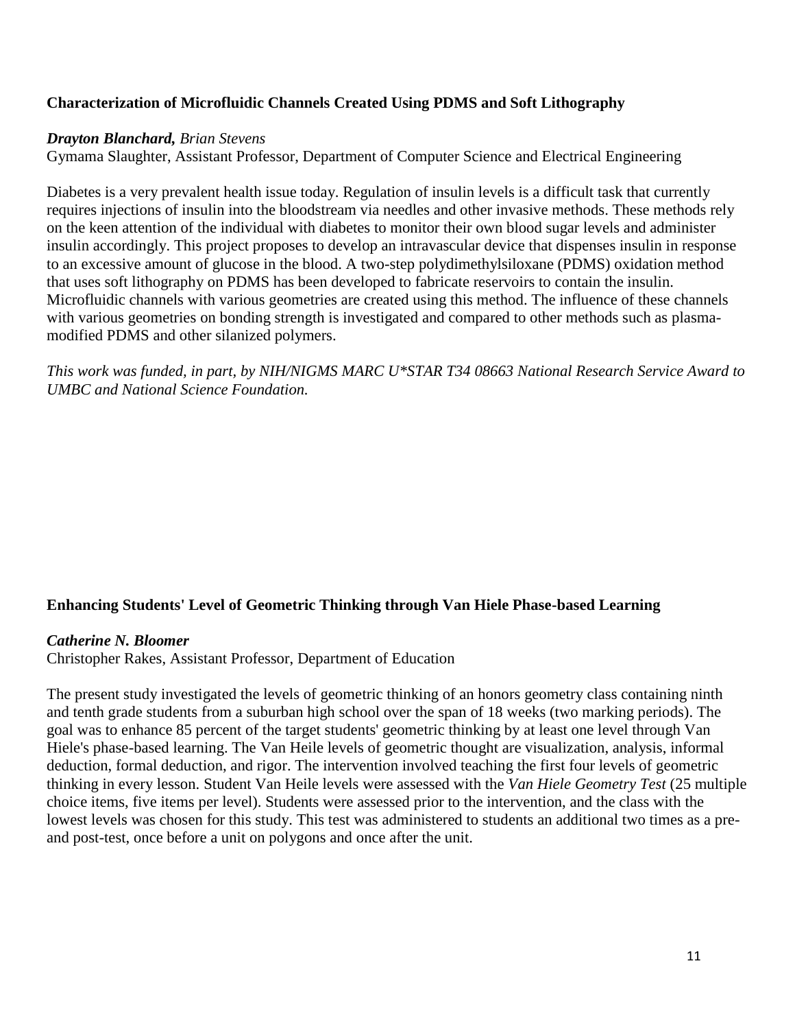### Characterization of Microfluidic Channels Created Using PDMS and Soft Lithography

***Drayton Blanchard,*** *Brian Stevens*
Gymama Slaughter, Assistant Professor, Department of Computer Science and Electrical Engineering

Diabetes is a very prevalent health issue today. Regulation of insulin levels is a difficult task that currently requires injections of insulin into the bloodstream via needles and other invasive methods. These methods rely on the keen attention of the individual with diabetes to monitor their own blood sugar levels and administer insulin accordingly. This project proposes to develop an intravascular device that dispenses insulin in response to an excessive amount of glucose in the blood. A two-step polydimethylsiloxane (PDMS) oxidation method that uses soft lithography on PDMS has been developed to fabricate reservoirs to contain the insulin. Microfluidic channels with various geometries are created using this method. The influence of these channels with various geometries on bonding strength is investigated and compared to other methods such as plasma-modified PDMS and other silanized polymers.

*This work was funded, in part, by NIH/NIGMS MARC U*STAR T34 08663 National Research Service Award to UMBC and National Science Foundation.*

### Enhancing Students' Level of Geometric Thinking through Van Hiele Phase-based Learning

***Catherine N. Bloomer***
Christopher Rakes, Assistant Professor, Department of Education

The present study investigated the levels of geometric thinking of an honors geometry class containing ninth and tenth grade students from a suburban high school over the span of 18 weeks (two marking periods). The goal was to enhance 85 percent of the target students' geometric thinking by at least one level through Van Hiele's phase-based learning. The Van Heile levels of geometric thought are visualization, analysis, informal deduction, formal deduction, and rigor. The intervention involved teaching the first four levels of geometric thinking in every lesson. Student Van Heile levels were assessed with the *Van Hiele Geometry Test* (25 multiple choice items, five items per level). Students were assessed prior to the intervention, and the class with the lowest levels was chosen for this study. This test was administered to students an additional two times as a pre- and post-test, once before a unit on polygons and once after the unit.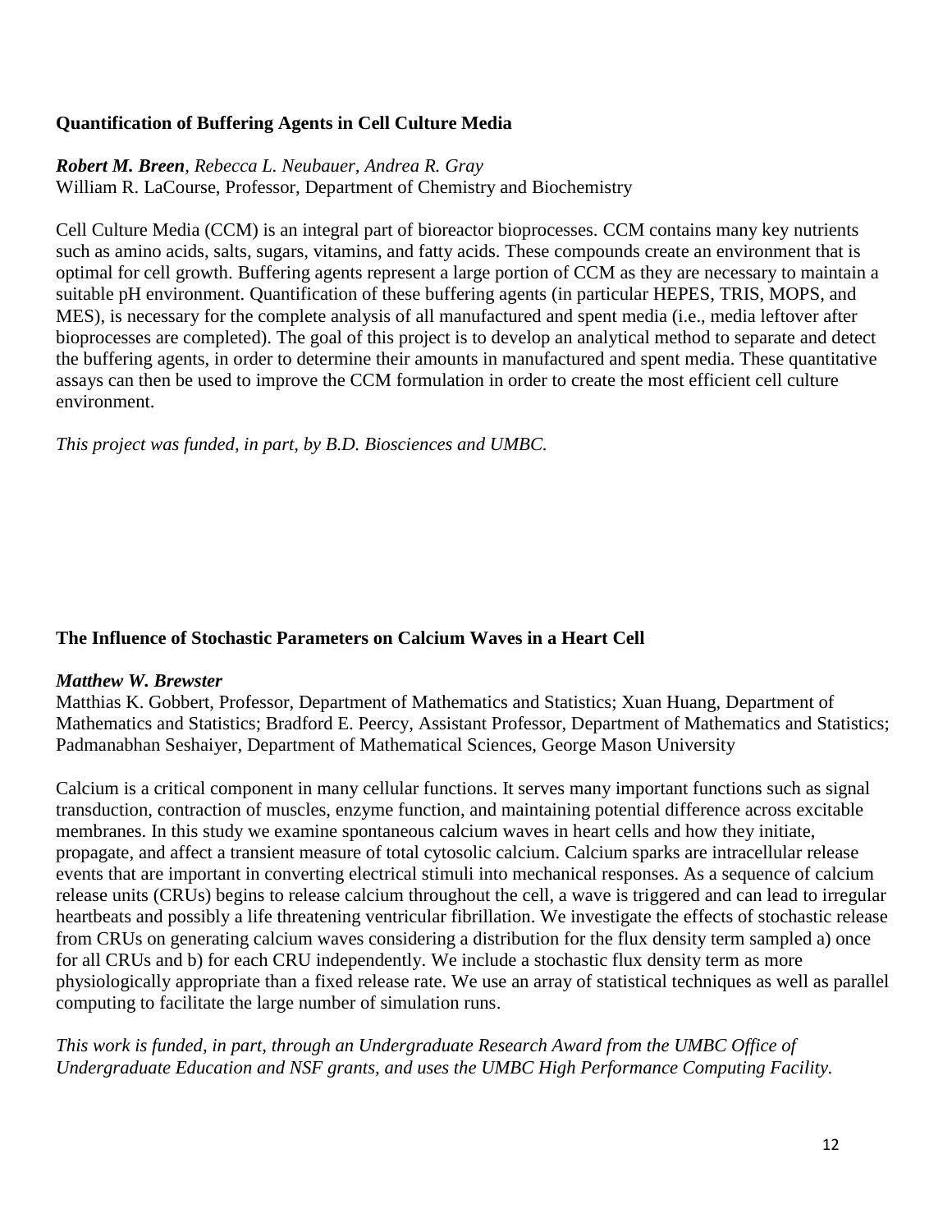### Quantification of Buffering Agents in Cell Culture Media

***Robert M. Breen****, Rebecca L. Neubauer, Andrea R. Gray*
William R. LaCourse, Professor, Department of Chemistry and Biochemistry

Cell Culture Media (CCM) is an integral part of bioreactor bioprocesses. CCM contains many key nutrients such as amino acids, salts, sugars, vitamins, and fatty acids. These compounds create an environment that is optimal for cell growth. Buffering agents represent a large portion of CCM as they are necessary to maintain a suitable pH environment. Quantification of these buffering agents (in particular HEPES, TRIS, MOPS, and MES), is necessary for the complete analysis of all manufactured and spent media (i.e., media leftover after bioprocesses are completed). The goal of this project is to develop an analytical method to separate and detect the buffering agents, in order to determine their amounts in manufactured and spent media. These quantitative assays can then be used to improve the CCM formulation in order to create the most efficient cell culture environment.

*This project was funded, in part, by B.D. Biosciences and UMBC.*

### The Influence of Stochastic Parameters on Calcium Waves in a Heart Cell

***Matthew W. Brewster***
Matthias K. Gobbert, Professor, Department of Mathematics and Statistics; Xuan Huang, Department of Mathematics and Statistics; Bradford E. Peercy, Assistant Professor, Department of Mathematics and Statistics; Padmanabhan Seshaiyer, Department of Mathematical Sciences, George Mason University

Calcium is a critical component in many cellular functions. It serves many important functions such as signal transduction, contraction of muscles, enzyme function, and maintaining potential difference across excitable membranes. In this study we examine spontaneous calcium waves in heart cells and how they initiate, propagate, and affect a transient measure of total cytosolic calcium. Calcium sparks are intracellular release events that are important in converting electrical stimuli into mechanical responses. As a sequence of calcium release units (CRUs) begins to release calcium throughout the cell, a wave is triggered and can lead to irregular heartbeats and possibly a life threatening ventricular fibrillation. We investigate the effects of stochastic release from CRUs on generating calcium waves considering a distribution for the flux density term sampled a) once for all CRUs and b) for each CRU independently. We include a stochastic flux density term as more physiologically appropriate than a fixed release rate. We use an array of statistical techniques as well as parallel computing to facilitate the large number of simulation runs.

*This work is funded, in part, through an Undergraduate Research Award from the UMBC Office of Undergraduate Education and NSF grants, and uses the UMBC High Performance Computing Facility.*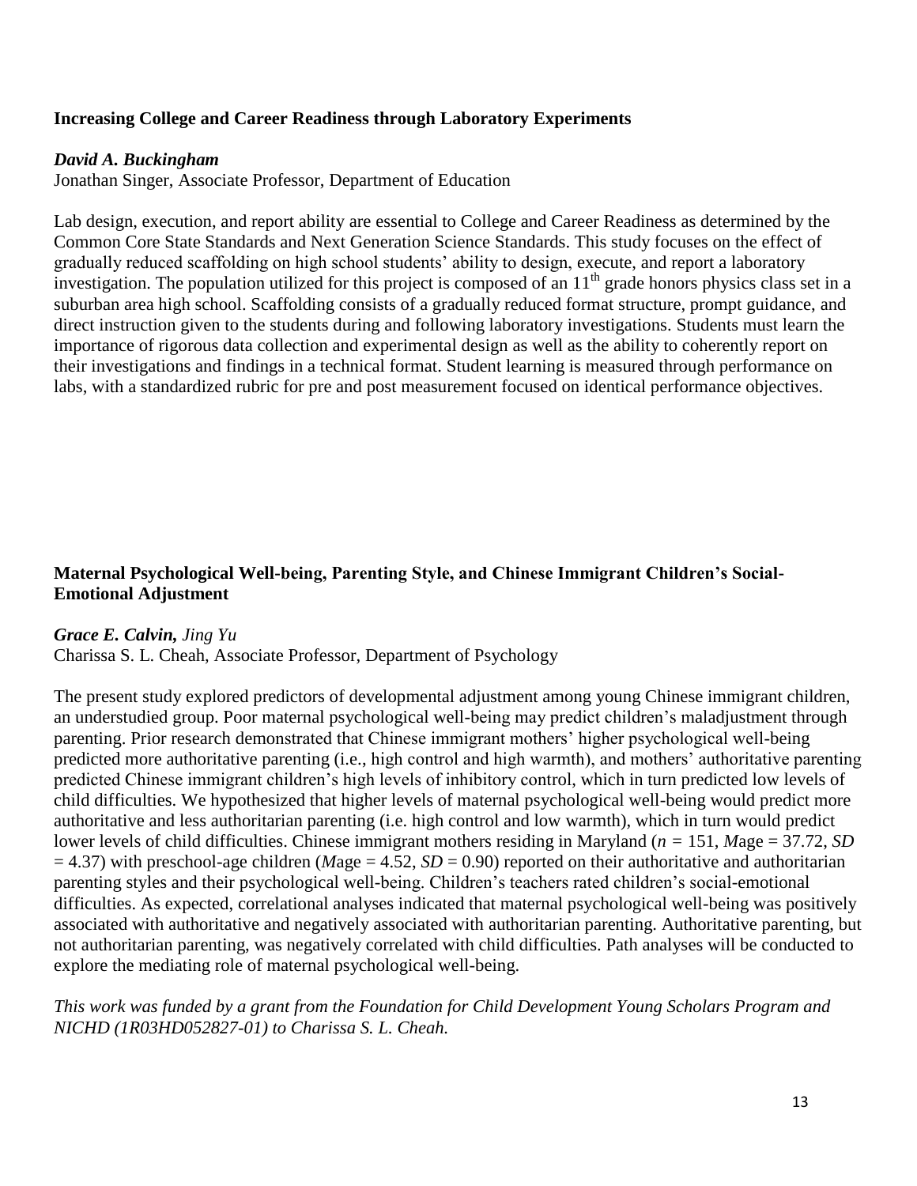### Increasing College and Career Readiness through Laboratory Experiments

***David A. Buckingham***
Jonathan Singer, Associate Professor, Department of Education

Lab design, execution, and report ability are essential to College and Career Readiness as determined by the Common Core State Standards and Next Generation Science Standards. This study focuses on the effect of gradually reduced scaffolding on high school students' ability to design, execute, and report a laboratory investigation. The population utilized for this project is composed of an 11th grade honors physics class set in a suburban area high school. Scaffolding consists of a gradually reduced format structure, prompt guidance, and direct instruction given to the students during and following laboratory investigations. Students must learn the importance of rigorous data collection and experimental design as well as the ability to coherently report on their investigations and findings in a technical format. Student learning is measured through performance on labs, with a standardized rubric for pre and post measurement focused on identical performance objectives.

### Maternal Psychological Well-being, Parenting Style, and Chinese Immigrant Children's Social-Emotional Adjustment

***Grace E. Calvin,*** *Jing Yu*
Charissa S. L. Cheah, Associate Professor, Department of Psychology

The present study explored predictors of developmental adjustment among young Chinese immigrant children, an understudied group. Poor maternal psychological well-being may predict children's maladjustment through parenting. Prior research demonstrated that Chinese immigrant mothers' higher psychological well-being predicted more authoritative parenting (i.e., high control and high warmth), and mothers' authoritative parenting predicted Chinese immigrant children's high levels of inhibitory control, which in turn predicted low levels of child difficulties. We hypothesized that higher levels of maternal psychological well-being would predict more authoritative and less authoritarian parenting (i.e. high control and low warmth), which in turn would predict lower levels of child difficulties. Chinese immigrant mothers residing in Maryland ($n = 151$, $M$age = 37.72, $SD = 4.37$) with preschool-age children ($M$age = 4.52, $SD = 0.90$) reported on their authoritative and authoritarian parenting styles and their psychological well-being. Children's teachers rated children's social-emotional difficulties. As expected, correlational analyses indicated that maternal psychological well-being was positively associated with authoritative and negatively associated with authoritarian parenting. Authoritative parenting, but not authoritarian parenting, was negatively correlated with child difficulties. Path analyses will be conducted to explore the mediating role of maternal psychological well-being.

*This work was funded by a grant from the Foundation for Child Development Young Scholars Program and NICHD (1R03HD052827-01) to Charissa S. L. Cheah.*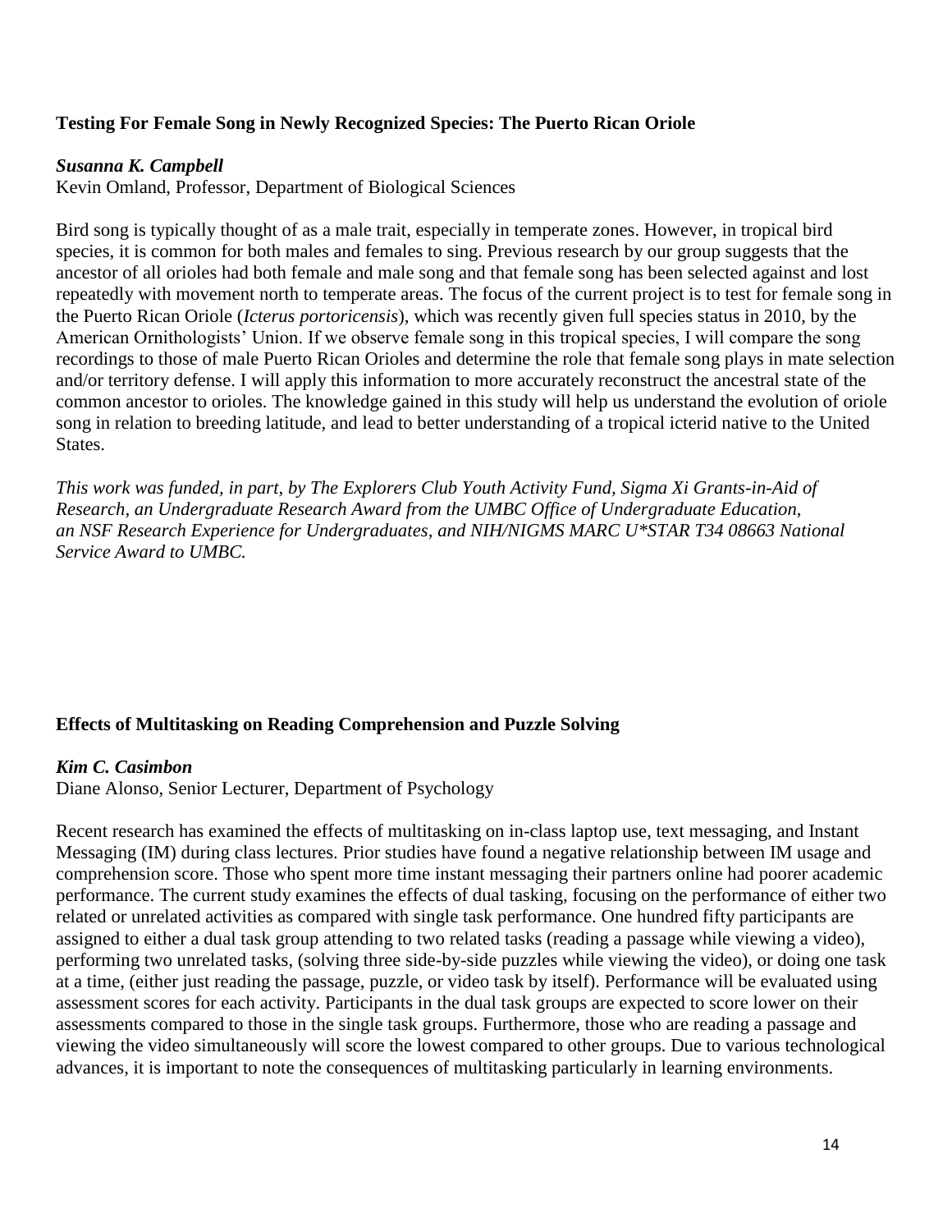### Testing For Female Song in Newly Recognized Species: The Puerto Rican Oriole

***Susanna K. Campbell***
Kevin Omland, Professor, Department of Biological Sciences

Bird song is typically thought of as a male trait, especially in temperate zones. However, in tropical bird species, it is common for both males and females to sing. Previous research by our group suggests that the ancestor of all orioles had both female and male song and that female song has been selected against and lost repeatedly with movement north to temperate areas. The focus of the current project is to test for female song in the Puerto Rican Oriole (*Icterus portoricensis*), which was recently given full species status in 2010, by the American Ornithologists' Union. If we observe female song in this tropical species, I will compare the song recordings to those of male Puerto Rican Orioles and determine the role that female song plays in mate selection and/or territory defense. I will apply this information to more accurately reconstruct the ancestral state of the common ancestor to orioles. The knowledge gained in this study will help us understand the evolution of oriole song in relation to breeding latitude, and lead to better understanding of a tropical icterid native to the United States.

*This work was funded, in part, by The Explorers Club Youth Activity Fund, Sigma Xi Grants-in-Aid of Research, an Undergraduate Research Award from the UMBC Office of Undergraduate Education, an NSF Research Experience for Undergraduates, and NIH/NIGMS MARC U*STAR T34 08663 National Service Award to UMBC.*

### Effects of Multitasking on Reading Comprehension and Puzzle Solving

***Kim C. Casimbon***
Diane Alonso, Senior Lecturer, Department of Psychology

Recent research has examined the effects of multitasking on in-class laptop use, text messaging, and Instant Messaging (IM) during class lectures. Prior studies have found a negative relationship between IM usage and comprehension score. Those who spent more time instant messaging their partners online had poorer academic performance. The current study examines the effects of dual tasking, focusing on the performance of either two related or unrelated activities as compared with single task performance. One hundred fifty participants are assigned to either a dual task group attending to two related tasks (reading a passage while viewing a video), performing two unrelated tasks, (solving three side-by-side puzzles while viewing the video), or doing one task at a time, (either just reading the passage, puzzle, or video task by itself). Performance will be evaluated using assessment scores for each activity. Participants in the dual task groups are expected to score lower on their assessments compared to those in the single task groups. Furthermore, those who are reading a passage and viewing the video simultaneously will score the lowest compared to other groups. Due to various technological advances, it is important to note the consequences of multitasking particularly in learning environments.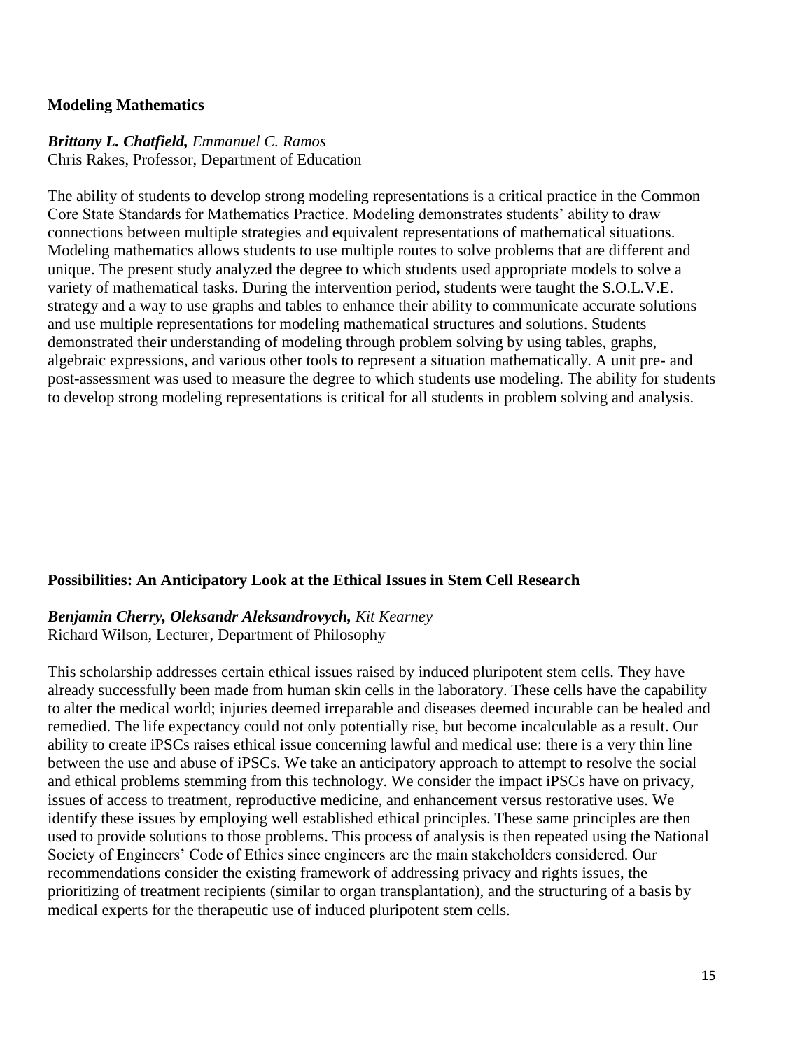### Modeling Mathematics

***Brittany L. Chatfield,*** *Emmanuel C. Ramos*
Chris Rakes, Professor, Department of Education

The ability of students to develop strong modeling representations is a critical practice in the Common Core State Standards for Mathematics Practice. Modeling demonstrates students' ability to draw connections between multiple strategies and equivalent representations of mathematical situations. Modeling mathematics allows students to use multiple routes to solve problems that are different and unique. The present study analyzed the degree to which students used appropriate models to solve a variety of mathematical tasks. During the intervention period, students were taught the S.O.L.V.E. strategy and a way to use graphs and tables to enhance their ability to communicate accurate solutions and use multiple representations for modeling mathematical structures and solutions. Students demonstrated their understanding of modeling through problem solving by using tables, graphs, algebraic expressions, and various other tools to represent a situation mathematically. A unit pre- and post-assessment was used to measure the degree to which students use modeling. The ability for students to develop strong modeling representations is critical for all students in problem solving and analysis.

### Possibilities: An Anticipatory Look at the Ethical Issues in Stem Cell Research

***Benjamin Cherry, Oleksandr Aleksandrovych,*** *Kit Kearney*
Richard Wilson, Lecturer, Department of Philosophy

This scholarship addresses certain ethical issues raised by induced pluripotent stem cells. They have already successfully been made from human skin cells in the laboratory. These cells have the capability to alter the medical world; injuries deemed irreparable and diseases deemed incurable can be healed and remedied. The life expectancy could not only potentially rise, but become incalculable as a result. Our ability to create iPSCs raises ethical issue concerning lawful and medical use: there is a very thin line between the use and abuse of iPSCs. We take an anticipatory approach to attempt to resolve the social and ethical problems stemming from this technology. We consider the impact iPSCs have on privacy, issues of access to treatment, reproductive medicine, and enhancement versus restorative uses. We identify these issues by employing well established ethical principles. These same principles are then used to provide solutions to those problems. This process of analysis is then repeated using the National Society of Engineers' Code of Ethics since engineers are the main stakeholders considered. Our recommendations consider the existing framework of addressing privacy and rights issues, the prioritizing of treatment recipients (similar to organ transplantation), and the structuring of a basis by medical experts for the therapeutic use of induced pluripotent stem cells.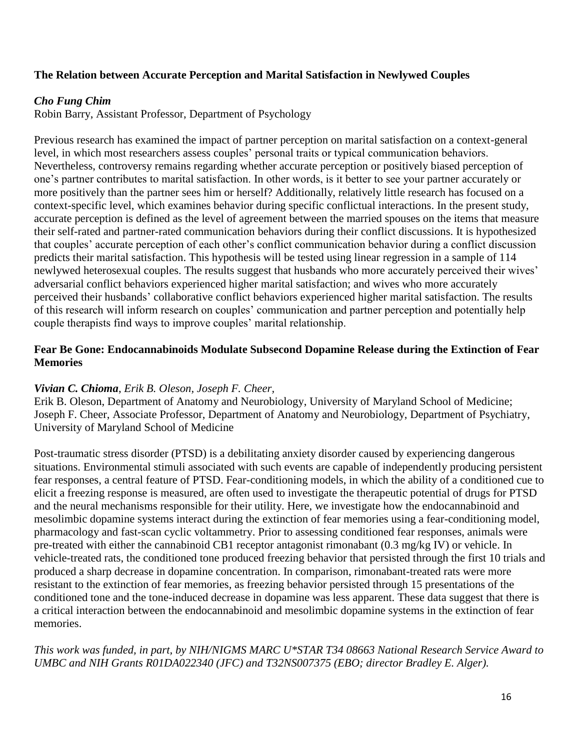## The Relation between Accurate Perception and Marital Satisfaction in Newlywed Couples

***Cho Fung Chim***
Robin Barry, Assistant Professor, Department of Psychology

Previous research has examined the impact of partner perception on marital satisfaction on a context-general level, in which most researchers assess couples' personal traits or typical communication behaviors. Nevertheless, controversy remains regarding whether accurate perception or positively biased perception of one's partner contributes to marital satisfaction. In other words, is it better to see your partner accurately or more positively than the partner sees him or herself? Additionally, relatively little research has focused on a context-specific level, which examines behavior during specific conflictual interactions. In the present study, accurate perception is defined as the level of agreement between the married spouses on the items that measure their self-rated and partner-rated communication behaviors during their conflict discussions. It is hypothesized that couples' accurate perception of each other's conflict communication behavior during a conflict discussion predicts their marital satisfaction. This hypothesis will be tested using linear regression in a sample of 114 newlywed heterosexual couples. The results suggest that husbands who more accurately perceived their wives' adversarial conflict behaviors experienced higher marital satisfaction; and wives who more accurately perceived their husbands' collaborative conflict behaviors experienced higher marital satisfaction. The results of this research will inform research on couples' communication and partner perception and potentially help couple therapists find ways to improve couples' marital relationship.

## Fear Be Gone: Endocannabinoids Modulate Subsecond Dopamine Release during the Extinction of Fear Memories

***Vivian C. Chioma**, Erik B. Oleson, Joseph F. Cheer,*
Erik B. Oleson, Department of Anatomy and Neurobiology, University of Maryland School of Medicine; Joseph F. Cheer, Associate Professor, Department of Anatomy and Neurobiology, Department of Psychiatry, University of Maryland School of Medicine

Post-traumatic stress disorder (PTSD) is a debilitating anxiety disorder caused by experiencing dangerous situations. Environmental stimuli associated with such events are capable of independently producing persistent fear responses, a central feature of PTSD. Fear-conditioning models, in which the ability of a conditioned cue to elicit a freezing response is measured, are often used to investigate the therapeutic potential of drugs for PTSD and the neural mechanisms responsible for their utility. Here, we investigate how the endocannabinoid and mesolimbic dopamine systems interact during the extinction of fear memories using a fear-conditioning model, pharmacology and fast-scan cyclic voltammetry. Prior to assessing conditioned fear responses, animals were pre-treated with either the cannabinoid CB1 receptor antagonist rimonabant (0.3 mg/kg IV) or vehicle. In vehicle-treated rats, the conditioned tone produced freezing behavior that persisted through the first 10 trials and produced a sharp decrease in dopamine concentration. In comparison, rimonabant-treated rats were more resistant to the extinction of fear memories, as freezing behavior persisted through 15 presentations of the conditioned tone and the tone-induced decrease in dopamine was less apparent. These data suggest that there is a critical interaction between the endocannabinoid and mesolimbic dopamine systems in the extinction of fear memories.

*This work was funded, in part, by NIH/NIGMS MARC U*STAR T34 08663 National Research Service Award to UMBC and NIH Grants R01DA022340 (JFC) and T32NS007375 (EBO; director Bradley E. Alger).*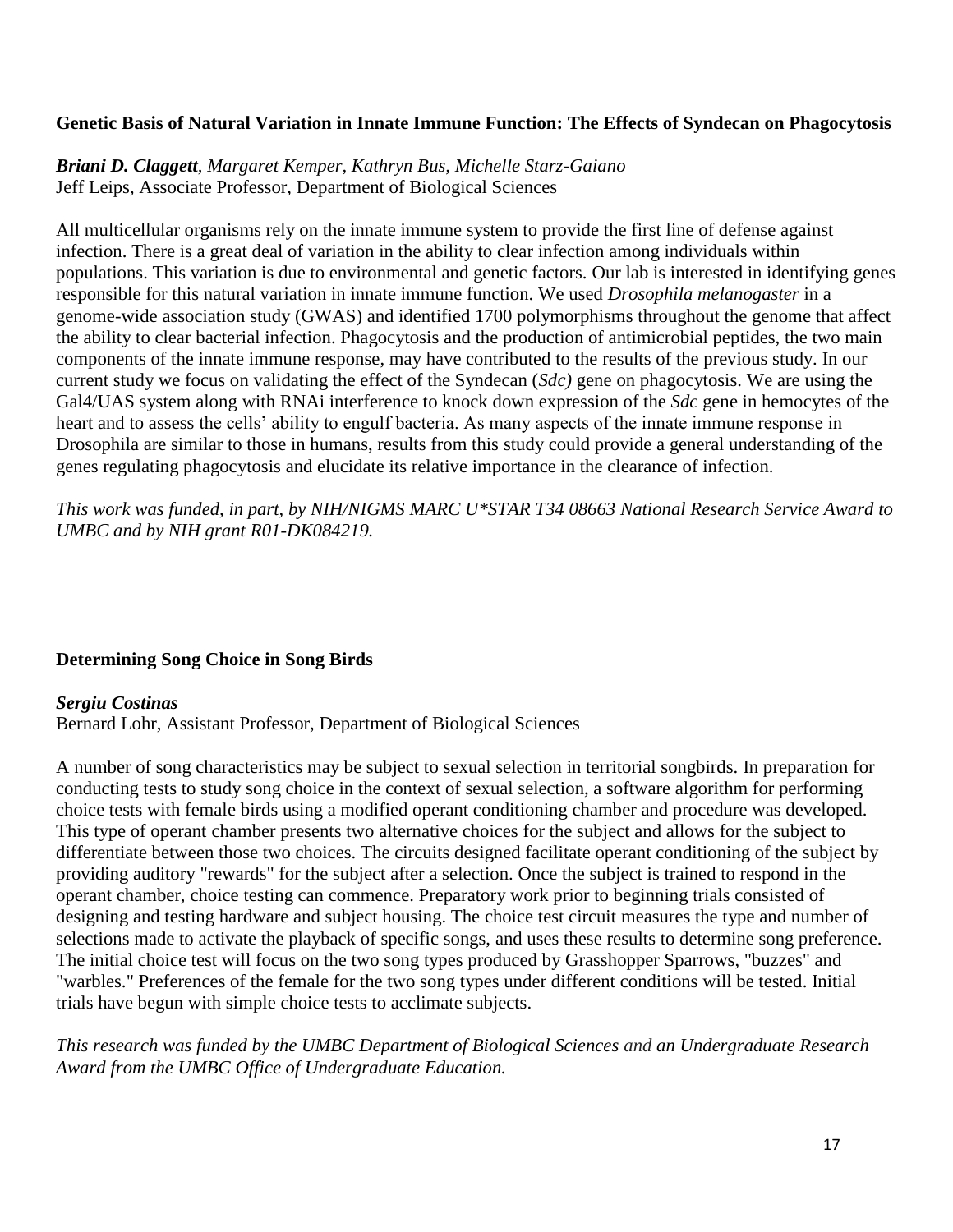### Genetic Basis of Natural Variation in Innate Immune Function: The Effects of Syndecan on Phagocytosis

***Briani D. Claggett***, *Margaret Kemper, Kathryn Bus, Michelle Starz-Gaiano*
Jeff Leips, Associate Professor, Department of Biological Sciences

All multicellular organisms rely on the innate immune system to provide the first line of defense against infection. There is a great deal of variation in the ability to clear infection among individuals within populations. This variation is due to environmental and genetic factors. Our lab is interested in identifying genes responsible for this natural variation in innate immune function. We used *Drosophila melanogaster* in a genome-wide association study (GWAS) and identified 1700 polymorphisms throughout the genome that affect the ability to clear bacterial infection. Phagocytosis and the production of antimicrobial peptides, the two main components of the innate immune response, may have contributed to the results of the previous study. In our current study we focus on validating the effect of the Syndecan (*Sdc)* gene on phagocytosis. We are using the Gal4/UAS system along with RNAi interference to knock down expression of the *Sdc* gene in hemocytes of the heart and to assess the cells' ability to engulf bacteria. As many aspects of the innate immune response in Drosophila are similar to those in humans, results from this study could provide a general understanding of the genes regulating phagocytosis and elucidate its relative importance in the clearance of infection.

*This work was funded, in part, by NIH/NIGMS MARC U*STAR T34 08663 National Research Service Award to UMBC and by NIH grant R01-DK084219.*

### Determining Song Choice in Song Birds

***Sergiu Costinas***
Bernard Lohr, Assistant Professor, Department of Biological Sciences

A number of song characteristics may be subject to sexual selection in territorial songbirds. In preparation for conducting tests to study song choice in the context of sexual selection, a software algorithm for performing choice tests with female birds using a modified operant conditioning chamber and procedure was developed. This type of operant chamber presents two alternative choices for the subject and allows for the subject to differentiate between those two choices. The circuits designed facilitate operant conditioning of the subject by providing auditory "rewards" for the subject after a selection. Once the subject is trained to respond in the operant chamber, choice testing can commence. Preparatory work prior to beginning trials consisted of designing and testing hardware and subject housing. The choice test circuit measures the type and number of selections made to activate the playback of specific songs, and uses these results to determine song preference. The initial choice test will focus on the two song types produced by Grasshopper Sparrows, "buzzes" and "warbles." Preferences of the female for the two song types under different conditions will be tested. Initial trials have begun with simple choice tests to acclimate subjects.

*This research was funded by the UMBC Department of Biological Sciences and an Undergraduate Research Award from the UMBC Office of Undergraduate Education.*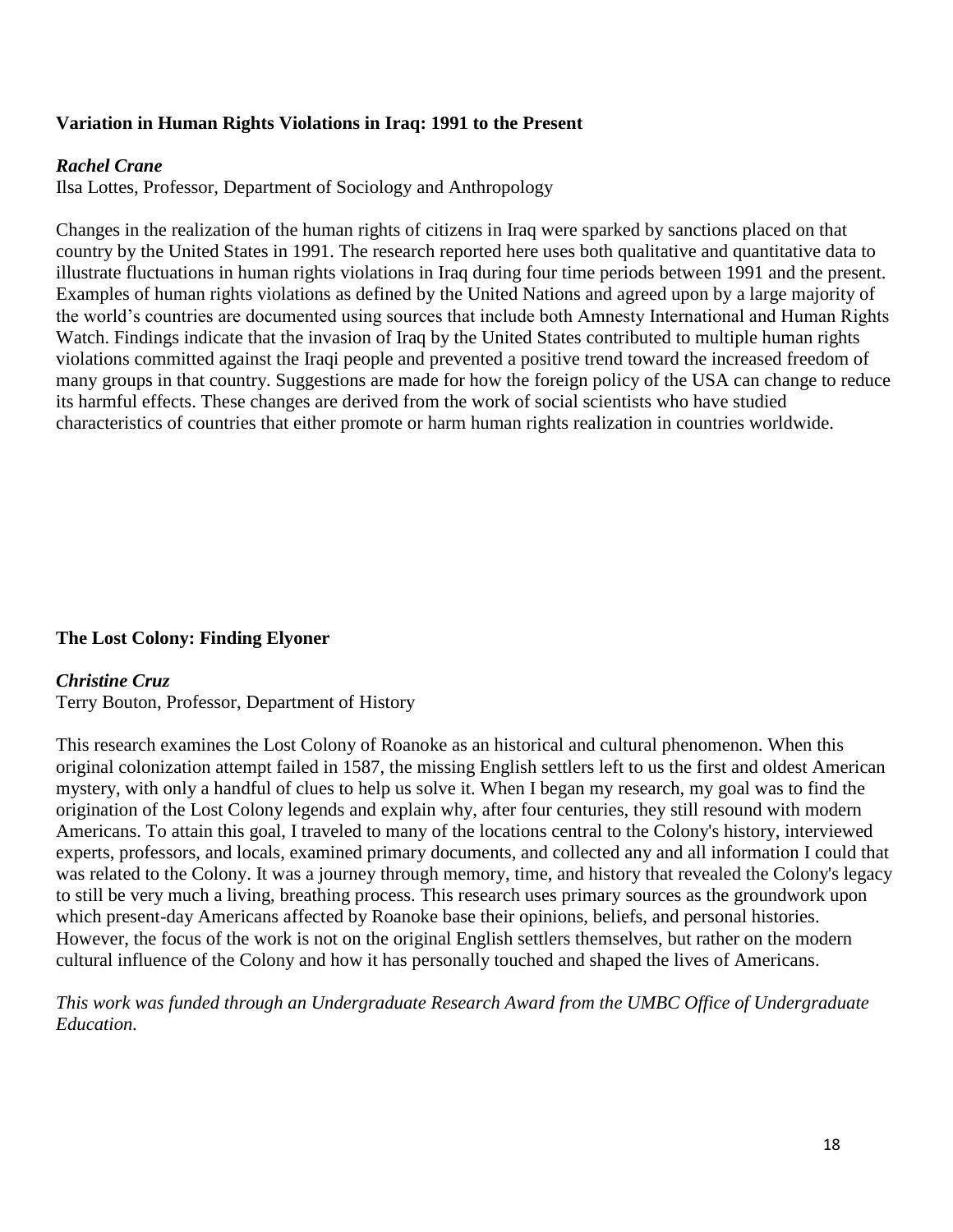**Variation in Human Rights Violations in Iraq: 1991 to the Present**

***Rachel Crane***
Ilsa Lottes, Professor, Department of Sociology and Anthropology

Changes in the realization of the human rights of citizens in Iraq were sparked by sanctions placed on that country by the United States in 1991. The research reported here uses both qualitative and quantitative data to illustrate fluctuations in human rights violations in Iraq during four time periods between 1991 and the present. Examples of human rights violations as defined by the United Nations and agreed upon by a large majority of the world's countries are documented using sources that include both Amnesty International and Human Rights Watch. Findings indicate that the invasion of Iraq by the United States contributed to multiple human rights violations committed against the Iraqi people and prevented a positive trend toward the increased freedom of many groups in that country. Suggestions are made for how the foreign policy of the USA can change to reduce its harmful effects. These changes are derived from the work of social scientists who have studied characteristics of countries that either promote or harm human rights realization in countries worldwide.

**The Lost Colony: Finding Elyoner**

***Christine Cruz***
Terry Bouton, Professor, Department of History

This research examines the Lost Colony of Roanoke as an historical and cultural phenomenon. When this original colonization attempt failed in 1587, the missing English settlers left to us the first and oldest American mystery, with only a handful of clues to help us solve it. When I began my research, my goal was to find the origination of the Lost Colony legends and explain why, after four centuries, they still resound with modern Americans. To attain this goal, I traveled to many of the locations central to the Colony's history, interviewed experts, professors, and locals, examined primary documents, and collected any and all information I could that was related to the Colony. It was a journey through memory, time, and history that revealed the Colony's legacy to still be very much a living, breathing process. This research uses primary sources as the groundwork upon which present-day Americans affected by Roanoke base their opinions, beliefs, and personal histories. However, the focus of the work is not on the original English settlers themselves, but rather on the modern cultural influence of the Colony and how it has personally touched and shaped the lives of Americans.

*This work was funded through an Undergraduate Research Award from the UMBC Office of Undergraduate Education.*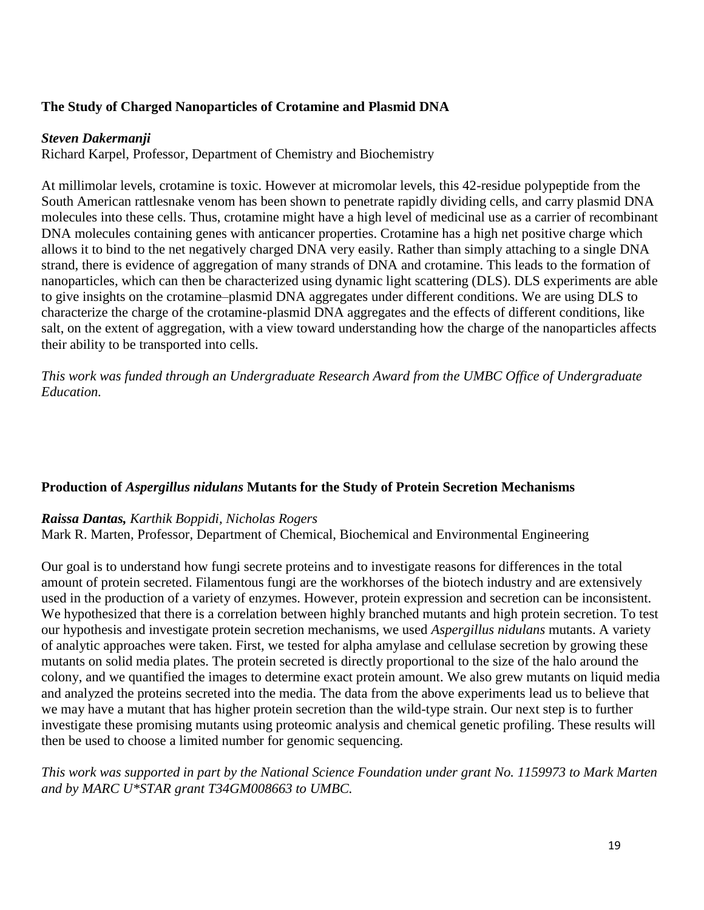### The Study of Charged Nanoparticles of Crotamine and Plasmid DNA

***Steven Dakermanji***
Richard Karpel, Professor, Department of Chemistry and Biochemistry

At millimolar levels, crotamine is toxic. However at micromolar levels, this 42-residue polypeptide from the South American rattlesnake venom has been shown to penetrate rapidly dividing cells, and carry plasmid DNA molecules into these cells. Thus, crotamine might have a high level of medicinal use as a carrier of recombinant DNA molecules containing genes with anticancer properties. Crotamine has a high net positive charge which allows it to bind to the net negatively charged DNA very easily. Rather than simply attaching to a single DNA strand, there is evidence of aggregation of many strands of DNA and crotamine. This leads to the formation of nanoparticles, which can then be characterized using dynamic light scattering (DLS). DLS experiments are able to give insights on the crotamine–plasmid DNA aggregates under different conditions. We are using DLS to characterize the charge of the crotamine-plasmid DNA aggregates and the effects of different conditions, like salt, on the extent of aggregation, with a view toward understanding how the charge of the nanoparticles affects their ability to be transported into cells.

*This work was funded through an Undergraduate Research Award from the UMBC Office of Undergraduate Education.*

### Production of *Aspergillus nidulans* Mutants for the Study of Protein Secretion Mechanisms

***Raissa Dantas,*** *Karthik Boppidi, Nicholas Rogers*
Mark R. Marten, Professor, Department of Chemical, Biochemical and Environmental Engineering

Our goal is to understand how fungi secrete proteins and to investigate reasons for differences in the total amount of protein secreted. Filamentous fungi are the workhorses of the biotech industry and are extensively used in the production of a variety of enzymes. However, protein expression and secretion can be inconsistent. We hypothesized that there is a correlation between highly branched mutants and high protein secretion. To test our hypothesis and investigate protein secretion mechanisms, we used *Aspergillus nidulans* mutants. A variety of analytic approaches were taken. First, we tested for alpha amylase and cellulase secretion by growing these mutants on solid media plates. The protein secreted is directly proportional to the size of the halo around the colony, and we quantified the images to determine exact protein amount. We also grew mutants on liquid media and analyzed the proteins secreted into the media. The data from the above experiments lead us to believe that we may have a mutant that has higher protein secretion than the wild-type strain. Our next step is to further investigate these promising mutants using proteomic analysis and chemical genetic profiling. These results will then be used to choose a limited number for genomic sequencing.

*This work was supported in part by the National Science Foundation under grant No. 1159973 to Mark Marten and by MARC U*STAR grant T34GM008663 to UMBC.*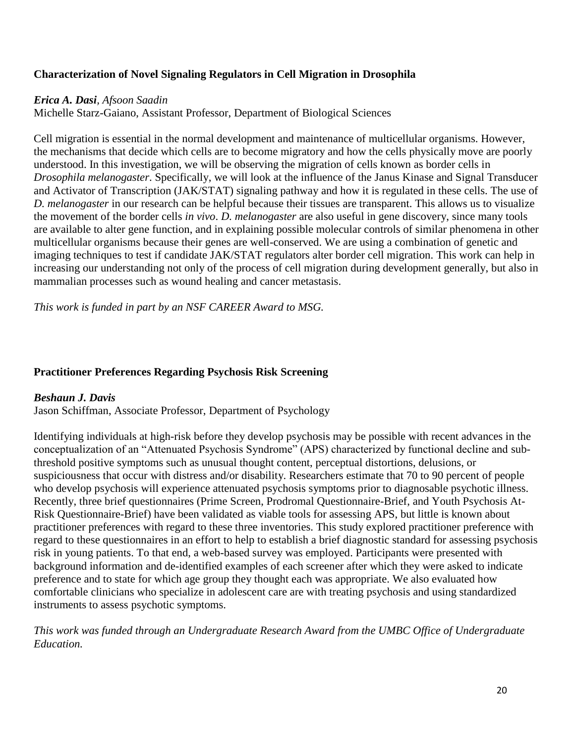### Characterization of Novel Signaling Regulators in Cell Migration in Drosophila

***Erica A. Dasi***, *Afsoon Saadin*
Michelle Starz-Gaiano, Assistant Professor, Department of Biological Sciences

Cell migration is essential in the normal development and maintenance of multicellular organisms. However, the mechanisms that decide which cells are to become migratory and how the cells physically move are poorly understood. In this investigation, we will be observing the migration of cells known as border cells in *Drosophila melanogaster*. Specifically, we will look at the influence of the Janus Kinase and Signal Transducer and Activator of Transcription (JAK/STAT) signaling pathway and how it is regulated in these cells. The use of *D. melanogaster* in our research can be helpful because their tissues are transparent. This allows us to visualize the movement of the border cells *in vivo*. *D. melanogaster* are also useful in gene discovery, since many tools are available to alter gene function, and in explaining possible molecular controls of similar phenomena in other multicellular organisms because their genes are well-conserved. We are using a combination of genetic and imaging techniques to test if candidate JAK/STAT regulators alter border cell migration. This work can help in increasing our understanding not only of the process of cell migration during development generally, but also in mammalian processes such as wound healing and cancer metastasis.

*This work is funded in part by an NSF CAREER Award to MSG.*

### Practitioner Preferences Regarding Psychosis Risk Screening

***Beshaun J. Davis***
Jason Schiffman, Associate Professor, Department of Psychology

Identifying individuals at high-risk before they develop psychosis may be possible with recent advances in the conceptualization of an "Attenuated Psychosis Syndrome" (APS) characterized by functional decline and sub-threshold positive symptoms such as unusual thought content, perceptual distortions, delusions, or suspiciousness that occur with distress and/or disability. Researchers estimate that 70 to 90 percent of people who develop psychosis will experience attenuated psychosis symptoms prior to diagnosable psychotic illness. Recently, three brief questionnaires (Prime Screen, Prodromal Questionnaire-Brief, and Youth Psychosis At-Risk Questionnaire-Brief) have been validated as viable tools for assessing APS, but little is known about practitioner preferences with regard to these three inventories. This study explored practitioner preference with regard to these questionnaires in an effort to help to establish a brief diagnostic standard for assessing psychosis risk in young patients. To that end, a web-based survey was employed. Participants were presented with background information and de-identified examples of each screener after which they were asked to indicate preference and to state for which age group they thought each was appropriate. We also evaluated how comfortable clinicians who specialize in adolescent care are with treating psychosis and using standardized instruments to assess psychotic symptoms.

*This work was funded through an Undergraduate Research Award from the UMBC Office of Undergraduate Education.*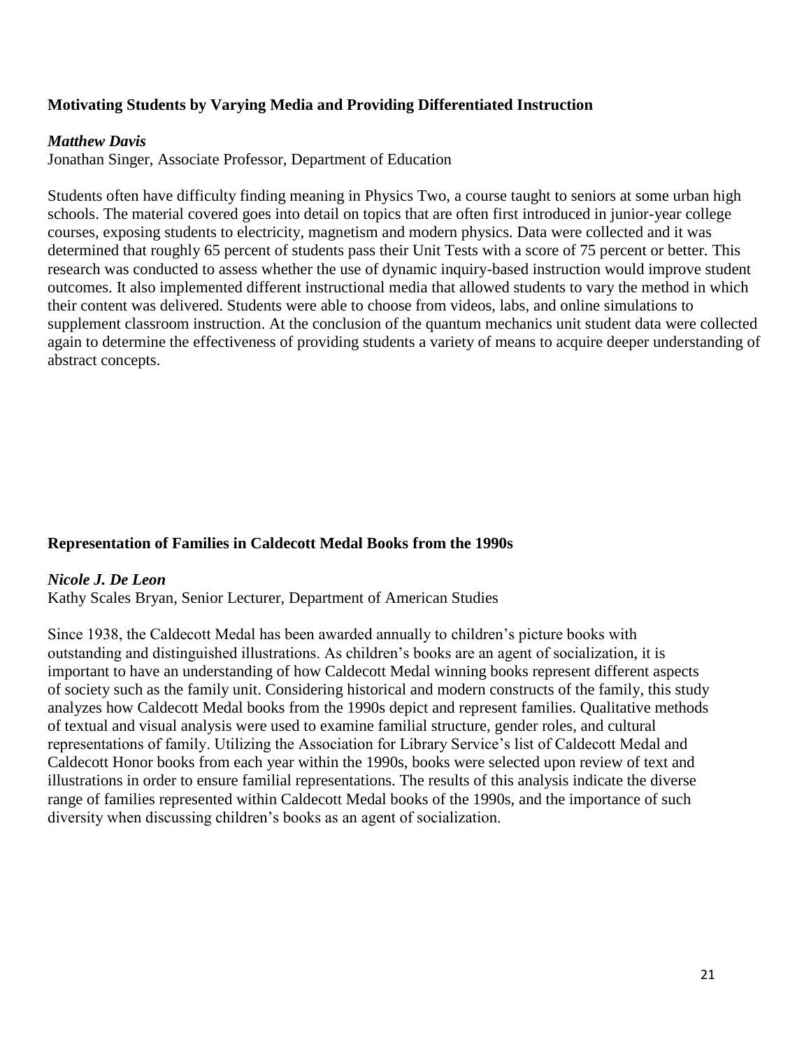### Motivating Students by Varying Media and Providing Differentiated Instruction

***Matthew Davis***

Jonathan Singer, Associate Professor, Department of Education

Students often have difficulty finding meaning in Physics Two, a course taught to seniors at some urban high schools. The material covered goes into detail on topics that are often first introduced in junior-year college courses, exposing students to electricity, magnetism and modern physics. Data were collected and it was determined that roughly 65 percent of students pass their Unit Tests with a score of 75 percent or better. This research was conducted to assess whether the use of dynamic inquiry-based instruction would improve student outcomes. It also implemented different instructional media that allowed students to vary the method in which their content was delivered. Students were able to choose from videos, labs, and online simulations to supplement classroom instruction. At the conclusion of the quantum mechanics unit student data were collected again to determine the effectiveness of providing students a variety of means to acquire deeper understanding of abstract concepts.

### Representation of Families in Caldecott Medal Books from the 1990s

***Nicole J. De Leon***

Kathy Scales Bryan, Senior Lecturer, Department of American Studies

Since 1938, the Caldecott Medal has been awarded annually to children's picture books with outstanding and distinguished illustrations. As children's books are an agent of socialization, it is important to have an understanding of how Caldecott Medal winning books represent different aspects of society such as the family unit. Considering historical and modern constructs of the family, this study analyzes how Caldecott Medal books from the 1990s depict and represent families. Qualitative methods of textual and visual analysis were used to examine familial structure, gender roles, and cultural representations of family. Utilizing the Association for Library Service's list of Caldecott Medal and Caldecott Honor books from each year within the 1990s, books were selected upon review of text and illustrations in order to ensure familial representations. The results of this analysis indicate the diverse range of families represented within Caldecott Medal books of the 1990s, and the importance of such diversity when discussing children's books as an agent of socialization.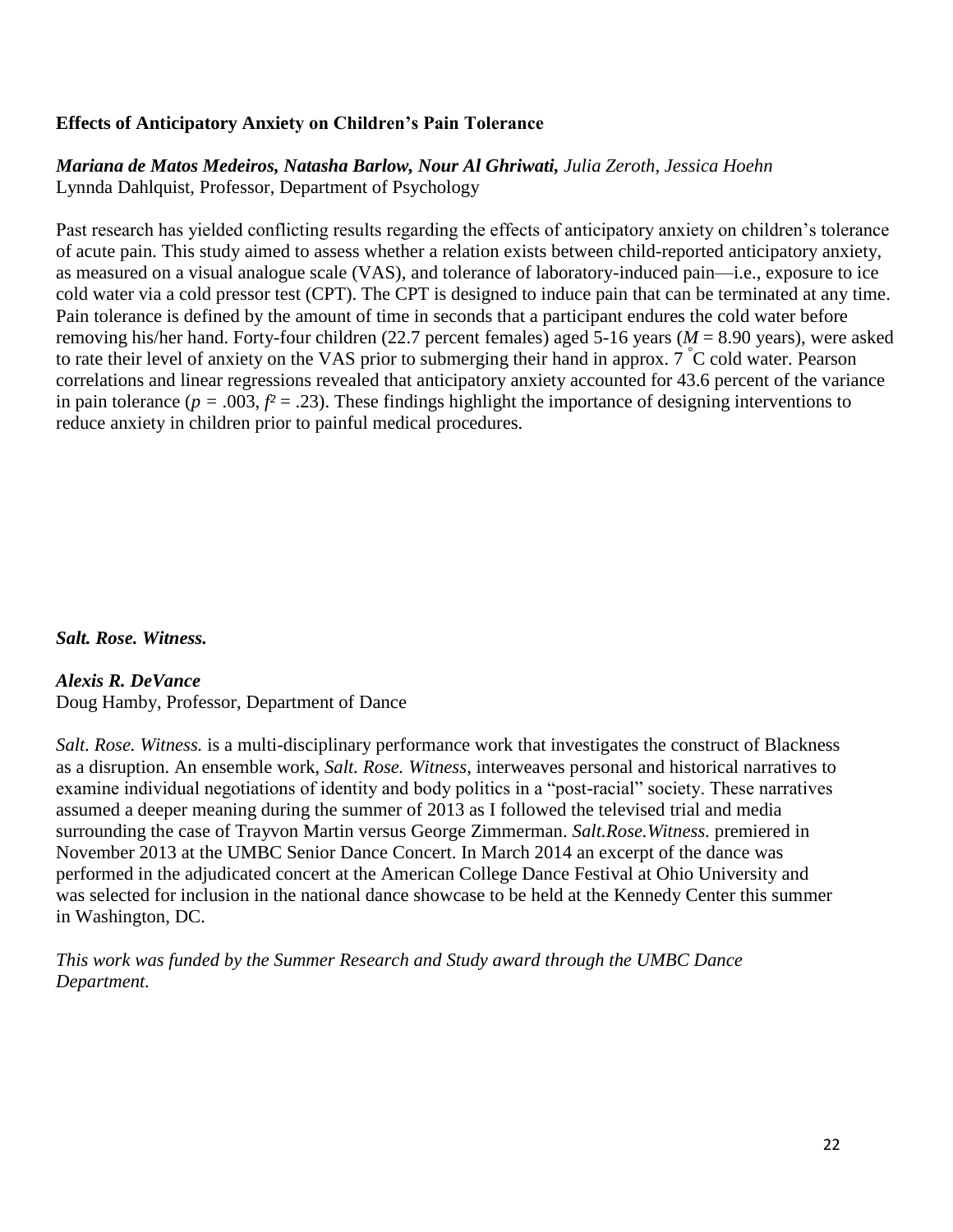### Effects of Anticipatory Anxiety on Children's Pain Tolerance

***Mariana de Matos Medeiros, Natasha Barlow, Nour Al Ghriwati,*** *Julia Zeroth, Jessica Hoehn*
Lynnda Dahlquist, Professor, Department of Psychology

Past research has yielded conflicting results regarding the effects of anticipatory anxiety on children's tolerance of acute pain. This study aimed to assess whether a relation exists between child-reported anticipatory anxiety, as measured on a visual analogue scale (VAS), and tolerance of laboratory-induced pain—i.e., exposure to ice cold water via a cold pressor test (CPT). The CPT is designed to induce pain that can be terminated at any time. Pain tolerance is defined by the amount of time in seconds that a participant endures the cold water before removing his/her hand. Forty-four children (22.7 percent females) aged 5-16 years ($M$ = 8.90 years), were asked to rate their level of anxiety on the VAS prior to submerging their hand in approx. 7 °C cold water. Pearson correlations and linear regressions revealed that anticipatory anxiety accounted for 43.6 percent of the variance in pain tolerance ($p$ = .003, $f^2$ = .23). These findings highlight the importance of designing interventions to reduce anxiety in children prior to painful medical procedures.

### *Salt. Rose. Witness.*

***Alexis R. DeVance***
Doug Hamby, Professor, Department of Dance

*Salt. Rose. Witness.* is a multi-disciplinary performance work that investigates the construct of Blackness as a disruption. An ensemble work, *Salt. Rose. Witness*, interweaves personal and historical narratives to examine individual negotiations of identity and body politics in a "post-racial" society. These narratives assumed a deeper meaning during the summer of 2013 as I followed the televised trial and media surrounding the case of Trayvon Martin versus George Zimmerman. *Salt.Rose.Witness.* premiered in November 2013 at the UMBC Senior Dance Concert. In March 2014 an excerpt of the dance was performed in the adjudicated concert at the American College Dance Festival at Ohio University and was selected for inclusion in the national dance showcase to be held at the Kennedy Center this summer in Washington, DC.

*This work was funded by the Summer Research and Study award through the UMBC Dance Department.*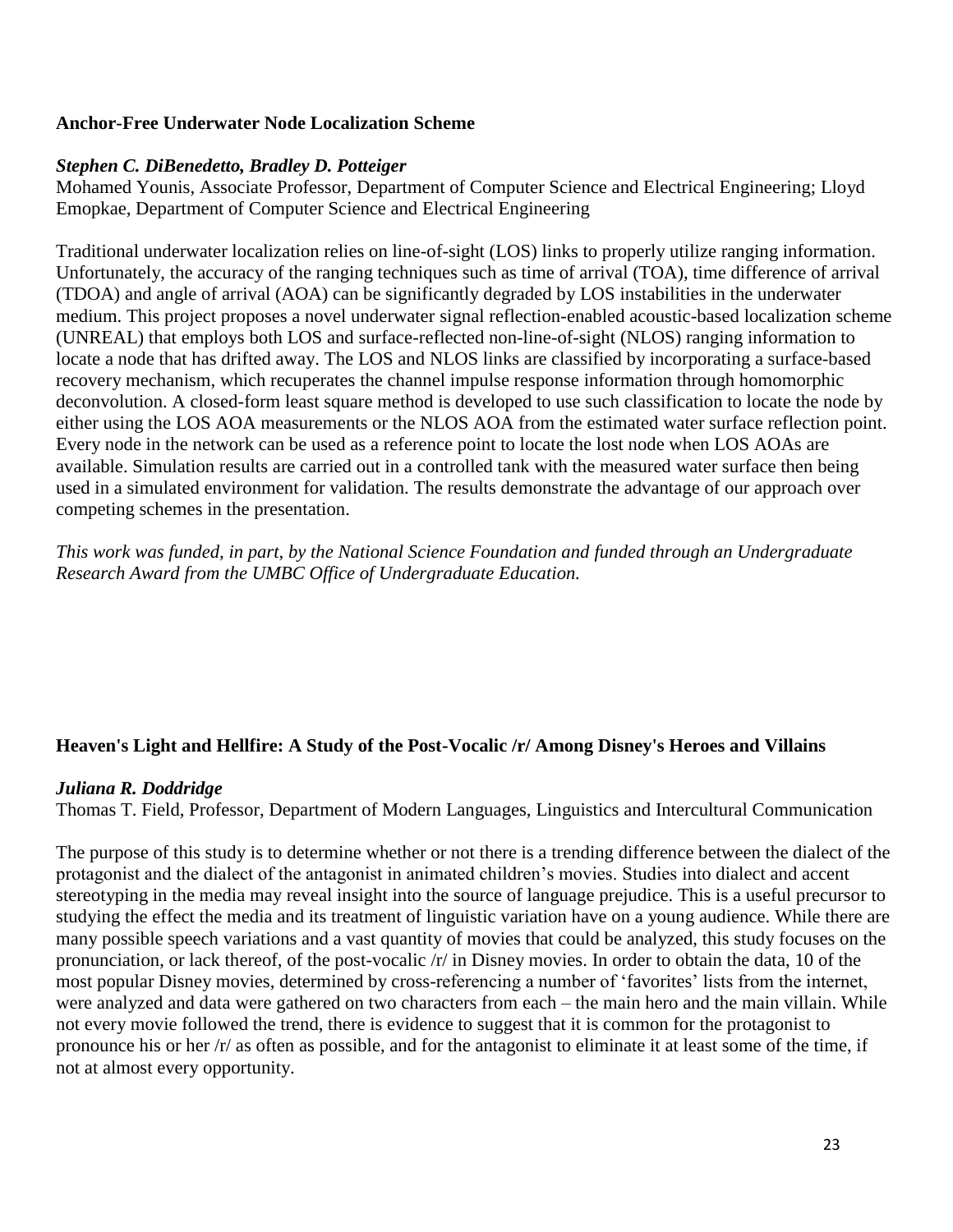### Anchor-Free Underwater Node Localization Scheme

***Stephen C. DiBenedetto, Bradley D. Potteiger***

Mohamed Younis, Associate Professor, Department of Computer Science and Electrical Engineering; Lloyd Emopkae, Department of Computer Science and Electrical Engineering

Traditional underwater localization relies on line-of-sight (LOS) links to properly utilize ranging information. Unfortunately, the accuracy of the ranging techniques such as time of arrival (TOA), time difference of arrival (TDOA) and angle of arrival (AOA) can be significantly degraded by LOS instabilities in the underwater medium. This project proposes a novel underwater signal reflection-enabled acoustic-based localization scheme (UNREAL) that employs both LOS and surface-reflected non-line-of-sight (NLOS) ranging information to locate a node that has drifted away. The LOS and NLOS links are classified by incorporating a surface-based recovery mechanism, which recuperates the channel impulse response information through homomorphic deconvolution. A closed-form least square method is developed to use such classification to locate the node by either using the LOS AOA measurements or the NLOS AOA from the estimated water surface reflection point. Every node in the network can be used as a reference point to locate the lost node when LOS AOAs are available. Simulation results are carried out in a controlled tank with the measured water surface then being used in a simulated environment for validation. The results demonstrate the advantage of our approach over competing schemes in the presentation.

*This work was funded, in part, by the National Science Foundation and funded through an Undergraduate Research Award from the UMBC Office of Undergraduate Education.*

### Heaven's Light and Hellfire: A Study of the Post-Vocalic /r/ Among Disney's Heroes and Villains

***Juliana R. Doddridge***

Thomas T. Field, Professor, Department of Modern Languages, Linguistics and Intercultural Communication

The purpose of this study is to determine whether or not there is a trending difference between the dialect of the protagonist and the dialect of the antagonist in animated children's movies. Studies into dialect and accent stereotyping in the media may reveal insight into the source of language prejudice. This is a useful precursor to studying the effect the media and its treatment of linguistic variation have on a young audience. While there are many possible speech variations and a vast quantity of movies that could be analyzed, this study focuses on the pronunciation, or lack thereof, of the post-vocalic /r/ in Disney movies. In order to obtain the data, 10 of the most popular Disney movies, determined by cross-referencing a number of 'favorites' lists from the internet, were analyzed and data were gathered on two characters from each – the main hero and the main villain. While not every movie followed the trend, there is evidence to suggest that it is common for the protagonist to pronounce his or her /r/ as often as possible, and for the antagonist to eliminate it at least some of the time, if not at almost every opportunity.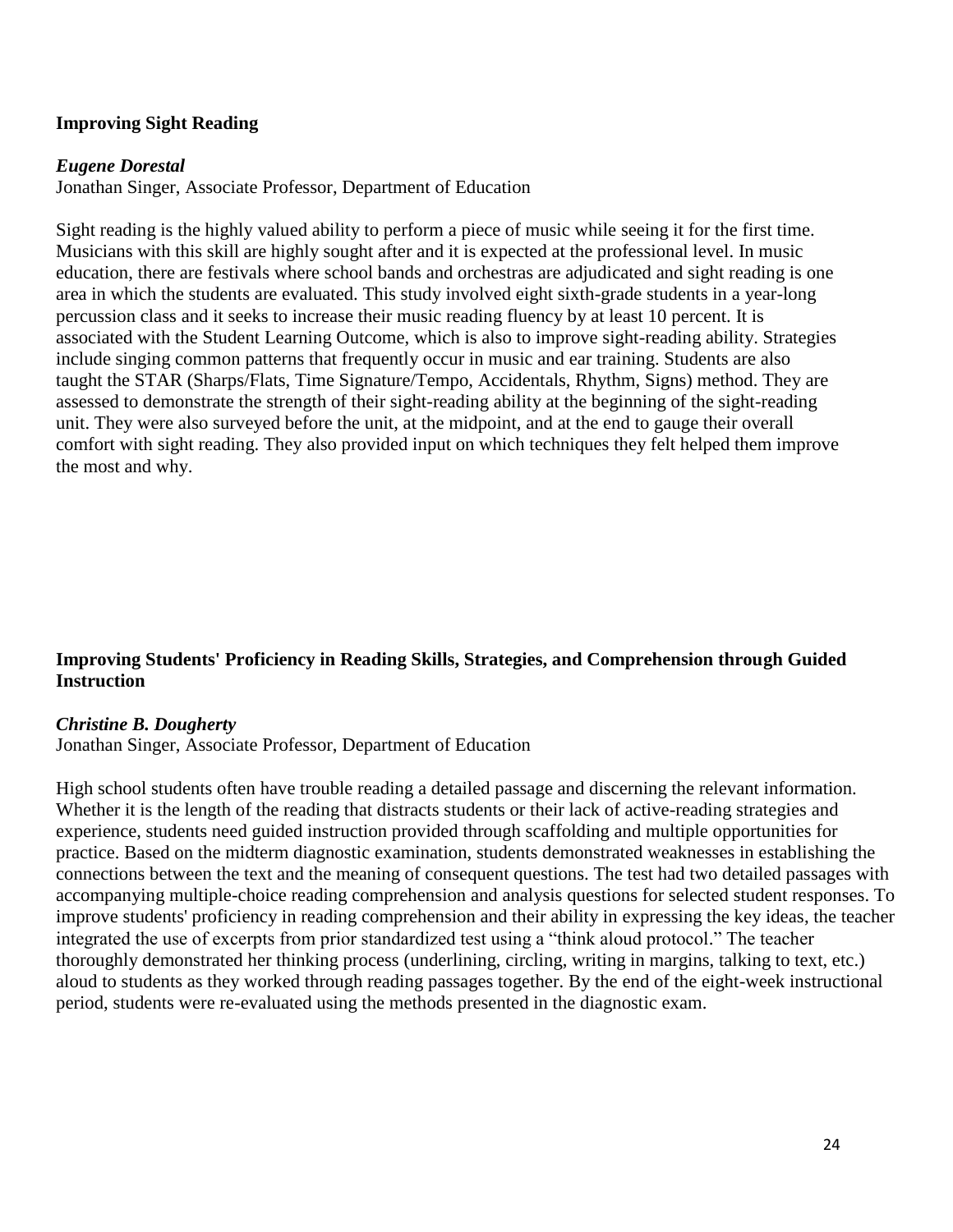### Improving Sight Reading

***Eugene Dorestal***
Jonathan Singer, Associate Professor, Department of Education

Sight reading is the highly valued ability to perform a piece of music while seeing it for the first time. Musicians with this skill are highly sought after and it is expected at the professional level. In music education, there are festivals where school bands and orchestras are adjudicated and sight reading is one area in which the students are evaluated. This study involved eight sixth-grade students in a year-long percussion class and it seeks to increase their music reading fluency by at least 10 percent. It is associated with the Student Learning Outcome, which is also to improve sight-reading ability. Strategies include singing common patterns that frequently occur in music and ear training. Students are also taught the STAR (Sharps/Flats, Time Signature/Tempo, Accidentals, Rhythm, Signs) method. They are assessed to demonstrate the strength of their sight-reading ability at the beginning of the sight-reading unit. They were also surveyed before the unit, at the midpoint, and at the end to gauge their overall comfort with sight reading. They also provided input on which techniques they felt helped them improve the most and why.

### Improving Students' Proficiency in Reading Skills, Strategies, and Comprehension through Guided Instruction

***Christine B. Dougherty***
Jonathan Singer, Associate Professor, Department of Education

High school students often have trouble reading a detailed passage and discerning the relevant information. Whether it is the length of the reading that distracts students or their lack of active-reading strategies and experience, students need guided instruction provided through scaffolding and multiple opportunities for practice. Based on the midterm diagnostic examination, students demonstrated weaknesses in establishing the connections between the text and the meaning of consequent questions. The test had two detailed passages with accompanying multiple-choice reading comprehension and analysis questions for selected student responses. To improve students' proficiency in reading comprehension and their ability in expressing the key ideas, the teacher integrated the use of excerpts from prior standardized test using a "think aloud protocol." The teacher thoroughly demonstrated her thinking process (underlining, circling, writing in margins, talking to text, etc.) aloud to students as they worked through reading passages together. By the end of the eight-week instructional period, students were re-evaluated using the methods presented in the diagnostic exam.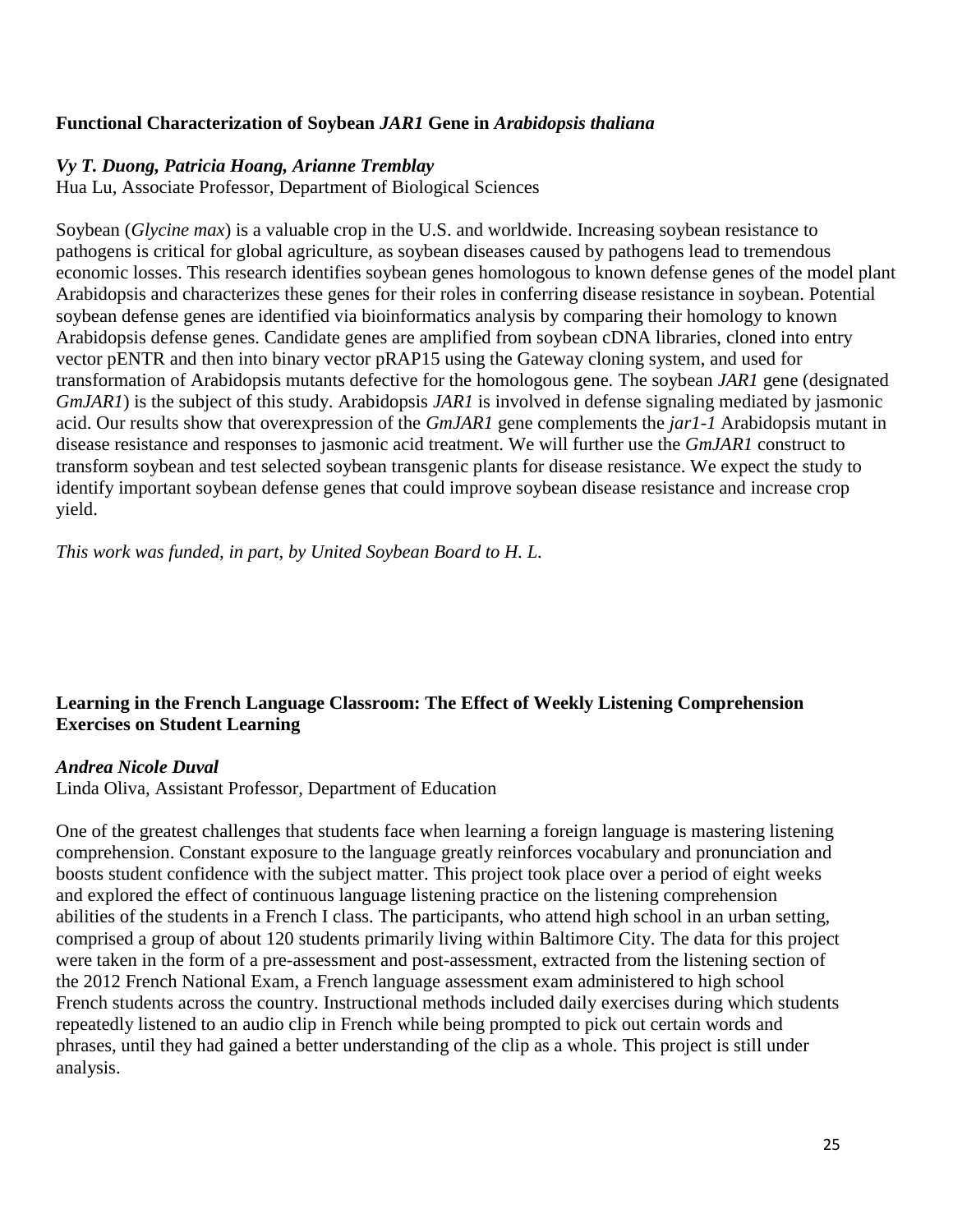### **Functional Characterization of Soybean *JAR1* Gene in *Arabidopsis thaliana***

***Vy T. Duong, Patricia Hoang, Arianne Tremblay***
Hua Lu, Associate Professor, Department of Biological Sciences

Soybean (*Glycine max*) is a valuable crop in the U.S. and worldwide. Increasing soybean resistance to pathogens is critical for global agriculture, as soybean diseases caused by pathogens lead to tremendous economic losses. This research identifies soybean genes homologous to known defense genes of the model plant Arabidopsis and characterizes these genes for their roles in conferring disease resistance in soybean. Potential soybean defense genes are identified via bioinformatics analysis by comparing their homology to known Arabidopsis defense genes. Candidate genes are amplified from soybean cDNA libraries, cloned into entry vector pENTR and then into binary vector pRAP15 using the Gateway cloning system, and used for transformation of Arabidopsis mutants defective for the homologous gene. The soybean *JAR1* gene (designated *GmJAR1*) is the subject of this study. Arabidopsis *JAR1* is involved in defense signaling mediated by jasmonic acid. Our results show that overexpression of the *GmJAR1* gene complements the *jar1-1* Arabidopsis mutant in disease resistance and responses to jasmonic acid treatment. We will further use the *GmJAR1* construct to transform soybean and test selected soybean transgenic plants for disease resistance. We expect the study to identify important soybean defense genes that could improve soybean disease resistance and increase crop yield.

*This work was funded, in part, by United Soybean Board to H. L.*

### **Learning in the French Language Classroom: The Effect of Weekly Listening Comprehension Exercises on Student Learning**

***Andrea Nicole Duval***
Linda Oliva, Assistant Professor, Department of Education

One of the greatest challenges that students face when learning a foreign language is mastering listening comprehension. Constant exposure to the language greatly reinforces vocabulary and pronunciation and boosts student confidence with the subject matter. This project took place over a period of eight weeks and explored the effect of continuous language listening practice on the listening comprehension abilities of the students in a French I class. The participants, who attend high school in an urban setting, comprised a group of about 120 students primarily living within Baltimore City. The data for this project were taken in the form of a pre-assessment and post-assessment, extracted from the listening section of the 2012 French National Exam, a French language assessment exam administered to high school French students across the country. Instructional methods included daily exercises during which students repeatedly listened to an audio clip in French while being prompted to pick out certain words and phrases, until they had gained a better understanding of the clip as a whole. This project is still under analysis.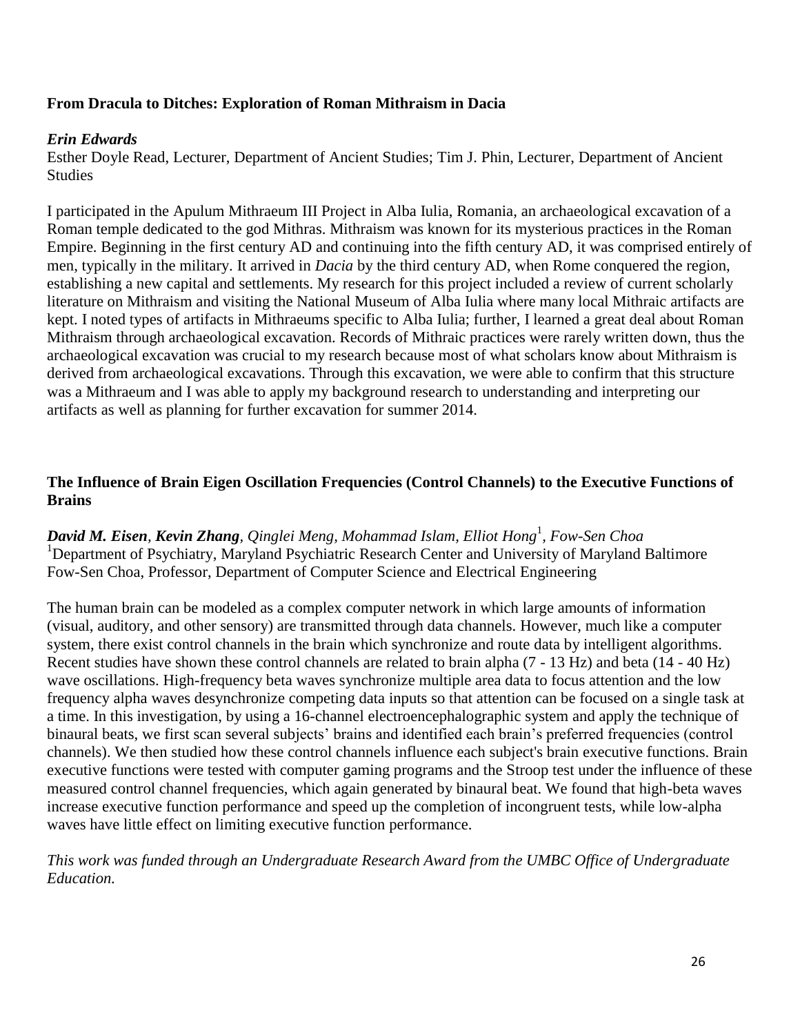**From Dracula to Ditches: Exploration of Roman Mithraism in Dacia**

***Erin Edwards***

Esther Doyle Read, Lecturer, Department of Ancient Studies; Tim J. Phin, Lecturer, Department of Ancient Studies

I participated in the Apulum Mithraeum III Project in Alba Iulia, Romania, an archaeological excavation of a Roman temple dedicated to the god Mithras. Mithraism was known for its mysterious practices in the Roman Empire. Beginning in the first century AD and continuing into the fifth century AD, it was comprised entirely of men, typically in the military. It arrived in *Dacia* by the third century AD, when Rome conquered the region, establishing a new capital and settlements. My research for this project included a review of current scholarly literature on Mithraism and visiting the National Museum of Alba Iulia where many local Mithraic artifacts are kept. I noted types of artifacts in Mithraeums specific to Alba Iulia; further, I learned a great deal about Roman Mithraism through archaeological excavation. Records of Mithraic practices were rarely written down, thus the archaeological excavation was crucial to my research because most of what scholars know about Mithraism is derived from archaeological excavations. Through this excavation, we were able to confirm that this structure was a Mithraeum and I was able to apply my background research to understanding and interpreting our artifacts as well as planning for further excavation for summer 2014.

**The Influence of Brain Eigen Oscillation Frequencies (Control Channels) to the Executive Functions of Brains**

***David M. Eisen***, ***Kevin Zhang***, *Qinglei Meng, Mohammad Islam, Elliot Hong*[1], *Fow-Sen Choa*

[1]Department of Psychiatry, Maryland Psychiatric Research Center and University of Maryland Baltimore

Fow-Sen Choa, Professor, Department of Computer Science and Electrical Engineering

The human brain can be modeled as a complex computer network in which large amounts of information (visual, auditory, and other sensory) are transmitted through data channels. However, much like a computer system, there exist control channels in the brain which synchronize and route data by intelligent algorithms. Recent studies have shown these control channels are related to brain alpha (7 - 13 Hz) and beta (14 - 40 Hz) wave oscillations. High-frequency beta waves synchronize multiple area data to focus attention and the low frequency alpha waves desynchronize competing data inputs so that attention can be focused on a single task at a time. In this investigation, by using a 16-channel electroencephalographic system and apply the technique of binaural beats, we first scan several subjects' brains and identified each brain's preferred frequencies (control channels). We then studied how these control channels influence each subject's brain executive functions. Brain executive functions were tested with computer gaming programs and the Stroop test under the influence of these measured control channel frequencies, which again generated by binaural beat. We found that high-beta waves increase executive function performance and speed up the completion of incongruent tests, while low-alpha waves have little effect on limiting executive function performance.

*This work was funded through an Undergraduate Research Award from the UMBC Office of Undergraduate Education.*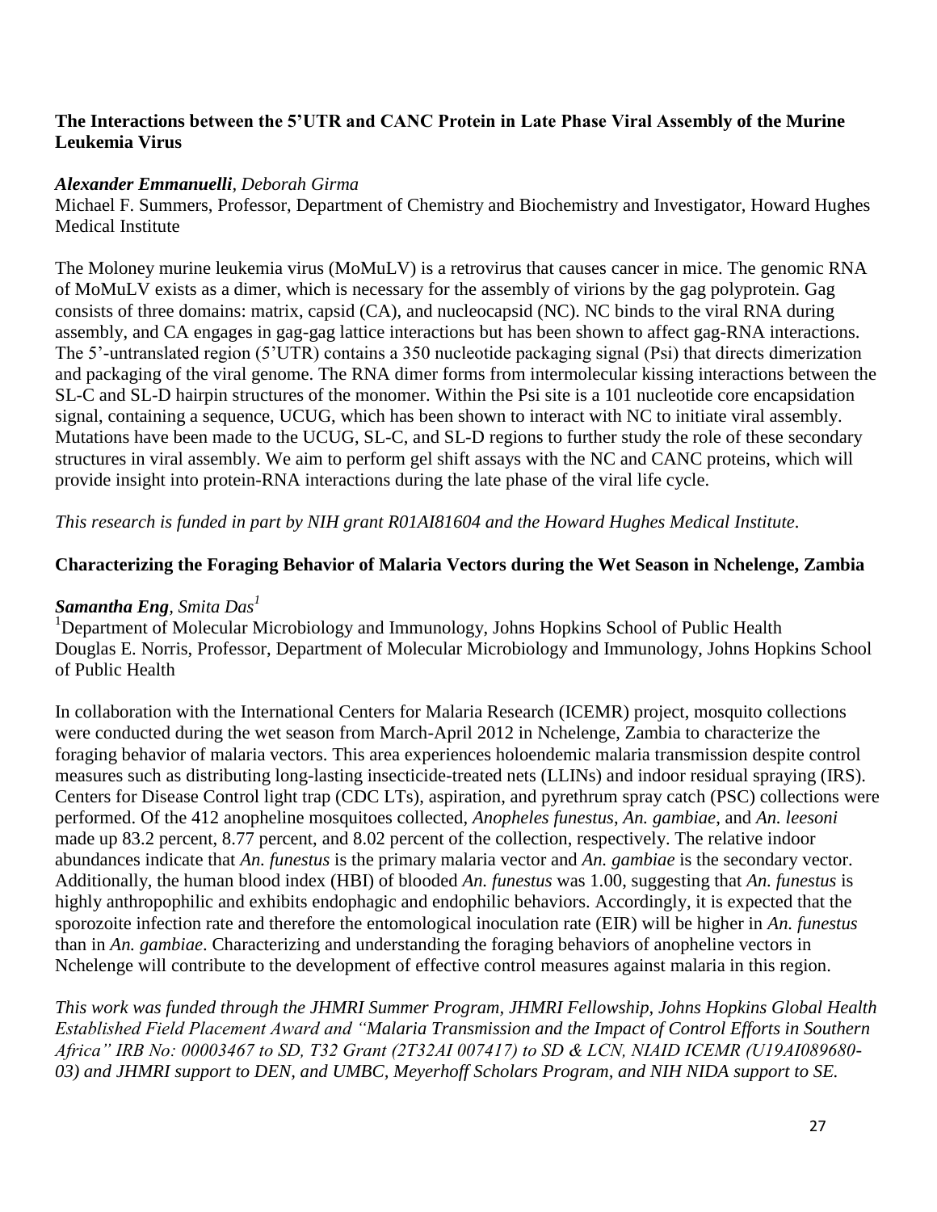**The Interactions between the 5'UTR and CANC Protein in Late Phase Viral Assembly of the Murine Leukemia Virus**

***Alexander Emmanuelli**, Deborah Girma*
Michael F. Summers, Professor, Department of Chemistry and Biochemistry and Investigator, Howard Hughes Medical Institute

The Moloney murine leukemia virus (MoMuLV) is a retrovirus that causes cancer in mice. The genomic RNA of MoMuLV exists as a dimer, which is necessary for the assembly of virions by the gag polyprotein. Gag consists of three domains: matrix, capsid (CA), and nucleocapsid (NC). NC binds to the viral RNA during assembly, and CA engages in gag-gag lattice interactions but has been shown to affect gag-RNA interactions. The 5'-untranslated region (5'UTR) contains a 350 nucleotide packaging signal (Psi) that directs dimerization and packaging of the viral genome. The RNA dimer forms from intermolecular kissing interactions between the SL-C and SL-D hairpin structures of the monomer. Within the Psi site is a 101 nucleotide core encapsidation signal, containing a sequence, UCUG, which has been shown to interact with NC to initiate viral assembly. Mutations have been made to the UCUG, SL-C, and SL-D regions to further study the role of these secondary structures in viral assembly. We aim to perform gel shift assays with the NC and CANC proteins, which will provide insight into protein-RNA interactions during the late phase of the viral life cycle.

*This research is funded in part by NIH grant R01AI81604 and the Howard Hughes Medical Institute.*

**Characterizing the Foraging Behavior of Malaria Vectors during the Wet Season in Nchelenge, Zambia**

***Samantha Eng**, Smita Das[1]*
[1]Department of Molecular Microbiology and Immunology, Johns Hopkins School of Public Health
Douglas E. Norris, Professor, Department of Molecular Microbiology and Immunology, Johns Hopkins School of Public Health

In collaboration with the International Centers for Malaria Research (ICEMR) project, mosquito collections were conducted during the wet season from March-April 2012 in Nchelenge, Zambia to characterize the foraging behavior of malaria vectors. This area experiences holoendemic malaria transmission despite control measures such as distributing long-lasting insecticide-treated nets (LLINs) and indoor residual spraying (IRS). Centers for Disease Control light trap (CDC LTs), aspiration, and pyrethrum spray catch (PSC) collections were performed. Of the 412 anopheline mosquitoes collected, *Anopheles funestus*, *An. gambiae*, and *An. leesoni* made up 83.2 percent, 8.77 percent, and 8.02 percent of the collection, respectively. The relative indoor abundances indicate that *An. funestus* is the primary malaria vector and *An. gambiae* is the secondary vector. Additionally, the human blood index (HBI) of blooded *An. funestus* was 1.00, suggesting that *An. funestus* is highly anthropophilic and exhibits endophagic and endophilic behaviors. Accordingly, it is expected that the sporozoite infection rate and therefore the entomological inoculation rate (EIR) will be higher in *An. funestus* than in *An. gambiae*. Characterizing and understanding the foraging behaviors of anopheline vectors in Nchelenge will contribute to the development of effective control measures against malaria in this region.

*This work was funded through the JHMRI Summer Program, JHMRI Fellowship, Johns Hopkins Global Health Established Field Placement Award and "Malaria Transmission and the Impact of Control Efforts in Southern Africa" IRB No: 00003467 to SD, T32 Grant (2T32AI 007417) to SD & LCN, NIAID ICEMR (U19AI089680-03) and JHMRI support to DEN, and UMBC, Meyerhoff Scholars Program, and NIH NIDA support to SE.*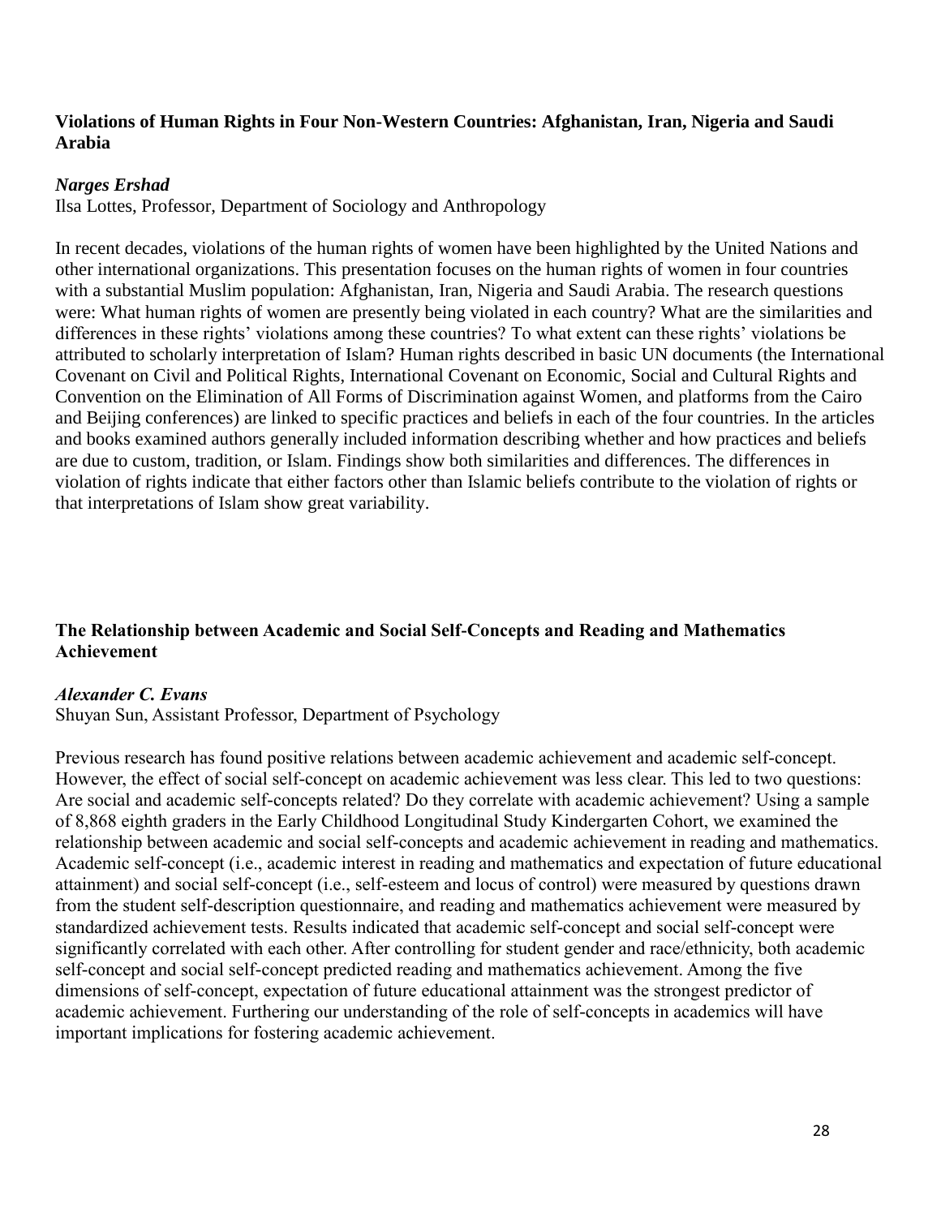**Violations of Human Rights in Four Non-Western Countries: Afghanistan, Iran, Nigeria and Saudi Arabia**

***Narges Ershad***
Ilsa Lottes, Professor, Department of Sociology and Anthropology

In recent decades, violations of the human rights of women have been highlighted by the United Nations and other international organizations. This presentation focuses on the human rights of women in four countries with a substantial Muslim population: Afghanistan, Iran, Nigeria and Saudi Arabia. The research questions were: What human rights of women are presently being violated in each country? What are the similarities and differences in these rights' violations among these countries? To what extent can these rights' violations be attributed to scholarly interpretation of Islam? Human rights described in basic UN documents (the International Covenant on Civil and Political Rights, International Covenant on Economic, Social and Cultural Rights and Convention on the Elimination of All Forms of Discrimination against Women, and platforms from the Cairo and Beijing conferences) are linked to specific practices and beliefs in each of the four countries. In the articles and books examined authors generally included information describing whether and how practices and beliefs are due to custom, tradition, or Islam. Findings show both similarities and differences. The differences in violation of rights indicate that either factors other than Islamic beliefs contribute to the violation of rights or that interpretations of Islam show great variability.

**The Relationship between Academic and Social Self-Concepts and Reading and Mathematics Achievement**

***Alexander C. Evans***
Shuyan Sun, Assistant Professor, Department of Psychology

Previous research has found positive relations between academic achievement and academic self-concept. However, the effect of social self-concept on academic achievement was less clear. This led to two questions: Are social and academic self-concepts related? Do they correlate with academic achievement? Using a sample of 8,868 eighth graders in the Early Childhood Longitudinal Study Kindergarten Cohort, we examined the relationship between academic and social self-concepts and academic achievement in reading and mathematics. Academic self-concept (i.e., academic interest in reading and mathematics and expectation of future educational attainment) and social self-concept (i.e., self-esteem and locus of control) were measured by questions drawn from the student self-description questionnaire, and reading and mathematics achievement were measured by standardized achievement tests. Results indicated that academic self-concept and social self-concept were significantly correlated with each other. After controlling for student gender and race/ethnicity, both academic self-concept and social self-concept predicted reading and mathematics achievement. Among the five dimensions of self-concept, expectation of future educational attainment was the strongest predictor of academic achievement. Furthering our understanding of the role of self-concepts in academics will have important implications for fostering academic achievement.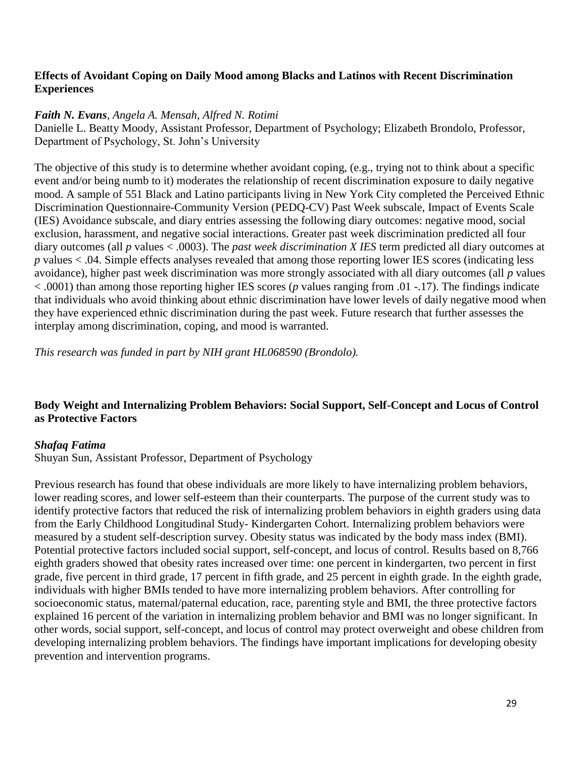### Effects of Avoidant Coping on Daily Mood among Blacks and Latinos with Recent Discrimination Experiences

***Faith N. Evans**, Angela A. Mensah, Alfred N. Rotimi*

Danielle L. Beatty Moody, Assistant Professor, Department of Psychology; Elizabeth Brondolo, Professor, Department of Psychology, St. John's University

The objective of this study is to determine whether avoidant coping, (e.g., trying not to think about a specific event and/or being numb to it) moderates the relationship of recent discrimination exposure to daily negative mood. A sample of 551 Black and Latino participants living in New York City completed the Perceived Ethnic Discrimination Questionnaire-Community Version (PEDQ-CV) Past Week subscale, Impact of Events Scale (IES) Avoidance subscale, and diary entries assessing the following diary outcomes: negative mood, social exclusion, harassment, and negative social interactions. Greater past week discrimination predicted all four diary outcomes (all $p$ values < .0003). The *past week discrimination X IES* term predicted all diary outcomes at $p$ values < .04. Simple effects analyses revealed that among those reporting lower IES scores (indicating less avoidance), higher past week discrimination was more strongly associated with all diary outcomes (all $p$ values < .0001) than among those reporting higher IES scores ($p$ values ranging from .01 -.17). The findings indicate that individuals who avoid thinking about ethnic discrimination have lower levels of daily negative mood when they have experienced ethnic discrimination during the past week. Future research that further assesses the interplay among discrimination, coping, and mood is warranted.

*This research was funded in part by NIH grant HL068590 (Brondolo).*

### Body Weight and Internalizing Problem Behaviors: Social Support, Self-Concept and Locus of Control as Protective Factors

***Shafaq Fatima***

Shuyan Sun, Assistant Professor, Department of Psychology

Previous research has found that obese individuals are more likely to have internalizing problem behaviors, lower reading scores, and lower self-esteem than their counterparts. The purpose of the current study was to identify protective factors that reduced the risk of internalizing problem behaviors in eighth graders using data from the Early Childhood Longitudinal Study- Kindergarten Cohort. Internalizing problem behaviors were measured by a student self-description survey. Obesity status was indicated by the body mass index (BMI). Potential protective factors included social support, self-concept, and locus of control. Results based on 8,766 eighth graders showed that obesity rates increased over time: one percent in kindergarten, two percent in first grade, five percent in third grade, 17 percent in fifth grade, and 25 percent in eighth grade. In the eighth grade, individuals with higher BMIs tended to have more internalizing problem behaviors. After controlling for socioeconomic status, maternal/paternal education, race, parenting style and BMI, the three protective factors explained 16 percent of the variation in internalizing problem behavior and BMI was no longer significant. In other words, social support, self-concept, and locus of control may protect overweight and obese children from developing internalizing problem behaviors. The findings have important implications for developing obesity prevention and intervention programs.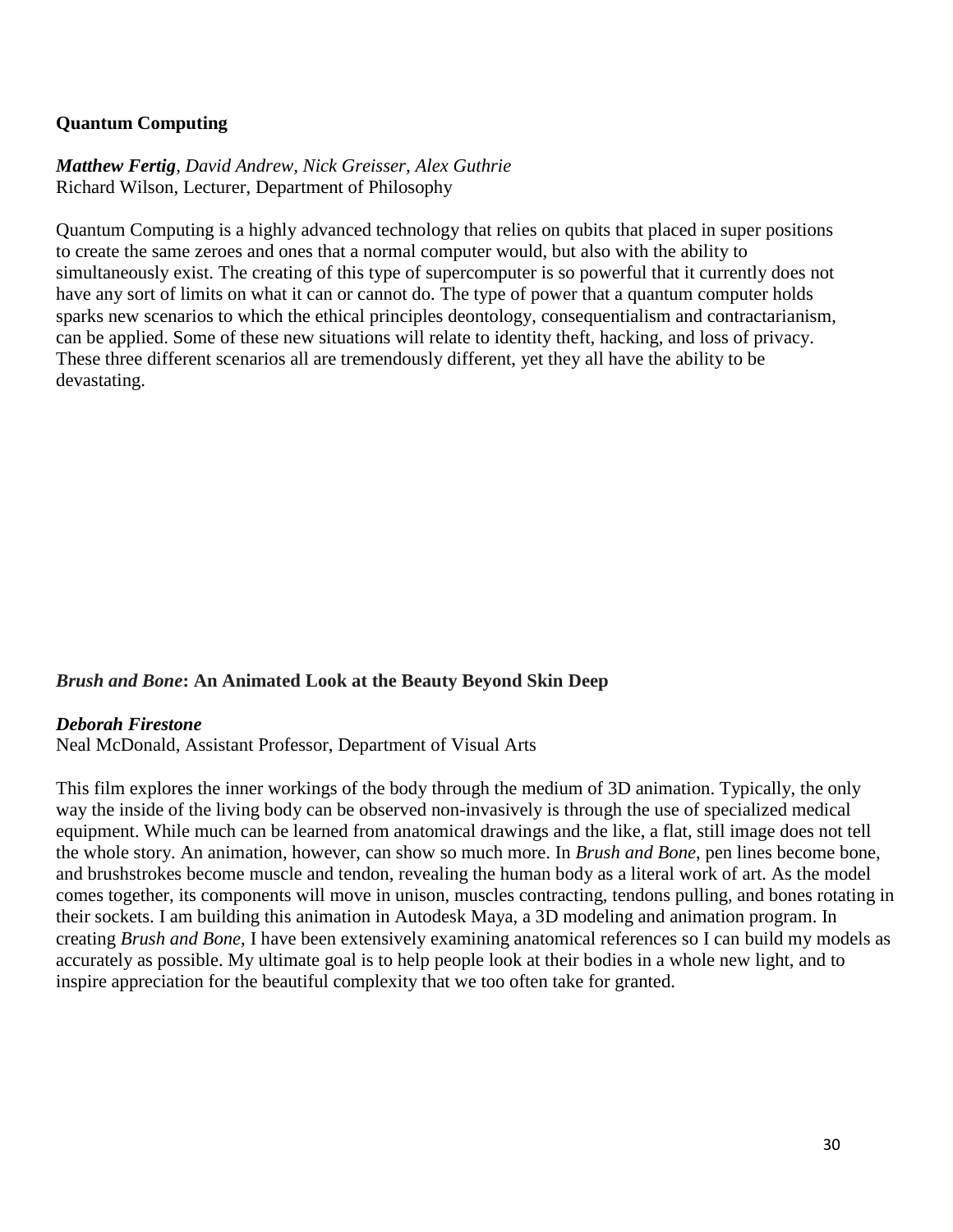## Quantum Computing

***Matthew Fertig****, David Andrew, Nick Greisser, Alex Guthrie*
Richard Wilson, Lecturer, Department of Philosophy

Quantum Computing is a highly advanced technology that relies on qubits that placed in super positions to create the same zeroes and ones that a normal computer would, but also with the ability to simultaneously exist. The creating of this type of supercomputer is so powerful that it currently does not have any sort of limits on what it can or cannot do. The type of power that a quantum computer holds sparks new scenarios to which the ethical principles deontology, consequentialism and contractarianism, can be applied. Some of these new situations will relate to identity theft, hacking, and loss of privacy. These three different scenarios all are tremendously different, yet they all have the ability to be devastating.

## *Brush and Bone*: An Animated Look at the Beauty Beyond Skin Deep

***Deborah Firestone***
Neal McDonald, Assistant Professor, Department of Visual Arts

This film explores the inner workings of the body through the medium of 3D animation. Typically, the only way the inside of the living body can be observed non-invasively is through the use of specialized medical equipment. While much can be learned from anatomical drawings and the like, a flat, still image does not tell the whole story. An animation, however, can show so much more. In *Brush and Bone*, pen lines become bone, and brushstrokes become muscle and tendon, revealing the human body as a literal work of art. As the model comes together, its components will move in unison, muscles contracting, tendons pulling, and bones rotating in their sockets. I am building this animation in Autodesk Maya, a 3D modeling and animation program. In creating *Brush and Bone*, I have been extensively examining anatomical references so I can build my models as accurately as possible. My ultimate goal is to help people look at their bodies in a whole new light, and to inspire appreciation for the beautiful complexity that we too often take for granted.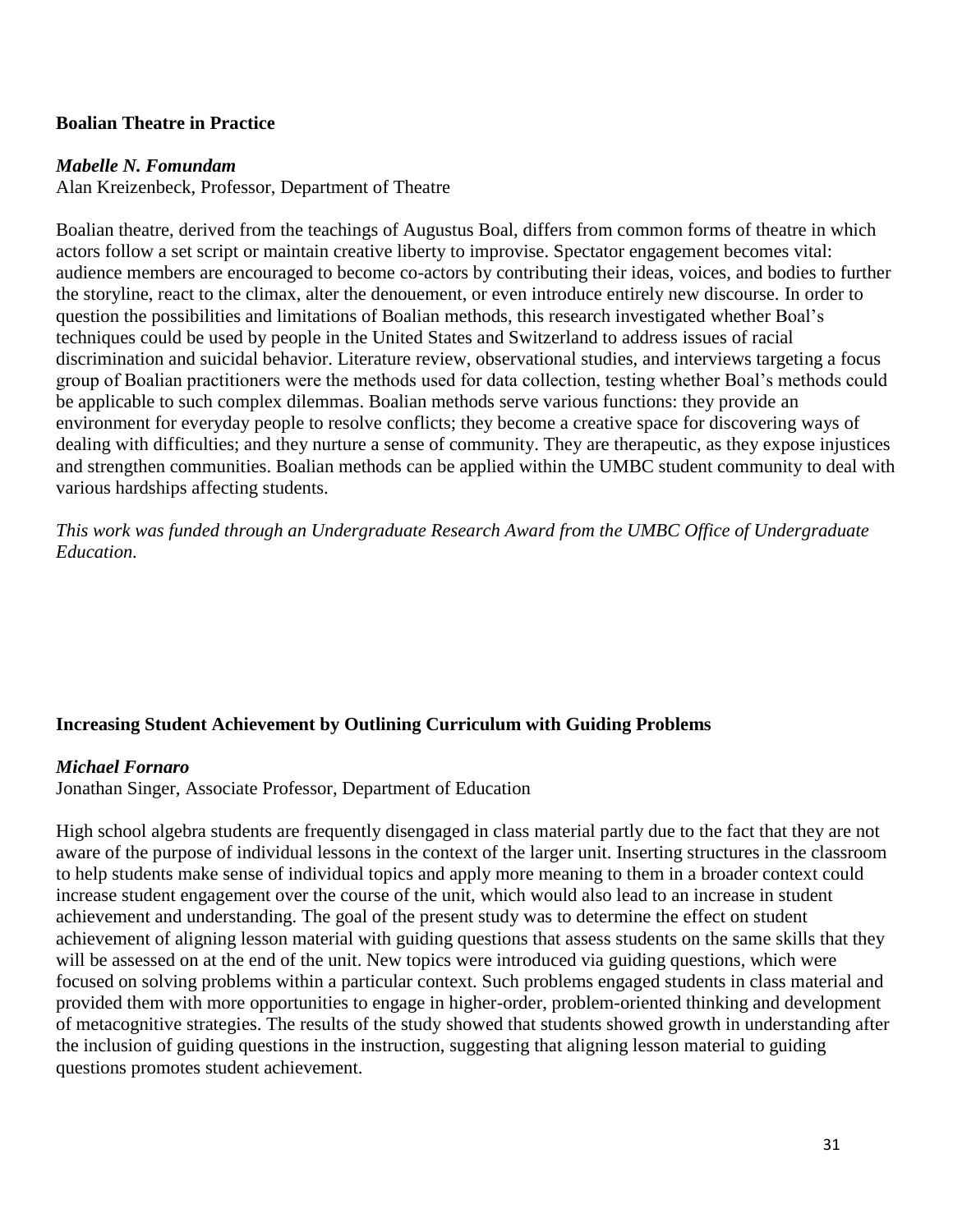### Boalian Theatre in Practice

***Mabelle N. Fomundam***
Alan Kreizenbeck, Professor, Department of Theatre

Boalian theatre, derived from the teachings of Augustus Boal, differs from common forms of theatre in which actors follow a set script or maintain creative liberty to improvise. Spectator engagement becomes vital: audience members are encouraged to become co-actors by contributing their ideas, voices, and bodies to further the storyline, react to the climax, alter the denouement, or even introduce entirely new discourse. In order to question the possibilities and limitations of Boalian methods, this research investigated whether Boal's techniques could be used by people in the United States and Switzerland to address issues of racial discrimination and suicidal behavior. Literature review, observational studies, and interviews targeting a focus group of Boalian practitioners were the methods used for data collection, testing whether Boal's methods could be applicable to such complex dilemmas. Boalian methods serve various functions: they provide an environment for everyday people to resolve conflicts; they become a creative space for discovering ways of dealing with difficulties; and they nurture a sense of community. They are therapeutic, as they expose injustices and strengthen communities. Boalian methods can be applied within the UMBC student community to deal with various hardships affecting students.

*This work was funded through an Undergraduate Research Award from the UMBC Office of Undergraduate Education.*

### Increasing Student Achievement by Outlining Curriculum with Guiding Problems

***Michael Fornaro***
Jonathan Singer, Associate Professor, Department of Education

High school algebra students are frequently disengaged in class material partly due to the fact that they are not aware of the purpose of individual lessons in the context of the larger unit. Inserting structures in the classroom to help students make sense of individual topics and apply more meaning to them in a broader context could increase student engagement over the course of the unit, which would also lead to an increase in student achievement and understanding. The goal of the present study was to determine the effect on student achievement of aligning lesson material with guiding questions that assess students on the same skills that they will be assessed on at the end of the unit. New topics were introduced via guiding questions, which were focused on solving problems within a particular context. Such problems engaged students in class material and provided them with more opportunities to engage in higher-order, problem-oriented thinking and development of metacognitive strategies. The results of the study showed that students showed growth in understanding after the inclusion of guiding questions in the instruction, suggesting that aligning lesson material to guiding questions promotes student achievement.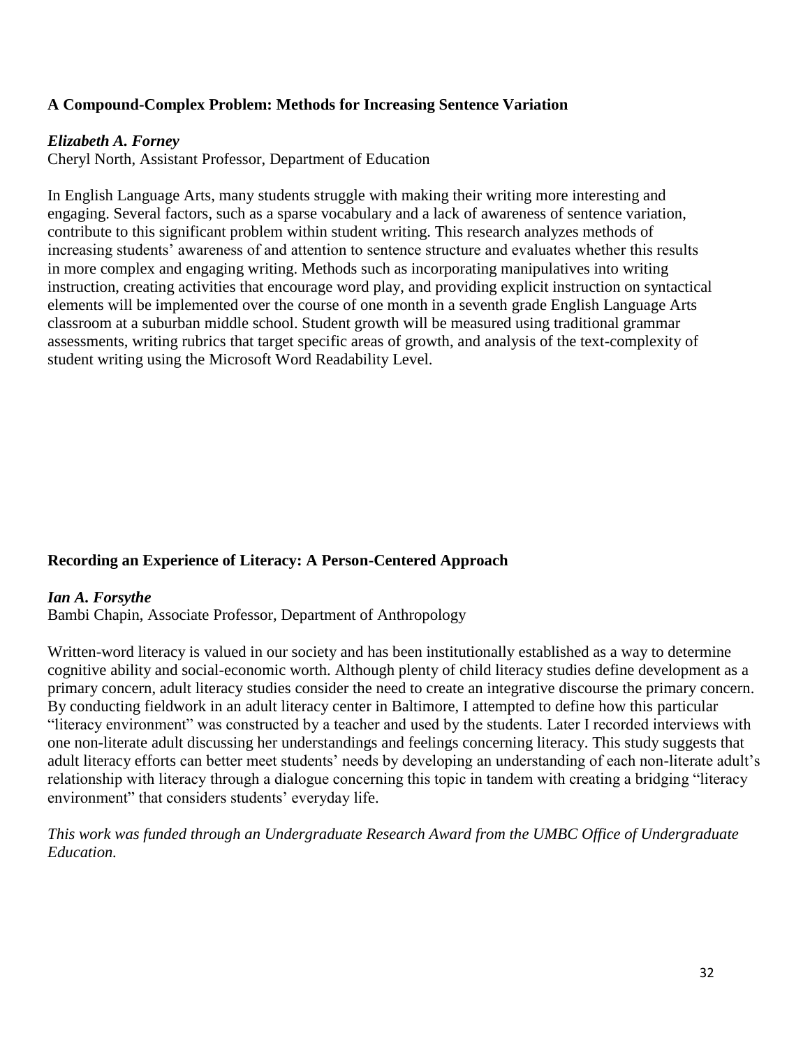### A Compound-Complex Problem: Methods for Increasing Sentence Variation

***Elizabeth A. Forney***
Cheryl North, Assistant Professor, Department of Education

In English Language Arts, many students struggle with making their writing more interesting and engaging. Several factors, such as a sparse vocabulary and a lack of awareness of sentence variation, contribute to this significant problem within student writing. This research analyzes methods of increasing students' awareness of and attention to sentence structure and evaluates whether this results in more complex and engaging writing. Methods such as incorporating manipulatives into writing instruction, creating activities that encourage word play, and providing explicit instruction on syntactical elements will be implemented over the course of one month in a seventh grade English Language Arts classroom at a suburban middle school. Student growth will be measured using traditional grammar assessments, writing rubrics that target specific areas of growth, and analysis of the text-complexity of student writing using the Microsoft Word Readability Level.

### Recording an Experience of Literacy: A Person-Centered Approach

***Ian A. Forsythe***
Bambi Chapin, Associate Professor, Department of Anthropology

Written-word literacy is valued in our society and has been institutionally established as a way to determine cognitive ability and social-economic worth. Although plenty of child literacy studies define development as a primary concern, adult literacy studies consider the need to create an integrative discourse the primary concern. By conducting fieldwork in an adult literacy center in Baltimore, I attempted to define how this particular "literacy environment" was constructed by a teacher and used by the students. Later I recorded interviews with one non-literate adult discussing her understandings and feelings concerning literacy. This study suggests that adult literacy efforts can better meet students' needs by developing an understanding of each non-literate adult's relationship with literacy through a dialogue concerning this topic in tandem with creating a bridging "literacy environment" that considers students' everyday life.

*This work was funded through an Undergraduate Research Award from the UMBC Office of Undergraduate Education.*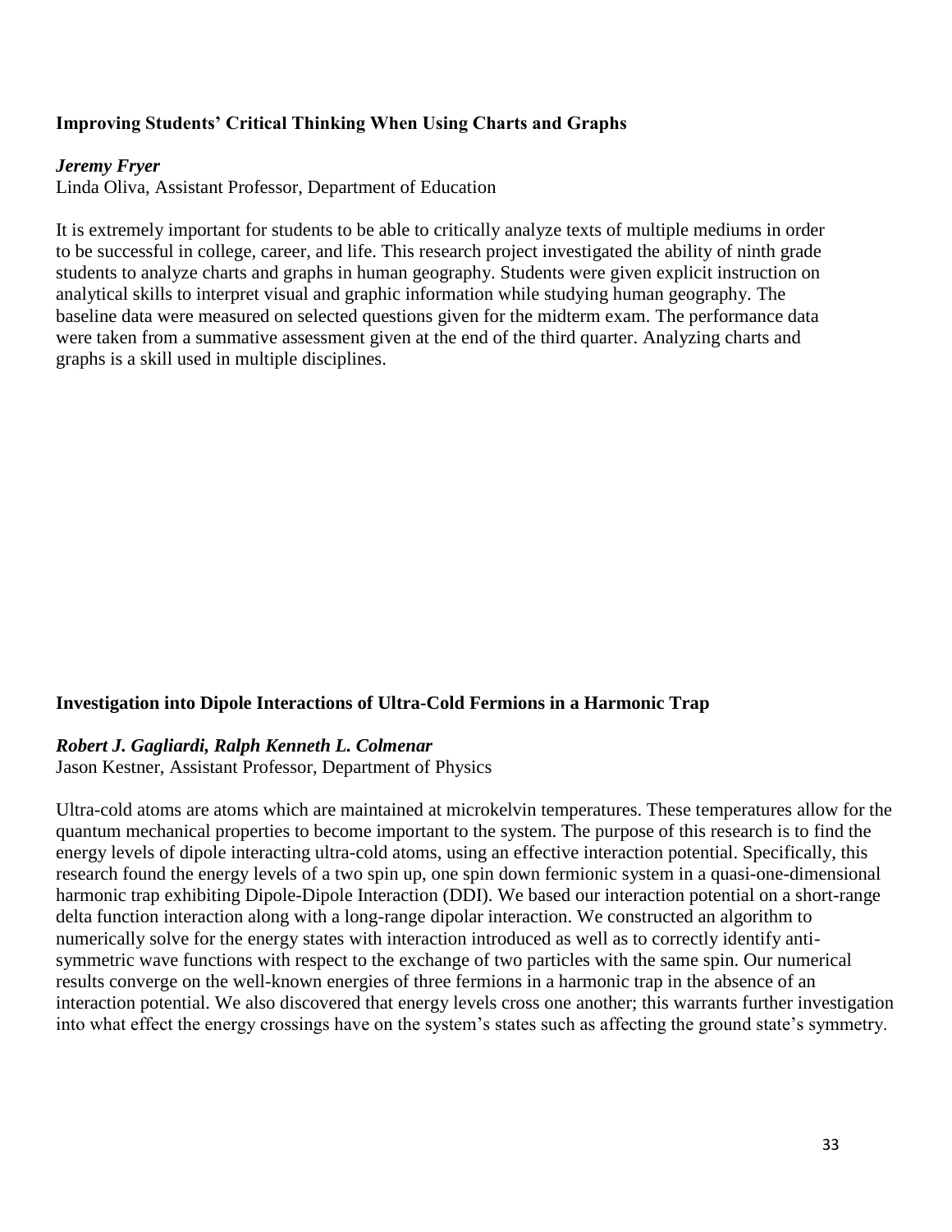**Improving Students' Critical Thinking When Using Charts and Graphs**

***Jeremy Fryer***
Linda Oliva, Assistant Professor, Department of Education

It is extremely important for students to be able to critically analyze texts of multiple mediums in order to be successful in college, career, and life. This research project investigated the ability of ninth grade students to analyze charts and graphs in human geography. Students were given explicit instruction on analytical skills to interpret visual and graphic information while studying human geography. The baseline data were measured on selected questions given for the midterm exam. The performance data were taken from a summative assessment given at the end of the third quarter. Analyzing charts and graphs is a skill used in multiple disciplines.

**Investigation into Dipole Interactions of Ultra-Cold Fermions in a Harmonic Trap**

***Robert J. Gagliardi, Ralph Kenneth L. Colmenar***
Jason Kestner, Assistant Professor, Department of Physics

Ultra-cold atoms are atoms which are maintained at microkelvin temperatures. These temperatures allow for the quantum mechanical properties to become important to the system. The purpose of this research is to find the energy levels of dipole interacting ultra-cold atoms, using an effective interaction potential. Specifically, this research found the energy levels of a two spin up, one spin down fermionic system in a quasi-one-dimensional harmonic trap exhibiting Dipole-Dipole Interaction (DDI). We based our interaction potential on a short-range delta function interaction along with a long-range dipolar interaction. We constructed an algorithm to numerically solve for the energy states with interaction introduced as well as to correctly identify anti-symmetric wave functions with respect to the exchange of two particles with the same spin. Our numerical results converge on the well-known energies of three fermions in a harmonic trap in the absence of an interaction potential. We also discovered that energy levels cross one another; this warrants further investigation into what effect the energy crossings have on the system's states such as affecting the ground state's symmetry.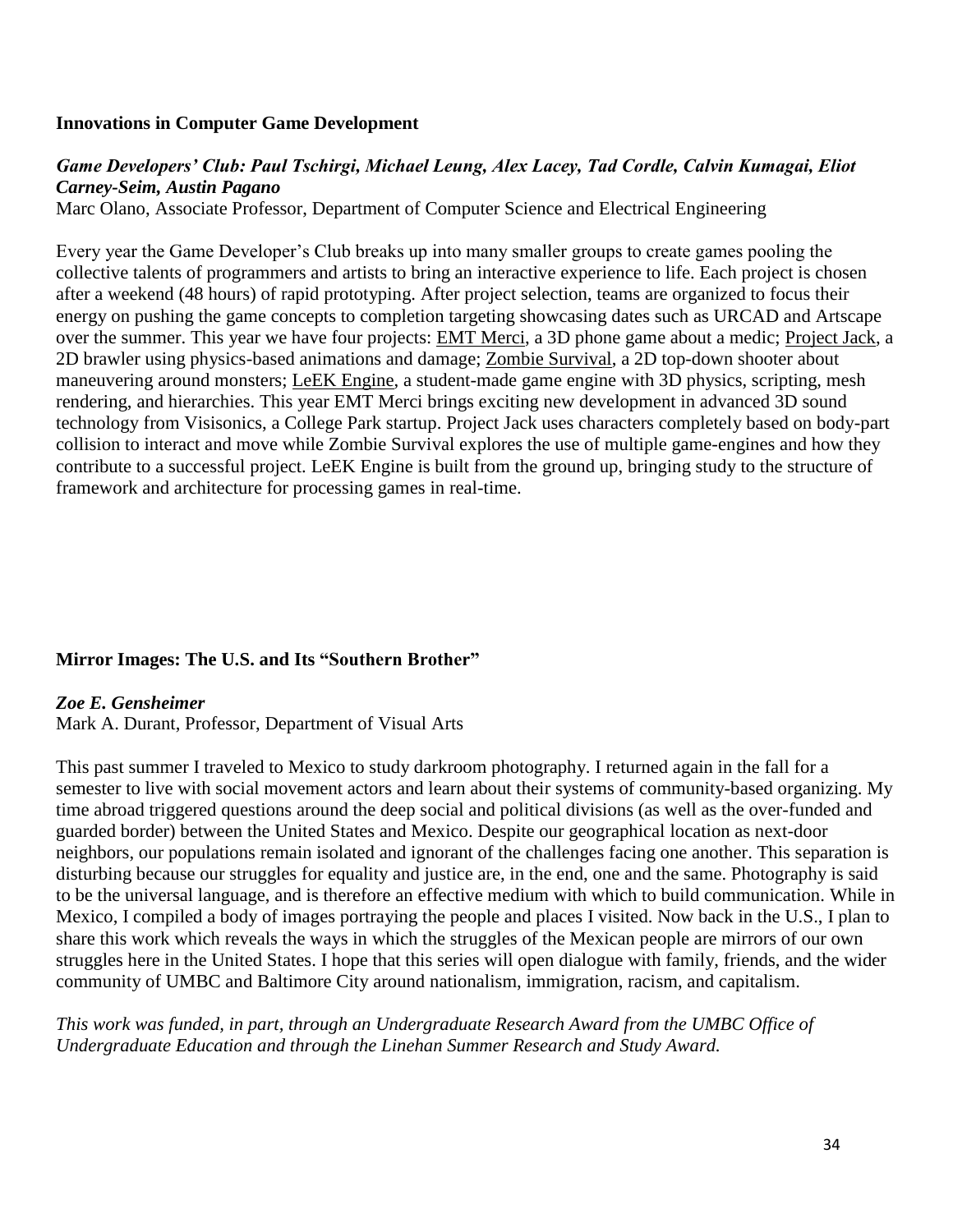**Innovations in Computer Game Development**

***Game Developers' Club: Paul Tschirgi, Michael Leung, Alex Lacey, Tad Cordle, Calvin Kumagai, Eliot Carney-Seim, Austin Pagano***
Marc Olano, Associate Professor, Department of Computer Science and Electrical Engineering

Every year the Game Developer's Club breaks up into many smaller groups to create games pooling the collective talents of programmers and artists to bring an interactive experience to life. Each project is chosen after a weekend (48 hours) of rapid prototyping. After project selection, teams are organized to focus their energy on pushing the game concepts to completion targeting showcasing dates such as URCAD and Artscape over the summer. This year we have four projects: EMT Merci, a 3D phone game about a medic; Project Jack, a 2D brawler using physics-based animations and damage; Zombie Survival, a 2D top-down shooter about maneuvering around monsters; LeEK Engine, a student-made game engine with 3D physics, scripting, mesh rendering, and hierarchies. This year EMT Merci brings exciting new development in advanced 3D sound technology from Visisonics, a College Park startup. Project Jack uses characters completely based on body-part collision to interact and move while Zombie Survival explores the use of multiple game-engines and how they contribute to a successful project. LeEK Engine is built from the ground up, bringing study to the structure of framework and architecture for processing games in real-time.

**Mirror Images: The U.S. and Its "Southern Brother"**

***Zoe E. Gensheimer***
Mark A. Durant, Professor, Department of Visual Arts

This past summer I traveled to Mexico to study darkroom photography. I returned again in the fall for a semester to live with social movement actors and learn about their systems of community-based organizing. My time abroad triggered questions around the deep social and political divisions (as well as the over-funded and guarded border) between the United States and Mexico. Despite our geographical location as next-door neighbors, our populations remain isolated and ignorant of the challenges facing one another. This separation is disturbing because our struggles for equality and justice are, in the end, one and the same. Photography is said to be the universal language, and is therefore an effective medium with which to build communication. While in Mexico, I compiled a body of images portraying the people and places I visited. Now back in the U.S., I plan to share this work which reveals the ways in which the struggles of the Mexican people are mirrors of our own struggles here in the United States. I hope that this series will open dialogue with family, friends, and the wider community of UMBC and Baltimore City around nationalism, immigration, racism, and capitalism.

*This work was funded, in part, through an Undergraduate Research Award from the UMBC Office of Undergraduate Education and through the Linehan Summer Research and Study Award.*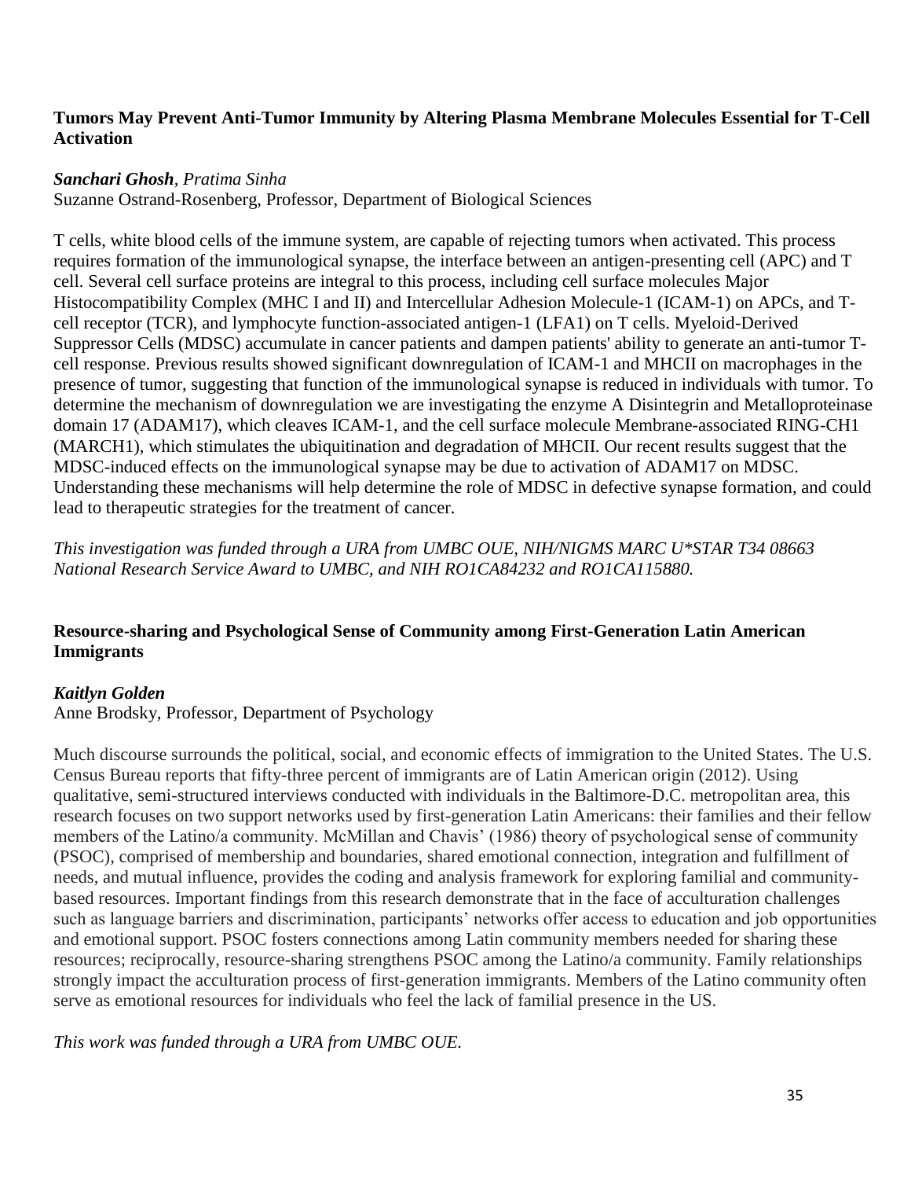### Tumors May Prevent Anti-Tumor Immunity by Altering Plasma Membrane Molecules Essential for T-Cell Activation

***Sanchari Ghosh***, *Pratima Sinha*
Suzanne Ostrand-Rosenberg, Professor, Department of Biological Sciences

T cells, white blood cells of the immune system, are capable of rejecting tumors when activated. This process requires formation of the immunological synapse, the interface between an antigen-presenting cell (APC) and T cell. Several cell surface proteins are integral to this process, including cell surface molecules Major Histocompatibility Complex (MHC I and II) and Intercellular Adhesion Molecule-1 (ICAM-1) on APCs, and T-cell receptor (TCR), and lymphocyte function-associated antigen-1 (LFA1) on T cells. Myeloid-Derived Suppressor Cells (MDSC) accumulate in cancer patients and dampen patients' ability to generate an anti-tumor T-cell response. Previous results showed significant downregulation of ICAM-1 and MHCII on macrophages in the presence of tumor, suggesting that function of the immunological synapse is reduced in individuals with tumor. To determine the mechanism of downregulation we are investigating the enzyme A Disintegrin and Metalloproteinase domain 17 (ADAM17), which cleaves ICAM-1, and the cell surface molecule Membrane-associated RING-CH1 (MARCH1), which stimulates the ubiquitination and degradation of MHCII. Our recent results suggest that the MDSC-induced effects on the immunological synapse may be due to activation of ADAM17 on MDSC. Understanding these mechanisms will help determine the role of MDSC in defective synapse formation, and could lead to therapeutic strategies for the treatment of cancer.

*This investigation was funded through a URA from UMBC OUE, NIH/NIGMS MARC U*STAR T34 08663 National Research Service Award to UMBC, and NIH RO1CA84232 and RO1CA115880.*

### Resource-sharing and Psychological Sense of Community among First-Generation Latin American Immigrants

***Kaitlyn Golden***
Anne Brodsky, Professor, Department of Psychology

Much discourse surrounds the political, social, and economic effects of immigration to the United States. The U.S. Census Bureau reports that fifty-three percent of immigrants are of Latin American origin (2012). Using qualitative, semi-structured interviews conducted with individuals in the Baltimore-D.C. metropolitan area, this research focuses on two support networks used by first-generation Latin Americans: their families and their fellow members of the Latino/a community. McMillan and Chavis' (1986) theory of psychological sense of community (PSOC), comprised of membership and boundaries, shared emotional connection, integration and fulfillment of needs, and mutual influence, provides the coding and analysis framework for exploring familial and community-based resources. Important findings from this research demonstrate that in the face of acculturation challenges such as language barriers and discrimination, participants' networks offer access to education and job opportunities and emotional support. PSOC fosters connections among Latin community members needed for sharing these resources; reciprocally, resource-sharing strengthens PSOC among the Latino/a community. Family relationships strongly impact the acculturation process of first-generation immigrants. Members of the Latino community often serve as emotional resources for individuals who feel the lack of familial presence in the US.

*This work was funded through a URA from UMBC OUE.*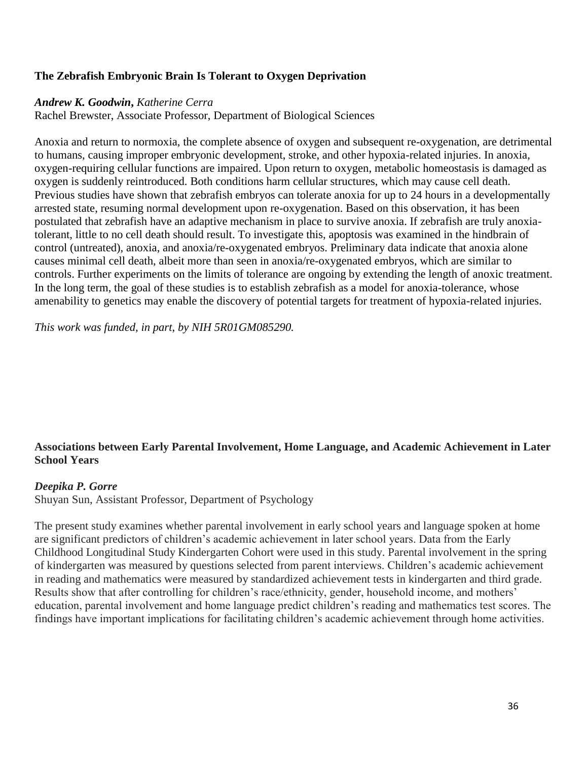### The Zebrafish Embryonic Brain Is Tolerant to Oxygen Deprivation

***Andrew K. Goodwin**, Katherine Cerra*

Rachel Brewster, Associate Professor, Department of Biological Sciences

Anoxia and return to normoxia, the complete absence of oxygen and subsequent re-oxygenation, are detrimental to humans, causing improper embryonic development, stroke, and other hypoxia-related injuries. In anoxia, oxygen-requiring cellular functions are impaired. Upon return to oxygen, metabolic homeostasis is damaged as oxygen is suddenly reintroduced. Both conditions harm cellular structures, which may cause cell death. Previous studies have shown that zebrafish embryos can tolerate anoxia for up to 24 hours in a developmentally arrested state, resuming normal development upon re-oxygenation. Based on this observation, it has been postulated that zebrafish have an adaptive mechanism in place to survive anoxia. If zebrafish are truly anoxia-tolerant, little to no cell death should result. To investigate this, apoptosis was examined in the hindbrain of control (untreated), anoxia, and anoxia/re-oxygenated embryos. Preliminary data indicate that anoxia alone causes minimal cell death, albeit more than seen in anoxia/re-oxygenated embryos, which are similar to controls. Further experiments on the limits of tolerance are ongoing by extending the length of anoxic treatment. In the long term, the goal of these studies is to establish zebrafish as a model for anoxia-tolerance, whose amenability to genetics may enable the discovery of potential targets for treatment of hypoxia-related injuries.

*This work was funded, in part, by NIH 5R01GM085290.*

### Associations between Early Parental Involvement, Home Language, and Academic Achievement in Later School Years

***Deepika P. Gorre***

Shuyan Sun, Assistant Professor, Department of Psychology

The present study examines whether parental involvement in early school years and language spoken at home are significant predictors of children's academic achievement in later school years. Data from the Early Childhood Longitudinal Study Kindergarten Cohort were used in this study. Parental involvement in the spring of kindergarten was measured by questions selected from parent interviews. Children's academic achievement in reading and mathematics were measured by standardized achievement tests in kindergarten and third grade. Results show that after controlling for children's race/ethnicity, gender, household income, and mothers' education, parental involvement and home language predict children's reading and mathematics test scores. The findings have important implications for facilitating children's academic achievement through home activities.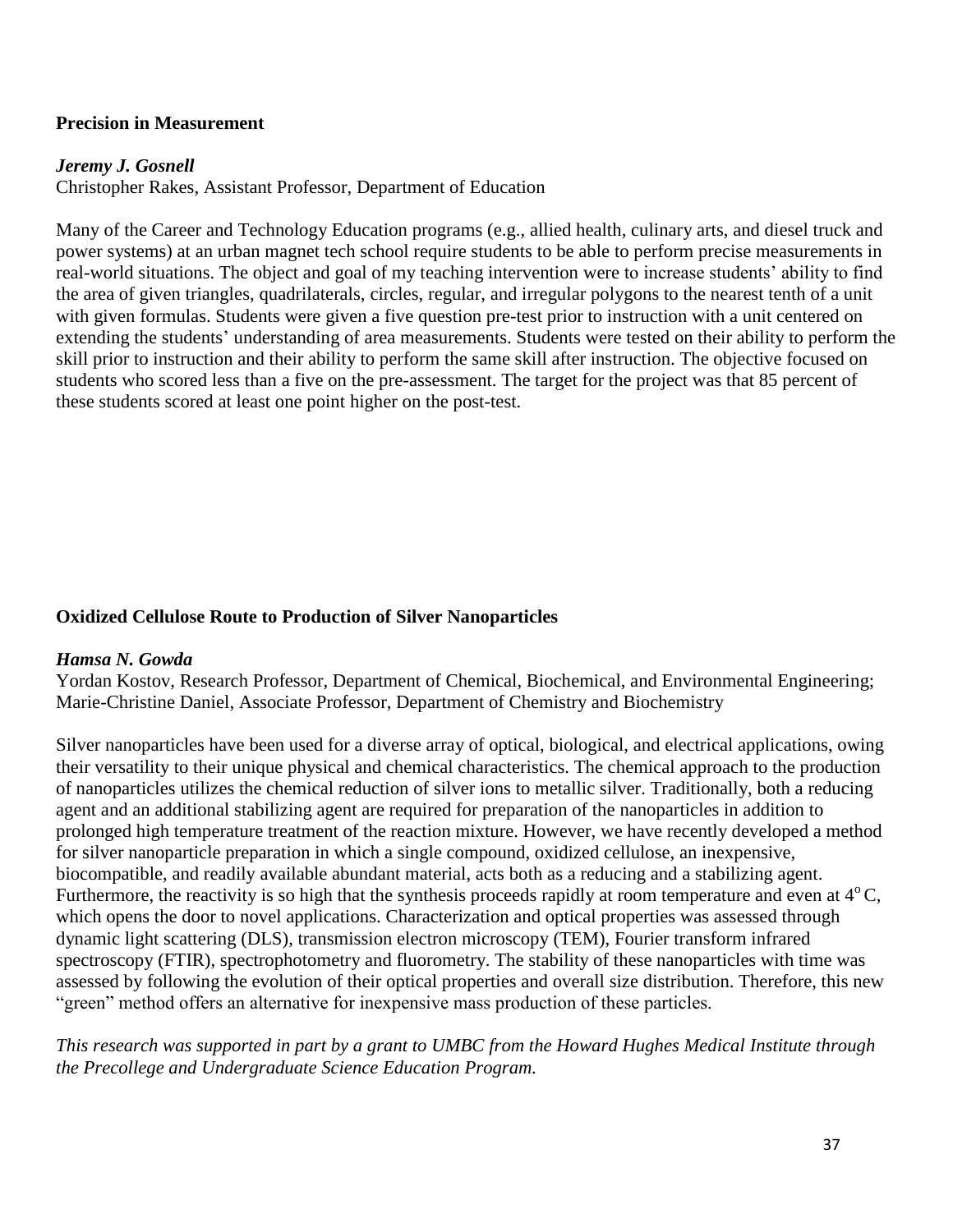## Precision in Measurement

***Jeremy J. Gosnell***

Christopher Rakes, Assistant Professor, Department of Education

Many of the Career and Technology Education programs (e.g., allied health, culinary arts, and diesel truck and power systems) at an urban magnet tech school require students to be able to perform precise measurements in real-world situations. The object and goal of my teaching intervention were to increase students' ability to find the area of given triangles, quadrilaterals, circles, regular, and irregular polygons to the nearest tenth of a unit with given formulas. Students were given a five question pre-test prior to instruction with a unit centered on extending the students' understanding of area measurements. Students were tested on their ability to perform the skill prior to instruction and their ability to perform the same skill after instruction. The objective focused on students who scored less than a five on the pre-assessment. The target for the project was that 85 percent of these students scored at least one point higher on the post-test.

## Oxidized Cellulose Route to Production of Silver Nanoparticles

***Hamsa N. Gowda***

Yordan Kostov, Research Professor, Department of Chemical, Biochemical, and Environmental Engineering; Marie-Christine Daniel, Associate Professor, Department of Chemistry and Biochemistry

Silver nanoparticles have been used for a diverse array of optical, biological, and electrical applications, owing their versatility to their unique physical and chemical characteristics. The chemical approach to the production of nanoparticles utilizes the chemical reduction of silver ions to metallic silver. Traditionally, both a reducing agent and an additional stabilizing agent are required for preparation of the nanoparticles in addition to prolonged high temperature treatment of the reaction mixture. However, we have recently developed a method for silver nanoparticle preparation in which a single compound, oxidized cellulose, an inexpensive, biocompatible, and readily available abundant material, acts both as a reducing and a stabilizing agent. Furthermore, the reactivity is so high that the synthesis proceeds rapidly at room temperature and even at $4^{o}$C, which opens the door to novel applications. Characterization and optical properties was assessed through dynamic light scattering (DLS), transmission electron microscopy (TEM), Fourier transform infrared spectroscopy (FTIR), spectrophotometry and fluorometry. The stability of these nanoparticles with time was assessed by following the evolution of their optical properties and overall size distribution. Therefore, this new "green" method offers an alternative for inexpensive mass production of these particles.

*This research was supported in part by a grant to UMBC from the Howard Hughes Medical Institute through the Precollege and Undergraduate Science Education Program.*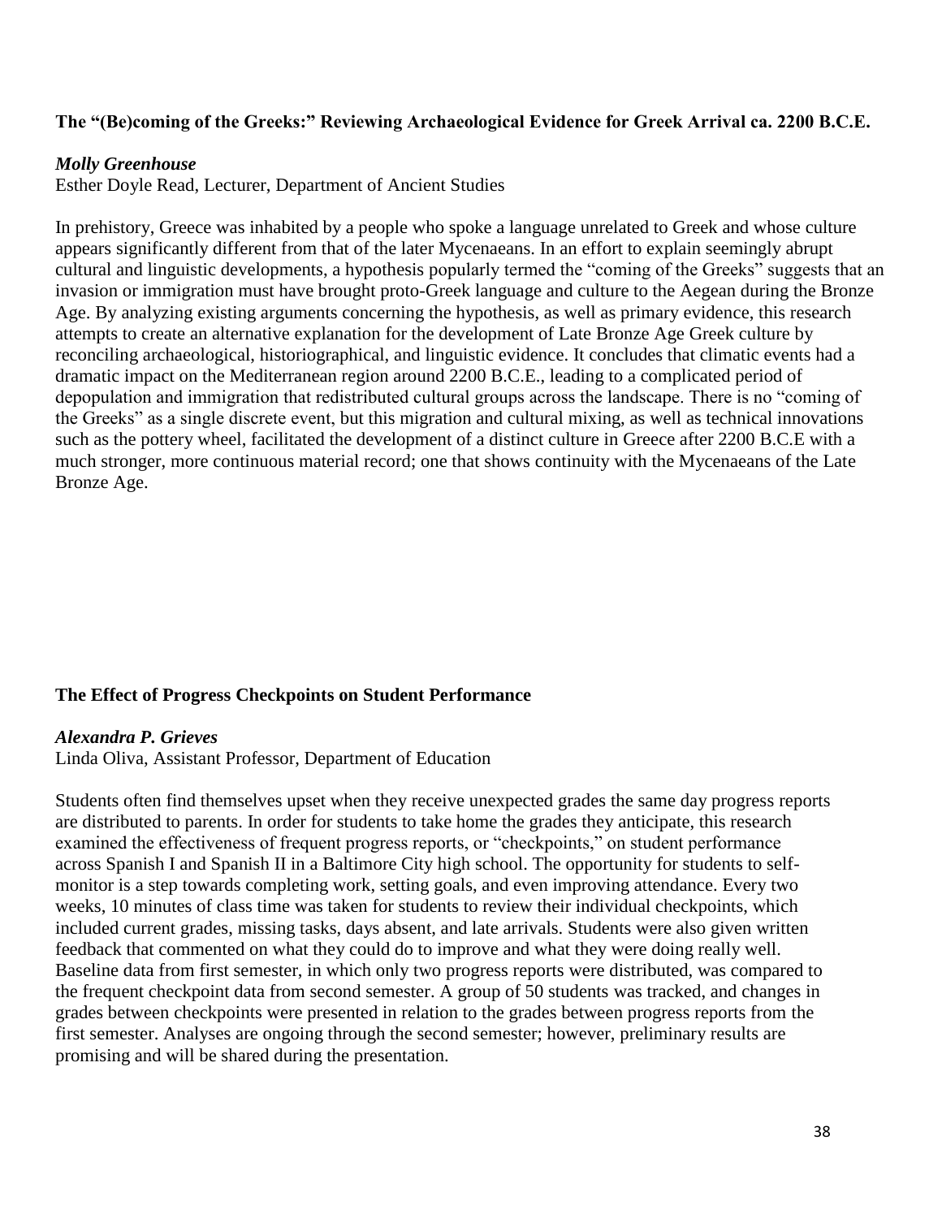### The "(Be)coming of the Greeks:" Reviewing Archaeological Evidence for Greek Arrival ca. 2200 B.C.E.

***Molly Greenhouse***
Esther Doyle Read, Lecturer, Department of Ancient Studies

In prehistory, Greece was inhabited by a people who spoke a language unrelated to Greek and whose culture appears significantly different from that of the later Mycenaeans. In an effort to explain seemingly abrupt cultural and linguistic developments, a hypothesis popularly termed the "coming of the Greeks" suggests that an invasion or immigration must have brought proto-Greek language and culture to the Aegean during the Bronze Age. By analyzing existing arguments concerning the hypothesis, as well as primary evidence, this research attempts to create an alternative explanation for the development of Late Bronze Age Greek culture by reconciling archaeological, historiographical, and linguistic evidence. It concludes that climatic events had a dramatic impact on the Mediterranean region around 2200 B.C.E., leading to a complicated period of depopulation and immigration that redistributed cultural groups across the landscape. There is no "coming of the Greeks" as a single discrete event, but this migration and cultural mixing, as well as technical innovations such as the pottery wheel, facilitated the development of a distinct culture in Greece after 2200 B.C.E with a much stronger, more continuous material record; one that shows continuity with the Mycenaeans of the Late Bronze Age.

### The Effect of Progress Checkpoints on Student Performance

***Alexandra P. Grieves***
Linda Oliva, Assistant Professor, Department of Education

Students often find themselves upset when they receive unexpected grades the same day progress reports are distributed to parents. In order for students to take home the grades they anticipate, this research examined the effectiveness of frequent progress reports, or "checkpoints," on student performance across Spanish I and Spanish II in a Baltimore City high school. The opportunity for students to self-monitor is a step towards completing work, setting goals, and even improving attendance. Every two weeks, 10 minutes of class time was taken for students to review their individual checkpoints, which included current grades, missing tasks, days absent, and late arrivals. Students were also given written feedback that commented on what they could do to improve and what they were doing really well. Baseline data from first semester, in which only two progress reports were distributed, was compared to the frequent checkpoint data from second semester. A group of 50 students was tracked, and changes in grades between checkpoints were presented in relation to the grades between progress reports from the first semester. Analyses are ongoing through the second semester; however, preliminary results are promising and will be shared during the presentation.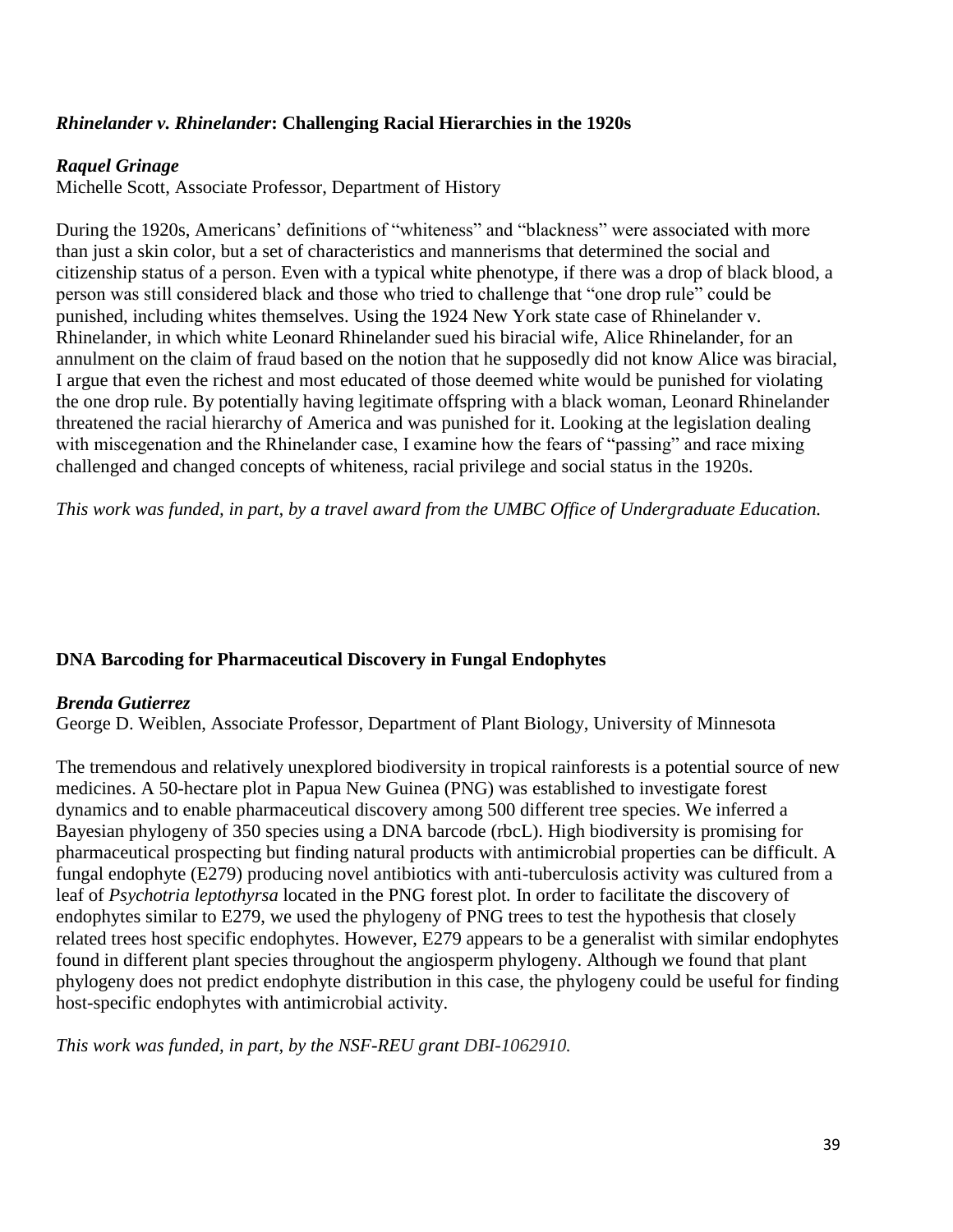### ***Rhinelander v. Rhinelander*: Challenging Racial Hierarchies in the 1920s**

***Raquel Grinage***
Michelle Scott, Associate Professor, Department of History

During the 1920s, Americans' definitions of "whiteness" and "blackness" were associated with more than just a skin color, but a set of characteristics and mannerisms that determined the social and citizenship status of a person. Even with a typical white phenotype, if there was a drop of black blood, a person was still considered black and those who tried to challenge that "one drop rule" could be punished, including whites themselves. Using the 1924 New York state case of Rhinelander v. Rhinelander, in which white Leonard Rhinelander sued his biracial wife, Alice Rhinelander, for an annulment on the claim of fraud based on the notion that he supposedly did not know Alice was biracial, I argue that even the richest and most educated of those deemed white would be punished for violating the one drop rule. By potentially having legitimate offspring with a black woman, Leonard Rhinelander threatened the racial hierarchy of America and was punished for it. Looking at the legislation dealing with miscegenation and the Rhinelander case, I examine how the fears of "passing" and race mixing challenged and changed concepts of whiteness, racial privilege and social status in the 1920s.

*This work was funded, in part, by a travel award from the UMBC Office of Undergraduate Education.*

### **DNA Barcoding for Pharmaceutical Discovery in Fungal Endophytes**

***Brenda Gutierrez***
George D. Weiblen, Associate Professor, Department of Plant Biology, University of Minnesota

The tremendous and relatively unexplored biodiversity in tropical rainforests is a potential source of new medicines. A 50-hectare plot in Papua New Guinea (PNG) was established to investigate forest dynamics and to enable pharmaceutical discovery among 500 different tree species. We inferred a Bayesian phylogeny of 350 species using a DNA barcode (rbcL). High biodiversity is promising for pharmaceutical prospecting but finding natural products with antimicrobial properties can be difficult. A fungal endophyte (E279) producing novel antibiotics with anti-tuberculosis activity was cultured from a leaf of *Psychotria leptothyrsa* located in the PNG forest plot. In order to facilitate the discovery of endophytes similar to E279, we used the phylogeny of PNG trees to test the hypothesis that closely related trees host specific endophytes. However, E279 appears to be a generalist with similar endophytes found in different plant species throughout the angiosperm phylogeny. Although we found that plant phylogeny does not predict endophyte distribution in this case, the phylogeny could be useful for finding host-specific endophytes with antimicrobial activity.

*This work was funded, in part, by the NSF-REU grant DBI-1062910.*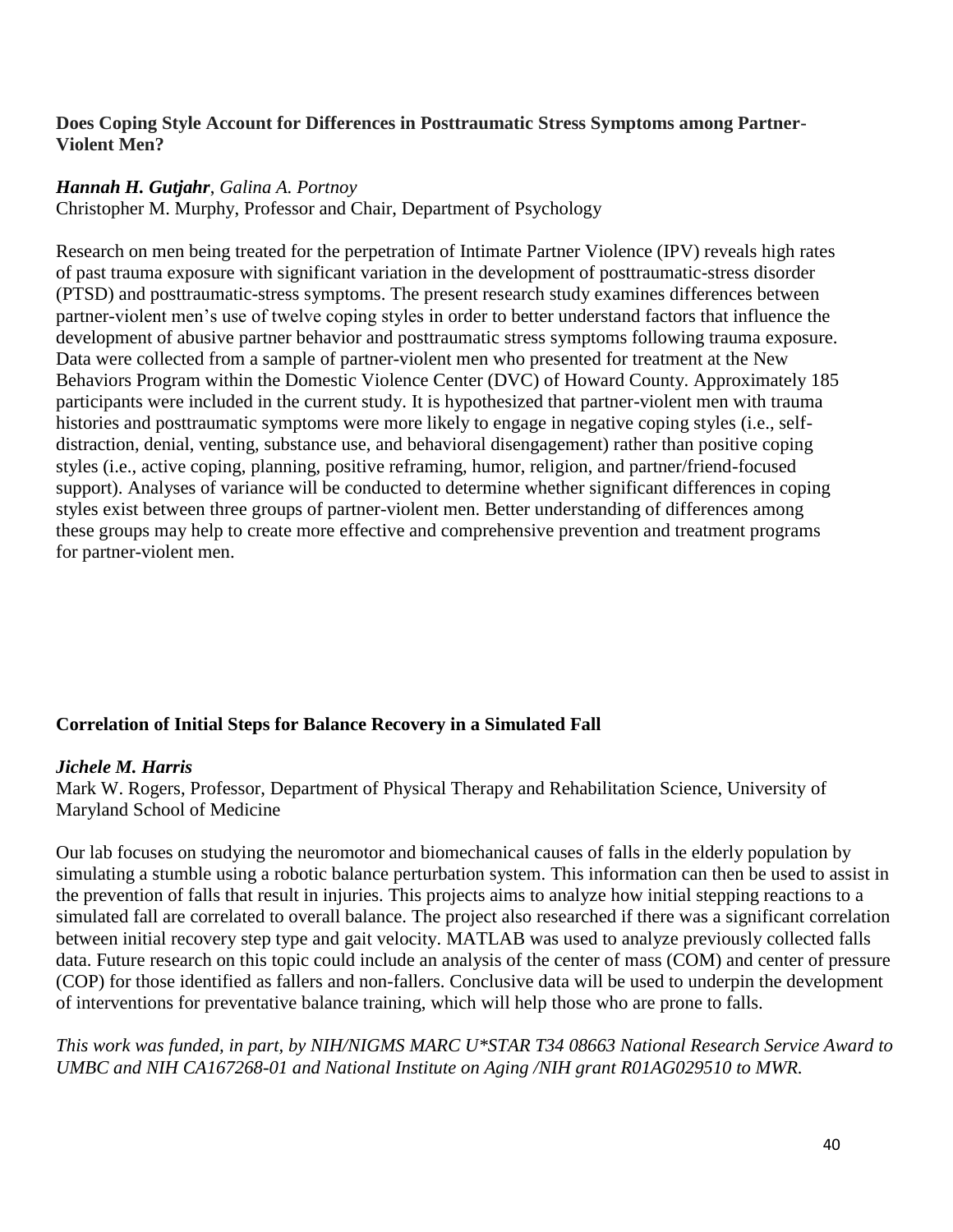### Does Coping Style Account for Differences in Posttraumatic Stress Symptoms among Partner-Violent Men?

***Hannah H. Gutjahr***, *Galina A. Portnoy*
Christopher M. Murphy, Professor and Chair, Department of Psychology

Research on men being treated for the perpetration of Intimate Partner Violence (IPV) reveals high rates of past trauma exposure with significant variation in the development of posttraumatic-stress disorder (PTSD) and posttraumatic-stress symptoms. The present research study examines differences between partner-violent men's use of twelve coping styles in order to better understand factors that influence the development of abusive partner behavior and posttraumatic stress symptoms following trauma exposure. Data were collected from a sample of partner-violent men who presented for treatment at the New Behaviors Program within the Domestic Violence Center (DVC) of Howard County. Approximately 185 participants were included in the current study. It is hypothesized that partner-violent men with trauma histories and posttraumatic symptoms were more likely to engage in negative coping styles (i.e., self-distraction, denial, venting, substance use, and behavioral disengagement) rather than positive coping styles (i.e., active coping, planning, positive reframing, humor, religion, and partner/friend-focused support). Analyses of variance will be conducted to determine whether significant differences in coping styles exist between three groups of partner-violent men. Better understanding of differences among these groups may help to create more effective and comprehensive prevention and treatment programs for partner-violent men.

### Correlation of Initial Steps for Balance Recovery in a Simulated Fall

***Jichele M. Harris***
Mark W. Rogers, Professor, Department of Physical Therapy and Rehabilitation Science, University of Maryland School of Medicine

Our lab focuses on studying the neuromotor and biomechanical causes of falls in the elderly population by simulating a stumble using a robotic balance perturbation system. This information can then be used to assist in the prevention of falls that result in injuries. This projects aims to analyze how initial stepping reactions to a simulated fall are correlated to overall balance. The project also researched if there was a significant correlation between initial recovery step type and gait velocity. MATLAB was used to analyze previously collected falls data. Future research on this topic could include an analysis of the center of mass (COM) and center of pressure (COP) for those identified as fallers and non-fallers. Conclusive data will be used to underpin the development of interventions for preventative balance training, which will help those who are prone to falls.

*This work was funded, in part, by NIH/NIGMS MARC U*STAR T34 08663 National Research Service Award to UMBC and NIH CA167268-01 and National Institute on Aging /NIH grant R01AG029510 to MWR.*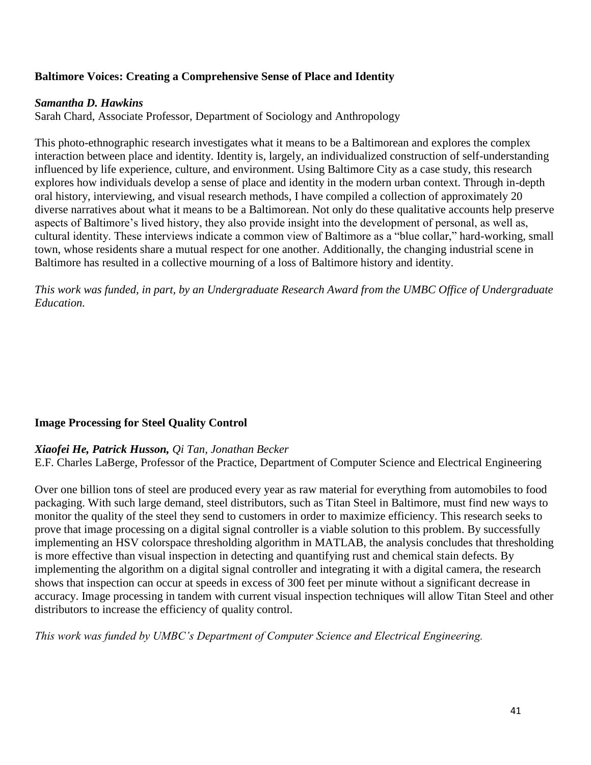**Baltimore Voices: Creating a Comprehensive Sense of Place and Identity**

***Samantha D. Hawkins***
Sarah Chard, Associate Professor, Department of Sociology and Anthropology

This photo-ethnographic research investigates what it means to be a Baltimorean and explores the complex interaction between place and identity. Identity is, largely, an individualized construction of self-understanding influenced by life experience, culture, and environment. Using Baltimore City as a case study, this research explores how individuals develop a sense of place and identity in the modern urban context. Through in-depth oral history, interviewing, and visual research methods, I have compiled a collection of approximately 20 diverse narratives about what it means to be a Baltimorean. Not only do these qualitative accounts help preserve aspects of Baltimore's lived history, they also provide insight into the development of personal, as well as, cultural identity. These interviews indicate a common view of Baltimore as a "blue collar," hard-working, small town, whose residents share a mutual respect for one another. Additionally, the changing industrial scene in Baltimore has resulted in a collective mourning of a loss of Baltimore history and identity.

*This work was funded, in part, by an Undergraduate Research Award from the UMBC Office of Undergraduate Education.*

**Image Processing for Steel Quality Control**

***Xiaofei He, Patrick Husson,*** *Qi Tan, Jonathan Becker*
E.F. Charles LaBerge, Professor of the Practice, Department of Computer Science and Electrical Engineering

Over one billion tons of steel are produced every year as raw material for everything from automobiles to food packaging. With such large demand, steel distributors, such as Titan Steel in Baltimore, must find new ways to monitor the quality of the steel they send to customers in order to maximize efficiency. This research seeks to prove that image processing on a digital signal controller is a viable solution to this problem. By successfully implementing an HSV colorspace thresholding algorithm in MATLAB, the analysis concludes that thresholding is more effective than visual inspection in detecting and quantifying rust and chemical stain defects. By implementing the algorithm on a digital signal controller and integrating it with a digital camera, the research shows that inspection can occur at speeds in excess of 300 feet per minute without a significant decrease in accuracy. Image processing in tandem with current visual inspection techniques will allow Titan Steel and other distributors to increase the efficiency of quality control.

*This work was funded by UMBC's Department of Computer Science and Electrical Engineering.*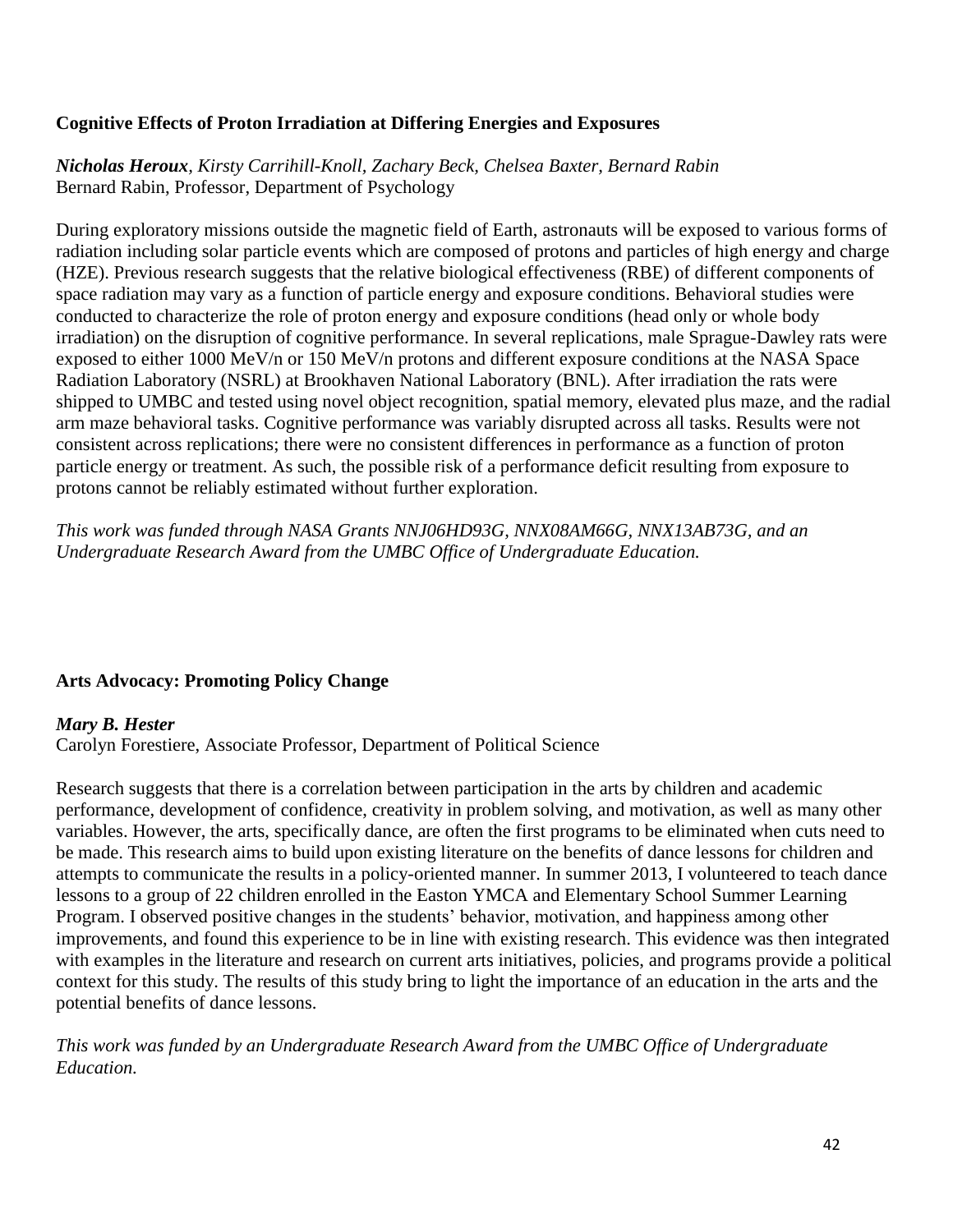### Cognitive Effects of Proton Irradiation at Differing Energies and Exposures

***Nicholas Heroux**, Kirsty Carrihill-Knoll, Zachary Beck, Chelsea Baxter, Bernard Rabin*
Bernard Rabin, Professor, Department of Psychology

During exploratory missions outside the magnetic field of Earth, astronauts will be exposed to various forms of radiation including solar particle events which are composed of protons and particles of high energy and charge (HZE). Previous research suggests that the relative biological effectiveness (RBE) of different components of space radiation may vary as a function of particle energy and exposure conditions. Behavioral studies were conducted to characterize the role of proton energy and exposure conditions (head only or whole body irradiation) on the disruption of cognitive performance. In several replications, male Sprague-Dawley rats were exposed to either 1000 MeV/n or 150 MeV/n protons and different exposure conditions at the NASA Space Radiation Laboratory (NSRL) at Brookhaven National Laboratory (BNL). After irradiation the rats were shipped to UMBC and tested using novel object recognition, spatial memory, elevated plus maze, and the radial arm maze behavioral tasks. Cognitive performance was variably disrupted across all tasks. Results were not consistent across replications; there were no consistent differences in performance as a function of proton particle energy or treatment. As such, the possible risk of a performance deficit resulting from exposure to protons cannot be reliably estimated without further exploration.

*This work was funded through NASA Grants NNJ06HD93G, NNX08AM66G, NNX13AB73G, and an Undergraduate Research Award from the UMBC Office of Undergraduate Education.*

### Arts Advocacy: Promoting Policy Change

***Mary B. Hester***
Carolyn Forestiere, Associate Professor, Department of Political Science

Research suggests that there is a correlation between participation in the arts by children and academic performance, development of confidence, creativity in problem solving, and motivation, as well as many other variables. However, the arts, specifically dance, are often the first programs to be eliminated when cuts need to be made. This research aims to build upon existing literature on the benefits of dance lessons for children and attempts to communicate the results in a policy-oriented manner. In summer 2013, I volunteered to teach dance lessons to a group of 22 children enrolled in the Easton YMCA and Elementary School Summer Learning Program. I observed positive changes in the students' behavior, motivation, and happiness among other improvements, and found this experience to be in line with existing research. This evidence was then integrated with examples in the literature and research on current arts initiatives, policies, and programs provide a political context for this study. The results of this study bring to light the importance of an education in the arts and the potential benefits of dance lessons.

*This work was funded by an Undergraduate Research Award from the UMBC Office of Undergraduate Education.*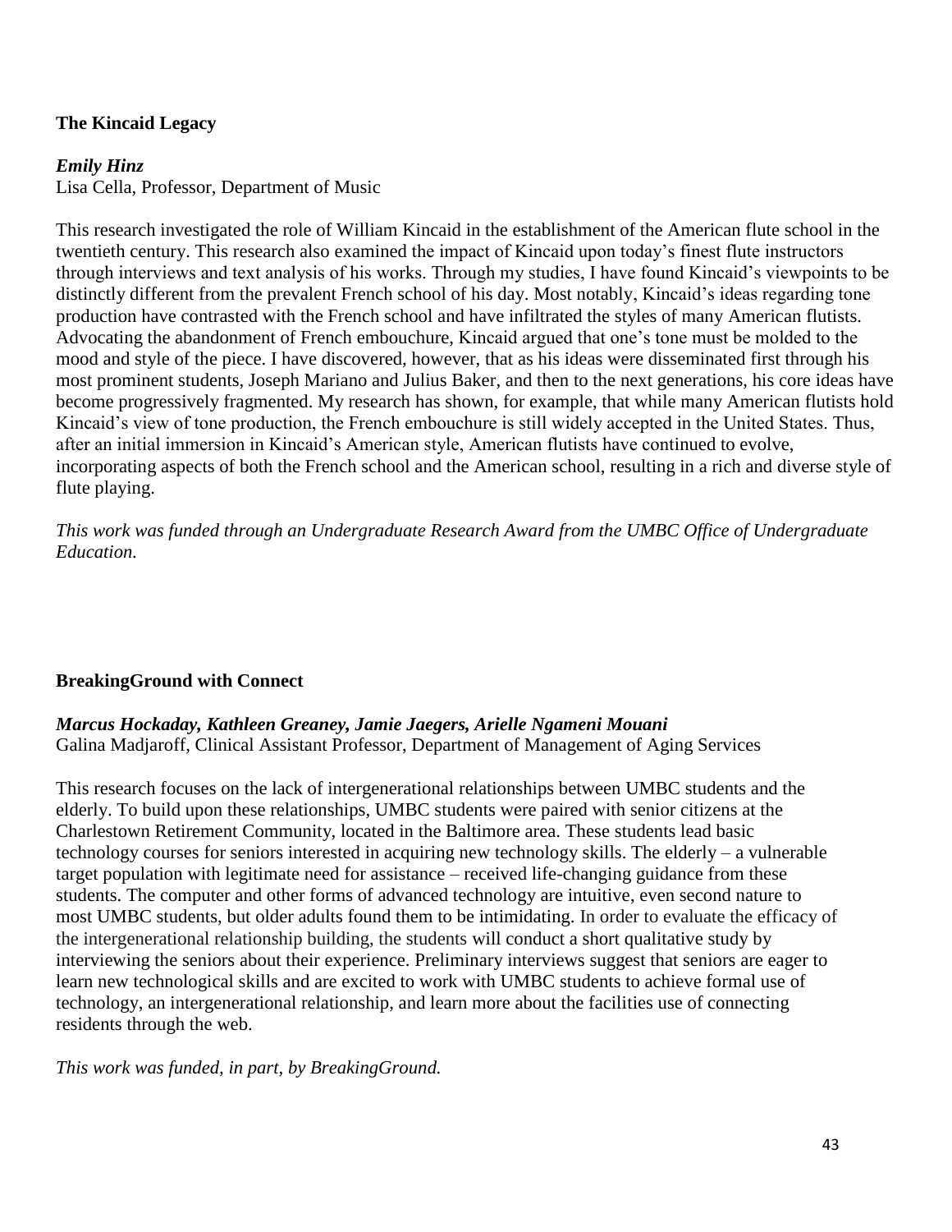### The Kincaid Legacy

***Emily Hinz***
Lisa Cella, Professor, Department of Music

This research investigated the role of William Kincaid in the establishment of the American flute school in the twentieth century. This research also examined the impact of Kincaid upon today's finest flute instructors through interviews and text analysis of his works. Through my studies, I have found Kincaid's viewpoints to be distinctly different from the prevalent French school of his day. Most notably, Kincaid's ideas regarding tone production have contrasted with the French school and have infiltrated the styles of many American flutists. Advocating the abandonment of French embouchure, Kincaid argued that one's tone must be molded to the mood and style of the piece. I have discovered, however, that as his ideas were disseminated first through his most prominent students, Joseph Mariano and Julius Baker, and then to the next generations, his core ideas have become progressively fragmented. My research has shown, for example, that while many American flutists hold Kincaid's view of tone production, the French embouchure is still widely accepted in the United States. Thus, after an initial immersion in Kincaid's American style, American flutists have continued to evolve, incorporating aspects of both the French school and the American school, resulting in a rich and diverse style of flute playing.

*This work was funded through an Undergraduate Research Award from the UMBC Office of Undergraduate Education.*

### BreakingGround with Connect

***Marcus Hockaday, Kathleen Greaney, Jamie Jaegers, Arielle Ngameni Mouani***
Galina Madjaroff, Clinical Assistant Professor, Department of Management of Aging Services

This research focuses on the lack of intergenerational relationships between UMBC students and the elderly. To build upon these relationships, UMBC students were paired with senior citizens at the Charlestown Retirement Community, located in the Baltimore area. These students lead basic technology courses for seniors interested in acquiring new technology skills. The elderly – a vulnerable target population with legitimate need for assistance – received life-changing guidance from these students. The computer and other forms of advanced technology are intuitive, even second nature to most UMBC students, but older adults found them to be intimidating. In order to evaluate the efficacy of the intergenerational relationship building, the students will conduct a short qualitative study by interviewing the seniors about their experience. Preliminary interviews suggest that seniors are eager to learn new technological skills and are excited to work with UMBC students to achieve formal use of technology, an intergenerational relationship, and learn more about the facilities use of connecting residents through the web.

*This work was funded, in part, by BreakingGround.*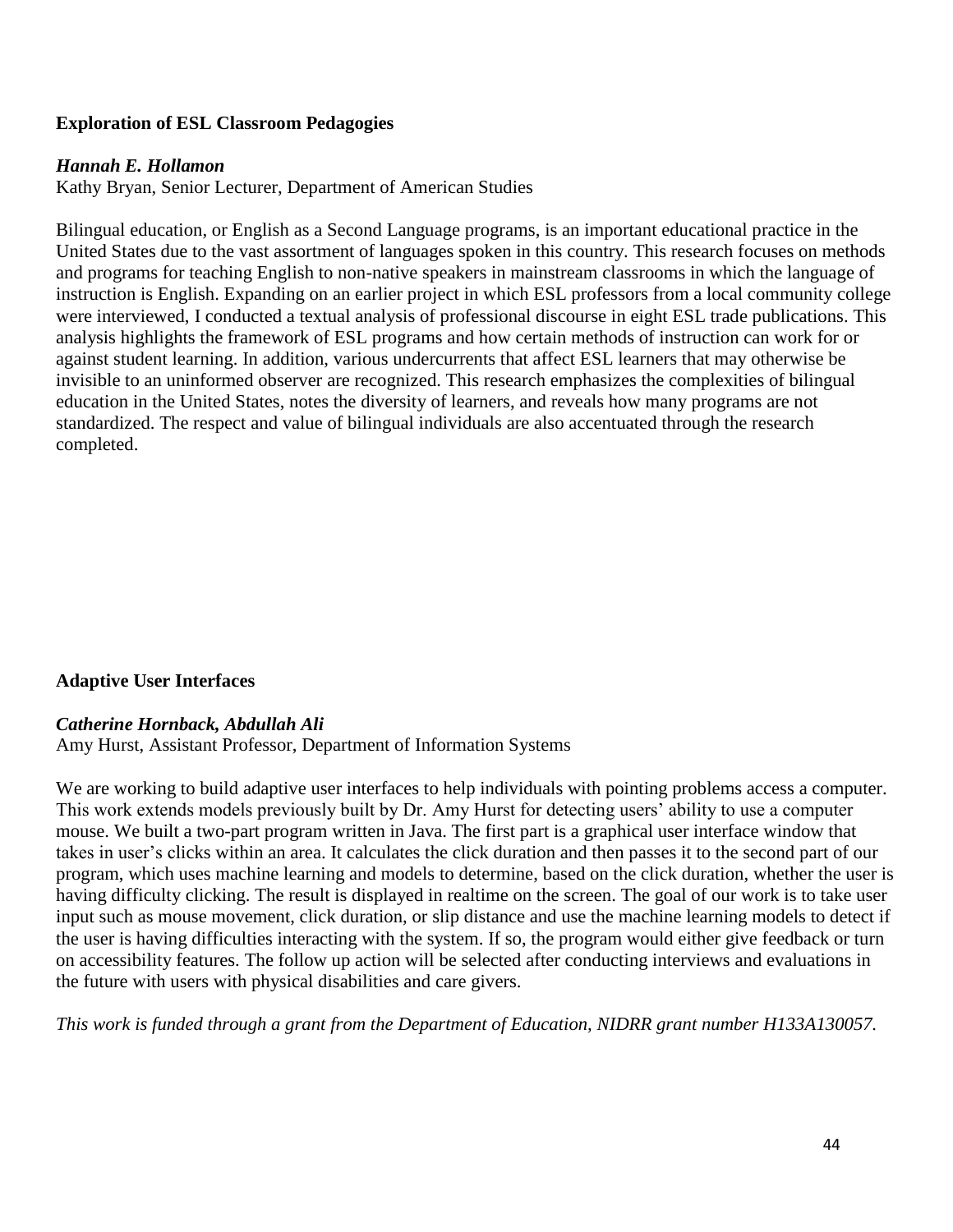### Exploration of ESL Classroom Pedagogies

***Hannah E. Hollamon***
Kathy Bryan, Senior Lecturer, Department of American Studies

Bilingual education, or English as a Second Language programs, is an important educational practice in the United States due to the vast assortment of languages spoken in this country. This research focuses on methods and programs for teaching English to non-native speakers in mainstream classrooms in which the language of instruction is English. Expanding on an earlier project in which ESL professors from a local community college were interviewed, I conducted a textual analysis of professional discourse in eight ESL trade publications. This analysis highlights the framework of ESL programs and how certain methods of instruction can work for or against student learning. In addition, various undercurrents that affect ESL learners that may otherwise be invisible to an uninformed observer are recognized. This research emphasizes the complexities of bilingual education in the United States, notes the diversity of learners, and reveals how many programs are not standardized. The respect and value of bilingual individuals are also accentuated through the research completed.

### Adaptive User Interfaces

***Catherine Hornback, Abdullah Ali***
Amy Hurst, Assistant Professor, Department of Information Systems

We are working to build adaptive user interfaces to help individuals with pointing problems access a computer. This work extends models previously built by Dr. Amy Hurst for detecting users' ability to use a computer mouse. We built a two-part program written in Java. The first part is a graphical user interface window that takes in user's clicks within an area. It calculates the click duration and then passes it to the second part of our program, which uses machine learning and models to determine, based on the click duration, whether the user is having difficulty clicking. The result is displayed in realtime on the screen. The goal of our work is to take user input such as mouse movement, click duration, or slip distance and use the machine learning models to detect if the user is having difficulties interacting with the system. If so, the program would either give feedback or turn on accessibility features. The follow up action will be selected after conducting interviews and evaluations in the future with users with physical disabilities and care givers.

*This work is funded through a grant from the Department of Education, NIDRR grant number H133A130057.*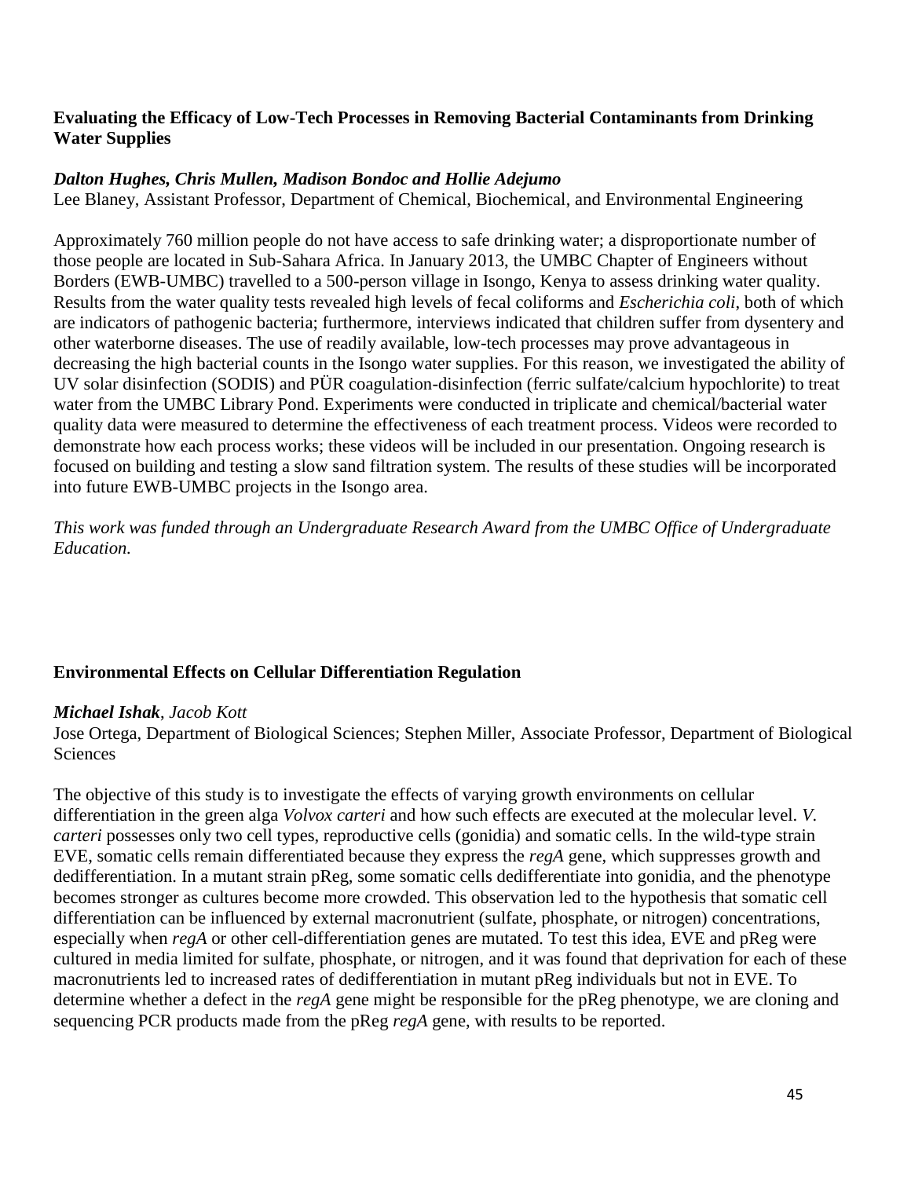### Evaluating the Efficacy of Low-Tech Processes in Removing Bacterial Contaminants from Drinking Water Supplies

***Dalton Hughes, Chris Mullen, Madison Bondoc and Hollie Adejumo***
Lee Blaney, Assistant Professor, Department of Chemical, Biochemical, and Environmental Engineering

Approximately 760 million people do not have access to safe drinking water; a disproportionate number of those people are located in Sub-Sahara Africa. In January 2013, the UMBC Chapter of Engineers without Borders (EWB-UMBC) travelled to a 500-person village in Isongo, Kenya to assess drinking water quality. Results from the water quality tests revealed high levels of fecal coliforms and *Escherichia coli*, both of which are indicators of pathogenic bacteria; furthermore, interviews indicated that children suffer from dysentery and other waterborne diseases. The use of readily available, low-tech processes may prove advantageous in decreasing the high bacterial counts in the Isongo water supplies. For this reason, we investigated the ability of UV solar disinfection (SODIS) and PÜR coagulation-disinfection (ferric sulfate/calcium hypochlorite) to treat water from the UMBC Library Pond. Experiments were conducted in triplicate and chemical/bacterial water quality data were measured to determine the effectiveness of each treatment process. Videos were recorded to demonstrate how each process works; these videos will be included in our presentation. Ongoing research is focused on building and testing a slow sand filtration system. The results of these studies will be incorporated into future EWB-UMBC projects in the Isongo area.

*This work was funded through an Undergraduate Research Award from the UMBC Office of Undergraduate Education.*

### Environmental Effects on Cellular Differentiation Regulation

***Michael Ishak**, Jacob Kott*
Jose Ortega, Department of Biological Sciences; Stephen Miller, Associate Professor, Department of Biological Sciences

The objective of this study is to investigate the effects of varying growth environments on cellular differentiation in the green alga *Volvox carteri* and how such effects are executed at the molecular level. *V. carteri* possesses only two cell types, reproductive cells (gonidia) and somatic cells. In the wild-type strain EVE, somatic cells remain differentiated because they express the *regA* gene, which suppresses growth and dedifferentiation. In a mutant strain pReg, some somatic cells dedifferentiate into gonidia, and the phenotype becomes stronger as cultures become more crowded. This observation led to the hypothesis that somatic cell differentiation can be influenced by external macronutrient (sulfate, phosphate, or nitrogen) concentrations, especially when *regA* or other cell-differentiation genes are mutated. To test this idea, EVE and pReg were cultured in media limited for sulfate, phosphate, or nitrogen, and it was found that deprivation for each of these macronutrients led to increased rates of dedifferentiation in mutant pReg individuals but not in EVE. To determine whether a defect in the *regA* gene might be responsible for the pReg phenotype, we are cloning and sequencing PCR products made from the pReg *regA* gene, with results to be reported.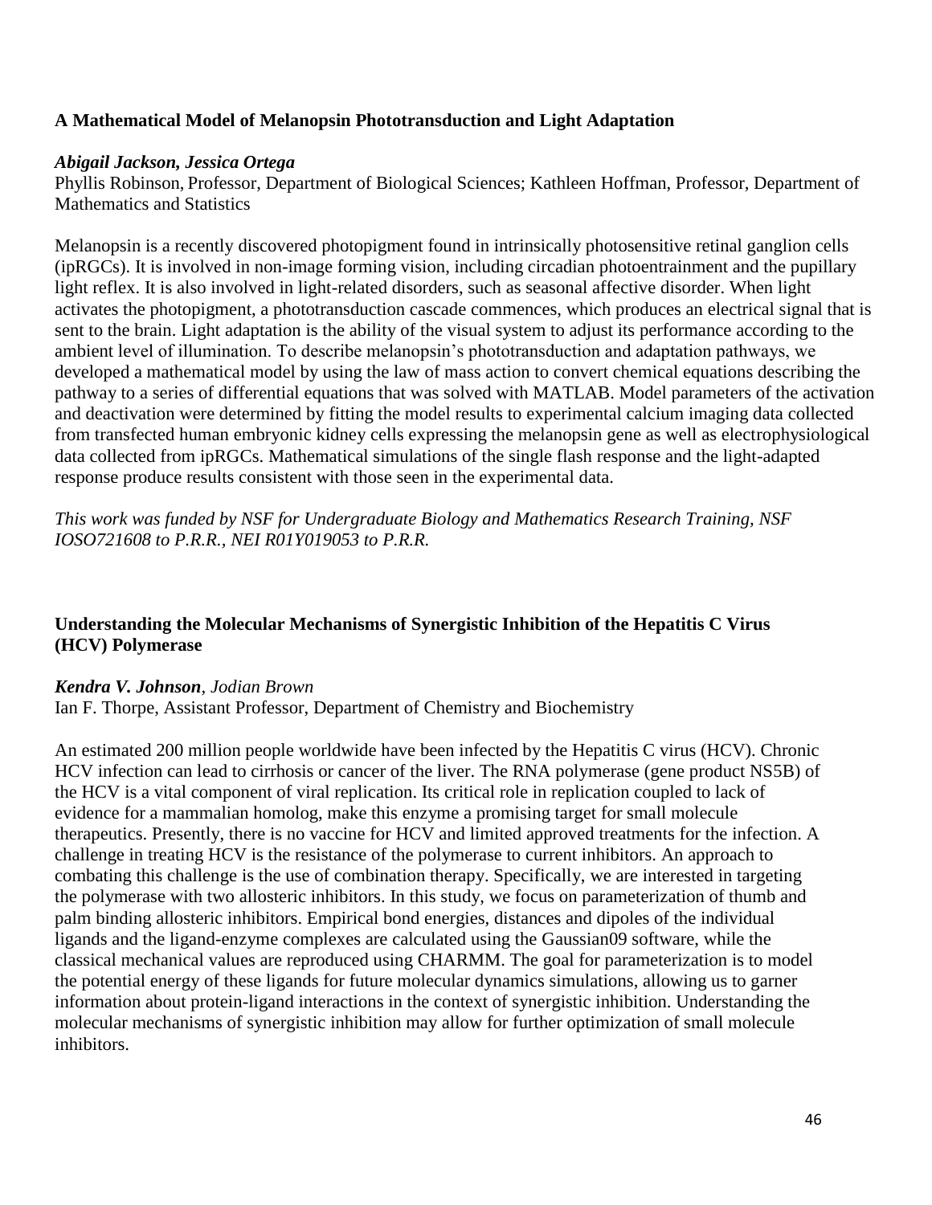**A Mathematical Model of Melanopsin Phototransduction and Light Adaptation**

***Abigail Jackson, Jessica Ortega***
Phyllis Robinson, Professor, Department of Biological Sciences; Kathleen Hoffman, Professor, Department of Mathematics and Statistics

Melanopsin is a recently discovered photopigment found in intrinsically photosensitive retinal ganglion cells (ipRGCs). It is involved in non-image forming vision, including circadian photoentrainment and the pupillary light reflex. It is also involved in light-related disorders, such as seasonal affective disorder. When light activates the photopigment, a phototransduction cascade commences, which produces an electrical signal that is sent to the brain. Light adaptation is the ability of the visual system to adjust its performance according to the ambient level of illumination. To describe melanopsin's phototransduction and adaptation pathways, we developed a mathematical model by using the law of mass action to convert chemical equations describing the pathway to a series of differential equations that was solved with MATLAB. Model parameters of the activation and deactivation were determined by fitting the model results to experimental calcium imaging data collected from transfected human embryonic kidney cells expressing the melanopsin gene as well as electrophysiological data collected from ipRGCs. Mathematical simulations of the single flash response and the light-adapted response produce results consistent with those seen in the experimental data.

*This work was funded by NSF for Undergraduate Biology and Mathematics Research Training, NSF IOSO721608 to P.R.R., NEI R01Y019053 to P.R.R.*

**Understanding the Molecular Mechanisms of Synergistic Inhibition of the Hepatitis C Virus (HCV) Polymerase**

***Kendra V. Johnson**, Jodian Brown*
Ian F. Thorpe, Assistant Professor, Department of Chemistry and Biochemistry

An estimated 200 million people worldwide have been infected by the Hepatitis C virus (HCV). Chronic HCV infection can lead to cirrhosis or cancer of the liver. The RNA polymerase (gene product NS5B) of the HCV is a vital component of viral replication. Its critical role in replication coupled to lack of evidence for a mammalian homolog, make this enzyme a promising target for small molecule therapeutics. Presently, there is no vaccine for HCV and limited approved treatments for the infection. A challenge in treating HCV is the resistance of the polymerase to current inhibitors. An approach to combating this challenge is the use of combination therapy. Specifically, we are interested in targeting the polymerase with two allosteric inhibitors. In this study, we focus on parameterization of thumb and palm binding allosteric inhibitors. Empirical bond energies, distances and dipoles of the individual ligands and the ligand-enzyme complexes are calculated using the Gaussian09 software, while the classical mechanical values are reproduced using CHARMM. The goal for parameterization is to model the potential energy of these ligands for future molecular dynamics simulations, allowing us to garner information about protein-ligand interactions in the context of synergistic inhibition. Understanding the molecular mechanisms of synergistic inhibition may allow for further optimization of small molecule inhibitors.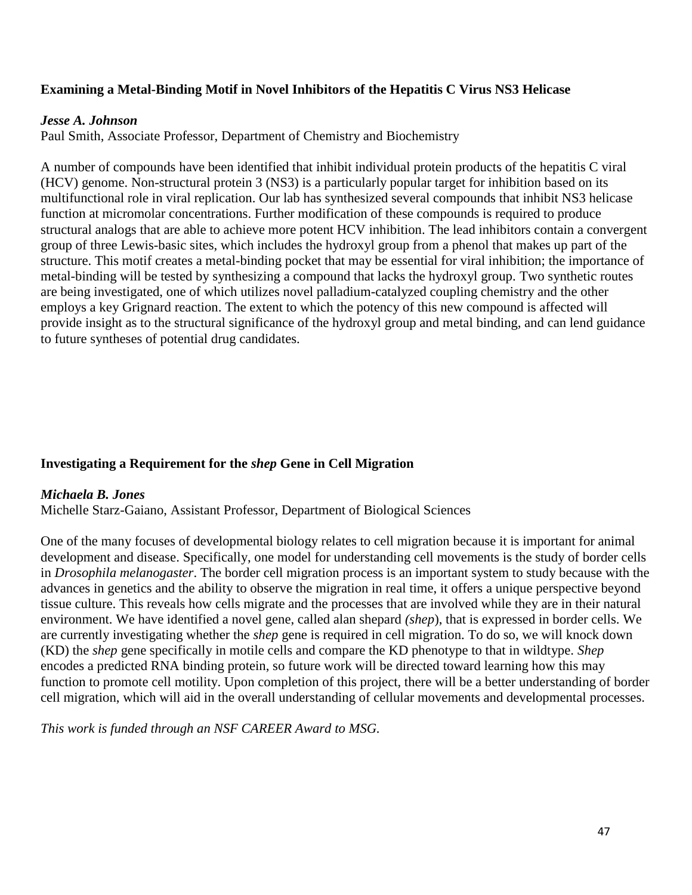**Examining a Metal-Binding Motif in Novel Inhibitors of the Hepatitis C Virus NS3 Helicase**

***Jesse A. Johnson***
Paul Smith, Associate Professor, Department of Chemistry and Biochemistry

A number of compounds have been identified that inhibit individual protein products of the hepatitis C viral (HCV) genome. Non-structural protein 3 (NS3) is a particularly popular target for inhibition based on its multifunctional role in viral replication. Our lab has synthesized several compounds that inhibit NS3 helicase function at micromolar concentrations. Further modification of these compounds is required to produce structural analogs that are able to achieve more potent HCV inhibition. The lead inhibitors contain a convergent group of three Lewis-basic sites, which includes the hydroxyl group from a phenol that makes up part of the structure. This motif creates a metal-binding pocket that may be essential for viral inhibition; the importance of metal-binding will be tested by synthesizing a compound that lacks the hydroxyl group. Two synthetic routes are being investigated, one of which utilizes novel palladium-catalyzed coupling chemistry and the other employs a key Grignard reaction. The extent to which the potency of this new compound is affected will provide insight as to the structural significance of the hydroxyl group and metal binding, and can lend guidance to future syntheses of potential drug candidates.

**Investigating a Requirement for the *shep* Gene in Cell Migration**

***Michaela B. Jones***
Michelle Starz-Gaiano, Assistant Professor, Department of Biological Sciences

One of the many focuses of developmental biology relates to cell migration because it is important for animal development and disease. Specifically, one model for understanding cell movements is the study of border cells in *Drosophila melanogaster*. The border cell migration process is an important system to study because with the advances in genetics and the ability to observe the migration in real time, it offers a unique perspective beyond tissue culture. This reveals how cells migrate and the processes that are involved while they are in their natural environment. We have identified a novel gene, called alan shepard *(shep*), that is expressed in border cells. We are currently investigating whether the *shep* gene is required in cell migration. To do so, we will knock down (KD) the *shep* gene specifically in motile cells and compare the KD phenotype to that in wildtype. *Shep* encodes a predicted RNA binding protein, so future work will be directed toward learning how this may function to promote cell motility. Upon completion of this project, there will be a better understanding of border cell migration, which will aid in the overall understanding of cellular movements and developmental processes.

*This work is funded through an NSF CAREER Award to MSG.*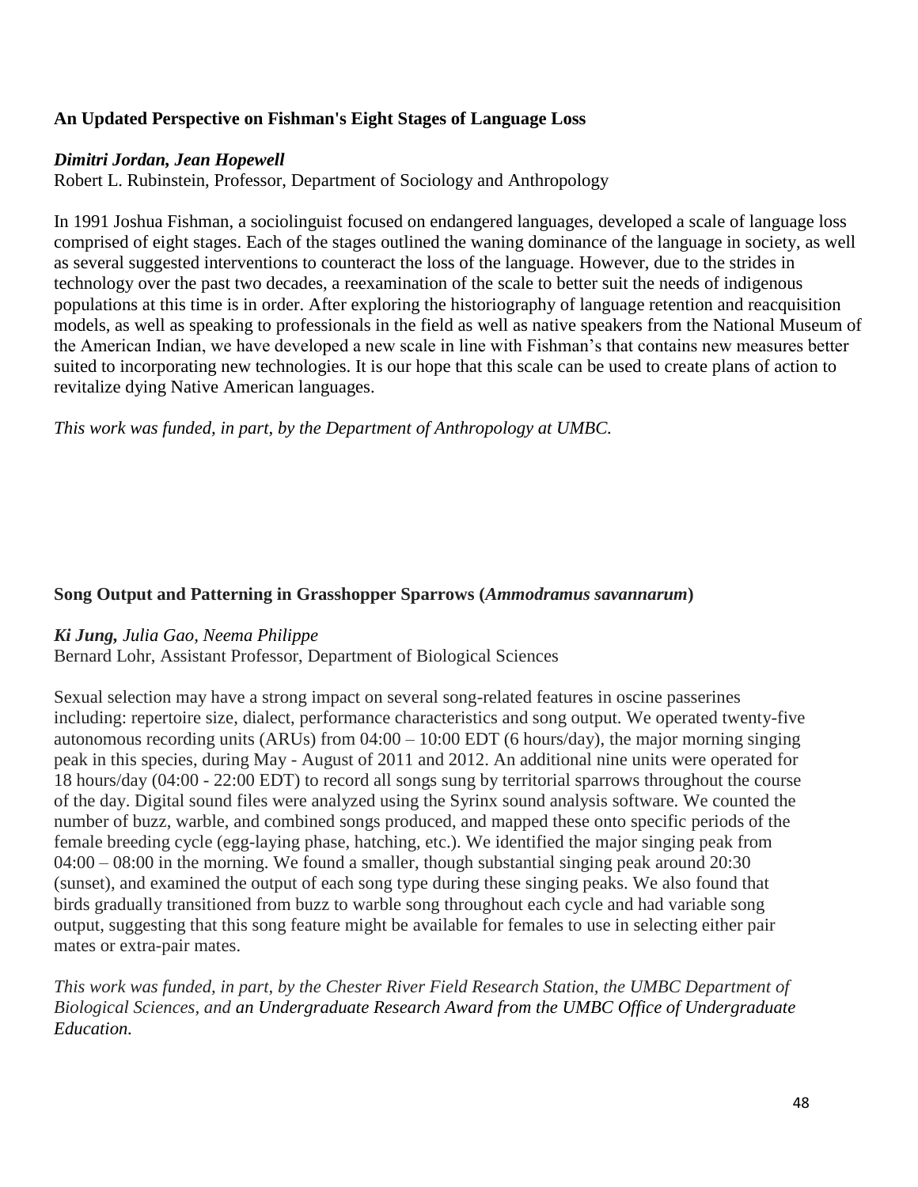### An Updated Perspective on Fishman's Eight Stages of Language Loss

***Dimitri Jordan, Jean Hopewell***
Robert L. Rubinstein, Professor, Department of Sociology and Anthropology

In 1991 Joshua Fishman, a sociolinguist focused on endangered languages, developed a scale of language loss comprised of eight stages. Each of the stages outlined the waning dominance of the language in society, as well as several suggested interventions to counteract the loss of the language. However, due to the strides in technology over the past two decades, a reexamination of the scale to better suit the needs of indigenous populations at this time is in order. After exploring the historiography of language retention and reacquisition models, as well as speaking to professionals in the field as well as native speakers from the National Museum of the American Indian, we have developed a new scale in line with Fishman's that contains new measures better suited to incorporating new technologies. It is our hope that this scale can be used to create plans of action to revitalize dying Native American languages.

*This work was funded, in part, by the Department of Anthropology at UMBC.*

### Song Output and Patterning in Grasshopper Sparrows (*Ammodramus savannarum*)

***Ki Jung,*** *Julia Gao, Neema Philippe*
Bernard Lohr, Assistant Professor, Department of Biological Sciences

Sexual selection may have a strong impact on several song-related features in oscine passerines including: repertoire size, dialect, performance characteristics and song output. We operated twenty-five autonomous recording units (ARUs) from 04:00 – 10:00 EDT (6 hours/day), the major morning singing peak in this species, during May - August of 2011 and 2012. An additional nine units were operated for 18 hours/day (04:00 - 22:00 EDT) to record all songs sung by territorial sparrows throughout the course of the day. Digital sound files were analyzed using the Syrinx sound analysis software. We counted the number of buzz, warble, and combined songs produced, and mapped these onto specific periods of the female breeding cycle (egg-laying phase, hatching, etc.). We identified the major singing peak from 04:00 – 08:00 in the morning. We found a smaller, though substantial singing peak around 20:30 (sunset), and examined the output of each song type during these singing peaks. We also found that birds gradually transitioned from buzz to warble song throughout each cycle and had variable song output, suggesting that this song feature might be available for females to use in selecting either pair mates or extra-pair mates.

*This work was funded, in part, by the Chester River Field Research Station, the UMBC Department of Biological Sciences, and an Undergraduate Research Award from the UMBC Office of Undergraduate Education.*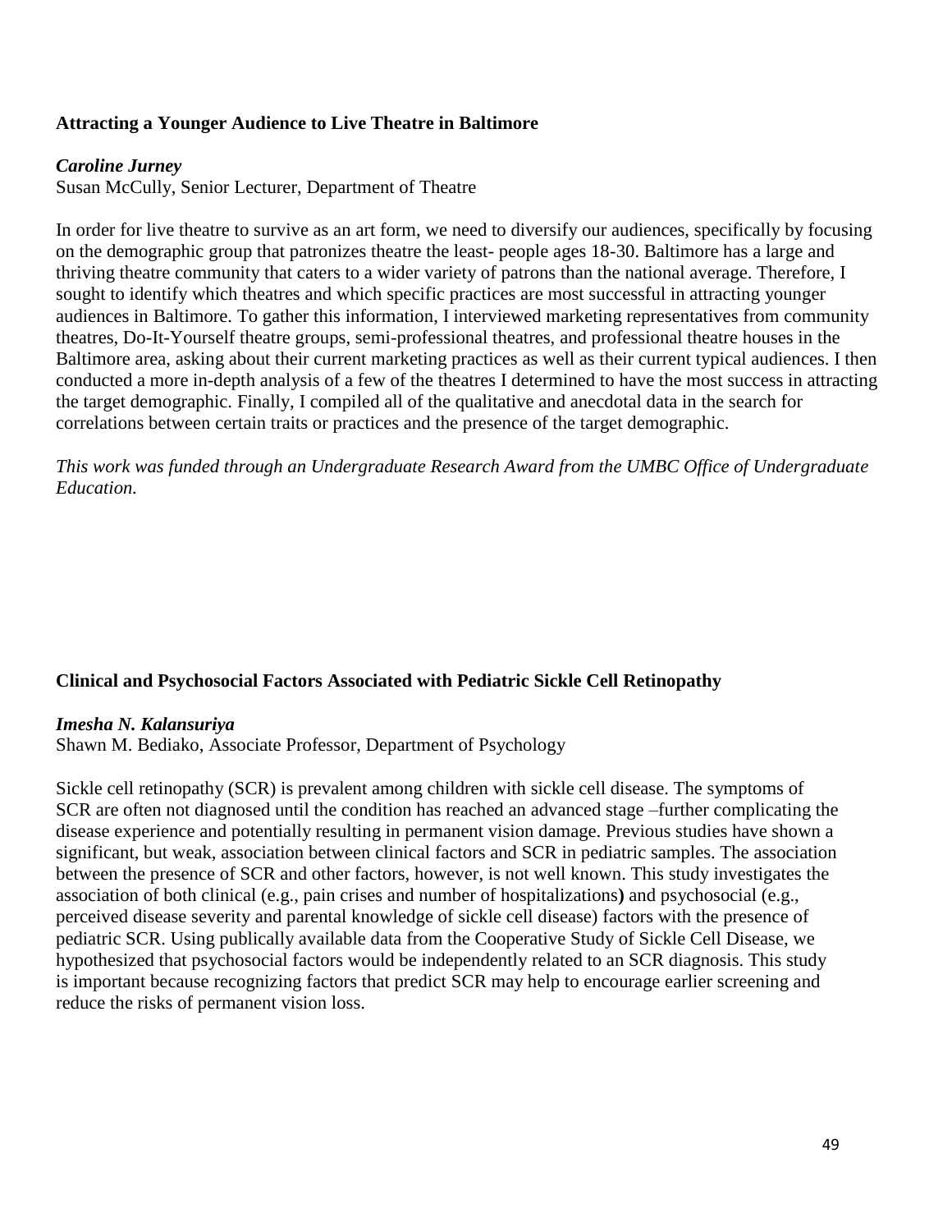**Attracting a Younger Audience to Live Theatre in Baltimore**

***Caroline Jurney***
Susan McCully, Senior Lecturer, Department of Theatre

In order for live theatre to survive as an art form, we need to diversify our audiences, specifically by focusing on the demographic group that patronizes theatre the least- people ages 18-30. Baltimore has a large and thriving theatre community that caters to a wider variety of patrons than the national average. Therefore, I sought to identify which theatres and which specific practices are most successful in attracting younger audiences in Baltimore. To gather this information, I interviewed marketing representatives from community theatres, Do-It-Yourself theatre groups, semi-professional theatres, and professional theatre houses in the Baltimore area, asking about their current marketing practices as well as their current typical audiences. I then conducted a more in-depth analysis of a few of the theatres I determined to have the most success in attracting the target demographic. Finally, I compiled all of the qualitative and anecdotal data in the search for correlations between certain traits or practices and the presence of the target demographic.

*This work was funded through an Undergraduate Research Award from the UMBC Office of Undergraduate Education.*

**Clinical and Psychosocial Factors Associated with Pediatric Sickle Cell Retinopathy**

***Imesha N. Kalansuriya***
Shawn M. Bediako, Associate Professor, Department of Psychology

Sickle cell retinopathy (SCR) is prevalent among children with sickle cell disease. The symptoms of SCR are often not diagnosed until the condition has reached an advanced stage –further complicating the disease experience and potentially resulting in permanent vision damage. Previous studies have shown a significant, but weak, association between clinical factors and SCR in pediatric samples. The association between the presence of SCR and other factors, however, is not well known. This study investigates the association of both clinical (e.g., pain crises and number of hospitalizations**)** and psychosocial (e.g., perceived disease severity and parental knowledge of sickle cell disease) factors with the presence of pediatric SCR. Using publically available data from the Cooperative Study of Sickle Cell Disease, we hypothesized that psychosocial factors would be independently related to an SCR diagnosis. This study is important because recognizing factors that predict SCR may help to encourage earlier screening and reduce the risks of permanent vision loss.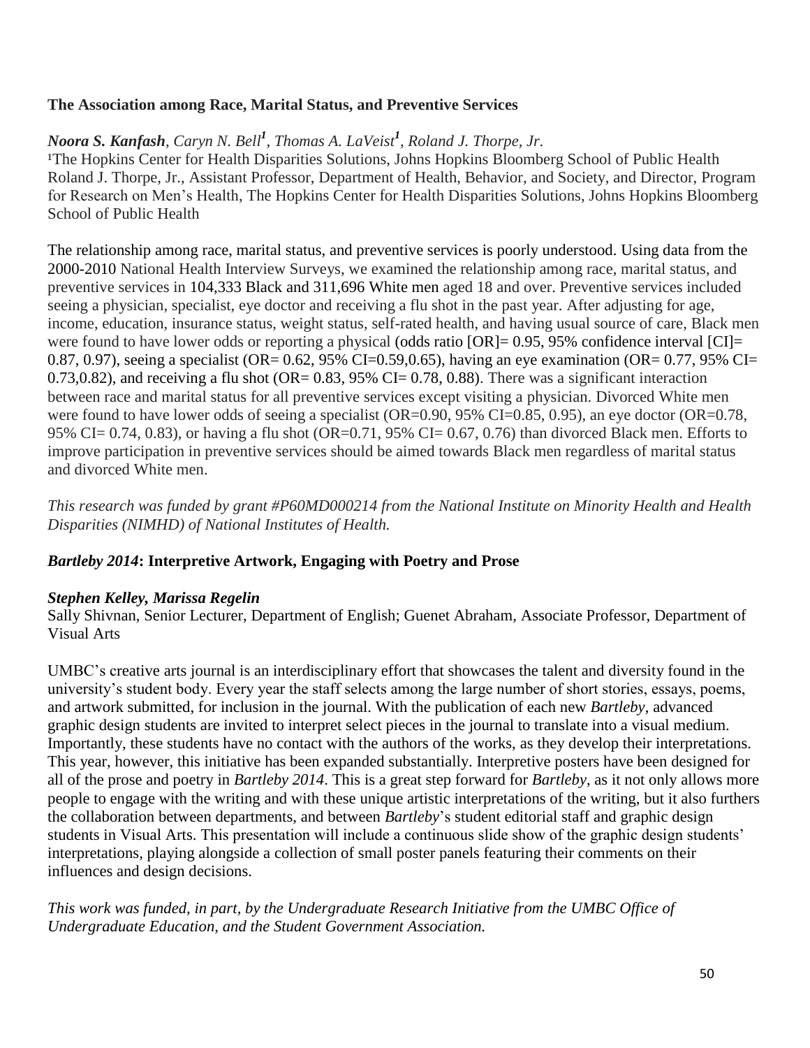### The Association among Race, Marital Status, and Preventive Services

***Noora S. Kanfash****, Caryn N. Bell*[1]*, Thomas A. LaVeist*[1]*, Roland J. Thorpe, Jr.*

[1]The Hopkins Center for Health Disparities Solutions, Johns Hopkins Bloomberg School of Public Health
Roland J. Thorpe, Jr., Assistant Professor, Department of Health, Behavior, and Society, and Director, Program for Research on Men's Health, The Hopkins Center for Health Disparities Solutions, Johns Hopkins Bloomberg School of Public Health

The relationship among race, marital status, and preventive services is poorly understood. Using data from the 2000-2010 National Health Interview Surveys, we examined the relationship among race, marital status, and preventive services in 104,333 Black and 311,696 White men aged 18 and over. Preventive services included seeing a physician, specialist, eye doctor and receiving a flu shot in the past year. After adjusting for age, income, education, insurance status, weight status, self-rated health, and having usual source of care, Black men were found to have lower odds or reporting a physical (odds ratio [OR]= 0.95, 95% confidence interval [CI]= 0.87, 0.97), seeing a specialist (OR= 0.62, 95% CI=0.59,0.65), having an eye examination (OR= 0.77, 95% CI= 0.73,0.82), and receiving a flu shot (OR= 0.83, 95% CI= 0.78, 0.88). There was a significant interaction between race and marital status for all preventive services except visiting a physician. Divorced White men were found to have lower odds of seeing a specialist (OR=0.90, 95% CI=0.85, 0.95), an eye doctor (OR=0.78, 95% CI= 0.74, 0.83), or having a flu shot (OR=0.71, 95% CI= 0.67, 0.76) than divorced Black men. Efforts to improve participation in preventive services should be aimed towards Black men regardless of marital status and divorced White men.

*This research was funded by grant #P60MD000214 from the National Institute on Minority Health and Health Disparities (NIMHD) of National Institutes of Health.*

### *Bartleby 2014*: Interpretive Artwork, Engaging with Poetry and Prose

***Stephen Kelley, Marissa Regelin***

Sally Shivnan, Senior Lecturer, Department of English; Guenet Abraham, Associate Professor, Department of Visual Arts

UMBC's creative arts journal is an interdisciplinary effort that showcases the talent and diversity found in the university's student body. Every year the staff selects among the large number of short stories, essays, poems, and artwork submitted, for inclusion in the journal. With the publication of each new *Bartleby*, advanced graphic design students are invited to interpret select pieces in the journal to translate into a visual medium. Importantly, these students have no contact with the authors of the works, as they develop their interpretations. This year, however, this initiative has been expanded substantially. Interpretive posters have been designed for all of the prose and poetry in *Bartleby 2014*. This is a great step forward for *Bartleby*, as it not only allows more people to engage with the writing and with these unique artistic interpretations of the writing, but it also furthers the collaboration between departments, and between *Bartleby*'s student editorial staff and graphic design students in Visual Arts. This presentation will include a continuous slide show of the graphic design students' interpretations, playing alongside a collection of small poster panels featuring their comments on their influences and design decisions.

*This work was funded, in part, by the Undergraduate Research Initiative from the UMBC Office of Undergraduate Education, and the Student Government Association.*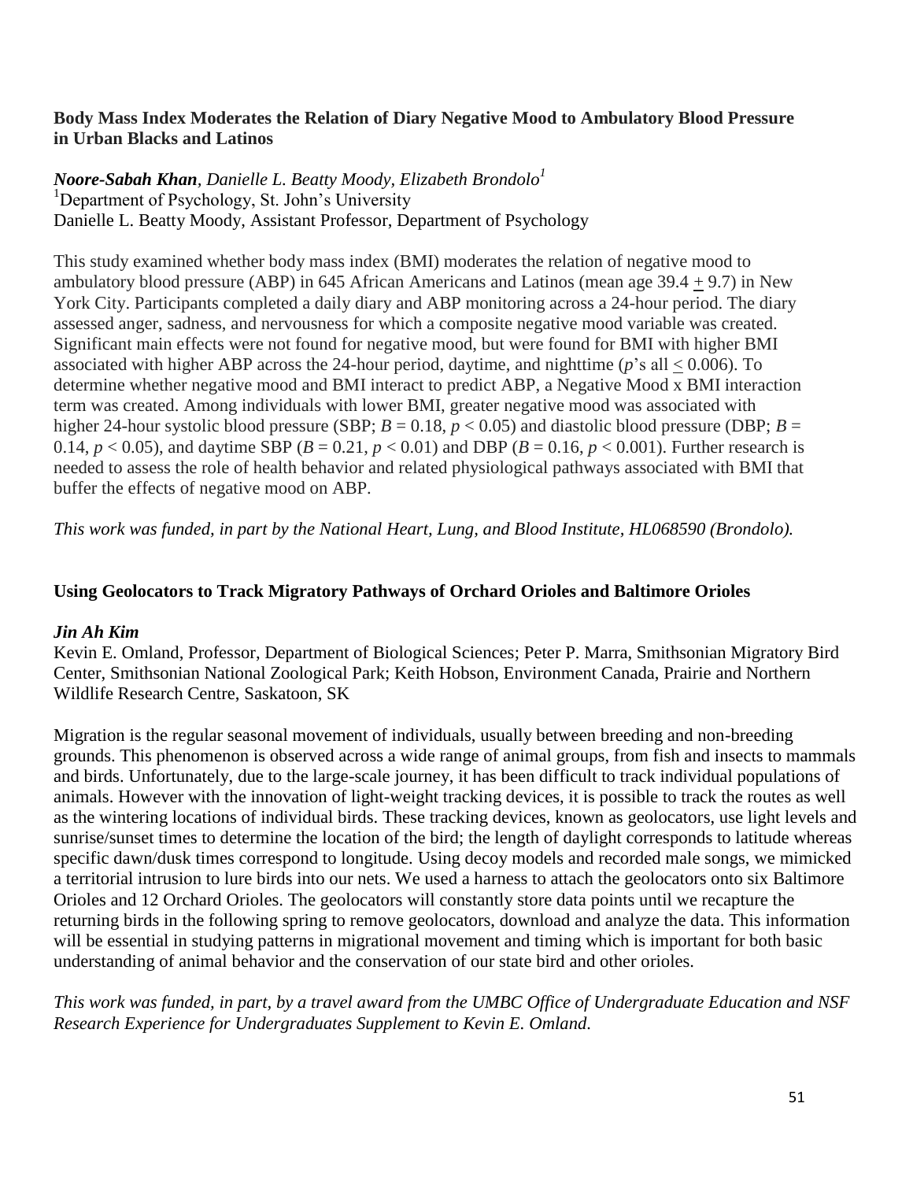**Body Mass Index Moderates the Relation of Diary Negative Mood to Ambulatory Blood Pressure in Urban Blacks and Latinos**

***Noore-Sabah Khan**, Danielle L. Beatty Moody, Elizabeth Brondolo[1]*
[1]Department of Psychology, St. John's University
Danielle L. Beatty Moody, Assistant Professor, Department of Psychology

This study examined whether body mass index (BMI) moderates the relation of negative mood to ambulatory blood pressure (ABP) in 645 African Americans and Latinos (mean age 39.4 $\pm$ 9.7) in New York City. Participants completed a daily diary and ABP monitoring across a 24-hour period. The diary assessed anger, sadness, and nervousness for which a composite negative mood variable was created. Significant main effects were not found for negative mood, but were found for BMI with higher BMI associated with higher ABP across the 24-hour period, daytime, and nighttime ($p$'s all $\leq 0.006$). To determine whether negative mood and BMI interact to predict ABP, a Negative Mood x BMI interaction term was created. Among individuals with lower BMI, greater negative mood was associated with higher 24-hour systolic blood pressure (SBP; $B = 0.18$, $p < 0.05$) and diastolic blood pressure (DBP; $B = 0.14$, $p < 0.05$), and daytime SBP ($B = 0.21$, $p < 0.01$) and DBP ($B = 0.16$, $p < 0.001$). Further research is needed to assess the role of health behavior and related physiological pathways associated with BMI that buffer the effects of negative mood on ABP.

*This work was funded, in part by the National Heart, Lung, and Blood Institute, HL068590 (Brondolo).*

**Using Geolocators to Track Migratory Pathways of Orchard Orioles and Baltimore Orioles**

***Jin Ah Kim***
Kevin E. Omland, Professor, Department of Biological Sciences; Peter P. Marra, Smithsonian Migratory Bird Center, Smithsonian National Zoological Park; Keith Hobson, Environment Canada, Prairie and Northern Wildlife Research Centre, Saskatoon, SK

Migration is the regular seasonal movement of individuals, usually between breeding and non-breeding grounds. This phenomenon is observed across a wide range of animal groups, from fish and insects to mammals and birds. Unfortunately, due to the large-scale journey, it has been difficult to track individual populations of animals. However with the innovation of light-weight tracking devices, it is possible to track the routes as well as the wintering locations of individual birds. These tracking devices, known as geolocators, use light levels and sunrise/sunset times to determine the location of the bird; the length of daylight corresponds to latitude whereas specific dawn/dusk times correspond to longitude. Using decoy models and recorded male songs, we mimicked a territorial intrusion to lure birds into our nets. We used a harness to attach the geolocators onto six Baltimore Orioles and 12 Orchard Orioles. The geolocators will constantly store data points until we recapture the returning birds in the following spring to remove geolocators, download and analyze the data. This information will be essential in studying patterns in migrational movement and timing which is important for both basic understanding of animal behavior and the conservation of our state bird and other orioles.

*This work was funded, in part, by a travel award from the UMBC Office of Undergraduate Education and NSF Research Experience for Undergraduates Supplement to Kevin E. Omland.*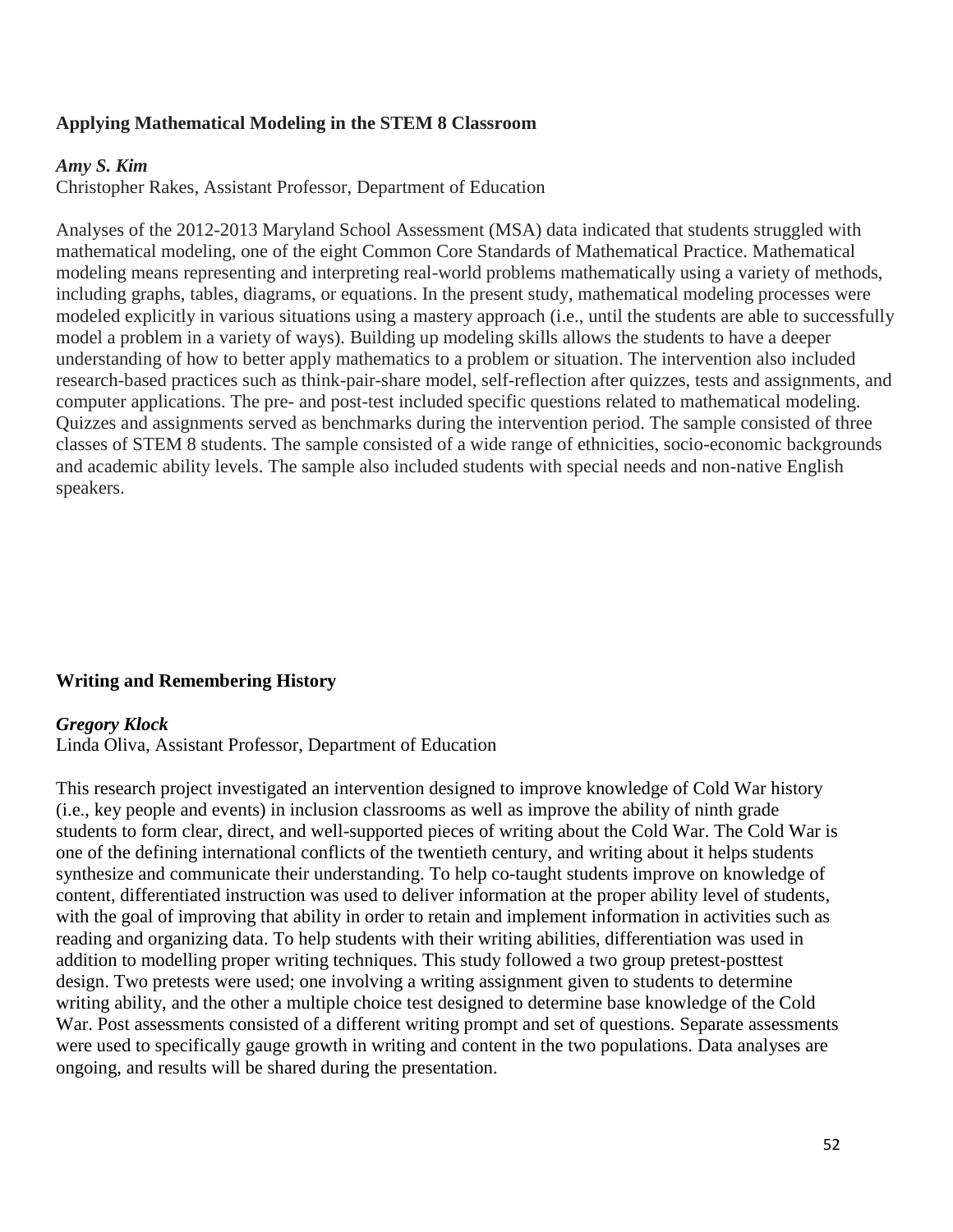### Applying Mathematical Modeling in the STEM 8 Classroom

***Amy S. Kim***
Christopher Rakes, Assistant Professor, Department of Education

Analyses of the 2012-2013 Maryland School Assessment (MSA) data indicated that students struggled with mathematical modeling, one of the eight Common Core Standards of Mathematical Practice. Mathematical modeling means representing and interpreting real-world problems mathematically using a variety of methods, including graphs, tables, diagrams, or equations. In the present study, mathematical modeling processes were modeled explicitly in various situations using a mastery approach (i.e., until the students are able to successfully model a problem in a variety of ways). Building up modeling skills allows the students to have a deeper understanding of how to better apply mathematics to a problem or situation. The intervention also included research-based practices such as think-pair-share model, self-reflection after quizzes, tests and assignments, and computer applications. The pre- and post-test included specific questions related to mathematical modeling. Quizzes and assignments served as benchmarks during the intervention period. The sample consisted of three classes of STEM 8 students. The sample consisted of a wide range of ethnicities, socio-economic backgrounds and academic ability levels. The sample also included students with special needs and non-native English speakers.

### Writing and Remembering History

***Gregory Klock***
Linda Oliva, Assistant Professor, Department of Education

This research project investigated an intervention designed to improve knowledge of Cold War history (i.e., key people and events) in inclusion classrooms as well as improve the ability of ninth grade students to form clear, direct, and well-supported pieces of writing about the Cold War. The Cold War is one of the defining international conflicts of the twentieth century, and writing about it helps students synthesize and communicate their understanding. To help co-taught students improve on knowledge of content, differentiated instruction was used to deliver information at the proper ability level of students, with the goal of improving that ability in order to retain and implement information in activities such as reading and organizing data. To help students with their writing abilities, differentiation was used in addition to modelling proper writing techniques. This study followed a two group pretest-posttest design. Two pretests were used; one involving a writing assignment given to students to determine writing ability, and the other a multiple choice test designed to determine base knowledge of the Cold War. Post assessments consisted of a different writing prompt and set of questions. Separate assessments were used to specifically gauge growth in writing and content in the two populations. Data analyses are ongoing, and results will be shared during the presentation.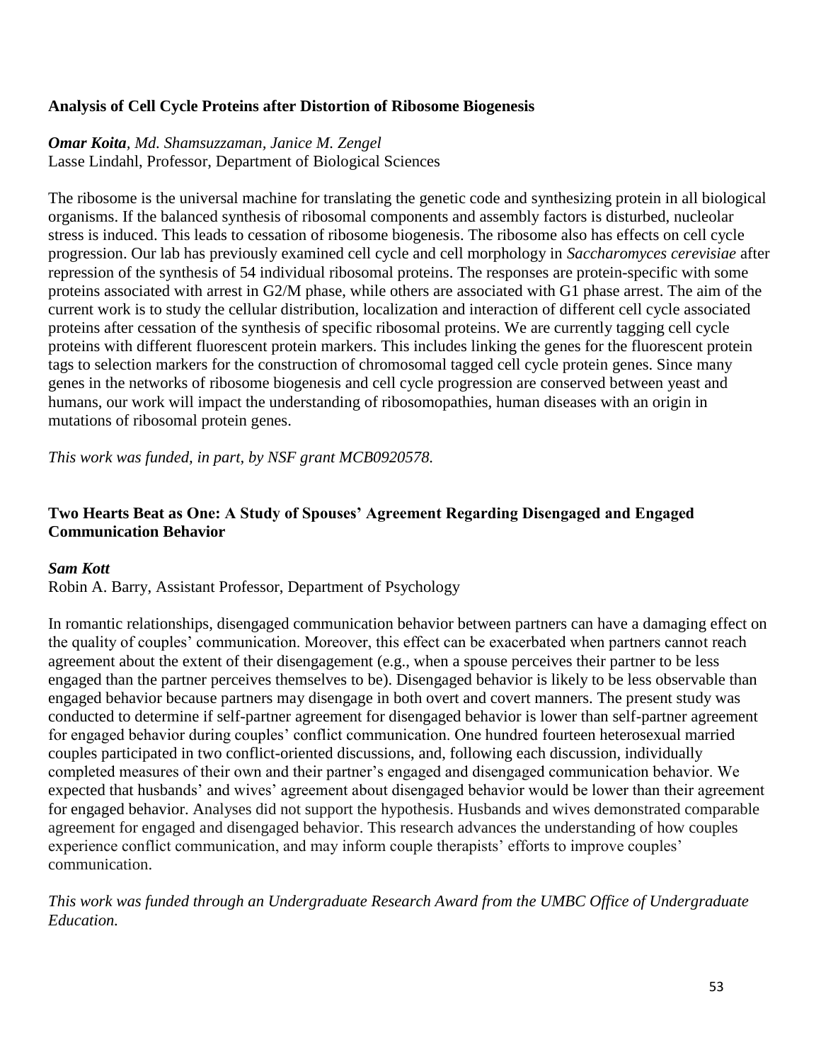### Analysis of Cell Cycle Proteins after Distortion of Ribosome Biogenesis

***Omar Koita***, *Md. Shamsuzzaman, Janice M. Zengel*
Lasse Lindahl, Professor, Department of Biological Sciences

The ribosome is the universal machine for translating the genetic code and synthesizing protein in all biological organisms. If the balanced synthesis of ribosomal components and assembly factors is disturbed, nucleolar stress is induced. This leads to cessation of ribosome biogenesis. The ribosome also has effects on cell cycle progression. Our lab has previously examined cell cycle and cell morphology in *Saccharomyces cerevisiae* after repression of the synthesis of 54 individual ribosomal proteins. The responses are protein-specific with some proteins associated with arrest in G2/M phase, while others are associated with G1 phase arrest. The aim of the current work is to study the cellular distribution, localization and interaction of different cell cycle associated proteins after cessation of the synthesis of specific ribosomal proteins. We are currently tagging cell cycle proteins with different fluorescent protein markers. This includes linking the genes for the fluorescent protein tags to selection markers for the construction of chromosomal tagged cell cycle protein genes. Since many genes in the networks of ribosome biogenesis and cell cycle progression are conserved between yeast and humans, our work will impact the understanding of ribosomopathies, human diseases with an origin in mutations of ribosomal protein genes.

*This work was funded, in part, by NSF grant MCB0920578.*

### Two Hearts Beat as One: A Study of Spouses' Agreement Regarding Disengaged and Engaged Communication Behavior

***Sam Kott***
Robin A. Barry, Assistant Professor, Department of Psychology

In romantic relationships, disengaged communication behavior between partners can have a damaging effect on the quality of couples' communication. Moreover, this effect can be exacerbated when partners cannot reach agreement about the extent of their disengagement (e.g., when a spouse perceives their partner to be less engaged than the partner perceives themselves to be). Disengaged behavior is likely to be less observable than engaged behavior because partners may disengage in both overt and covert manners. The present study was conducted to determine if self-partner agreement for disengaged behavior is lower than self-partner agreement for engaged behavior during couples' conflict communication. One hundred fourteen heterosexual married couples participated in two conflict-oriented discussions, and, following each discussion, individually completed measures of their own and their partner's engaged and disengaged communication behavior. We expected that husbands' and wives' agreement about disengaged behavior would be lower than their agreement for engaged behavior. Analyses did not support the hypothesis. Husbands and wives demonstrated comparable agreement for engaged and disengaged behavior. This research advances the understanding of how couples experience conflict communication, and may inform couple therapists' efforts to improve couples' communication.

*This work was funded through an Undergraduate Research Award from the UMBC Office of Undergraduate Education.*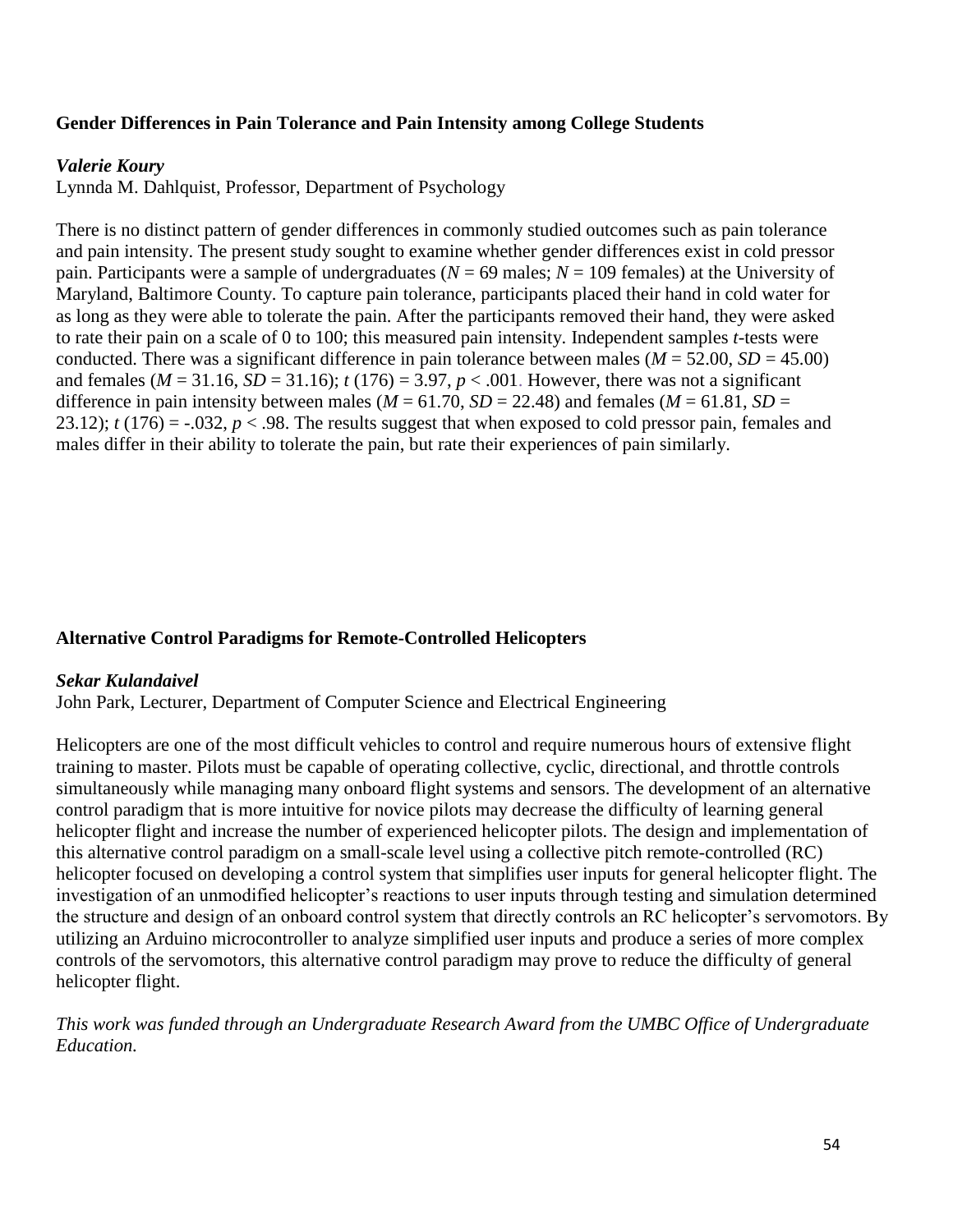## Gender Differences in Pain Tolerance and Pain Intensity among College Students

***Valerie Koury***

Lynnda M. Dahlquist, Professor, Department of Psychology

There is no distinct pattern of gender differences in commonly studied outcomes such as pain tolerance and pain intensity. The present study sought to examine whether gender differences exist in cold pressor pain. Participants were a sample of undergraduates ($N$ = 69 males; $N$ = 109 females) at the University of Maryland, Baltimore County. To capture pain tolerance, participants placed their hand in cold water for as long as they were able to tolerate the pain. After the participants removed their hand, they were asked to rate their pain on a scale of 0 to 100; this measured pain intensity. Independent samples $t$-tests were conducted. There was a significant difference in pain tolerance between males ($M$ = 52.00, $SD$ = 45.00) and females ($M$ = 31.16, $SD$ = 31.16); $t$ (176) = 3.97, $p$ < .001. However, there was not a significant difference in pain intensity between males ($M$ = 61.70, $SD$ = 22.48) and females ($M$ = 61.81, $SD$ = 23.12); $t$ (176) = -.032, $p$ < .98. The results suggest that when exposed to cold pressor pain, females and males differ in their ability to tolerate the pain, but rate their experiences of pain similarly.

## Alternative Control Paradigms for Remote-Controlled Helicopters

***Sekar Kulandaivel***

John Park, Lecturer, Department of Computer Science and Electrical Engineering

Helicopters are one of the most difficult vehicles to control and require numerous hours of extensive flight training to master. Pilots must be capable of operating collective, cyclic, directional, and throttle controls simultaneously while managing many onboard flight systems and sensors. The development of an alternative control paradigm that is more intuitive for novice pilots may decrease the difficulty of learning general helicopter flight and increase the number of experienced helicopter pilots. The design and implementation of this alternative control paradigm on a small-scale level using a collective pitch remote-controlled (RC) helicopter focused on developing a control system that simplifies user inputs for general helicopter flight. The investigation of an unmodified helicopter's reactions to user inputs through testing and simulation determined the structure and design of an onboard control system that directly controls an RC helicopter's servomotors. By utilizing an Arduino microcontroller to analyze simplified user inputs and produce a series of more complex controls of the servomotors, this alternative control paradigm may prove to reduce the difficulty of general helicopter flight.

*This work was funded through an Undergraduate Research Award from the UMBC Office of Undergraduate Education.*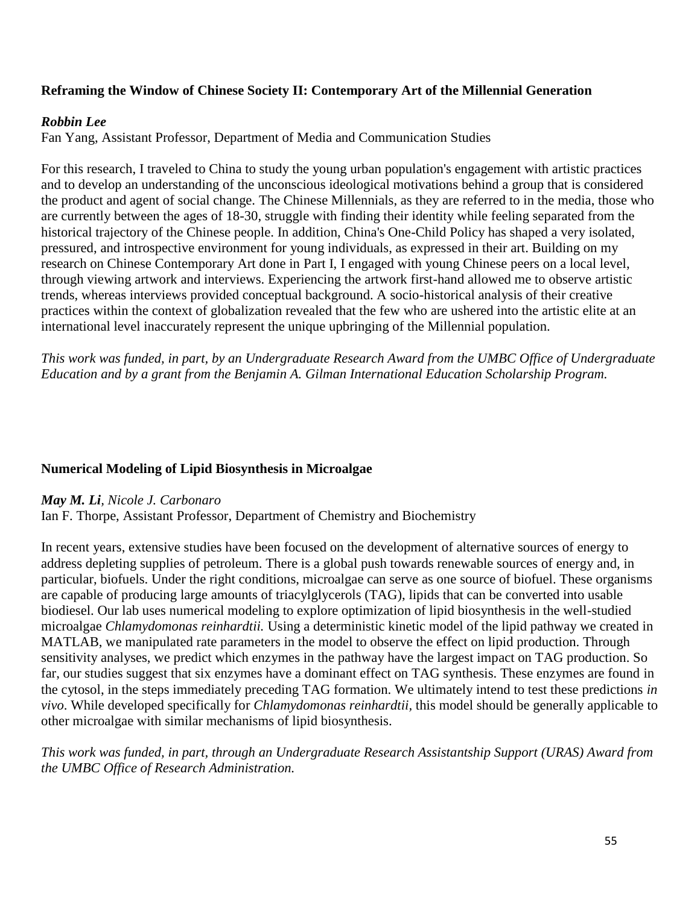**Reframing the Window of Chinese Society II: Contemporary Art of the Millennial Generation**

***Robbin Lee***
Fan Yang, Assistant Professor, Department of Media and Communication Studies

For this research, I traveled to China to study the young urban population's engagement with artistic practices and to develop an understanding of the unconscious ideological motivations behind a group that is considered the product and agent of social change. The Chinese Millennials, as they are referred to in the media, those who are currently between the ages of 18-30, struggle with finding their identity while feeling separated from the historical trajectory of the Chinese people. In addition, China's One-Child Policy has shaped a very isolated, pressured, and introspective environment for young individuals, as expressed in their art. Building on my research on Chinese Contemporary Art done in Part I, I engaged with young Chinese peers on a local level, through viewing artwork and interviews. Experiencing the artwork first-hand allowed me to observe artistic trends, whereas interviews provided conceptual background. A socio-historical analysis of their creative practices within the context of globalization revealed that the few who are ushered into the artistic elite at an international level inaccurately represent the unique upbringing of the Millennial population.

*This work was funded, in part, by an Undergraduate Research Award from the UMBC Office of Undergraduate Education and by a grant from the Benjamin A. Gilman International Education Scholarship Program.*

**Numerical Modeling of Lipid Biosynthesis in Microalgae**

***May M. Li***, *Nicole J. Carbonaro*
Ian F. Thorpe, Assistant Professor, Department of Chemistry and Biochemistry

In recent years, extensive studies have been focused on the development of alternative sources of energy to address depleting supplies of petroleum. There is a global push towards renewable sources of energy and, in particular, biofuels. Under the right conditions, microalgae can serve as one source of biofuel. These organisms are capable of producing large amounts of triacylglycerols (TAG), lipids that can be converted into usable biodiesel. Our lab uses numerical modeling to explore optimization of lipid biosynthesis in the well-studied microalgae *Chlamydomonas reinhardtii.* Using a deterministic kinetic model of the lipid pathway we created in MATLAB, we manipulated rate parameters in the model to observe the effect on lipid production. Through sensitivity analyses, we predict which enzymes in the pathway have the largest impact on TAG production. So far, our studies suggest that six enzymes have a dominant effect on TAG synthesis. These enzymes are found in the cytosol, in the steps immediately preceding TAG formation. We ultimately intend to test these predictions *in vivo*. While developed specifically for *Chlamydomonas reinhardtii,* this model should be generally applicable to other microalgae with similar mechanisms of lipid biosynthesis.

*This work was funded, in part, through an Undergraduate Research Assistantship Support (URAS) Award from the UMBC Office of Research Administration.*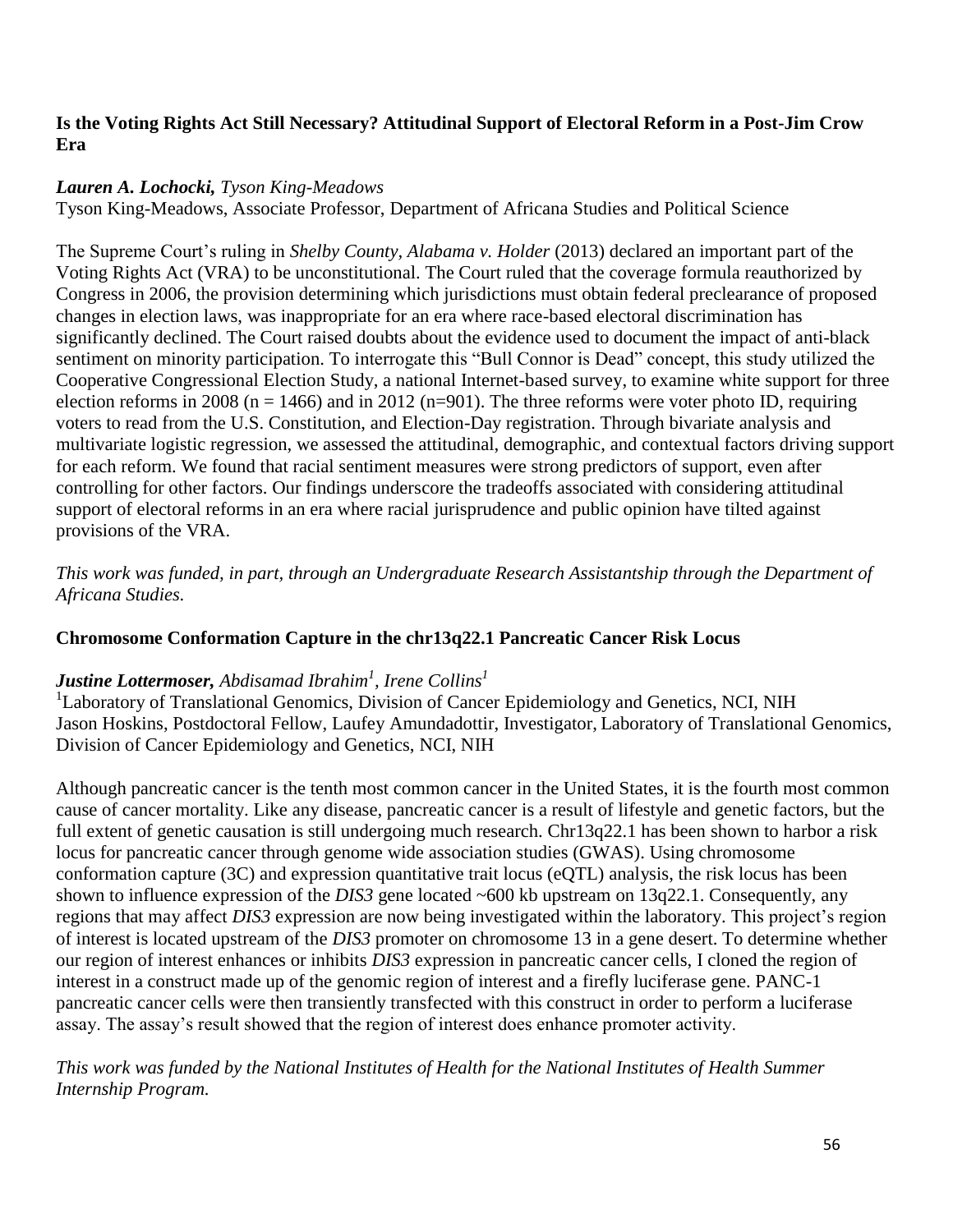**Is the Voting Rights Act Still Necessary? Attitudinal Support of Electoral Reform in a Post-Jim Crow Era**

***Lauren A. Lochocki,*** *Tyson King-Meadows*
Tyson King-Meadows, Associate Professor, Department of Africana Studies and Political Science

The Supreme Court's ruling in *Shelby County, Alabama v. Holder* (2013) declared an important part of the Voting Rights Act (VRA) to be unconstitutional. The Court ruled that the coverage formula reauthorized by Congress in 2006, the provision determining which jurisdictions must obtain federal preclearance of proposed changes in election laws, was inappropriate for an era where race-based electoral discrimination has significantly declined. The Court raised doubts about the evidence used to document the impact of anti-black sentiment on minority participation. To interrogate this "Bull Connor is Dead" concept, this study utilized the Cooperative Congressional Election Study, a national Internet-based survey, to examine white support for three election reforms in 2008 ($n = 1466$) and in 2012 ($n=901$). The three reforms were voter photo ID, requiring voters to read from the U.S. Constitution, and Election-Day registration. Through bivariate analysis and multivariate logistic regression, we assessed the attitudinal, demographic, and contextual factors driving support for each reform. We found that racial sentiment measures were strong predictors of support, even after controlling for other factors. Our findings underscore the tradeoffs associated with considering attitudinal support of electoral reforms in an era where racial jurisprudence and public opinion have tilted against provisions of the VRA.

*This work was funded, in part, through an Undergraduate Research Assistantship through the Department of Africana Studies.*

**Chromosome Conformation Capture in the chr13q22.1 Pancreatic Cancer Risk Locus**

***Justine Lottermoser,*** *Abdisamad Ibrahim[1], Irene Collins[1]*
[1]Laboratory of Translational Genomics, Division of Cancer Epidemiology and Genetics, NCI, NIH
Jason Hoskins, Postdoctoral Fellow, Laufey Amundadottir, Investigator, Laboratory of Translational Genomics, Division of Cancer Epidemiology and Genetics, NCI, NIH

Although pancreatic cancer is the tenth most common cancer in the United States, it is the fourth most common cause of cancer mortality. Like any disease, pancreatic cancer is a result of lifestyle and genetic factors, but the full extent of genetic causation is still undergoing much research. Chr13q22.1 has been shown to harbor a risk locus for pancreatic cancer through genome wide association studies (GWAS). Using chromosome conformation capture (3C) and expression quantitative trait locus (eQTL) analysis, the risk locus has been shown to influence expression of the *DIS3* gene located ~600 kb upstream on 13q22.1. Consequently, any regions that may affect *DIS3* expression are now being investigated within the laboratory. This project's region of interest is located upstream of the *DIS3* promoter on chromosome 13 in a gene desert. To determine whether our region of interest enhances or inhibits *DIS3* expression in pancreatic cancer cells, I cloned the region of interest in a construct made up of the genomic region of interest and a firefly luciferase gene. PANC-1 pancreatic cancer cells were then transiently transfected with this construct in order to perform a luciferase assay. The assay's result showed that the region of interest does enhance promoter activity.

*This work was funded by the National Institutes of Health for the National Institutes of Health Summer Internship Program.*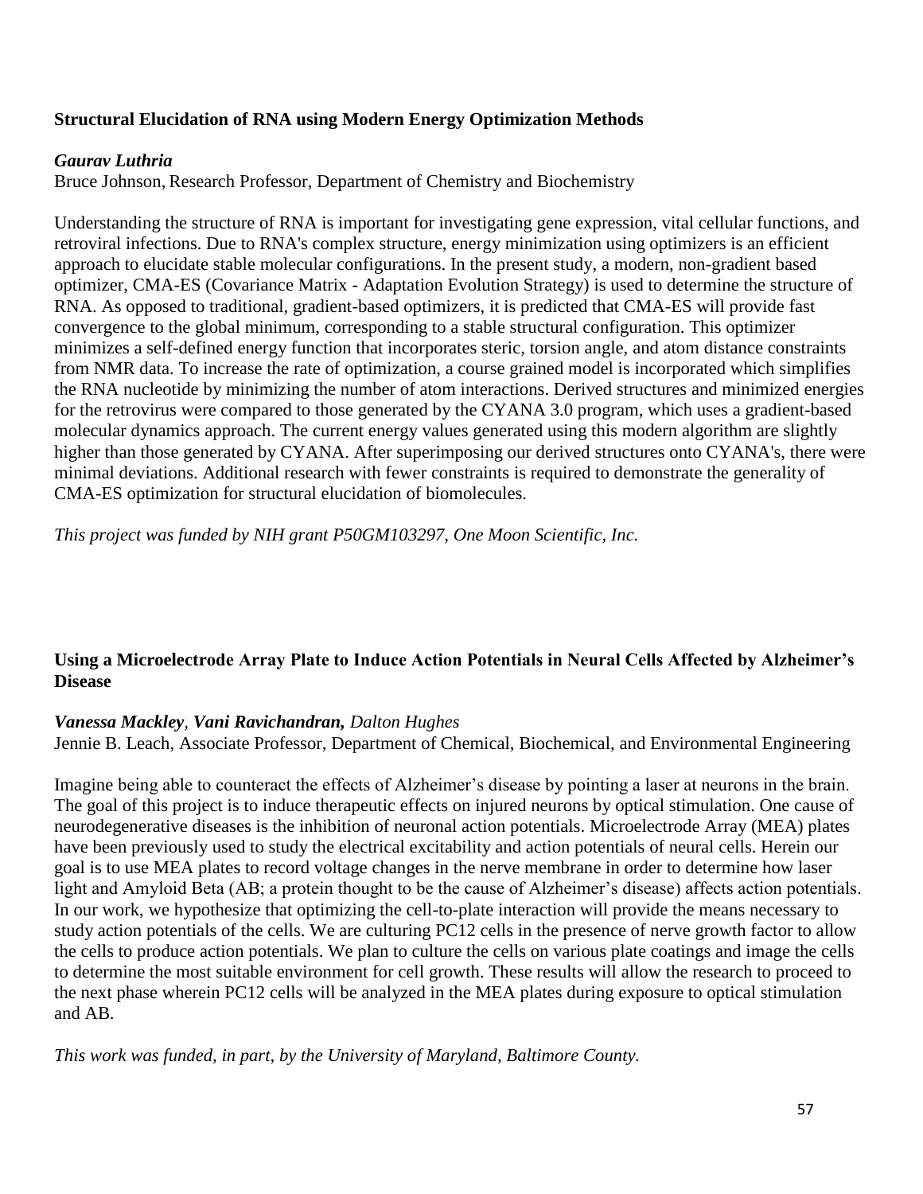**Structural Elucidation of RNA using Modern Energy Optimization Methods**

***Gaurav Luthria***
Bruce Johnson, Research Professor, Department of Chemistry and Biochemistry

Understanding the structure of RNA is important for investigating gene expression, vital cellular functions, and retroviral infections. Due to RNA's complex structure, energy minimization using optimizers is an efficient approach to elucidate stable molecular configurations. In the present study, a modern, non-gradient based optimizer, CMA-ES (Covariance Matrix - Adaptation Evolution Strategy) is used to determine the structure of RNA. As opposed to traditional, gradient-based optimizers, it is predicted that CMA-ES will provide fast convergence to the global minimum, corresponding to a stable structural configuration. This optimizer minimizes a self-defined energy function that incorporates steric, torsion angle, and atom distance constraints from NMR data. To increase the rate of optimization, a course grained model is incorporated which simplifies the RNA nucleotide by minimizing the number of atom interactions. Derived structures and minimized energies for the retrovirus were compared to those generated by the CYANA 3.0 program, which uses a gradient-based molecular dynamics approach. The current energy values generated using this modern algorithm are slightly higher than those generated by CYANA. After superimposing our derived structures onto CYANA's, there were minimal deviations. Additional research with fewer constraints is required to demonstrate the generality of CMA-ES optimization for structural elucidation of biomolecules.

*This project was funded by NIH grant P50GM103297, One Moon Scientific, Inc.*

**Using a Microelectrode Array Plate to Induce Action Potentials in Neural Cells Affected by Alzheimer's Disease**

***Vanessa Mackley**, **Vani Ravichandran,** Dalton Hughes*
Jennie B. Leach, Associate Professor, Department of Chemical, Biochemical, and Environmental Engineering

Imagine being able to counteract the effects of Alzheimer's disease by pointing a laser at neurons in the brain. The goal of this project is to induce therapeutic effects on injured neurons by optical stimulation. One cause of neurodegenerative diseases is the inhibition of neuronal action potentials. Microelectrode Array (MEA) plates have been previously used to study the electrical excitability and action potentials of neural cells. Herein our goal is to use MEA plates to record voltage changes in the nerve membrane in order to determine how laser light and Amyloid Beta (AB; a protein thought to be the cause of Alzheimer's disease) affects action potentials. In our work, we hypothesize that optimizing the cell-to-plate interaction will provide the means necessary to study action potentials of the cells. We are culturing PC12 cells in the presence of nerve growth factor to allow the cells to produce action potentials. We plan to culture the cells on various plate coatings and image the cells to determine the most suitable environment for cell growth. These results will allow the research to proceed to the next phase wherein PC12 cells will be analyzed in the MEA plates during exposure to optical stimulation and AB.

*This work was funded, in part, by the University of Maryland, Baltimore County.*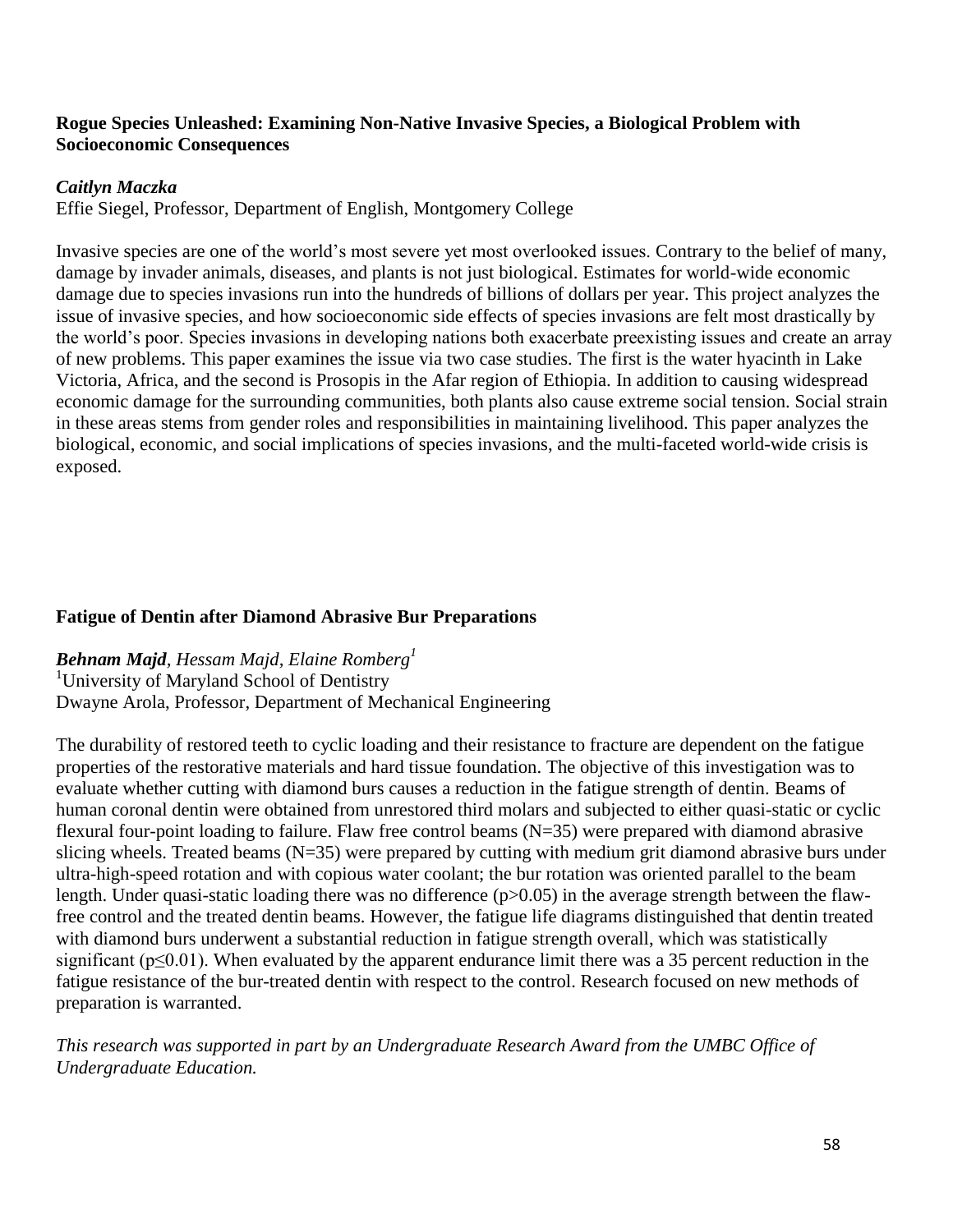## Rogue Species Unleashed: Examining Non-Native Invasive Species, a Biological Problem with Socioeconomic Consequences

***Caitlyn Maczka***
Effie Siegel, Professor, Department of English, Montgomery College

Invasive species are one of the world's most severe yet most overlooked issues. Contrary to the belief of many, damage by invader animals, diseases, and plants is not just biological. Estimates for world-wide economic damage due to species invasions run into the hundreds of billions of dollars per year. This project analyzes the issue of invasive species, and how socioeconomic side effects of species invasions are felt most drastically by the world's poor. Species invasions in developing nations both exacerbate preexisting issues and create an array of new problems. This paper examines the issue via two case studies. The first is the water hyacinth in Lake Victoria, Africa, and the second is Prosopis in the Afar region of Ethiopia. In addition to causing widespread economic damage for the surrounding communities, both plants also cause extreme social tension. Social strain in these areas stems from gender roles and responsibilities in maintaining livelihood. This paper analyzes the biological, economic, and social implications of species invasions, and the multi-faceted world-wide crisis is exposed.

## Fatigue of Dentin after Diamond Abrasive Bur Preparations

***Behnam Majd**, Hessam Majd, Elaine Romberg*[1]
[1]University of Maryland School of Dentistry
Dwayne Arola, Professor, Department of Mechanical Engineering

The durability of restored teeth to cyclic loading and their resistance to fracture are dependent on the fatigue properties of the restorative materials and hard tissue foundation. The objective of this investigation was to evaluate whether cutting with diamond burs causes a reduction in the fatigue strength of dentin. Beams of human coronal dentin were obtained from unrestored third molars and subjected to either quasi-static or cyclic flexural four-point loading to failure. Flaw free control beams ($N=35$) were prepared with diamond abrasive slicing wheels. Treated beams ($N=35$) were prepared by cutting with medium grit diamond abrasive burs under ultra-high-speed rotation and with copious water coolant; the bur rotation was oriented parallel to the beam length. Under quasi-static loading there was no difference ($p>0.05$) in the average strength between the flaw-free control and the treated dentin beams. However, the fatigue life diagrams distinguished that dentin treated with diamond burs underwent a substantial reduction in fatigue strength overall, which was statistically significant ($p\leq 0.01$). When evaluated by the apparent endurance limit there was a 35 percent reduction in the fatigue resistance of the bur-treated dentin with respect to the control. Research focused on new methods of preparation is warranted.

*This research was supported in part by an Undergraduate Research Award from the UMBC Office of Undergraduate Education.*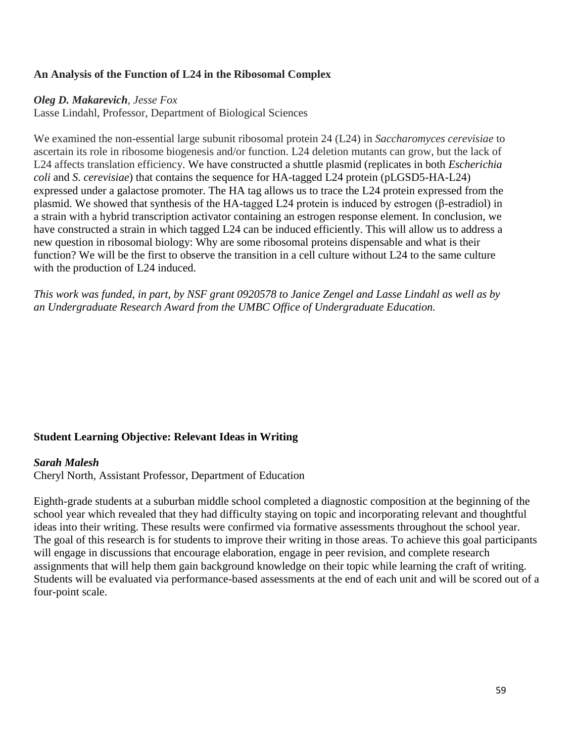### An Analysis of the Function of L24 in the Ribosomal Complex

***Oleg D. Makarevich**, Jesse Fox*
Lasse Lindahl, Professor, Department of Biological Sciences

We examined the non-essential large subunit ribosomal protein 24 (L24) in *Saccharomyces cerevisiae* to ascertain its role in ribosome biogenesis and/or function. L24 deletion mutants can grow, but the lack of L24 affects translation efficiency. We have constructed a shuttle plasmid (replicates in both *Escherichia coli* and *S. cerevisiae*) that contains the sequence for HA-tagged L24 protein (pLGSD5-HA-L24) expressed under a galactose promoter. The HA tag allows us to trace the L24 protein expressed from the plasmid. We showed that synthesis of the HA-tagged L24 protein is induced by estrogen (β-estradiol) in a strain with a hybrid transcription activator containing an estrogen response element. In conclusion, we have constructed a strain in which tagged L24 can be induced efficiently. This will allow us to address a new question in ribosomal biology: Why are some ribosomal proteins dispensable and what is their function? We will be the first to observe the transition in a cell culture without L24 to the same culture with the production of L24 induced.

*This work was funded, in part, by NSF grant 0920578 to Janice Zengel and Lasse Lindahl as well as by an Undergraduate Research Award from the UMBC Office of Undergraduate Education.*

### Student Learning Objective: Relevant Ideas in Writing

***Sarah Malesh***
Cheryl North, Assistant Professor, Department of Education

Eighth-grade students at a suburban middle school completed a diagnostic composition at the beginning of the school year which revealed that they had difficulty staying on topic and incorporating relevant and thoughtful ideas into their writing. These results were confirmed via formative assessments throughout the school year. The goal of this research is for students to improve their writing in those areas. To achieve this goal participants will engage in discussions that encourage elaboration, engage in peer revision, and complete research assignments that will help them gain background knowledge on their topic while learning the craft of writing. Students will be evaluated via performance-based assessments at the end of each unit and will be scored out of a four-point scale.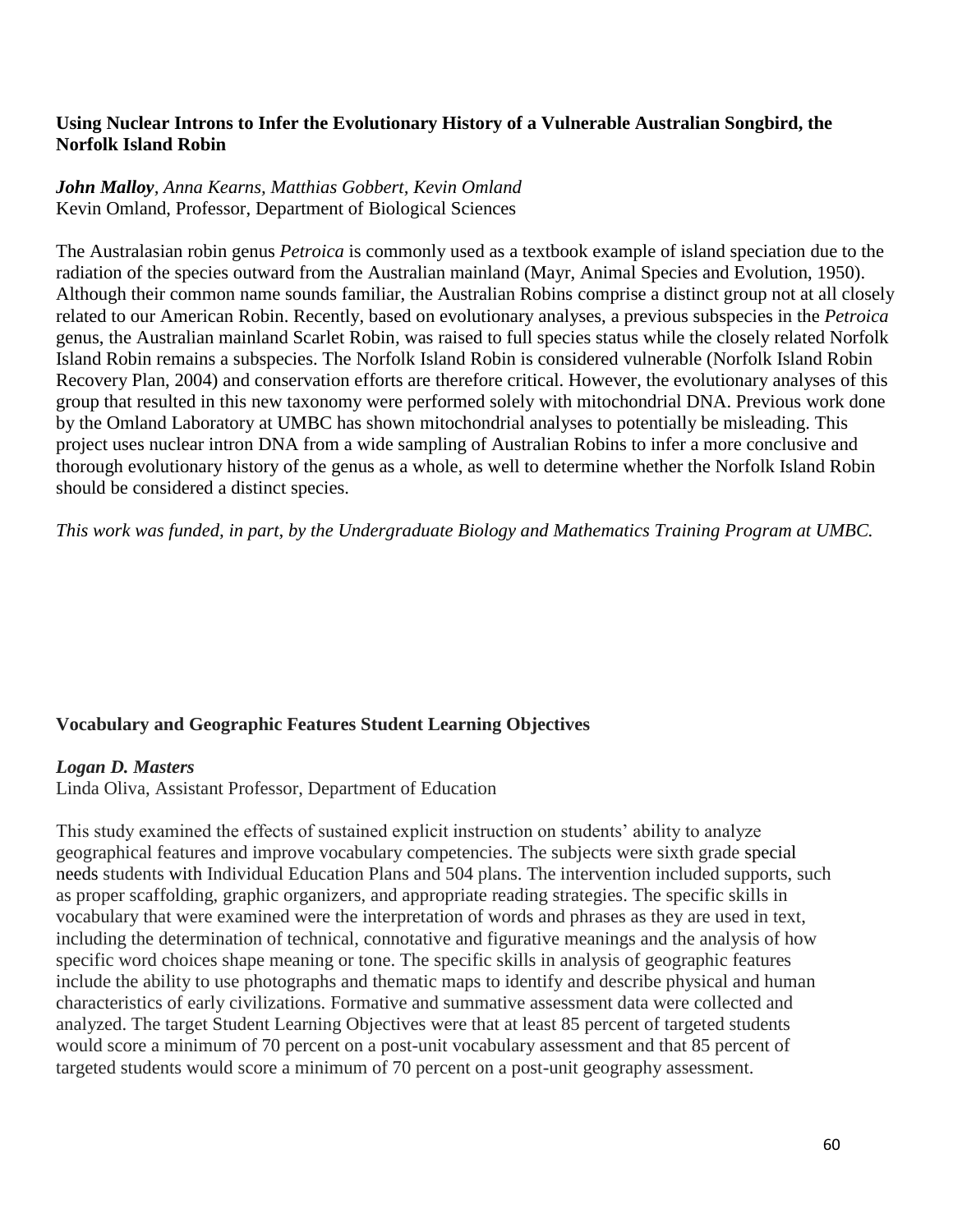### Using Nuclear Introns to Infer the Evolutionary History of a Vulnerable Australian Songbird, the Norfolk Island Robin

***John Malloy****, Anna Kearns, Matthias Gobbert, Kevin Omland*
Kevin Omland, Professor, Department of Biological Sciences

The Australasian robin genus *Petroica* is commonly used as a textbook example of island speciation due to the radiation of the species outward from the Australian mainland (Mayr, Animal Species and Evolution, 1950). Although their common name sounds familiar, the Australian Robins comprise a distinct group not at all closely related to our American Robin. Recently, based on evolutionary analyses, a previous subspecies in the *Petroica* genus, the Australian mainland Scarlet Robin, was raised to full species status while the closely related Norfolk Island Robin remains a subspecies. The Norfolk Island Robin is considered vulnerable (Norfolk Island Robin Recovery Plan, 2004) and conservation efforts are therefore critical. However, the evolutionary analyses of this group that resulted in this new taxonomy were performed solely with mitochondrial DNA. Previous work done by the Omland Laboratory at UMBC has shown mitochondrial analyses to potentially be misleading. This project uses nuclear intron DNA from a wide sampling of Australian Robins to infer a more conclusive and thorough evolutionary history of the genus as a whole, as well to determine whether the Norfolk Island Robin should be considered a distinct species.

*This work was funded, in part, by the Undergraduate Biology and Mathematics Training Program at UMBC.*

### Vocabulary and Geographic Features Student Learning Objectives

***Logan D. Masters***
Linda Oliva, Assistant Professor, Department of Education

This study examined the effects of sustained explicit instruction on students' ability to analyze geographical features and improve vocabulary competencies. The subjects were sixth grade special needs students with Individual Education Plans and 504 plans. The intervention included supports, such as proper scaffolding, graphic organizers, and appropriate reading strategies. The specific skills in vocabulary that were examined were the interpretation of words and phrases as they are used in text, including the determination of technical, connotative and figurative meanings and the analysis of how specific word choices shape meaning or tone. The specific skills in analysis of geographic features include the ability to use photographs and thematic maps to identify and describe physical and human characteristics of early civilizations. Formative and summative assessment data were collected and analyzed. The target Student Learning Objectives were that at least 85 percent of targeted students would score a minimum of 70 percent on a post-unit vocabulary assessment and that 85 percent of targeted students would score a minimum of 70 percent on a post-unit geography assessment.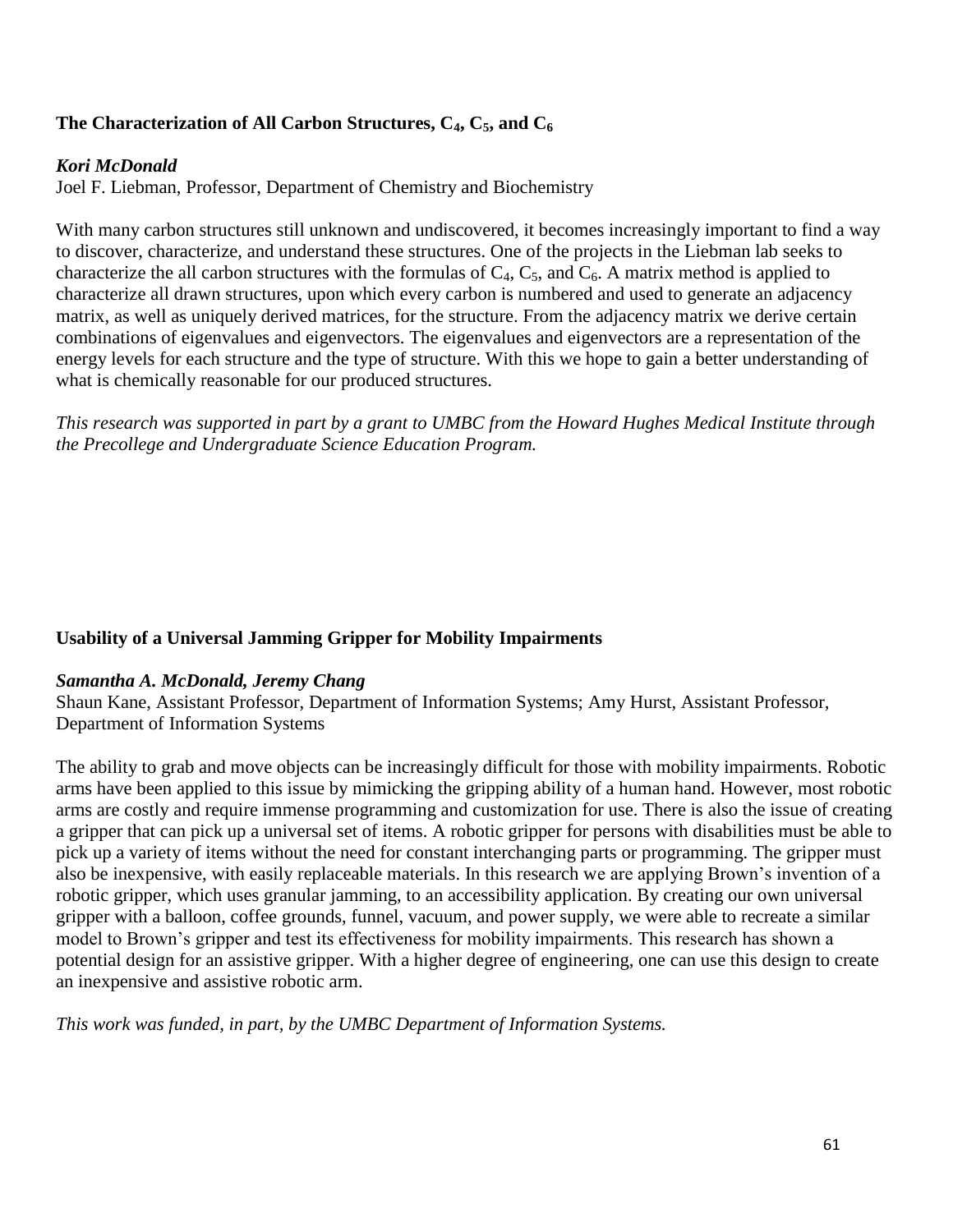### The Characterization of All Carbon Structures, $C_4$, $C_5$, and $C_6$

***Kori McDonald***
Joel F. Liebman, Professor, Department of Chemistry and Biochemistry

With many carbon structures still unknown and undiscovered, it becomes increasingly important to find a way to discover, characterize, and understand these structures. One of the projects in the Liebman lab seeks to characterize the all carbon structures with the formulas of $C_4$, $C_5$, and $C_6$. A matrix method is applied to characterize all drawn structures, upon which every carbon is numbered and used to generate an adjacency matrix, as well as uniquely derived matrices, for the structure. From the adjacency matrix we derive certain combinations of eigenvalues and eigenvectors. The eigenvalues and eigenvectors are a representation of the energy levels for each structure and the type of structure. With this we hope to gain a better understanding of what is chemically reasonable for our produced structures.

*This research was supported in part by a grant to UMBC from the Howard Hughes Medical Institute through the Precollege and Undergraduate Science Education Program.*

### Usability of a Universal Jamming Gripper for Mobility Impairments

***Samantha A. McDonald, Jeremy Chang***
Shaun Kane, Assistant Professor, Department of Information Systems; Amy Hurst, Assistant Professor, Department of Information Systems

The ability to grab and move objects can be increasingly difficult for those with mobility impairments. Robotic arms have been applied to this issue by mimicking the gripping ability of a human hand. However, most robotic arms are costly and require immense programming and customization for use. There is also the issue of creating a gripper that can pick up a universal set of items. A robotic gripper for persons with disabilities must be able to pick up a variety of items without the need for constant interchanging parts or programming. The gripper must also be inexpensive, with easily replaceable materials. In this research we are applying Brown's invention of a robotic gripper, which uses granular jamming, to an accessibility application. By creating our own universal gripper with a balloon, coffee grounds, funnel, vacuum, and power supply, we were able to recreate a similar model to Brown's gripper and test its effectiveness for mobility impairments. This research has shown a potential design for an assistive gripper. With a higher degree of engineering, one can use this design to create an inexpensive and assistive robotic arm.

*This work was funded, in part, by the UMBC Department of Information Systems.*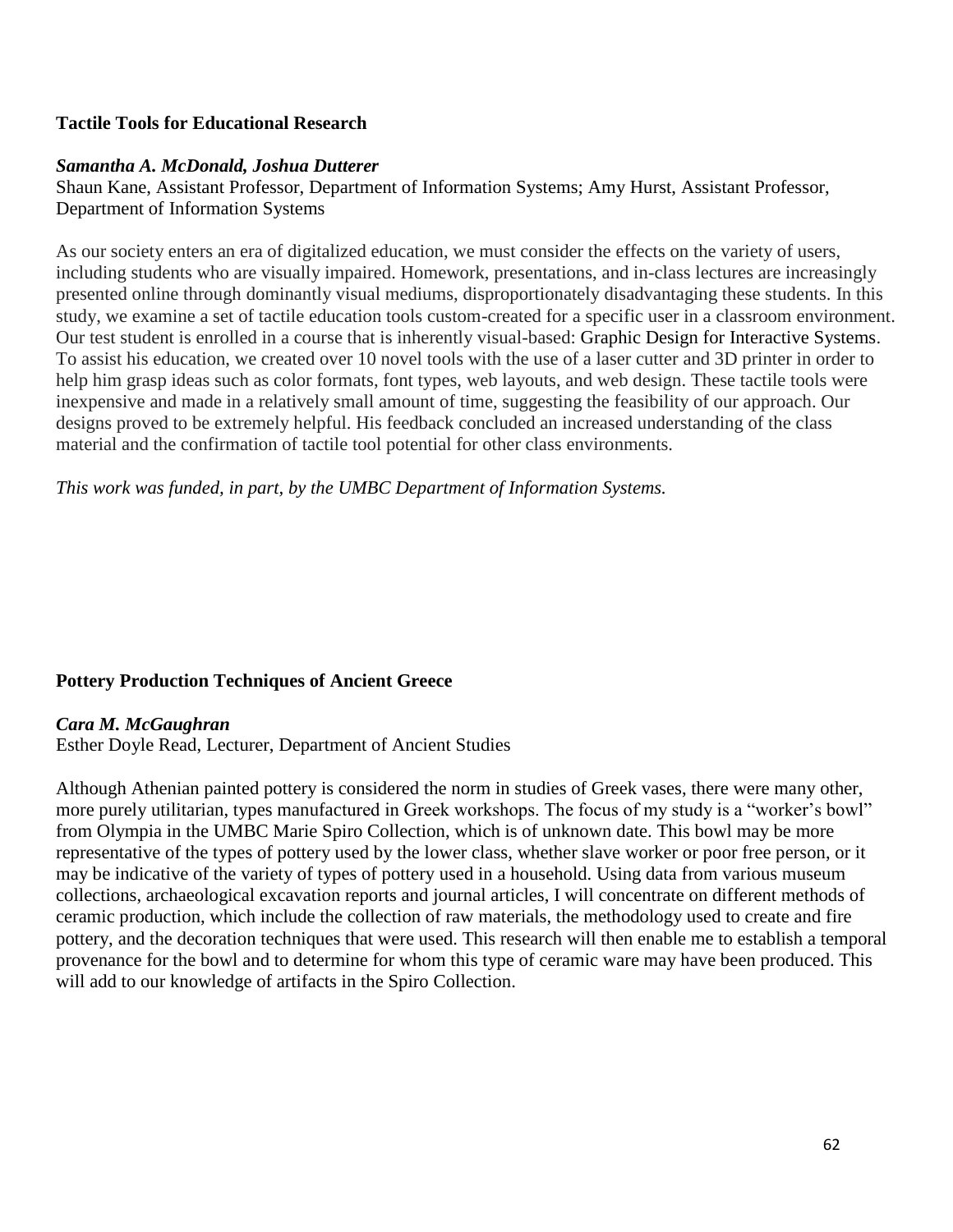### Tactile Tools for Educational Research

***Samantha A. McDonald, Joshua Dutterer***

Shaun Kane, Assistant Professor, Department of Information Systems; Amy Hurst, Assistant Professor, Department of Information Systems

As our society enters an era of digitalized education, we must consider the effects on the variety of users, including students who are visually impaired. Homework, presentations, and in-class lectures are increasingly presented online through dominantly visual mediums, disproportionately disadvantaging these students. In this study, we examine a set of tactile education tools custom-created for a specific user in a classroom environment. Our test student is enrolled in a course that is inherently visual-based: Graphic Design for Interactive Systems. To assist his education, we created over 10 novel tools with the use of a laser cutter and 3D printer in order to help him grasp ideas such as color formats, font types, web layouts, and web design. These tactile tools were inexpensive and made in a relatively small amount of time, suggesting the feasibility of our approach. Our designs proved to be extremely helpful. His feedback concluded an increased understanding of the class material and the confirmation of tactile tool potential for other class environments.

*This work was funded, in part, by the UMBC Department of Information Systems.*

### Pottery Production Techniques of Ancient Greece

***Cara M. McGaughran***

Esther Doyle Read, Lecturer, Department of Ancient Studies

Although Athenian painted pottery is considered the norm in studies of Greek vases, there were many other, more purely utilitarian, types manufactured in Greek workshops. The focus of my study is a "worker's bowl" from Olympia in the UMBC Marie Spiro Collection, which is of unknown date. This bowl may be more representative of the types of pottery used by the lower class, whether slave worker or poor free person, or it may be indicative of the variety of types of pottery used in a household. Using data from various museum collections, archaeological excavation reports and journal articles, I will concentrate on different methods of ceramic production, which include the collection of raw materials, the methodology used to create and fire pottery, and the decoration techniques that were used. This research will then enable me to establish a temporal provenance for the bowl and to determine for whom this type of ceramic ware may have been produced. This will add to our knowledge of artifacts in the Spiro Collection.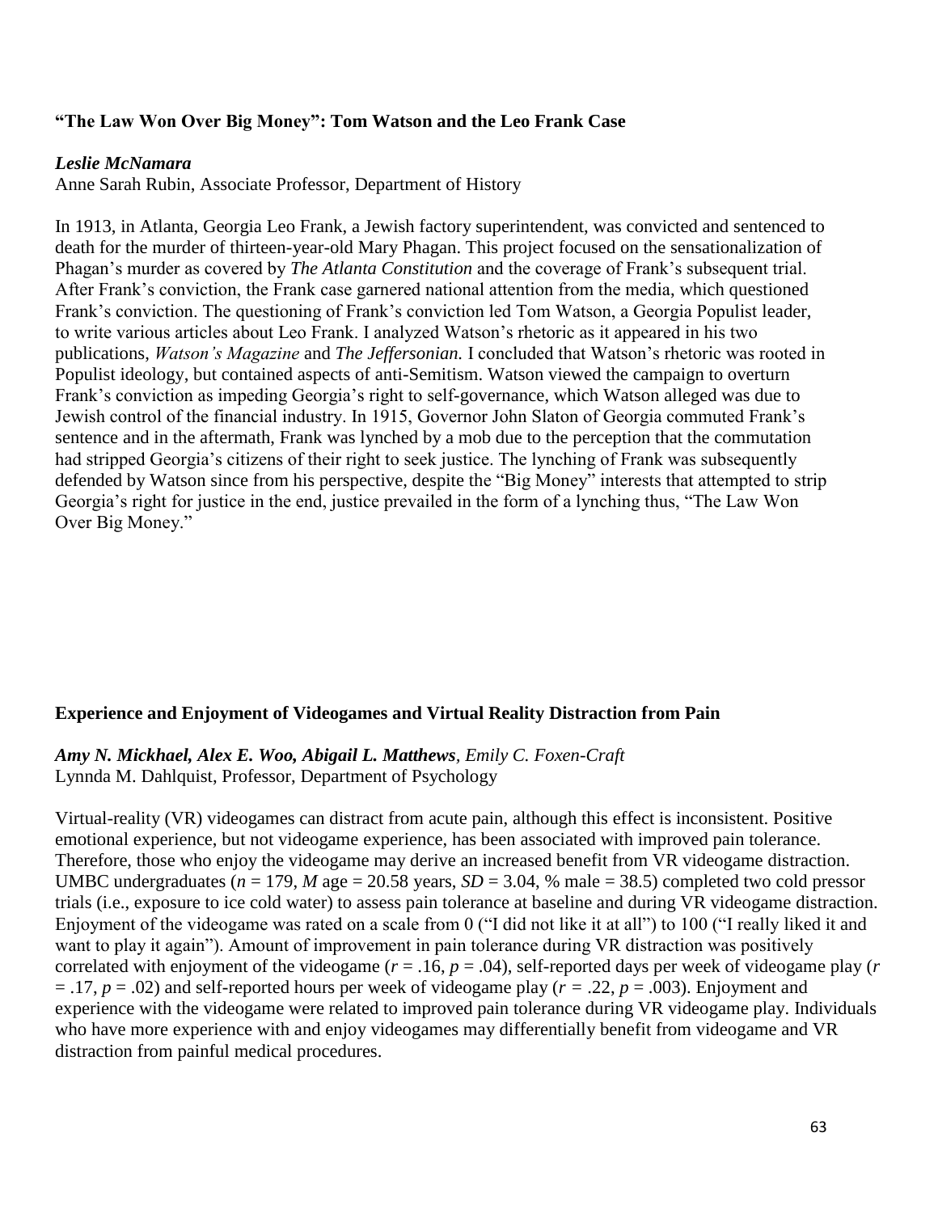### "The Law Won Over Big Money": Tom Watson and the Leo Frank Case

***Leslie McNamara***
Anne Sarah Rubin, Associate Professor, Department of History

In 1913, in Atlanta, Georgia Leo Frank, a Jewish factory superintendent, was convicted and sentenced to death for the murder of thirteen-year-old Mary Phagan. This project focused on the sensationalization of Phagan's murder as covered by *The Atlanta Constitution* and the coverage of Frank's subsequent trial. After Frank's conviction, the Frank case garnered national attention from the media, which questioned Frank's conviction. The questioning of Frank's conviction led Tom Watson, a Georgia Populist leader, to write various articles about Leo Frank. I analyzed Watson's rhetoric as it appeared in his two publications, *Watson's Magazine* and *The Jeffersonian.* I concluded that Watson's rhetoric was rooted in Populist ideology, but contained aspects of anti-Semitism. Watson viewed the campaign to overturn Frank's conviction as impeding Georgia's right to self-governance, which Watson alleged was due to Jewish control of the financial industry. In 1915, Governor John Slaton of Georgia commuted Frank's sentence and in the aftermath, Frank was lynched by a mob due to the perception that the commutation had stripped Georgia's citizens of their right to seek justice. The lynching of Frank was subsequently defended by Watson since from his perspective, despite the "Big Money" interests that attempted to strip Georgia's right for justice in the end, justice prevailed in the form of a lynching thus, "The Law Won Over Big Money."

### Experience and Enjoyment of Videogames and Virtual Reality Distraction from Pain

***Amy N. Mickhael, Alex E. Woo, Abigail L. Matthews****, Emily C. Foxen-Craft*
Lynnda M. Dahlquist, Professor, Department of Psychology

Virtual-reality (VR) videogames can distract from acute pain, although this effect is inconsistent. Positive emotional experience, but not videogame experience, has been associated with improved pain tolerance. Therefore, those who enjoy the videogame may derive an increased benefit from VR videogame distraction. UMBC undergraduates ($n$ = 179, $M$ age = 20.58 years, $SD$ = 3.04, % male = 38.5) completed two cold pressor trials (i.e., exposure to ice cold water) to assess pain tolerance at baseline and during VR videogame distraction. Enjoyment of the videogame was rated on a scale from 0 ("I did not like it at all") to 100 ("I really liked it and want to play it again"). Amount of improvement in pain tolerance during VR distraction was positively correlated with enjoyment of the videogame ($r$ = .16, $p$ = .04), self-reported days per week of videogame play ($r$ = .17, $p$ = .02) and self-reported hours per week of videogame play ($r$ = .22, $p$ = .003). Enjoyment and experience with the videogame were related to improved pain tolerance during VR videogame play. Individuals who have more experience with and enjoy videogames may differentially benefit from videogame and VR distraction from painful medical procedures.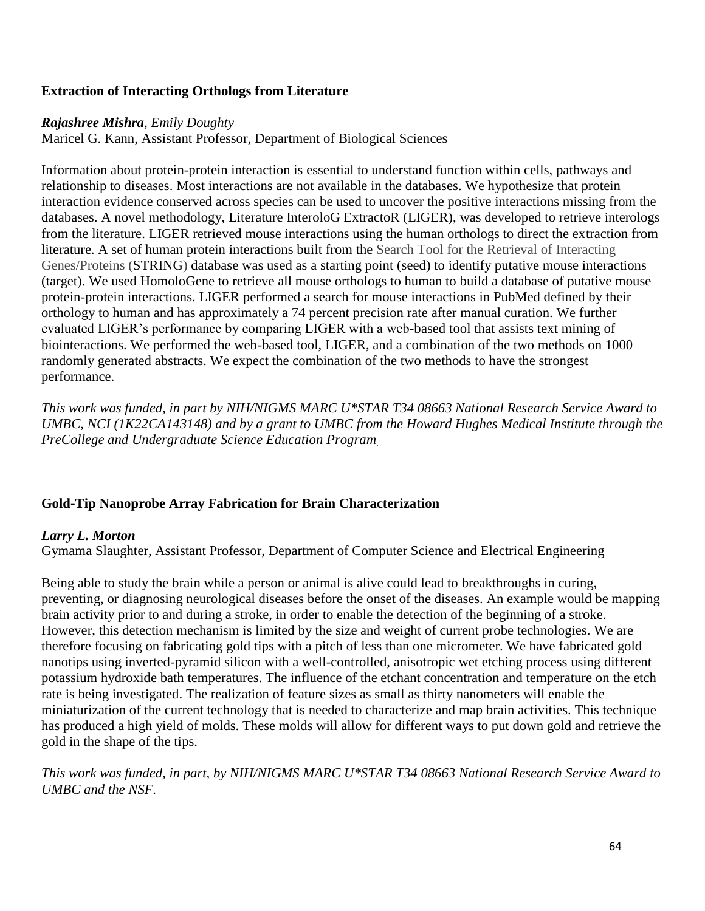### Extraction of Interacting Orthologs from Literature

***Rajashree Mishra**, Emily Doughty*
Maricel G. Kann, Assistant Professor, Department of Biological Sciences

Information about protein-protein interaction is essential to understand function within cells, pathways and relationship to diseases. Most interactions are not available in the databases. We hypothesize that protein interaction evidence conserved across species can be used to uncover the positive interactions missing from the databases. A novel methodology, Literature InteroloG ExtractoR (LIGER), was developed to retrieve interologs from the literature. LIGER retrieved mouse interactions using the human orthologs to direct the extraction from literature. A set of human protein interactions built from the Search Tool for the Retrieval of Interacting Genes/Proteins (STRING) database was used as a starting point (seed) to identify putative mouse interactions (target). We used HomoloGene to retrieve all mouse orthologs to human to build a database of putative mouse protein-protein interactions. LIGER performed a search for mouse interactions in PubMed defined by their orthology to human and has approximately a 74 percent precision rate after manual curation. We further evaluated LIGER's performance by comparing LIGER with a web-based tool that assists text mining of biointeractions. We performed the web-based tool, LIGER, and a combination of the two methods on 1000 randomly generated abstracts. We expect the combination of the two methods to have the strongest performance.

*This work was funded, in part by NIH/NIGMS MARC U*STAR T34 08663 National Research Service Award to UMBC, NCI (1K22CA143148) and by a grant to UMBC from the Howard Hughes Medical Institute through the PreCollege and Undergraduate Science Education Program.*

### Gold-Tip Nanoprobe Array Fabrication for Brain Characterization

***Larry L. Morton***
Gymama Slaughter, Assistant Professor, Department of Computer Science and Electrical Engineering

Being able to study the brain while a person or animal is alive could lead to breakthroughs in curing, preventing, or diagnosing neurological diseases before the onset of the diseases. An example would be mapping brain activity prior to and during a stroke, in order to enable the detection of the beginning of a stroke. However, this detection mechanism is limited by the size and weight of current probe technologies. We are therefore focusing on fabricating gold tips with a pitch of less than one micrometer. We have fabricated gold nanotips using inverted-pyramid silicon with a well-controlled, anisotropic wet etching process using different potassium hydroxide bath temperatures. The influence of the etchant concentration and temperature on the etch rate is being investigated. The realization of feature sizes as small as thirty nanometers will enable the miniaturization of the current technology that is needed to characterize and map brain activities. This technique has produced a high yield of molds. These molds will allow for different ways to put down gold and retrieve the gold in the shape of the tips.

*This work was funded, in part, by NIH/NIGMS MARC U*STAR T34 08663 National Research Service Award to UMBC and the NSF.*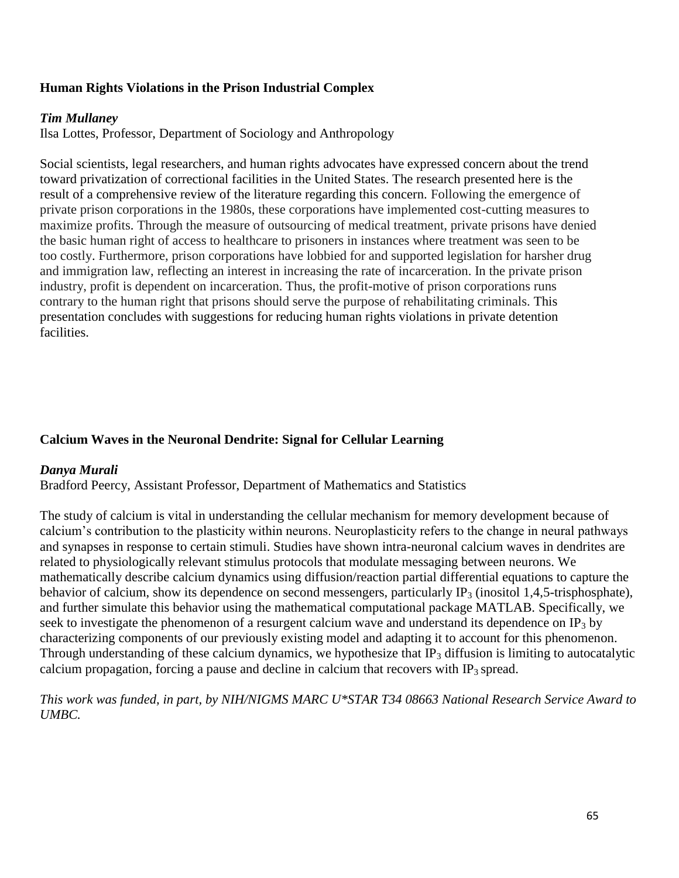### Human Rights Violations in the Prison Industrial Complex

***Tim Mullaney***

Ilsa Lottes, Professor, Department of Sociology and Anthropology

Social scientists, legal researchers, and human rights advocates have expressed concern about the trend toward privatization of correctional facilities in the United States. The research presented here is the result of a comprehensive review of the literature regarding this concern. Following the emergence of private prison corporations in the 1980s, these corporations have implemented cost-cutting measures to maximize profits. Through the measure of outsourcing of medical treatment, private prisons have denied the basic human right of access to healthcare to prisoners in instances where treatment was seen to be too costly. Furthermore, prison corporations have lobbied for and supported legislation for harsher drug and immigration law, reflecting an interest in increasing the rate of incarceration. In the private prison industry, profit is dependent on incarceration. Thus, the profit-motive of prison corporations runs contrary to the human right that prisons should serve the purpose of rehabilitating criminals. This presentation concludes with suggestions for reducing human rights violations in private detention facilities.

### Calcium Waves in the Neuronal Dendrite: Signal for Cellular Learning

***Danya Murali***

Bradford Peercy, Assistant Professor, Department of Mathematics and Statistics

The study of calcium is vital in understanding the cellular mechanism for memory development because of calcium's contribution to the plasticity within neurons. Neuroplasticity refers to the change in neural pathways and synapses in response to certain stimuli. Studies have shown intra-neuronal calcium waves in dendrites are related to physiologically relevant stimulus protocols that modulate messaging between neurons. We mathematically describe calcium dynamics using diffusion/reaction partial differential equations to capture the behavior of calcium, show its dependence on second messengers, particularly $IP_3$ (inositol 1,4,5-trisphosphate), and further simulate this behavior using the mathematical computational package MATLAB. Specifically, we seek to investigate the phenomenon of a resurgent calcium wave and understand its dependence on $IP_3$ by characterizing components of our previously existing model and adapting it to account for this phenomenon. Through understanding of these calcium dynamics, we hypothesize that $IP_3$ diffusion is limiting to autocatalytic calcium propagation, forcing a pause and decline in calcium that recovers with $IP_3$ spread.

*This work was funded, in part, by NIH/NIGMS MARC U*STAR T34 08663 National Research Service Award to UMBC.*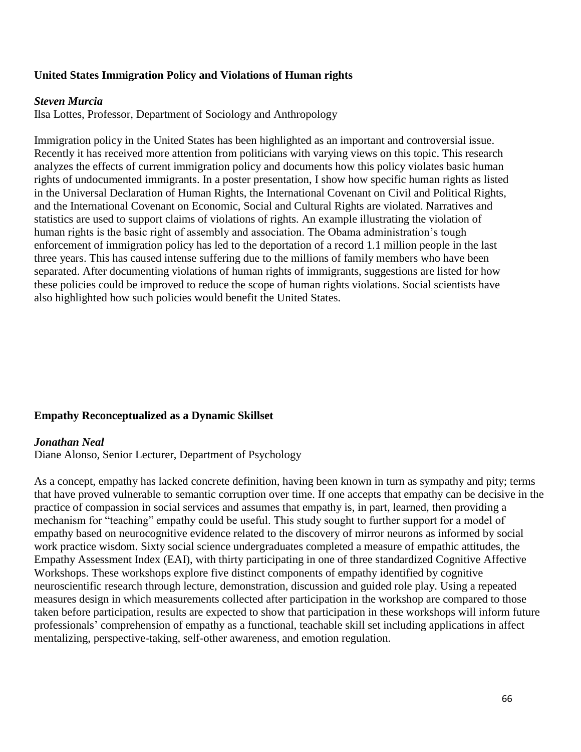### United States Immigration Policy and Violations of Human rights

***Steven Murcia***
Ilsa Lottes, Professor, Department of Sociology and Anthropology

Immigration policy in the United States has been highlighted as an important and controversial issue. Recently it has received more attention from politicians with varying views on this topic. This research analyzes the effects of current immigration policy and documents how this policy violates basic human rights of undocumented immigrants. In a poster presentation, I show how specific human rights as listed in the Universal Declaration of Human Rights, the International Covenant on Civil and Political Rights, and the International Covenant on Economic, Social and Cultural Rights are violated. Narratives and statistics are used to support claims of violations of rights. An example illustrating the violation of human rights is the basic right of assembly and association. The Obama administration's tough enforcement of immigration policy has led to the deportation of a record 1.1 million people in the last three years. This has caused intense suffering due to the millions of family members who have been separated. After documenting violations of human rights of immigrants, suggestions are listed for how these policies could be improved to reduce the scope of human rights violations. Social scientists have also highlighted how such policies would benefit the United States.

### Empathy Reconceptualized as a Dynamic Skillset

***Jonathan Neal***
Diane Alonso, Senior Lecturer, Department of Psychology

As a concept, empathy has lacked concrete definition, having been known in turn as sympathy and pity; terms that have proved vulnerable to semantic corruption over time. If one accepts that empathy can be decisive in the practice of compassion in social services and assumes that empathy is, in part, learned, then providing a mechanism for "teaching" empathy could be useful. This study sought to further support for a model of empathy based on neurocognitive evidence related to the discovery of mirror neurons as informed by social work practice wisdom. Sixty social science undergraduates completed a measure of empathic attitudes, the Empathy Assessment Index (EAI), with thirty participating in one of three standardized Cognitive Affective Workshops. These workshops explore five distinct components of empathy identified by cognitive neuroscientific research through lecture, demonstration, discussion and guided role play. Using a repeated measures design in which measurements collected after participation in the workshop are compared to those taken before participation, results are expected to show that participation in these workshops will inform future professionals' comprehension of empathy as a functional, teachable skill set including applications in affect mentalizing, perspective-taking, self-other awareness, and emotion regulation.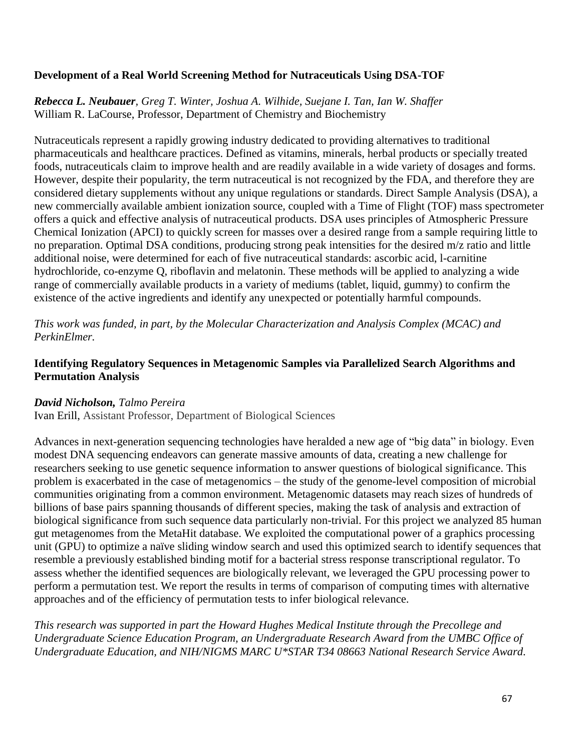### Development of a Real World Screening Method for Nutraceuticals Using DSA-TOF

***Rebecca L. Neubauer****, Greg T. Winter, Joshua A. Wilhide, Suejane I. Tan, Ian W. Shaffer*
William R. LaCourse, Professor, Department of Chemistry and Biochemistry

Nutraceuticals represent a rapidly growing industry dedicated to providing alternatives to traditional pharmaceuticals and healthcare practices. Defined as vitamins, minerals, herbal products or specially treated foods, nutraceuticals claim to improve health and are readily available in a wide variety of dosages and forms. However, despite their popularity, the term nutraceutical is not recognized by the FDA, and therefore they are considered dietary supplements without any unique regulations or standards. Direct Sample Analysis (DSA), a new commercially available ambient ionization source, coupled with a Time of Flight (TOF) mass spectrometer offers a quick and effective analysis of nutraceutical products. DSA uses principles of Atmospheric Pressure Chemical Ionization (APCI) to quickly screen for masses over a desired range from a sample requiring little to no preparation. Optimal DSA conditions, producing strong peak intensities for the desired m/z ratio and little additional noise, were determined for each of five nutraceutical standards: ascorbic acid, l-carnitine hydrochloride, co-enzyme Q, riboflavin and melatonin. These methods will be applied to analyzing a wide range of commercially available products in a variety of mediums (tablet, liquid, gummy) to confirm the existence of the active ingredients and identify any unexpected or potentially harmful compounds.

*This work was funded, in part, by the Molecular Characterization and Analysis Complex (MCAC) and PerkinElmer.*

### Identifying Regulatory Sequences in Metagenomic Samples via Parallelized Search Algorithms and Permutation Analysis

***David Nicholson,*** *Talmo Pereira*
Ivan Erill, Assistant Professor, Department of Biological Sciences

Advances in next-generation sequencing technologies have heralded a new age of "big data" in biology. Even modest DNA sequencing endeavors can generate massive amounts of data, creating a new challenge for researchers seeking to use genetic sequence information to answer questions of biological significance. This problem is exacerbated in the case of metagenomics – the study of the genome-level composition of microbial communities originating from a common environment. Metagenomic datasets may reach sizes of hundreds of billions of base pairs spanning thousands of different species, making the task of analysis and extraction of biological significance from such sequence data particularly non-trivial. For this project we analyzed 85 human gut metagenomes from the MetaHit database. We exploited the computational power of a graphics processing unit (GPU) to optimize a naïve sliding window search and used this optimized search to identify sequences that resemble a previously established binding motif for a bacterial stress response transcriptional regulator. To assess whether the identified sequences are biologically relevant, we leveraged the GPU processing power to perform a permutation test. We report the results in terms of comparison of computing times with alternative approaches and of the efficiency of permutation tests to infer biological relevance.

*This research was supported in part the Howard Hughes Medical Institute through the Precollege and Undergraduate Science Education Program, an Undergraduate Research Award from the UMBC Office of Undergraduate Education, and NIH/NIGMS MARC U*STAR T34 08663 National Research Service Award.*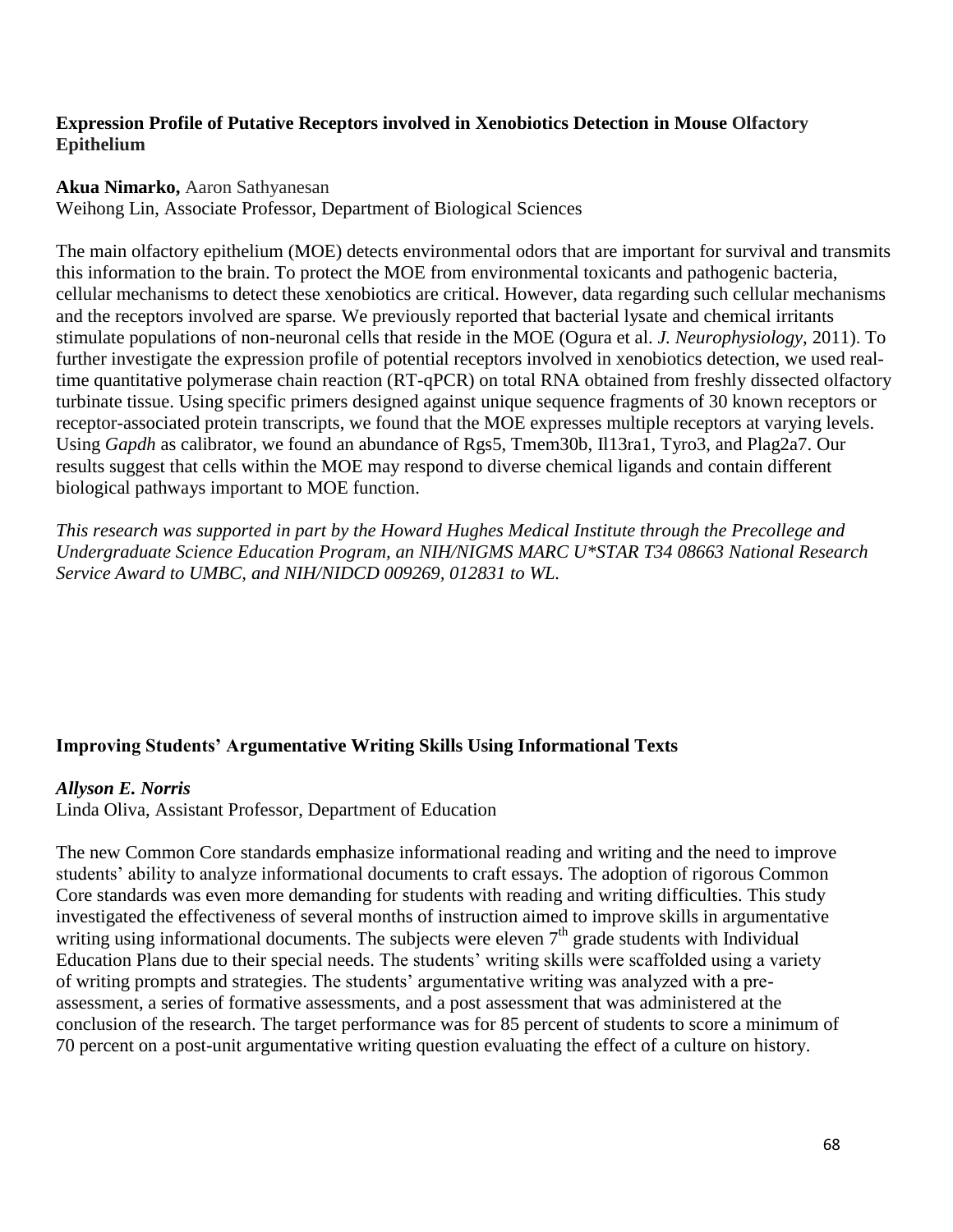### Expression Profile of Putative Receptors involved in Xenobiotics Detection in Mouse Olfactory Epithelium

**Akua Nimarko,** Aaron Sathyanesan
Weihong Lin, Associate Professor, Department of Biological Sciences

The main olfactory epithelium (MOE) detects environmental odors that are important for survival and transmits this information to the brain. To protect the MOE from environmental toxicants and pathogenic bacteria, cellular mechanisms to detect these xenobiotics are critical. However, data regarding such cellular mechanisms and the receptors involved are sparse. We previously reported that bacterial lysate and chemical irritants stimulate populations of non-neuronal cells that reside in the MOE (Ogura et al. *J. Neurophysiology*, 2011). To further investigate the expression profile of potential receptors involved in xenobiotics detection, we used real-time quantitative polymerase chain reaction (RT-qPCR) on total RNA obtained from freshly dissected olfactory turbinate tissue. Using specific primers designed against unique sequence fragments of 30 known receptors or receptor-associated protein transcripts, we found that the MOE expresses multiple receptors at varying levels. Using *Gapdh* as calibrator, we found an abundance of Rgs5, Tmem30b, Il13ra1, Tyro3, and Plag2a7. Our results suggest that cells within the MOE may respond to diverse chemical ligands and contain different biological pathways important to MOE function.

*This research was supported in part by the Howard Hughes Medical Institute through the Precollege and Undergraduate Science Education Program, an NIH/NIGMS MARC U*STAR T34 08663 National Research Service Award to UMBC, and NIH/NIDCD 009269, 012831 to WL.*

### Improving Students' Argumentative Writing Skills Using Informational Texts

***Allyson E. Norris***
Linda Oliva, Assistant Professor, Department of Education

The new Common Core standards emphasize informational reading and writing and the need to improve students' ability to analyze informational documents to craft essays. The adoption of rigorous Common Core standards was even more demanding for students with reading and writing difficulties. This study investigated the effectiveness of several months of instruction aimed to improve skills in argumentative writing using informational documents. The subjects were eleven 7th grade students with Individual Education Plans due to their special needs. The students' writing skills were scaffolded using a variety of writing prompts and strategies. The students' argumentative writing was analyzed with a pre-assessment, a series of formative assessments, and a post assessment that was administered at the conclusion of the research. The target performance was for 85 percent of students to score a minimum of 70 percent on a post-unit argumentative writing question evaluating the effect of a culture on history.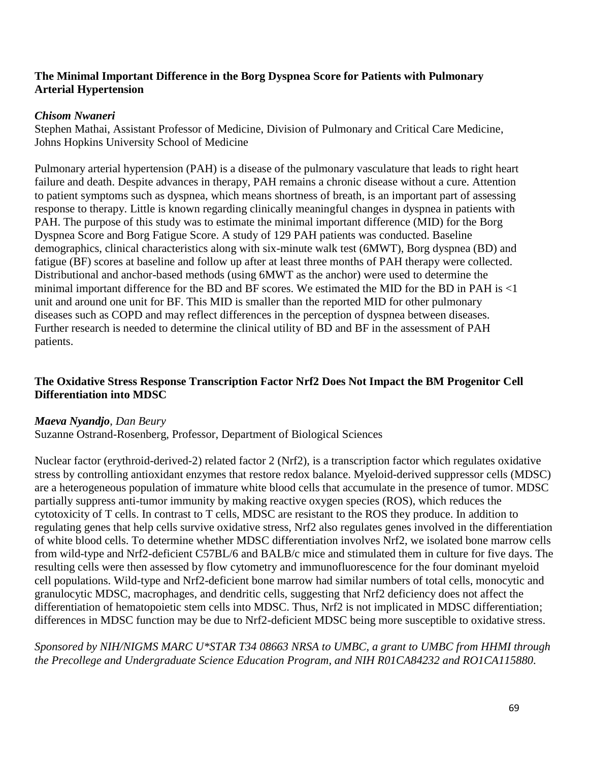### The Minimal Important Difference in the Borg Dyspnea Score for Patients with Pulmonary Arterial Hypertension

***Chisom Nwaneri***
Stephen Mathai, Assistant Professor of Medicine, Division of Pulmonary and Critical Care Medicine, Johns Hopkins University School of Medicine

Pulmonary arterial hypertension (PAH) is a disease of the pulmonary vasculature that leads to right heart failure and death. Despite advances in therapy, PAH remains a chronic disease without a cure. Attention to patient symptoms such as dyspnea, which means shortness of breath, is an important part of assessing response to therapy. Little is known regarding clinically meaningful changes in dyspnea in patients with PAH. The purpose of this study was to estimate the minimal important difference (MID) for the Borg Dyspnea Score and Borg Fatigue Score. A study of 129 PAH patients was conducted. Baseline demographics, clinical characteristics along with six-minute walk test (6MWT), Borg dyspnea (BD) and fatigue (BF) scores at baseline and follow up after at least three months of PAH therapy were collected. Distributional and anchor-based methods (using 6MWT as the anchor) were used to determine the minimal important difference for the BD and BF scores. We estimated the MID for the BD in PAH is <1 unit and around one unit for BF. This MID is smaller than the reported MID for other pulmonary diseases such as COPD and may reflect differences in the perception of dyspnea between diseases. Further research is needed to determine the clinical utility of BD and BF in the assessment of PAH patients.

### The Oxidative Stress Response Transcription Factor Nrf2 Does Not Impact the BM Progenitor Cell Differentiation into MDSC

***Maeva Nyandjo**, Dan Beury*
Suzanne Ostrand-Rosenberg, Professor, Department of Biological Sciences

Nuclear factor (erythroid-derived-2) related factor 2 (Nrf2), is a transcription factor which regulates oxidative stress by controlling antioxidant enzymes that restore redox balance. Myeloid-derived suppressor cells (MDSC) are a heterogeneous population of immature white blood cells that accumulate in the presence of tumor. MDSC partially suppress anti-tumor immunity by making reactive oxygen species (ROS), which reduces the cytotoxicity of T cells. In contrast to T cells, MDSC are resistant to the ROS they produce. In addition to regulating genes that help cells survive oxidative stress, Nrf2 also regulates genes involved in the differentiation of white blood cells. To determine whether MDSC differentiation involves Nrf2, we isolated bone marrow cells from wild-type and Nrf2-deficient C57BL/6 and BALB/c mice and stimulated them in culture for five days. The resulting cells were then assessed by flow cytometry and immunofluorescence for the four dominant myeloid cell populations. Wild-type and Nrf2-deficient bone marrow had similar numbers of total cells, monocytic and granulocytic MDSC, macrophages, and dendritic cells, suggesting that Nrf2 deficiency does not affect the differentiation of hematopoietic stem cells into MDSC. Thus, Nrf2 is not implicated in MDSC differentiation; differences in MDSC function may be due to Nrf2-deficient MDSC being more susceptible to oxidative stress.

*Sponsored by NIH/NIGMS MARC U\*STAR T34 08663 NRSA to UMBC, a grant to UMBC from HHMI through the Precollege and Undergraduate Science Education Program, and NIH R01CA84232 and RO1CA115880.*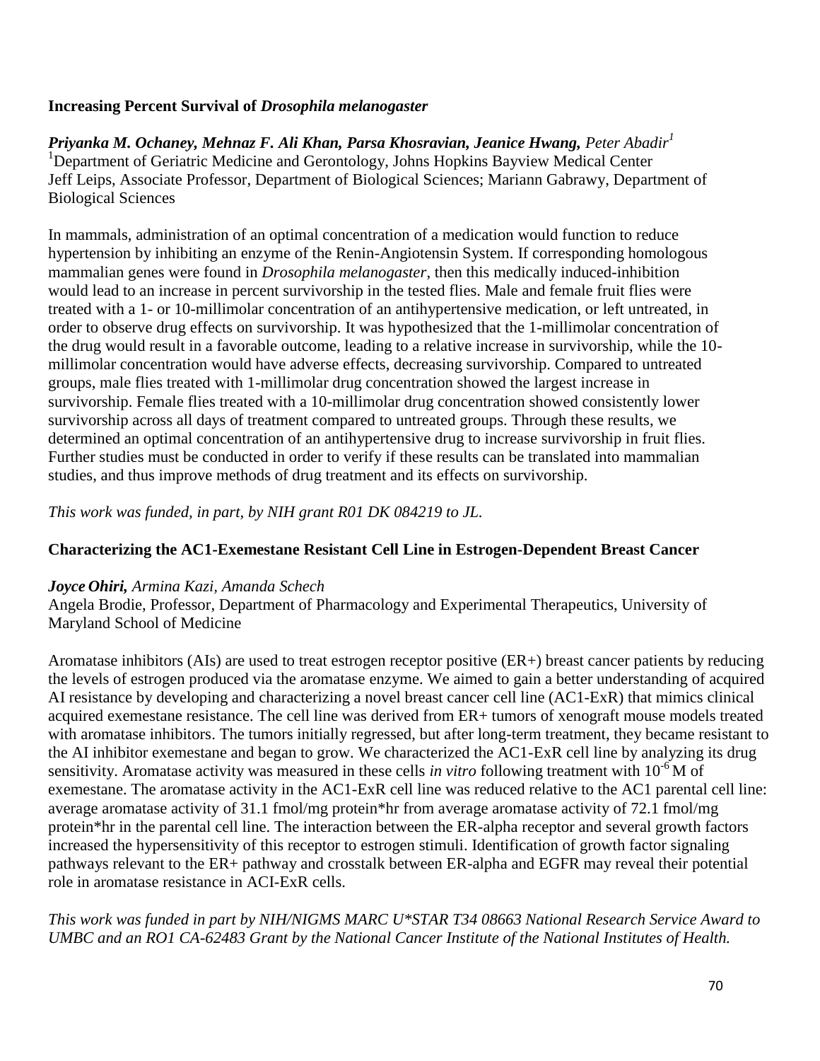## Increasing Percent Survival of *Drosophila melanogaster*

***Priyanka M. Ochaney, Mehnaz F. Ali Khan, Parsa Khosravian, Jeanice Hwang,*** *Peter Abadir*[1]
[1]Department of Geriatric Medicine and Gerontology, Johns Hopkins Bayview Medical Center
Jeff Leips, Associate Professor, Department of Biological Sciences; Mariann Gabrawy, Department of Biological Sciences

In mammals, administration of an optimal concentration of a medication would function to reduce hypertension by inhibiting an enzyme of the Renin-Angiotensin System. If corresponding homologous mammalian genes were found in *Drosophila melanogaster*, then this medically induced-inhibition would lead to an increase in percent survivorship in the tested flies. Male and female fruit flies were treated with a 1- or 10-millimolar concentration of an antihypertensive medication, or left untreated, in order to observe drug effects on survivorship. It was hypothesized that the 1-millimolar concentration of the drug would result in a favorable outcome, leading to a relative increase in survivorship, while the 10-millimolar concentration would have adverse effects, decreasing survivorship. Compared to untreated groups, male flies treated with 1-millimolar drug concentration showed the largest increase in survivorship. Female flies treated with a 10-millimolar drug concentration showed consistently lower survivorship across all days of treatment compared to untreated groups. Through these results, we determined an optimal concentration of an antihypertensive drug to increase survivorship in fruit flies. Further studies must be conducted in order to verify if these results can be translated into mammalian studies, and thus improve methods of drug treatment and its effects on survivorship.

*This work was funded, in part, by NIH grant R01 DK 084219 to JL.*

## Characterizing the AC1-Exemestane Resistant Cell Line in Estrogen-Dependent Breast Cancer

***Joyce Ohiri,*** *Armina Kazi, Amanda Schech*
Angela Brodie, Professor, Department of Pharmacology and Experimental Therapeutics, University of Maryland School of Medicine

Aromatase inhibitors (AIs) are used to treat estrogen receptor positive (ER+) breast cancer patients by reducing the levels of estrogen produced via the aromatase enzyme. We aimed to gain a better understanding of acquired AI resistance by developing and characterizing a novel breast cancer cell line (AC1-ExR) that mimics clinical acquired exemestane resistance. The cell line was derived from ER+ tumors of xenograft mouse models treated with aromatase inhibitors. The tumors initially regressed, but after long-term treatment, they became resistant to the AI inhibitor exemestane and began to grow. We characterized the AC1-ExR cell line by analyzing its drug sensitivity. Aromatase activity was measured in these cells *in vitro* following treatment with $10^{-6}$ M of exemestane. The aromatase activity in the AC1-ExR cell line was reduced relative to the AC1 parental cell line: average aromatase activity of 31.1 fmol/mg protein*hr from average aromatase activity of 72.1 fmol/mg protein*hr in the parental cell line. The interaction between the ER-alpha receptor and several growth factors increased the hypersensitivity of this receptor to estrogen stimuli. Identification of growth factor signaling pathways relevant to the ER+ pathway and crosstalk between ER-alpha and EGFR may reveal their potential role in aromatase resistance in ACI-ExR cells.

*This work was funded in part by NIH/NIGMS MARC U*STAR T34 08663 National Research Service Award to UMBC and an RO1 CA-62483 Grant by the National Cancer Institute of the National Institutes of Health.*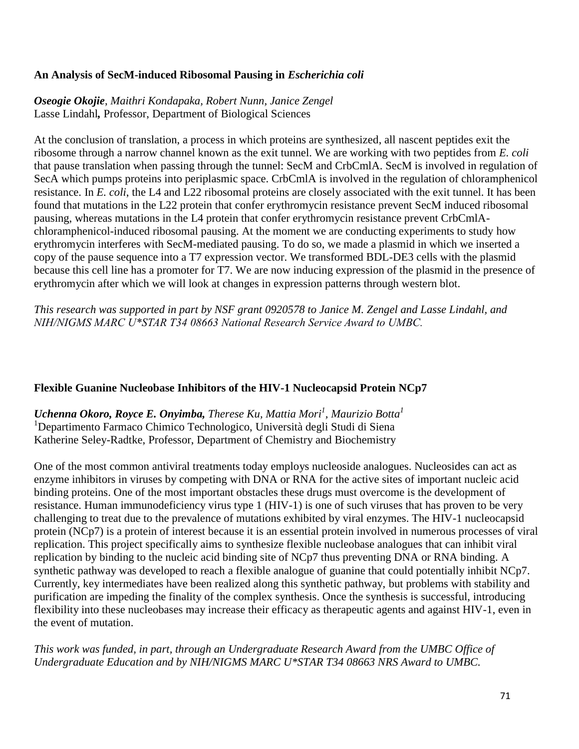### An Analysis of SecM-induced Ribosomal Pausing in *Escherichia coli*

***Oseogie Okojie****, Maithri Kondapaka, Robert Nunn, Janice Zengel*
Lasse Lindahl***,*** Professor, Department of Biological Sciences

At the conclusion of translation, a process in which proteins are synthesized, all nascent peptides exit the ribosome through a narrow channel known as the exit tunnel. We are working with two peptides from *E. coli* that pause translation when passing through the tunnel: SecM and CrbCmlA. SecM is involved in regulation of SecA which pumps proteins into periplasmic space. CrbCmlA is involved in the regulation of chloramphenicol resistance. In *E. coli*, the L4 and L22 ribosomal proteins are closely associated with the exit tunnel. It has been found that mutations in the L22 protein that confer erythromycin resistance prevent SecM induced ribosomal pausing, whereas mutations in the L4 protein that confer erythromycin resistance prevent CrbCmlA-chloramphenicol-induced ribosomal pausing. At the moment we are conducting experiments to study how erythromycin interferes with SecM-mediated pausing. To do so, we made a plasmid in which we inserted a copy of the pause sequence into a T7 expression vector. We transformed BDL-DE3 cells with the plasmid because this cell line has a promoter for T7. We are now inducing expression of the plasmid in the presence of erythromycin after which we will look at changes in expression patterns through western blot.

*This research was supported in part by NSF grant 0920578 to Janice M. Zengel and Lasse Lindahl, and NIH/NIGMS MARC U\*STAR T34 08663 National Research Service Award to UMBC.*

### Flexible Guanine Nucleobase Inhibitors of the HIV-1 Nucleocapsid Protein NCp7

***Uchenna Okoro, Royce E. Onyimba,*** *Therese Ku, Mattia Mori*[1]*, Maurizio Botta*[1]
[1]Departimento Farmaco Chimico Technologico, Università degli Studi di Siena
Katherine Seley-Radtke, Professor, Department of Chemistry and Biochemistry

One of the most common antiviral treatments today employs nucleoside analogues. Nucleosides can act as enzyme inhibitors in viruses by competing with DNA or RNA for the active sites of important nucleic acid binding proteins. One of the most important obstacles these drugs must overcome is the development of resistance. Human immunodeficiency virus type 1 (HIV-1) is one of such viruses that has proven to be very challenging to treat due to the prevalence of mutations exhibited by viral enzymes. The HIV-1 nucleocapsid protein (NCp7) is a protein of interest because it is an essential protein involved in numerous processes of viral replication. This project specifically aims to synthesize flexible nucleobase analogues that can inhibit viral replication by binding to the nucleic acid binding site of NCp7 thus preventing DNA or RNA binding. A synthetic pathway was developed to reach a flexible analogue of guanine that could potentially inhibit NCp7. Currently, key intermediates have been realized along this synthetic pathway, but problems with stability and purification are impeding the finality of the complex synthesis. Once the synthesis is successful, introducing flexibility into these nucleobases may increase their efficacy as therapeutic agents and against HIV-1, even in the event of mutation.

*This work was funded, in part, through an Undergraduate Research Award from the UMBC Office of Undergraduate Education and by NIH/NIGMS MARC U\*STAR T34 08663 NRS Award to UMBC.*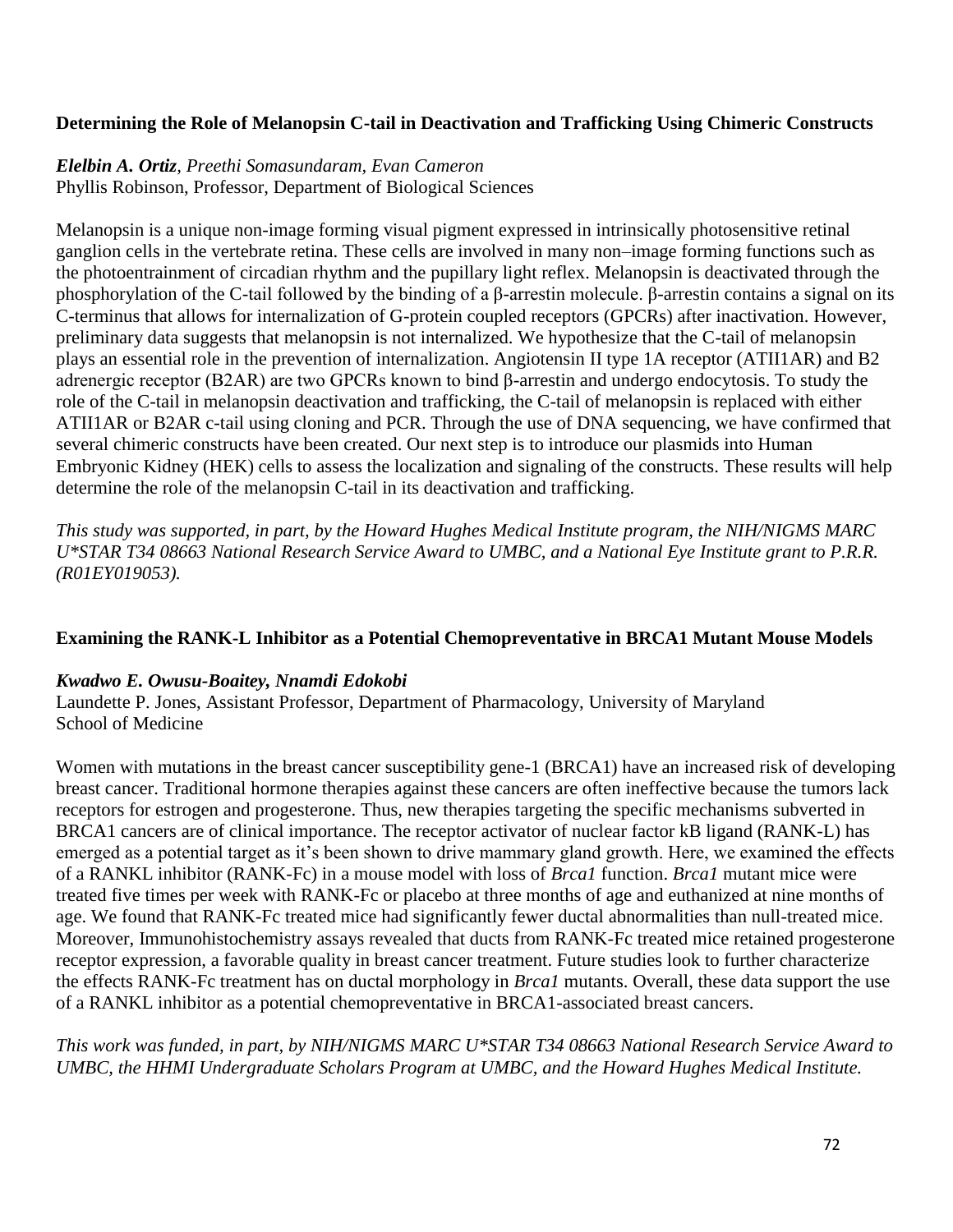### Determining the Role of Melanopsin C-tail in Deactivation and Trafficking Using Chimeric Constructs

***Elelbin A. Ortiz****, Preethi Somasundaram, Evan Cameron*
Phyllis Robinson, Professor, Department of Biological Sciences

Melanopsin is a unique non-image forming visual pigment expressed in intrinsically photosensitive retinal ganglion cells in the vertebrate retina. These cells are involved in many non–image forming functions such as the photoentrainment of circadian rhythm and the pupillary light reflex. Melanopsin is deactivated through the phosphorylation of the C-tail followed by the binding of a β-arrestin molecule. β-arrestin contains a signal on its C-terminus that allows for internalization of G-protein coupled receptors (GPCRs) after inactivation. However, preliminary data suggests that melanopsin is not internalized. We hypothesize that the C-tail of melanopsin plays an essential role in the prevention of internalization. Angiotensin II type 1A receptor (ATII1AR) and B2 adrenergic receptor (B2AR) are two GPCRs known to bind β-arrestin and undergo endocytosis. To study the role of the C-tail in melanopsin deactivation and trafficking, the C-tail of melanopsin is replaced with either ATII1AR or B2AR c-tail using cloning and PCR. Through the use of DNA sequencing, we have confirmed that several chimeric constructs have been created. Our next step is to introduce our plasmids into Human Embryonic Kidney (HEK) cells to assess the localization and signaling of the constructs. These results will help determine the role of the melanopsin C-tail in its deactivation and trafficking.

*This study was supported, in part, by the Howard Hughes Medical Institute program, the NIH/NIGMS MARC U*STAR T34 08663 National Research Service Award to UMBC, and a National Eye Institute grant to P.R.R. (R01EY019053).*

### Examining the RANK-L Inhibitor as a Potential Chemopreventative in BRCA1 Mutant Mouse Models

***Kwadwo E. Owusu-Boaitey, Nnamdi Edokobi***
Laundette P. Jones, Assistant Professor, Department of Pharmacology, University of Maryland School of Medicine

Women with mutations in the breast cancer susceptibility gene-1 (BRCA1) have an increased risk of developing breast cancer. Traditional hormone therapies against these cancers are often ineffective because the tumors lack receptors for estrogen and progesterone. Thus, new therapies targeting the specific mechanisms subverted in BRCA1 cancers are of clinical importance. The receptor activator of nuclear factor kB ligand (RANK-L) has emerged as a potential target as it's been shown to drive mammary gland growth. Here, we examined the effects of a RANKL inhibitor (RANK-Fc) in a mouse model with loss of *Brca1* function. *Brca1* mutant mice were treated five times per week with RANK-Fc or placebo at three months of age and euthanized at nine months of age. We found that RANK-Fc treated mice had significantly fewer ductal abnormalities than null-treated mice. Moreover, Immunohistochemistry assays revealed that ducts from RANK-Fc treated mice retained progesterone receptor expression, a favorable quality in breast cancer treatment. Future studies look to further characterize the effects RANK-Fc treatment has on ductal morphology in *Brca1* mutants. Overall, these data support the use of a RANKL inhibitor as a potential chemopreventative in BRCA1-associated breast cancers.

*This work was funded, in part, by NIH/NIGMS MARC U*STAR T34 08663 National Research Service Award to UMBC, the HHMI Undergraduate Scholars Program at UMBC, and the Howard Hughes Medical Institute.*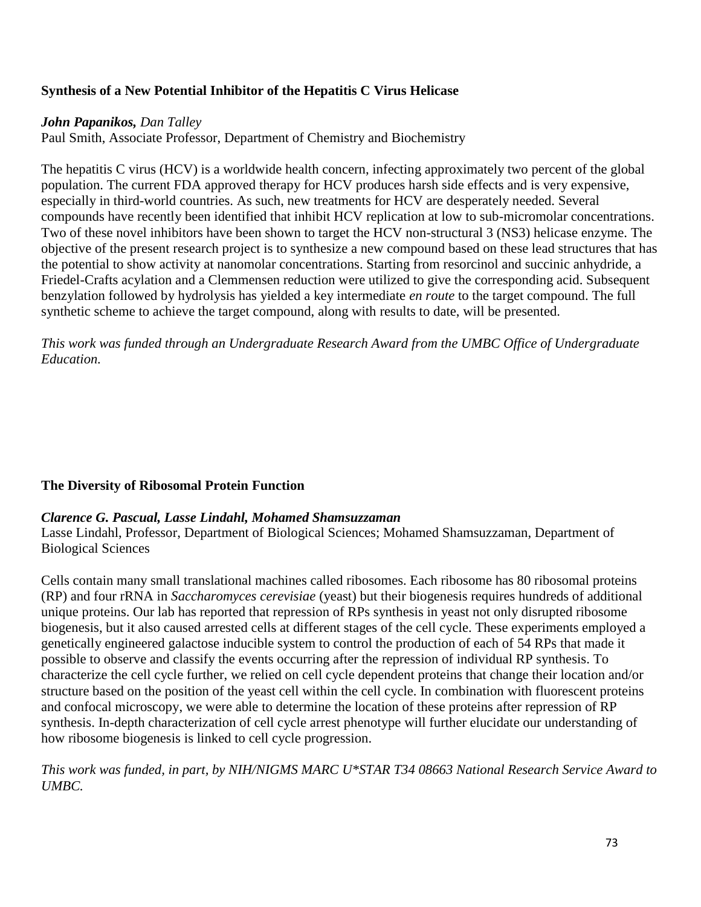### Synthesis of a New Potential Inhibitor of the Hepatitis C Virus Helicase

***John Papanikos,*** *Dan Talley*
Paul Smith, Associate Professor, Department of Chemistry and Biochemistry

The hepatitis C virus (HCV) is a worldwide health concern, infecting approximately two percent of the global population. The current FDA approved therapy for HCV produces harsh side effects and is very expensive, especially in third-world countries. As such, new treatments for HCV are desperately needed. Several compounds have recently been identified that inhibit HCV replication at low to sub-micromolar concentrations. Two of these novel inhibitors have been shown to target the HCV non-structural 3 (NS3) helicase enzyme. The objective of the present research project is to synthesize a new compound based on these lead structures that has the potential to show activity at nanomolar concentrations. Starting from resorcinol and succinic anhydride, a Friedel-Crafts acylation and a Clemmensen reduction were utilized to give the corresponding acid. Subsequent benzylation followed by hydrolysis has yielded a key intermediate *en route* to the target compound. The full synthetic scheme to achieve the target compound, along with results to date, will be presented.

*This work was funded through an Undergraduate Research Award from the UMBC Office of Undergraduate Education.*

### The Diversity of Ribosomal Protein Function

***Clarence G. Pascual, Lasse Lindahl, Mohamed Shamsuzzaman***
Lasse Lindahl, Professor, Department of Biological Sciences; Mohamed Shamsuzzaman, Department of Biological Sciences

Cells contain many small translational machines called ribosomes. Each ribosome has 80 ribosomal proteins (RP) and four rRNA in *Saccharomyces cerevisiae* (yeast) but their biogenesis requires hundreds of additional unique proteins. Our lab has reported that repression of RPs synthesis in yeast not only disrupted ribosome biogenesis, but it also caused arrested cells at different stages of the cell cycle. These experiments employed a genetically engineered galactose inducible system to control the production of each of 54 RPs that made it possible to observe and classify the events occurring after the repression of individual RP synthesis. To characterize the cell cycle further, we relied on cell cycle dependent proteins that change their location and/or structure based on the position of the yeast cell within the cell cycle. In combination with fluorescent proteins and confocal microscopy, we were able to determine the location of these proteins after repression of RP synthesis. In-depth characterization of cell cycle arrest phenotype will further elucidate our understanding of how ribosome biogenesis is linked to cell cycle progression.

*This work was funded, in part, by NIH/NIGMS MARC U*STAR T34 08663 National Research Service Award to UMBC.*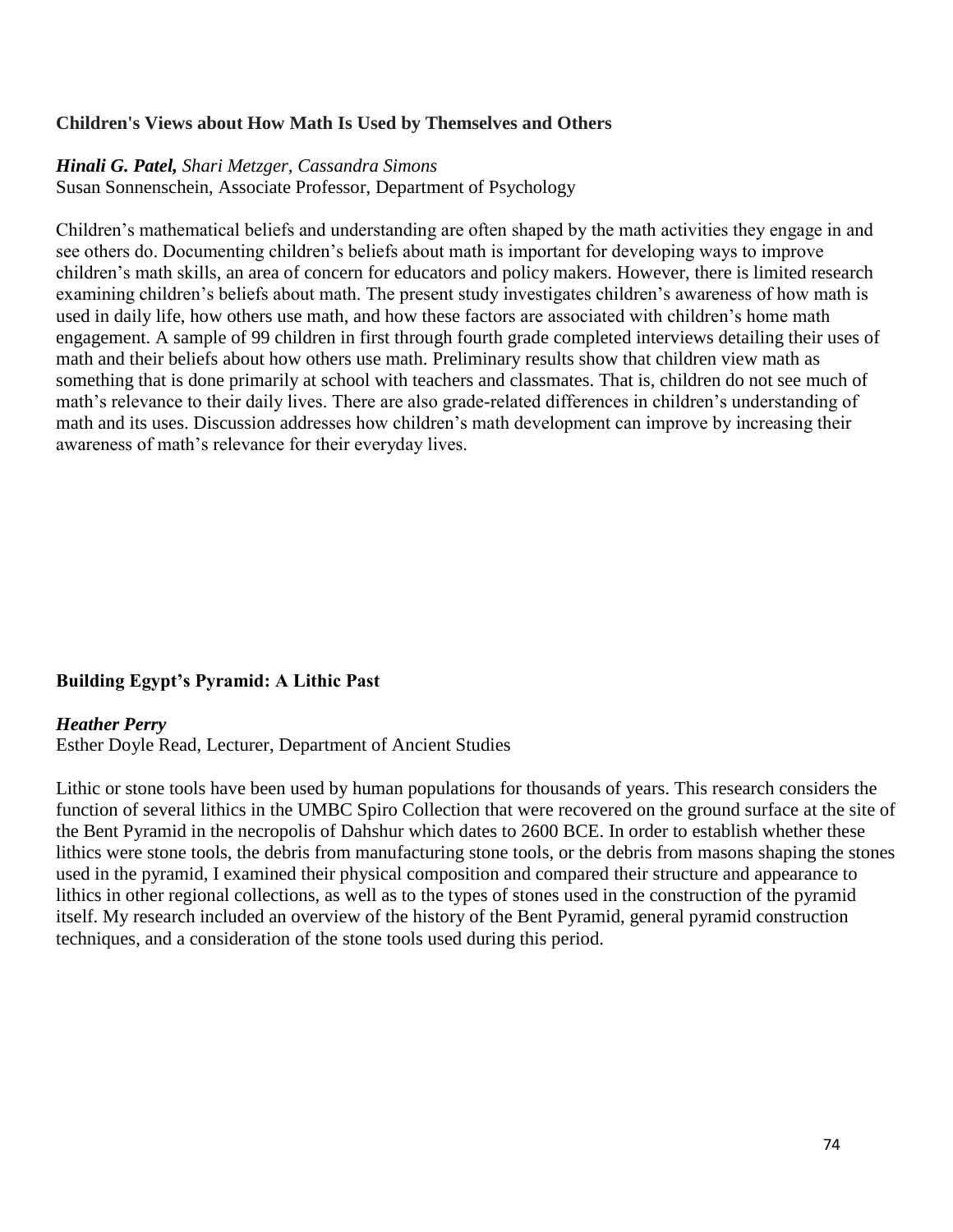### Children's Views about How Math Is Used by Themselves and Others

***Hinali G. Patel,*** *Shari Metzger, Cassandra Simons*
Susan Sonnenschein, Associate Professor, Department of Psychology

Children's mathematical beliefs and understanding are often shaped by the math activities they engage in and see others do. Documenting children's beliefs about math is important for developing ways to improve children's math skills, an area of concern for educators and policy makers. However, there is limited research examining children's beliefs about math. The present study investigates children's awareness of how math is used in daily life, how others use math, and how these factors are associated with children's home math engagement. A sample of 99 children in first through fourth grade completed interviews detailing their uses of math and their beliefs about how others use math. Preliminary results show that children view math as something that is done primarily at school with teachers and classmates. That is, children do not see much of math's relevance to their daily lives. There are also grade-related differences in children's understanding of math and its uses. Discussion addresses how children's math development can improve by increasing their awareness of math's relevance for their everyday lives.

### Building Egypt's Pyramid: A Lithic Past

***Heather Perry***
Esther Doyle Read, Lecturer, Department of Ancient Studies

Lithic or stone tools have been used by human populations for thousands of years. This research considers the function of several lithics in the UMBC Spiro Collection that were recovered on the ground surface at the site of the Bent Pyramid in the necropolis of Dahshur which dates to 2600 BCE. In order to establish whether these lithics were stone tools, the debris from manufacturing stone tools, or the debris from masons shaping the stones used in the pyramid, I examined their physical composition and compared their structure and appearance to lithics in other regional collections, as well as to the types of stones used in the construction of the pyramid itself. My research included an overview of the history of the Bent Pyramid, general pyramid construction techniques, and a consideration of the stone tools used during this period.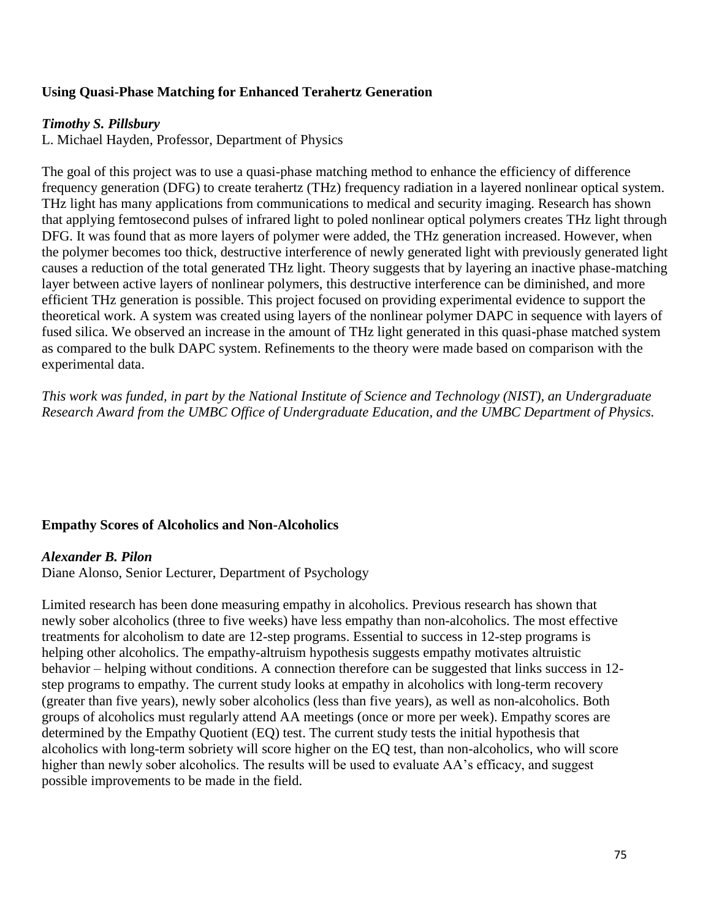### Using Quasi-Phase Matching for Enhanced Terahertz Generation

***Timothy S. Pillsbury***
L. Michael Hayden, Professor, Department of Physics

The goal of this project was to use a quasi-phase matching method to enhance the efficiency of difference frequency generation (DFG) to create terahertz (THz) frequency radiation in a layered nonlinear optical system. THz light has many applications from communications to medical and security imaging. Research has shown that applying femtosecond pulses of infrared light to poled nonlinear optical polymers creates THz light through DFG. It was found that as more layers of polymer were added, the THz generation increased. However, when the polymer becomes too thick, destructive interference of newly generated light with previously generated light causes a reduction of the total generated THz light. Theory suggests that by layering an inactive phase-matching layer between active layers of nonlinear polymers, this destructive interference can be diminished, and more efficient THz generation is possible. This project focused on providing experimental evidence to support the theoretical work. A system was created using layers of the nonlinear polymer DAPC in sequence with layers of fused silica. We observed an increase in the amount of THz light generated in this quasi-phase matched system as compared to the bulk DAPC system. Refinements to the theory were made based on comparison with the experimental data.

*This work was funded, in part by the National Institute of Science and Technology (NIST), an Undergraduate Research Award from the UMBC Office of Undergraduate Education, and the UMBC Department of Physics.*

### Empathy Scores of Alcoholics and Non-Alcoholics

***Alexander B. Pilon***
Diane Alonso, Senior Lecturer, Department of Psychology

Limited research has been done measuring empathy in alcoholics. Previous research has shown that newly sober alcoholics (three to five weeks) have less empathy than non-alcoholics. The most effective treatments for alcoholism to date are 12-step programs. Essential to success in 12-step programs is helping other alcoholics. The empathy-altruism hypothesis suggests empathy motivates altruistic behavior – helping without conditions. A connection therefore can be suggested that links success in 12-step programs to empathy. The current study looks at empathy in alcoholics with long-term recovery (greater than five years), newly sober alcoholics (less than five years), as well as non-alcoholics. Both groups of alcoholics must regularly attend AA meetings (once or more per week). Empathy scores are determined by the Empathy Quotient (EQ) test. The current study tests the initial hypothesis that alcoholics with long-term sobriety will score higher on the EQ test, than non-alcoholics, who will score higher than newly sober alcoholics. The results will be used to evaluate AA's efficacy, and suggest possible improvements to be made in the field.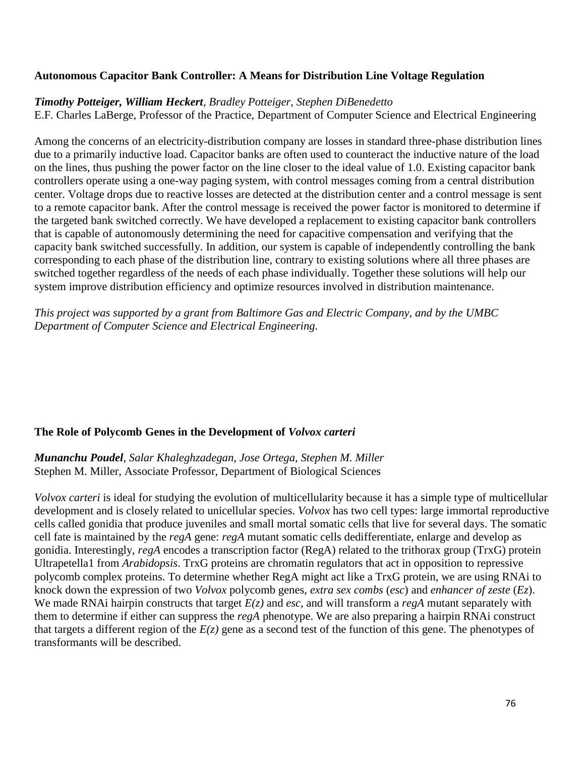### Autonomous Capacitor Bank Controller: A Means for Distribution Line Voltage Regulation

***Timothy Potteiger, William Heckert****, Bradley Potteiger, Stephen DiBenedetto*
E.F. Charles LaBerge, Professor of the Practice, Department of Computer Science and Electrical Engineering

Among the concerns of an electricity-distribution company are losses in standard three-phase distribution lines due to a primarily inductive load. Capacitor banks are often used to counteract the inductive nature of the load on the lines, thus pushing the power factor on the line closer to the ideal value of 1.0. Existing capacitor bank controllers operate using a one-way paging system, with control messages coming from a central distribution center. Voltage drops due to reactive losses are detected at the distribution center and a control message is sent to a remote capacitor bank. After the control message is received the power factor is monitored to determine if the targeted bank switched correctly. We have developed a replacement to existing capacitor bank controllers that is capable of autonomously determining the need for capacitive compensation and verifying that the capacity bank switched successfully. In addition, our system is capable of independently controlling the bank corresponding to each phase of the distribution line, contrary to existing solutions where all three phases are switched together regardless of the needs of each phase individually. Together these solutions will help our system improve distribution efficiency and optimize resources involved in distribution maintenance.

*This project was supported by a grant from Baltimore Gas and Electric Company, and by the UMBC Department of Computer Science and Electrical Engineering.*

### The Role of Polycomb Genes in the Development of *Volvox carteri*

***Munanchu Poudel****, Salar Khaleghzadegan, Jose Ortega, Stephen M. Miller*
Stephen M. Miller, Associate Professor, Department of Biological Sciences

*Volvox carteri* is ideal for studying the evolution of multicellularity because it has a simple type of multicellular development and is closely related to unicellular species. *Volvox* has two cell types: large immortal reproductive cells called gonidia that produce juveniles and small mortal somatic cells that live for several days. The somatic cell fate is maintained by the *regA* gene: *regA* mutant somatic cells dedifferentiate, enlarge and develop as gonidia. Interestingly, *regA* encodes a transcription factor (RegA) related to the trithorax group (TrxG) protein Ultrapetella1 from *Arabidopsis*. TrxG proteins are chromatin regulators that act in opposition to repressive polycomb complex proteins. To determine whether RegA might act like a TrxG protein, we are using RNAi to knock down the expression of two *Volvox* polycomb genes, *extra sex combs* (*esc*) and *enhancer of zeste* (*Ez*). We made RNAi hairpin constructs that target *E(z)* and *esc*, and will transform a *regA* mutant separately with them to determine if either can suppress the *regA* phenotype. We are also preparing a hairpin RNAi construct that targets a different region of the *E(z)* gene as a second test of the function of this gene. The phenotypes of transformants will be described.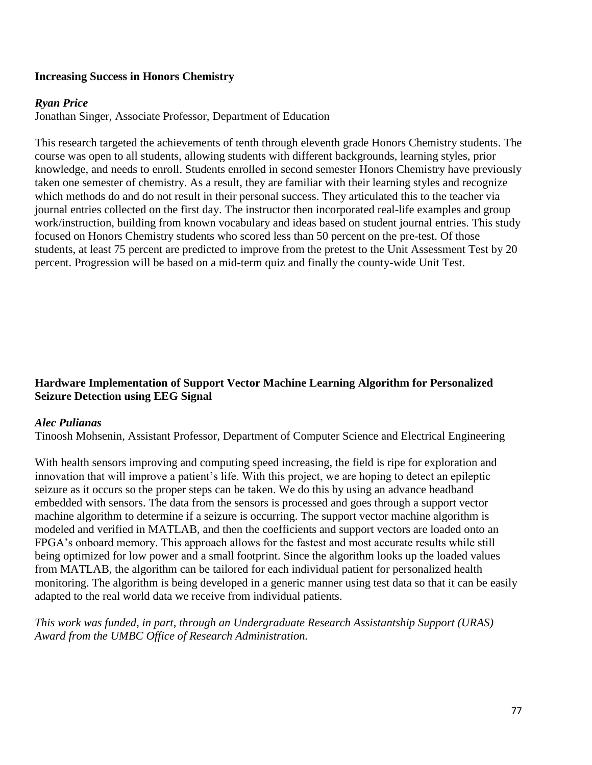**Increasing Success in Honors Chemistry**

***Ryan Price***
Jonathan Singer, Associate Professor, Department of Education

This research targeted the achievements of tenth through eleventh grade Honors Chemistry students. The course was open to all students, allowing students with different backgrounds, learning styles, prior knowledge, and needs to enroll. Students enrolled in second semester Honors Chemistry have previously taken one semester of chemistry. As a result, they are familiar with their learning styles and recognize which methods do and do not result in their personal success. They articulated this to the teacher via journal entries collected on the first day. The instructor then incorporated real-life examples and group work/instruction, building from known vocabulary and ideas based on student journal entries. This study focused on Honors Chemistry students who scored less than 50 percent on the pre-test. Of those students, at least 75 percent are predicted to improve from the pretest to the Unit Assessment Test by 20 percent. Progression will be based on a mid-term quiz and finally the county-wide Unit Test.

**Hardware Implementation of Support Vector Machine Learning Algorithm for Personalized Seizure Detection using EEG Signal**

***Alec Pulianas***
Tinoosh Mohsenin, Assistant Professor, Department of Computer Science and Electrical Engineering

With health sensors improving and computing speed increasing, the field is ripe for exploration and innovation that will improve a patient's life. With this project, we are hoping to detect an epileptic seizure as it occurs so the proper steps can be taken. We do this by using an advance headband embedded with sensors. The data from the sensors is processed and goes through a support vector machine algorithm to determine if a seizure is occurring. The support vector machine algorithm is modeled and verified in MATLAB, and then the coefficients and support vectors are loaded onto an FPGA's onboard memory. This approach allows for the fastest and most accurate results while still being optimized for low power and a small footprint. Since the algorithm looks up the loaded values from MATLAB, the algorithm can be tailored for each individual patient for personalized health monitoring. The algorithm is being developed in a generic manner using test data so that it can be easily adapted to the real world data we receive from individual patients.

*This work was funded, in part, through an Undergraduate Research Assistantship Support (URAS) Award from the UMBC Office of Research Administration.*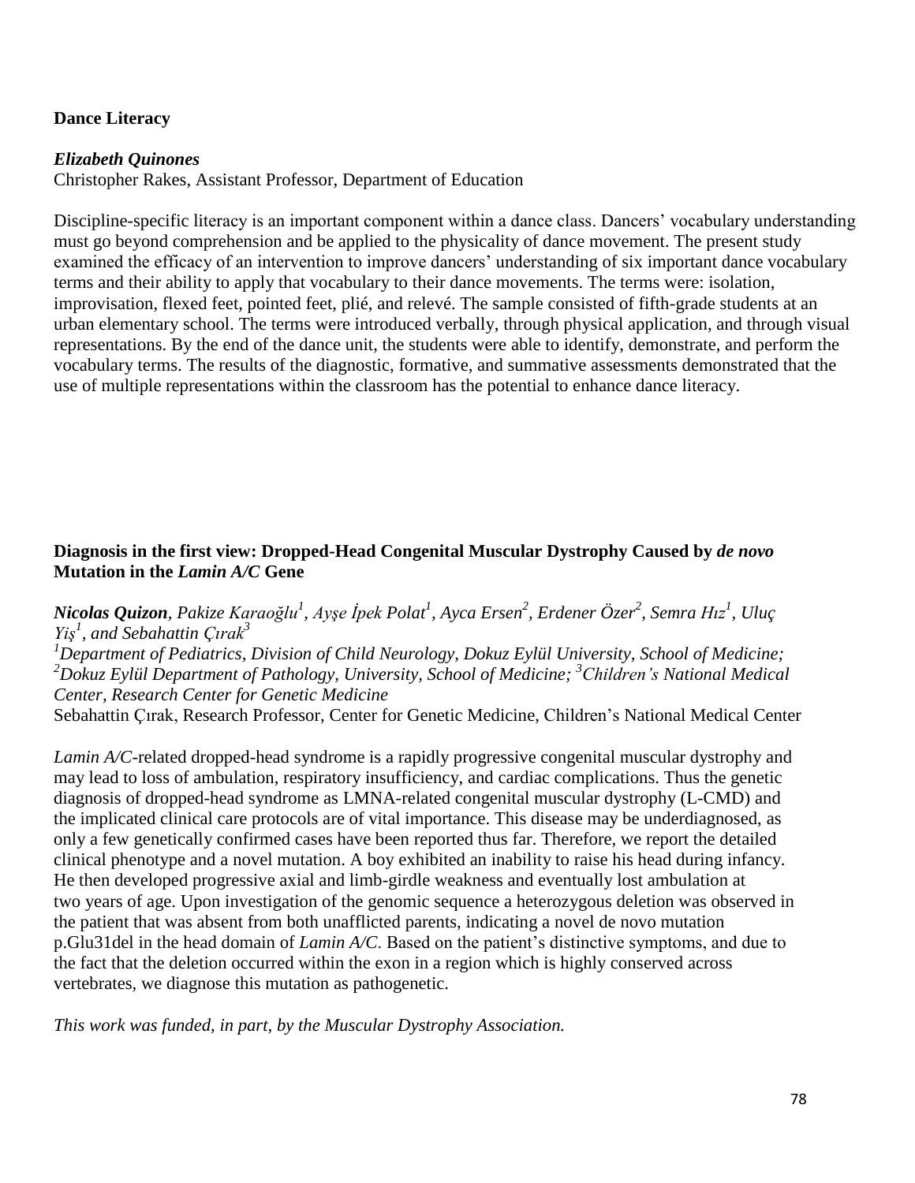**Dance Literacy**

***Elizabeth Quinones***
Christopher Rakes, Assistant Professor, Department of Education

Discipline-specific literacy is an important component within a dance class. Dancers' vocabulary understanding must go beyond comprehension and be applied to the physicality of dance movement. The present study examined the efficacy of an intervention to improve dancers' understanding of six important dance vocabulary terms and their ability to apply that vocabulary to their dance movements. The terms were: isolation, improvisation, flexed feet, pointed feet, plié, and relevé. The sample consisted of fifth-grade students at an urban elementary school. The terms were introduced verbally, through physical application, and through visual representations. By the end of the dance unit, the students were able to identify, demonstrate, and perform the vocabulary terms. The results of the diagnostic, formative, and summative assessments demonstrated that the use of multiple representations within the classroom has the potential to enhance dance literacy.

**Diagnosis in the first view: Dropped-Head Congenital Muscular Dystrophy Caused by *de novo* Mutation in the *Lamin A/C* Gene**

***Nicolas Quizon**, Pakize Karaoğlu[1], Ayşe İpek Polat[1], Ayca Ersen[2], Erdener Özer[2], Semra Hız[1], Uluç Yiş[1], and Sebahattin Çırak[3]*
*[1]Department of Pediatrics, Division of Child Neurology, Dokuz Eylül University, School of Medicine; [2]Dokuz Eylül Department of Pathology, University, School of Medicine; [3]Children's National Medical Center, Research Center for Genetic Medicine*
Sebahattin Çırak, Research Professor, Center for Genetic Medicine, Children's National Medical Center

*Lamin A/C*-related dropped-head syndrome is a rapidly progressive congenital muscular dystrophy and may lead to loss of ambulation, respiratory insufficiency, and cardiac complications. Thus the genetic diagnosis of dropped-head syndrome as LMNA-related congenital muscular dystrophy (L-CMD) and the implicated clinical care protocols are of vital importance. This disease may be underdiagnosed, as only a few genetically confirmed cases have been reported thus far. Therefore, we report the detailed clinical phenotype and a novel mutation. A boy exhibited an inability to raise his head during infancy. He then developed progressive axial and limb-girdle weakness and eventually lost ambulation at two years of age. Upon investigation of the genomic sequence a heterozygous deletion was observed in the patient that was absent from both unafflicted parents, indicating a novel de novo mutation p.Glu31del in the head domain of *Lamin A/C*. Based on the patient's distinctive symptoms, and due to the fact that the deletion occurred within the exon in a region which is highly conserved across vertebrates, we diagnose this mutation as pathogenetic.

*This work was funded, in part, by the Muscular Dystrophy Association.*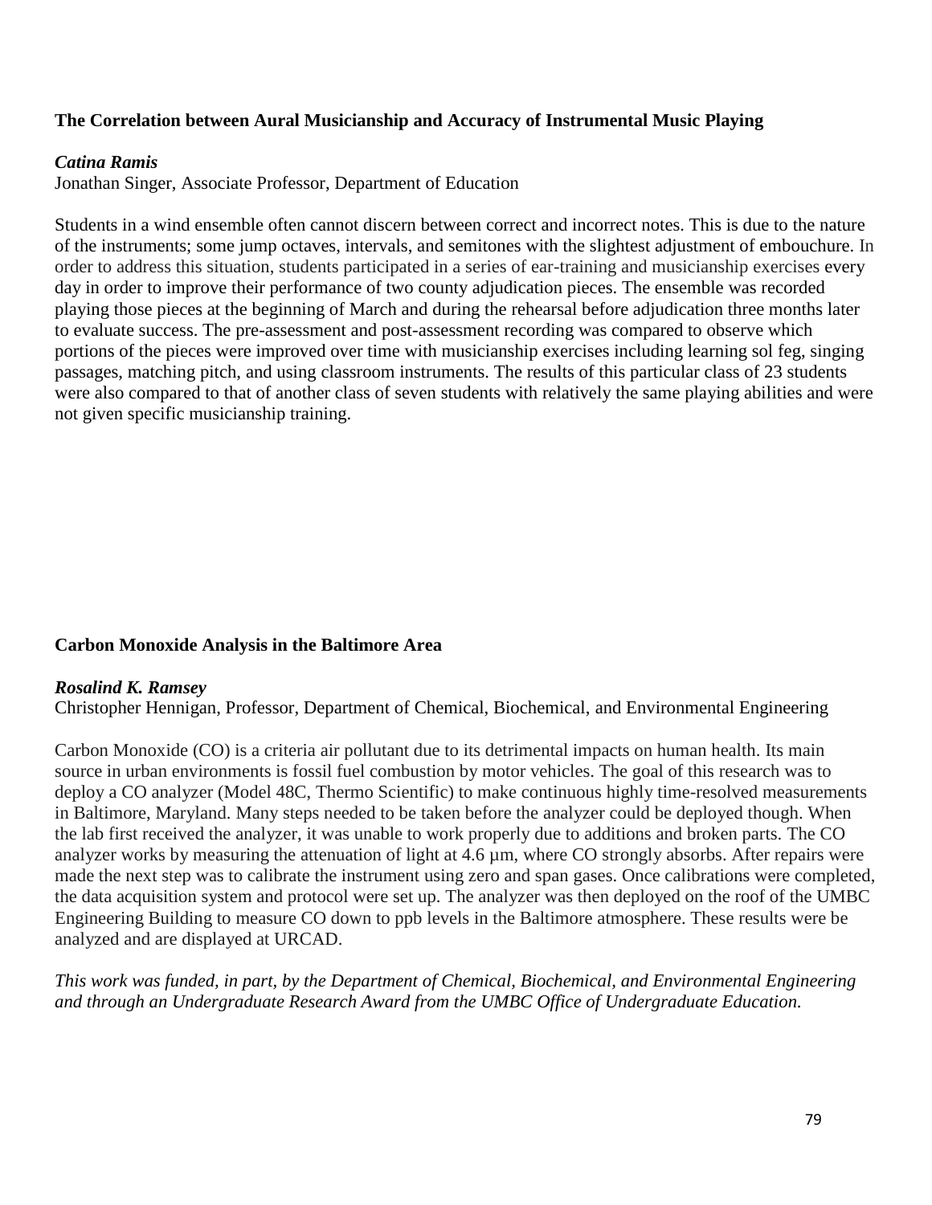### The Correlation between Aural Musicianship and Accuracy of Instrumental Music Playing

***Catina Ramis***
Jonathan Singer, Associate Professor, Department of Education

Students in a wind ensemble often cannot discern between correct and incorrect notes. This is due to the nature of the instruments; some jump octaves, intervals, and semitones with the slightest adjustment of embouchure. In order to address this situation, students participated in a series of ear-training and musicianship exercises every day in order to improve their performance of two county adjudication pieces. The ensemble was recorded playing those pieces at the beginning of March and during the rehearsal before adjudication three months later to evaluate success. The pre-assessment and post-assessment recording was compared to observe which portions of the pieces were improved over time with musicianship exercises including learning sol feg, singing passages, matching pitch, and using classroom instruments. The results of this particular class of 23 students were also compared to that of another class of seven students with relatively the same playing abilities and were not given specific musicianship training.

### Carbon Monoxide Analysis in the Baltimore Area

***Rosalind K. Ramsey***
Christopher Hennigan, Professor, Department of Chemical, Biochemical, and Environmental Engineering

Carbon Monoxide (CO) is a criteria air pollutant due to its detrimental impacts on human health. Its main source in urban environments is fossil fuel combustion by motor vehicles. The goal of this research was to deploy a CO analyzer (Model 48C, Thermo Scientific) to make continuous highly time-resolved measurements in Baltimore, Maryland. Many steps needed to be taken before the analyzer could be deployed though. When the lab first received the analyzer, it was unable to work properly due to additions and broken parts. The CO analyzer works by measuring the attenuation of light at 4.6 µm, where CO strongly absorbs. After repairs were made the next step was to calibrate the instrument using zero and span gases. Once calibrations were completed, the data acquisition system and protocol were set up. The analyzer was then deployed on the roof of the UMBC Engineering Building to measure CO down to ppb levels in the Baltimore atmosphere. These results were be analyzed and are displayed at URCAD.

*This work was funded, in part, by the Department of Chemical, Biochemical, and Environmental Engineering and through an Undergraduate Research Award from the UMBC Office of Undergraduate Education.*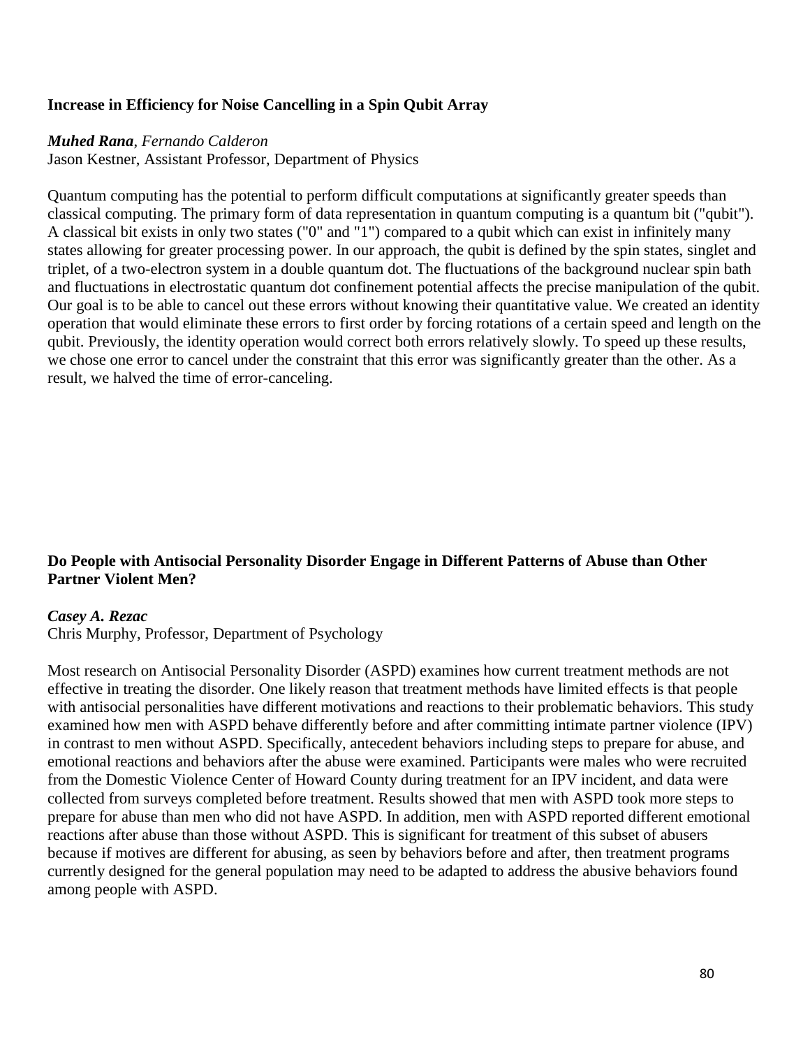### Increase in Efficiency for Noise Cancelling in a Spin Qubit Array

***Muhed Rana***, *Fernando Calderon*
Jason Kestner, Assistant Professor, Department of Physics

Quantum computing has the potential to perform difficult computations at significantly greater speeds than classical computing. The primary form of data representation in quantum computing is a quantum bit ("qubit"). A classical bit exists in only two states ("0" and "1") compared to a qubit which can exist in infinitely many states allowing for greater processing power. In our approach, the qubit is defined by the spin states, singlet and triplet, of a two-electron system in a double quantum dot. The fluctuations of the background nuclear spin bath and fluctuations in electrostatic quantum dot confinement potential affects the precise manipulation of the qubit. Our goal is to be able to cancel out these errors without knowing their quantitative value. We created an identity operation that would eliminate these errors to first order by forcing rotations of a certain speed and length on the qubit. Previously, the identity operation would correct both errors relatively slowly. To speed up these results, we chose one error to cancel under the constraint that this error was significantly greater than the other. As a result, we halved the time of error-canceling.

### Do People with Antisocial Personality Disorder Engage in Different Patterns of Abuse than Other Partner Violent Men?

***Casey A. Rezac***
Chris Murphy, Professor, Department of Psychology

Most research on Antisocial Personality Disorder (ASPD) examines how current treatment methods are not effective in treating the disorder. One likely reason that treatment methods have limited effects is that people with antisocial personalities have different motivations and reactions to their problematic behaviors. This study examined how men with ASPD behave differently before and after committing intimate partner violence (IPV) in contrast to men without ASPD. Specifically, antecedent behaviors including steps to prepare for abuse, and emotional reactions and behaviors after the abuse were examined. Participants were males who were recruited from the Domestic Violence Center of Howard County during treatment for an IPV incident, and data were collected from surveys completed before treatment. Results showed that men with ASPD took more steps to prepare for abuse than men who did not have ASPD. In addition, men with ASPD reported different emotional reactions after abuse than those without ASPD. This is significant for treatment of this subset of abusers because if motives are different for abusing, as seen by behaviors before and after, then treatment programs currently designed for the general population may need to be adapted to address the abusive behaviors found among people with ASPD.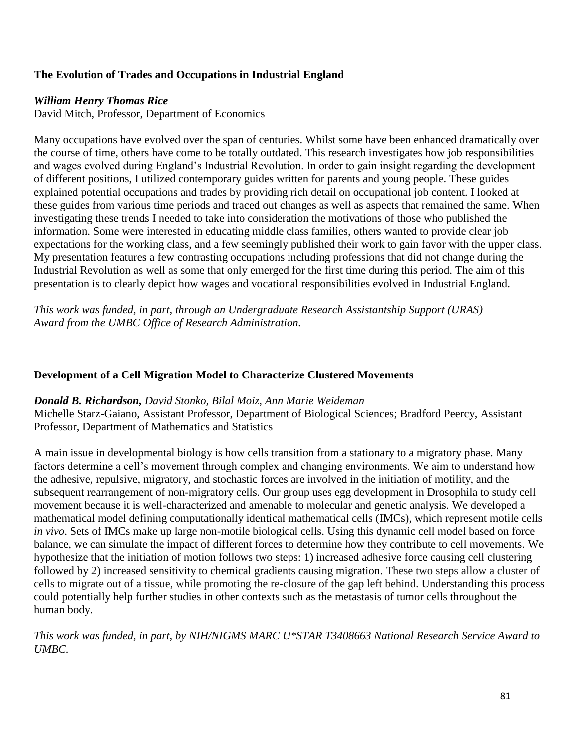### The Evolution of Trades and Occupations in Industrial England

***William Henry Thomas Rice***
David Mitch, Professor, Department of Economics

Many occupations have evolved over the span of centuries. Whilst some have been enhanced dramatically over the course of time, others have come to be totally outdated. This research investigates how job responsibilities and wages evolved during England's Industrial Revolution. In order to gain insight regarding the development of different positions, I utilized contemporary guides written for parents and young people. These guides explained potential occupations and trades by providing rich detail on occupational job content. I looked at these guides from various time periods and traced out changes as well as aspects that remained the same. When investigating these trends I needed to take into consideration the motivations of those who published the information. Some were interested in educating middle class families, others wanted to provide clear job expectations for the working class, and a few seemingly published their work to gain favor with the upper class. My presentation features a few contrasting occupations including professions that did not change during the Industrial Revolution as well as some that only emerged for the first time during this period. The aim of this presentation is to clearly depict how wages and vocational responsibilities evolved in Industrial England.

*This work was funded, in part, through an Undergraduate Research Assistantship Support (URAS) Award from the UMBC Office of Research Administration.*

### Development of a Cell Migration Model to Characterize Clustered Movements

***Donald B. Richardson,** David Stonko, Bilal Moiz, Ann Marie Weideman*
Michelle Starz-Gaiano, Assistant Professor, Department of Biological Sciences; Bradford Peercy, Assistant Professor, Department of Mathematics and Statistics

A main issue in developmental biology is how cells transition from a stationary to a migratory phase. Many factors determine a cell's movement through complex and changing environments. We aim to understand how the adhesive, repulsive, migratory, and stochastic forces are involved in the initiation of motility, and the subsequent rearrangement of non-migratory cells. Our group uses egg development in Drosophila to study cell movement because it is well-characterized and amenable to molecular and genetic analysis. We developed a mathematical model defining computationally identical mathematical cells (IMCs), which represent motile cells *in vivo*. Sets of IMCs make up large non-motile biological cells. Using this dynamic cell model based on force balance, we can simulate the impact of different forces to determine how they contribute to cell movements. We hypothesize that the initiation of motion follows two steps: 1) increased adhesive force causing cell clustering followed by 2) increased sensitivity to chemical gradients causing migration. These two steps allow a cluster of cells to migrate out of a tissue, while promoting the re-closure of the gap left behind. Understanding this process could potentially help further studies in other contexts such as the metastasis of tumor cells throughout the human body.

*This work was funded, in part, by NIH/NIGMS MARC U*STAR T3408663 National Research Service Award to UMBC.*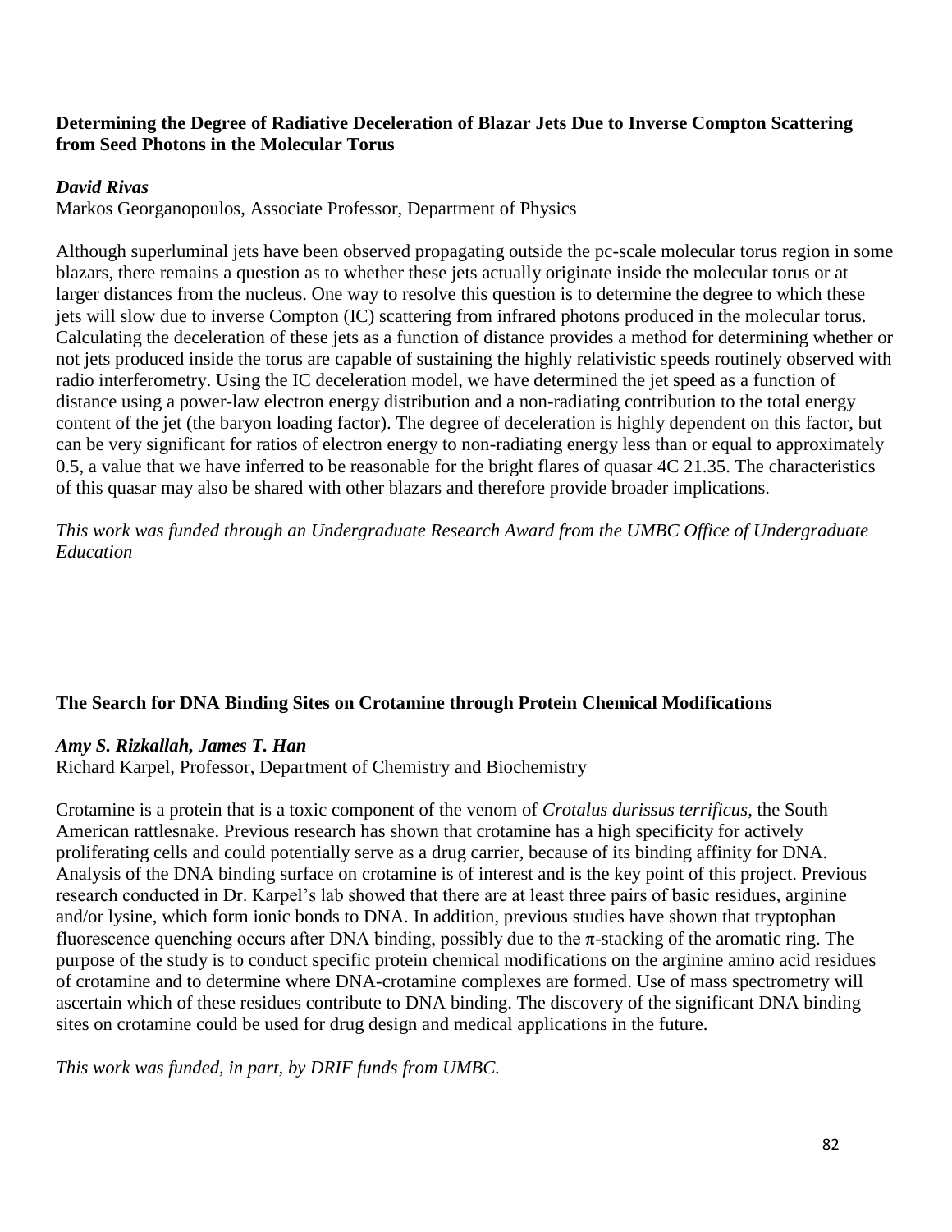### Determining the Degree of Radiative Deceleration of Blazar Jets Due to Inverse Compton Scattering from Seed Photons in the Molecular Torus

***David Rivas***

Markos Georganopoulos, Associate Professor, Department of Physics

Although superluminal jets have been observed propagating outside the pc-scale molecular torus region in some blazars, there remains a question as to whether these jets actually originate inside the molecular torus or at larger distances from the nucleus. One way to resolve this question is to determine the degree to which these jets will slow due to inverse Compton (IC) scattering from infrared photons produced in the molecular torus. Calculating the deceleration of these jets as a function of distance provides a method for determining whether or not jets produced inside the torus are capable of sustaining the highly relativistic speeds routinely observed with radio interferometry. Using the IC deceleration model, we have determined the jet speed as a function of distance using a power-law electron energy distribution and a non-radiating contribution to the total energy content of the jet (the baryon loading factor). The degree of deceleration is highly dependent on this factor, but can be very significant for ratios of electron energy to non-radiating energy less than or equal to approximately 0.5, a value that we have inferred to be reasonable for the bright flares of quasar 4C 21.35. The characteristics of this quasar may also be shared with other blazars and therefore provide broader implications.

*This work was funded through an Undergraduate Research Award from the UMBC Office of Undergraduate Education*

### The Search for DNA Binding Sites on Crotamine through Protein Chemical Modifications

***Amy S. Rizkallah, James T. Han***

Richard Karpel, Professor, Department of Chemistry and Biochemistry

Crotamine is a protein that is a toxic component of the venom of *Crotalus durissus terrificus*, the South American rattlesnake. Previous research has shown that crotamine has a high specificity for actively proliferating cells and could potentially serve as a drug carrier, because of its binding affinity for DNA. Analysis of the DNA binding surface on crotamine is of interest and is the key point of this project. Previous research conducted in Dr. Karpel's lab showed that there are at least three pairs of basic residues, arginine and/or lysine, which form ionic bonds to DNA. In addition, previous studies have shown that tryptophan fluorescence quenching occurs after DNA binding, possibly due to the π-stacking of the aromatic ring. The purpose of the study is to conduct specific protein chemical modifications on the arginine amino acid residues of crotamine and to determine where DNA-crotamine complexes are formed. Use of mass spectrometry will ascertain which of these residues contribute to DNA binding. The discovery of the significant DNA binding sites on crotamine could be used for drug design and medical applications in the future.

*This work was funded, in part, by DRIF funds from UMBC.*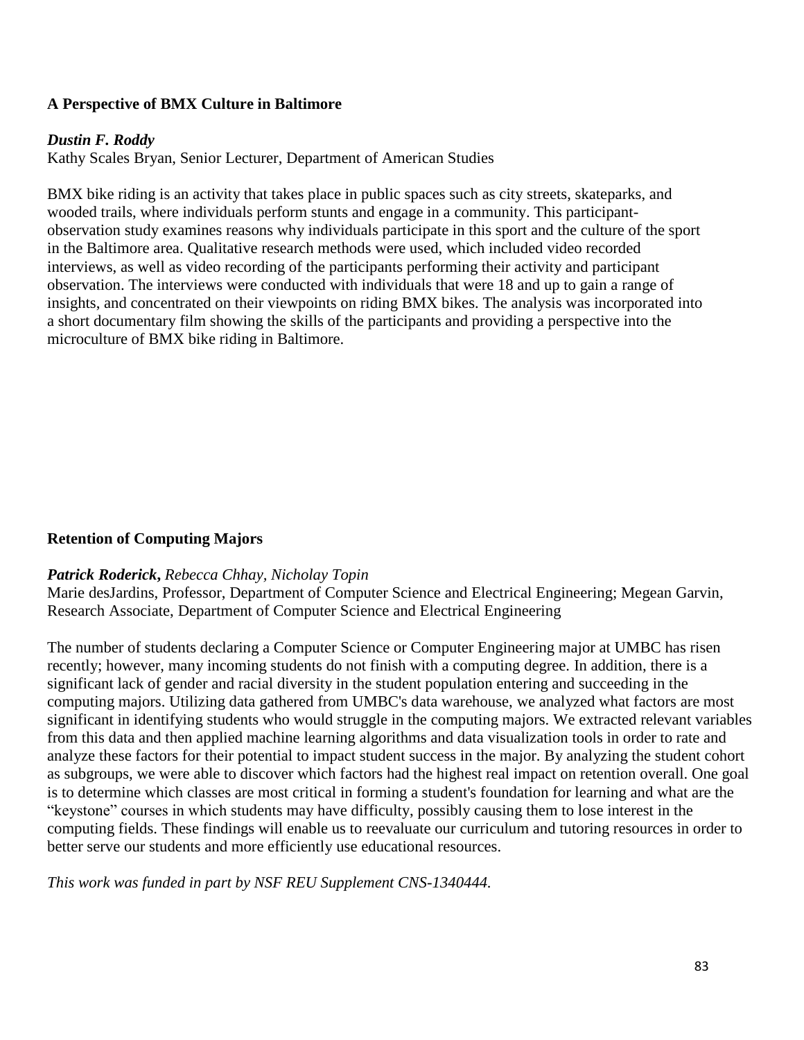### A Perspective of BMX Culture in Baltimore

***Dustin F. Roddy***
Kathy Scales Bryan, Senior Lecturer, Department of American Studies

BMX bike riding is an activity that takes place in public spaces such as city streets, skateparks, and wooded trails, where individuals perform stunts and engage in a community. This participant-observation study examines reasons why individuals participate in this sport and the culture of the sport in the Baltimore area. Qualitative research methods were used, which included video recorded interviews, as well as video recording of the participants performing their activity and participant observation. The interviews were conducted with individuals that were 18 and up to gain a range of insights, and concentrated on their viewpoints on riding BMX bikes. The analysis was incorporated into a short documentary film showing the skills of the participants and providing a perspective into the microculture of BMX bike riding in Baltimore.

### Retention of Computing Majors

***Patrick Roderick**, Rebecca Chhay, Nicholay Topin*
Marie desJardins, Professor, Department of Computer Science and Electrical Engineering; Megean Garvin, Research Associate, Department of Computer Science and Electrical Engineering

The number of students declaring a Computer Science or Computer Engineering major at UMBC has risen recently; however, many incoming students do not finish with a computing degree. In addition, there is a significant lack of gender and racial diversity in the student population entering and succeeding in the computing majors. Utilizing data gathered from UMBC's data warehouse, we analyzed what factors are most significant in identifying students who would struggle in the computing majors. We extracted relevant variables from this data and then applied machine learning algorithms and data visualization tools in order to rate and analyze these factors for their potential to impact student success in the major. By analyzing the student cohort as subgroups, we were able to discover which factors had the highest real impact on retention overall. One goal is to determine which classes are most critical in forming a student's foundation for learning and what are the "keystone" courses in which students may have difficulty, possibly causing them to lose interest in the computing fields. These findings will enable us to reevaluate our curriculum and tutoring resources in order to better serve our students and more efficiently use educational resources.

*This work was funded in part by NSF REU Supplement CNS-1340444.*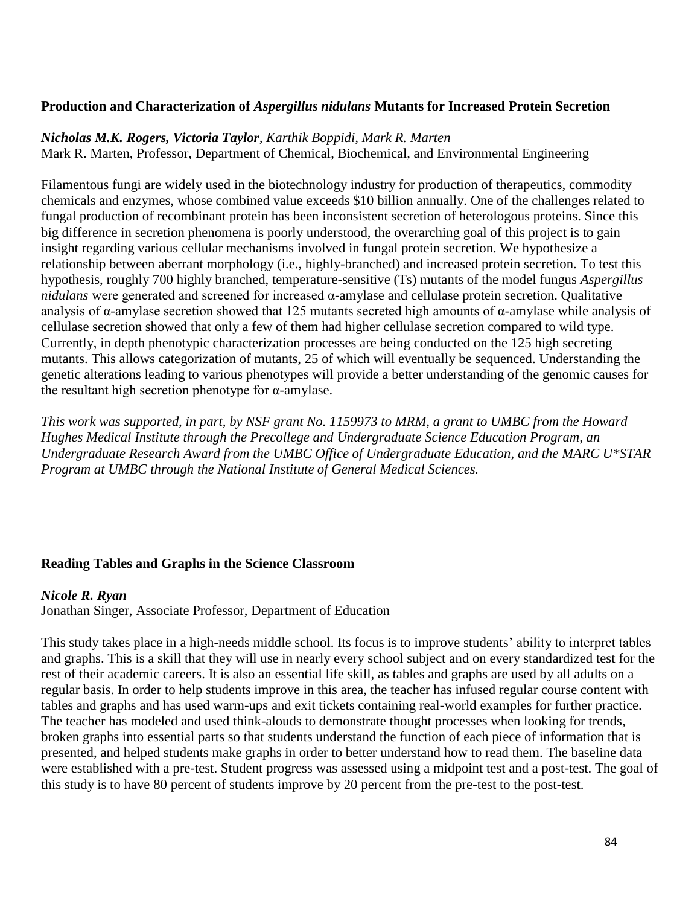### Production and Characterization of *Aspergillus nidulans* Mutants for Increased Protein Secretion

***Nicholas M.K. Rogers, Victoria Taylor****, Karthik Boppidi, Mark R. Marten*
Mark R. Marten, Professor, Department of Chemical, Biochemical, and Environmental Engineering

Filamentous fungi are widely used in the biotechnology industry for production of therapeutics, commodity chemicals and enzymes, whose combined value exceeds $10 billion annually. One of the challenges related to fungal production of recombinant protein has been inconsistent secretion of heterologous proteins. Since this big difference in secretion phenomena is poorly understood, the overarching goal of this project is to gain insight regarding various cellular mechanisms involved in fungal protein secretion. We hypothesize a relationship between aberrant morphology (i.e., highly-branched) and increased protein secretion. To test this hypothesis, roughly 700 highly branched, temperature-sensitive (Ts) mutants of the model fungus *Aspergillus nidulans* were generated and screened for increased α-amylase and cellulase protein secretion. Qualitative analysis of α-amylase secretion showed that 125 mutants secreted high amounts of α-amylase while analysis of cellulase secretion showed that only a few of them had higher cellulase secretion compared to wild type. Currently, in depth phenotypic characterization processes are being conducted on the 125 high secreting mutants. This allows categorization of mutants, 25 of which will eventually be sequenced. Understanding the genetic alterations leading to various phenotypes will provide a better understanding of the genomic causes for the resultant high secretion phenotype for α-amylase.

*This work was supported, in part, by NSF grant No. 1159973 to MRM, a grant to UMBC from the Howard Hughes Medical Institute through the Precollege and Undergraduate Science Education Program, an Undergraduate Research Award from the UMBC Office of Undergraduate Education, and the MARC U*STAR Program at UMBC through the National Institute of General Medical Sciences.*

### Reading Tables and Graphs in the Science Classroom

***Nicole R. Ryan***
Jonathan Singer, Associate Professor, Department of Education

This study takes place in a high-needs middle school. Its focus is to improve students' ability to interpret tables and graphs. This is a skill that they will use in nearly every school subject and on every standardized test for the rest of their academic careers. It is also an essential life skill, as tables and graphs are used by all adults on a regular basis. In order to help students improve in this area, the teacher has infused regular course content with tables and graphs and has used warm-ups and exit tickets containing real-world examples for further practice. The teacher has modeled and used think-alouds to demonstrate thought processes when looking for trends, broken graphs into essential parts so that students understand the function of each piece of information that is presented, and helped students make graphs in order to better understand how to read them. The baseline data were established with a pre-test. Student progress was assessed using a midpoint test and a post-test. The goal of this study is to have 80 percent of students improve by 20 percent from the pre-test to the post-test.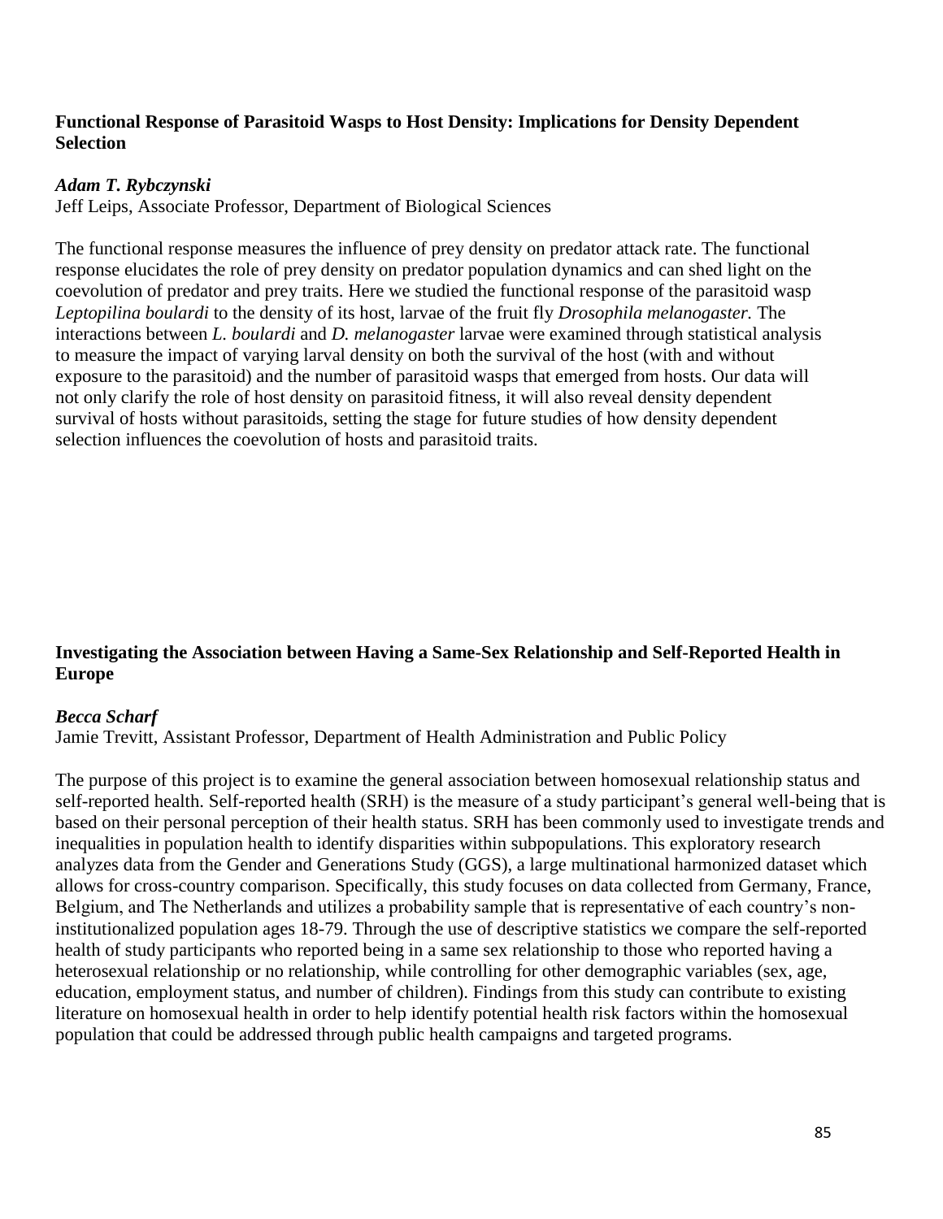## Functional Response of Parasitoid Wasps to Host Density: Implications for Density Dependent Selection

***Adam T. Rybczynski***

Jeff Leips, Associate Professor, Department of Biological Sciences

The functional response measures the influence of prey density on predator attack rate. The functional response elucidates the role of prey density on predator population dynamics and can shed light on the coevolution of predator and prey traits. Here we studied the functional response of the parasitoid wasp *Leptopilina boulardi* to the density of its host, larvae of the fruit fly *Drosophila melanogaster.* The interactions between *L. boulardi* and *D. melanogaster* larvae were examined through statistical analysis to measure the impact of varying larval density on both the survival of the host (with and without exposure to the parasitoid) and the number of parasitoid wasps that emerged from hosts. Our data will not only clarify the role of host density on parasitoid fitness, it will also reveal density dependent survival of hosts without parasitoids, setting the stage for future studies of how density dependent selection influences the coevolution of hosts and parasitoid traits.

## Investigating the Association between Having a Same-Sex Relationship and Self-Reported Health in Europe

***Becca Scharf***

Jamie Trevitt, Assistant Professor, Department of Health Administration and Public Policy

The purpose of this project is to examine the general association between homosexual relationship status and self-reported health. Self-reported health (SRH) is the measure of a study participant's general well-being that is based on their personal perception of their health status. SRH has been commonly used to investigate trends and inequalities in population health to identify disparities within subpopulations. This exploratory research analyzes data from the Gender and Generations Study (GGS), a large multinational harmonized dataset which allows for cross-country comparison. Specifically, this study focuses on data collected from Germany, France, Belgium, and The Netherlands and utilizes a probability sample that is representative of each country's non-institutionalized population ages 18-79. Through the use of descriptive statistics we compare the self-reported health of study participants who reported being in a same sex relationship to those who reported having a heterosexual relationship or no relationship, while controlling for other demographic variables (sex, age, education, employment status, and number of children). Findings from this study can contribute to existing literature on homosexual health in order to help identify potential health risk factors within the homosexual population that could be addressed through public health campaigns and targeted programs.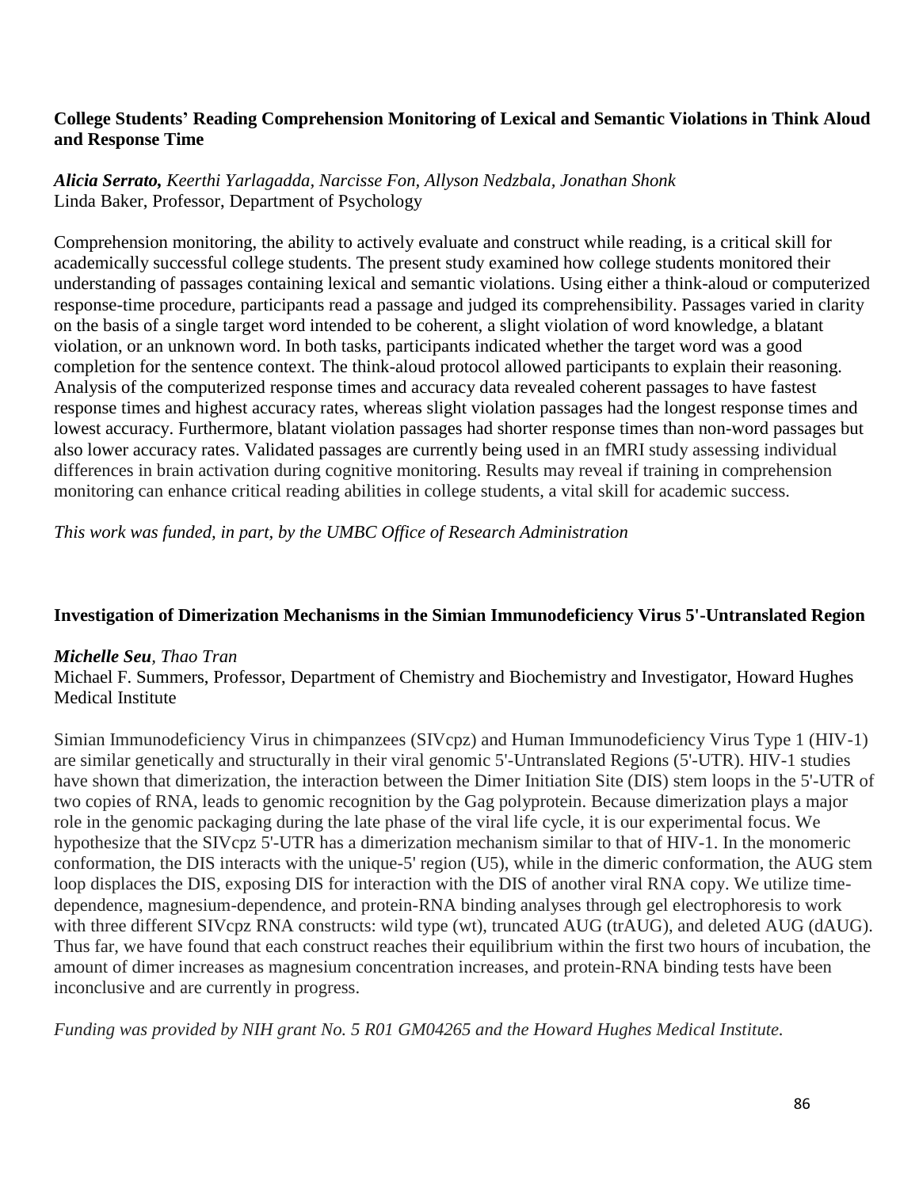### College Students' Reading Comprehension Monitoring of Lexical and Semantic Violations in Think Aloud and Response Time

***Alicia Serrato,*** *Keerthi Yarlagadda, Narcisse Fon, Allyson Nedzbala, Jonathan Shonk*
Linda Baker, Professor, Department of Psychology

Comprehension monitoring, the ability to actively evaluate and construct while reading, is a critical skill for academically successful college students. The present study examined how college students monitored their understanding of passages containing lexical and semantic violations. Using either a think-aloud or computerized response-time procedure, participants read a passage and judged its comprehensibility. Passages varied in clarity on the basis of a single target word intended to be coherent, a slight violation of word knowledge, a blatant violation, or an unknown word. In both tasks, participants indicated whether the target word was a good completion for the sentence context. The think-aloud protocol allowed participants to explain their reasoning. Analysis of the computerized response times and accuracy data revealed coherent passages to have fastest response times and highest accuracy rates, whereas slight violation passages had the longest response times and lowest accuracy. Furthermore, blatant violation passages had shorter response times than non-word passages but also lower accuracy rates. Validated passages are currently being used in an fMRI study assessing individual differences in brain activation during cognitive monitoring. Results may reveal if training in comprehension monitoring can enhance critical reading abilities in college students, a vital skill for academic success.

*This work was funded, in part, by the UMBC Office of Research Administration*

### Investigation of Dimerization Mechanisms in the Simian Immunodeficiency Virus 5'-Untranslated Region

***Michelle Seu****, Thao Tran*
Michael F. Summers, Professor, Department of Chemistry and Biochemistry and Investigator, Howard Hughes Medical Institute

Simian Immunodeficiency Virus in chimpanzees (SIVcpz) and Human Immunodeficiency Virus Type 1 (HIV-1) are similar genetically and structurally in their viral genomic 5'-Untranslated Regions (5'-UTR). HIV-1 studies have shown that dimerization, the interaction between the Dimer Initiation Site (DIS) stem loops in the 5'-UTR of two copies of RNA, leads to genomic recognition by the Gag polyprotein. Because dimerization plays a major role in the genomic packaging during the late phase of the viral life cycle, it is our experimental focus. We hypothesize that the SIVcpz 5'-UTR has a dimerization mechanism similar to that of HIV-1. In the monomeric conformation, the DIS interacts with the unique-5' region (U5), while in the dimeric conformation, the AUG stem loop displaces the DIS, exposing DIS for interaction with the DIS of another viral RNA copy. We utilize time-dependence, magnesium-dependence, and protein-RNA binding analyses through gel electrophoresis to work with three different SIVcpz RNA constructs: wild type (wt), truncated AUG (trAUG), and deleted AUG (dAUG). Thus far, we have found that each construct reaches their equilibrium within the first two hours of incubation, the amount of dimer increases as magnesium concentration increases, and protein-RNA binding tests have been inconclusive and are currently in progress.

*Funding was provided by NIH grant No. 5 R01 GM04265 and the Howard Hughes Medical Institute.*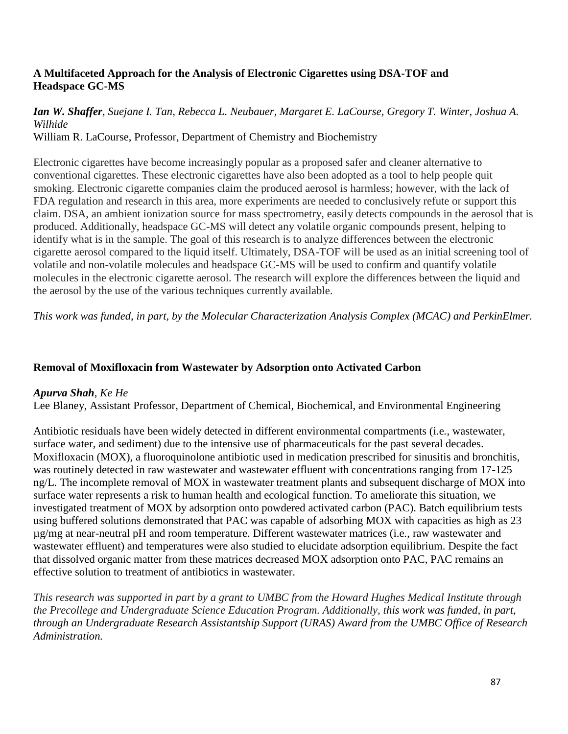### A Multifaceted Approach for the Analysis of Electronic Cigarettes using DSA-TOF and Headspace GC-MS

***Ian W. Shaffer****, Suejane I. Tan, Rebecca L. Neubauer, Margaret E. LaCourse, Gregory T. Winter, Joshua A. Wilhide*

William R. LaCourse, Professor, Department of Chemistry and Biochemistry

Electronic cigarettes have become increasingly popular as a proposed safer and cleaner alternative to conventional cigarettes. These electronic cigarettes have also been adopted as a tool to help people quit smoking. Electronic cigarette companies claim the produced aerosol is harmless; however, with the lack of FDA regulation and research in this area, more experiments are needed to conclusively refute or support this claim. DSA, an ambient ionization source for mass spectrometry, easily detects compounds in the aerosol that is produced. Additionally, headspace GC-MS will detect any volatile organic compounds present, helping to identify what is in the sample. The goal of this research is to analyze differences between the electronic cigarette aerosol compared to the liquid itself. Ultimately, DSA-TOF will be used as an initial screening tool of volatile and non-volatile molecules and headspace GC-MS will be used to confirm and quantify volatile molecules in the electronic cigarette aerosol. The research will explore the differences between the liquid and the aerosol by the use of the various techniques currently available.

*This work was funded, in part, by the Molecular Characterization Analysis Complex (MCAC) and PerkinElmer.*

### Removal of Moxifloxacin from Wastewater by Adsorption onto Activated Carbon

***Apurva Shah****, Ke He*

Lee Blaney, Assistant Professor, Department of Chemical, Biochemical, and Environmental Engineering

Antibiotic residuals have been widely detected in different environmental compartments (i.e., wastewater, surface water, and sediment) due to the intensive use of pharmaceuticals for the past several decades. Moxifloxacin (MOX), a fluoroquinolone antibiotic used in medication prescribed for sinusitis and bronchitis, was routinely detected in raw wastewater and wastewater effluent with concentrations ranging from 17-125 ng/L. The incomplete removal of MOX in wastewater treatment plants and subsequent discharge of MOX into surface water represents a risk to human health and ecological function. To ameliorate this situation, we investigated treatment of MOX by adsorption onto powdered activated carbon (PAC). Batch equilibrium tests using buffered solutions demonstrated that PAC was capable of adsorbing MOX with capacities as high as 23 µg/mg at near-neutral pH and room temperature. Different wastewater matrices (i.e., raw wastewater and wastewater effluent) and temperatures were also studied to elucidate adsorption equilibrium. Despite the fact that dissolved organic matter from these matrices decreased MOX adsorption onto PAC, PAC remains an effective solution to treatment of antibiotics in wastewater.

*This research was supported in part by a grant to UMBC from the Howard Hughes Medical Institute through the Precollege and Undergraduate Science Education Program. Additionally, this work was funded, in part, through an Undergraduate Research Assistantship Support (URAS) Award from the UMBC Office of Research Administration.*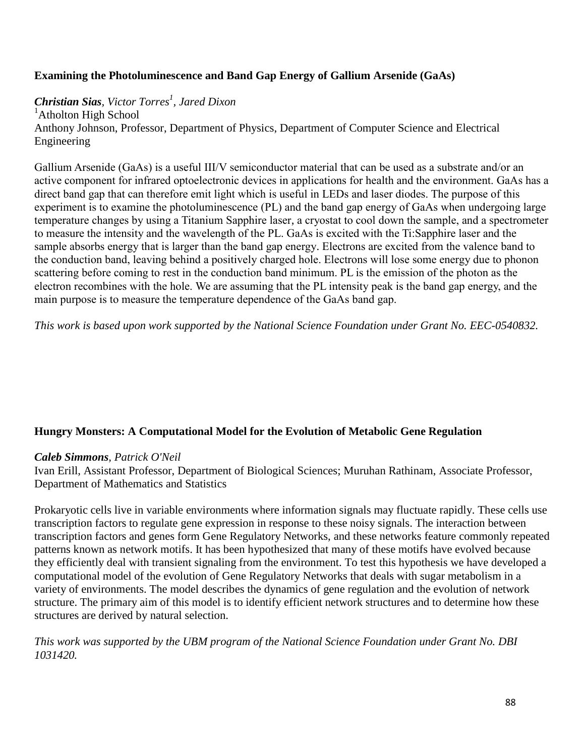**Examining the Photoluminescence and Band Gap Energy of Gallium Arsenide (GaAs)**

***Christian Sias***, *Victor Torres*[1], *Jared Dixon*
[1]Atholton High School
Anthony Johnson, Professor, Department of Physics, Department of Computer Science and Electrical Engineering

Gallium Arsenide (GaAs) is a useful III/V semiconductor material that can be used as a substrate and/or an active component for infrared optoelectronic devices in applications for health and the environment. GaAs has a direct band gap that can therefore emit light which is useful in LEDs and laser diodes. The purpose of this experiment is to examine the photoluminescence (PL) and the band gap energy of GaAs when undergoing large temperature changes by using a Titanium Sapphire laser, a cryostat to cool down the sample, and a spectrometer to measure the intensity and the wavelength of the PL. GaAs is excited with the Ti:Sapphire laser and the sample absorbs energy that is larger than the band gap energy. Electrons are excited from the valence band to the conduction band, leaving behind a positively charged hole. Electrons will lose some energy due to phonon scattering before coming to rest in the conduction band minimum. PL is the emission of the photon as the electron recombines with the hole. We are assuming that the PL intensity peak is the band gap energy, and the main purpose is to measure the temperature dependence of the GaAs band gap.

*This work is based upon work supported by the National Science Foundation under Grant No. EEC-0540832.*

**Hungry Monsters: A Computational Model for the Evolution of Metabolic Gene Regulation**

***Caleb Simmons***, *Patrick O'Neil*
Ivan Erill, Assistant Professor, Department of Biological Sciences; Muruhan Rathinam, Associate Professor, Department of Mathematics and Statistics

Prokaryotic cells live in variable environments where information signals may fluctuate rapidly. These cells use transcription factors to regulate gene expression in response to these noisy signals. The interaction between transcription factors and genes form Gene Regulatory Networks, and these networks feature commonly repeated patterns known as network motifs. It has been hypothesized that many of these motifs have evolved because they efficiently deal with transient signaling from the environment. To test this hypothesis we have developed a computational model of the evolution of Gene Regulatory Networks that deals with sugar metabolism in a variety of environments. The model describes the dynamics of gene regulation and the evolution of network structure. The primary aim of this model is to identify efficient network structures and to determine how these structures are derived by natural selection.

*This work was supported by the UBM program of the National Science Foundation under Grant No. DBI 1031420.*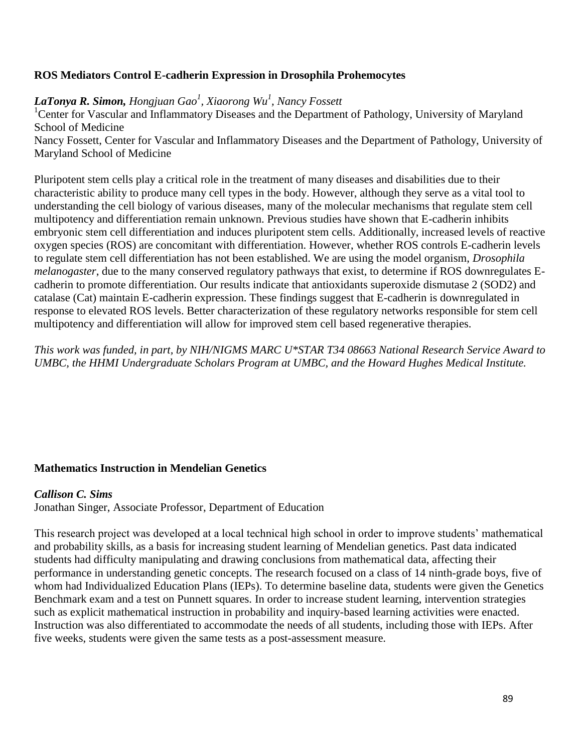### ROS Mediators Control E-cadherin Expression in Drosophila Prohemocytes

***LaTonya R. Simon,*** *Hongjuan Gao[1], Xiaorong Wu[1], Nancy Fossett*
[1]Center for Vascular and Inflammatory Diseases and the Department of Pathology, University of Maryland School of Medicine
Nancy Fossett, Center for Vascular and Inflammatory Diseases and the Department of Pathology, University of Maryland School of Medicine

Pluripotent stem cells play a critical role in the treatment of many diseases and disabilities due to their characteristic ability to produce many cell types in the body. However, although they serve as a vital tool to understanding the cell biology of various diseases, many of the molecular mechanisms that regulate stem cell multipotency and differentiation remain unknown. Previous studies have shown that E-cadherin inhibits embryonic stem cell differentiation and induces pluripotent stem cells. Additionally, increased levels of reactive oxygen species (ROS) are concomitant with differentiation. However, whether ROS controls E-cadherin levels to regulate stem cell differentiation has not been established. We are using the model organism, *Drosophila melanogaster*, due to the many conserved regulatory pathways that exist, to determine if ROS downregulates E-cadherin to promote differentiation. Our results indicate that antioxidants superoxide dismutase 2 (SOD2) and catalase (Cat) maintain E-cadherin expression. These findings suggest that E-cadherin is downregulated in response to elevated ROS levels. Better characterization of these regulatory networks responsible for stem cell multipotency and differentiation will allow for improved stem cell based regenerative therapies.

*This work was funded, in part, by NIH/NIGMS MARC U*STAR T34 08663 National Research Service Award to UMBC, the HHMI Undergraduate Scholars Program at UMBC, and the Howard Hughes Medical Institute.*

### Mathematics Instruction in Mendelian Genetics

***Callison C. Sims***
Jonathan Singer, Associate Professor, Department of Education

This research project was developed at a local technical high school in order to improve students' mathematical and probability skills, as a basis for increasing student learning of Mendelian genetics. Past data indicated students had difficulty manipulating and drawing conclusions from mathematical data, affecting their performance in understanding genetic concepts. The research focused on a class of 14 ninth-grade boys, five of whom had Individualized Education Plans (IEPs). To determine baseline data, students were given the Genetics Benchmark exam and a test on Punnett squares. In order to increase student learning, intervention strategies such as explicit mathematical instruction in probability and inquiry-based learning activities were enacted. Instruction was also differentiated to accommodate the needs of all students, including those with IEPs. After five weeks, students were given the same tests as a post-assessment measure.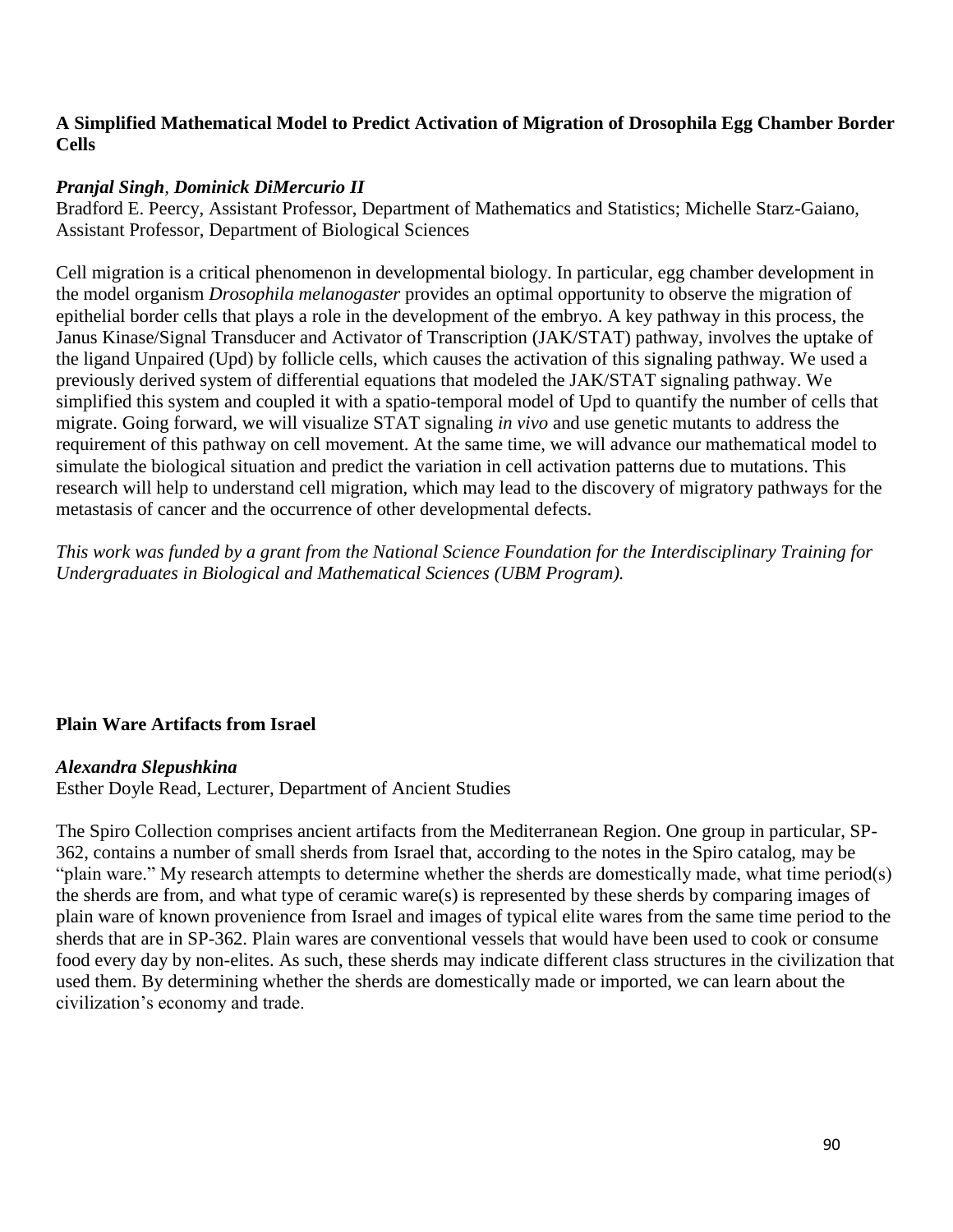### A Simplified Mathematical Model to Predict Activation of Migration of Drosophila Egg Chamber Border Cells

***Pranjal Singh**, **Dominick DiMercurio II***

Bradford E. Peercy, Assistant Professor, Department of Mathematics and Statistics; Michelle Starz-Gaiano, Assistant Professor, Department of Biological Sciences

Cell migration is a critical phenomenon in developmental biology. In particular, egg chamber development in the model organism *Drosophila melanogaster* provides an optimal opportunity to observe the migration of epithelial border cells that plays a role in the development of the embryo. A key pathway in this process, the Janus Kinase/Signal Transducer and Activator of Transcription (JAK/STAT) pathway, involves the uptake of the ligand Unpaired (Upd) by follicle cells, which causes the activation of this signaling pathway. We used a previously derived system of differential equations that modeled the JAK/STAT signaling pathway. We simplified this system and coupled it with a spatio-temporal model of Upd to quantify the number of cells that migrate. Going forward, we will visualize STAT signaling *in vivo* and use genetic mutants to address the requirement of this pathway on cell movement. At the same time, we will advance our mathematical model to simulate the biological situation and predict the variation in cell activation patterns due to mutations. This research will help to understand cell migration, which may lead to the discovery of migratory pathways for the metastasis of cancer and the occurrence of other developmental defects.

*This work was funded by a grant from the National Science Foundation for the Interdisciplinary Training for Undergraduates in Biological and Mathematical Sciences (UBM Program).*

### Plain Ware Artifacts from Israel

***Alexandra Slepushkina***

Esther Doyle Read, Lecturer, Department of Ancient Studies

The Spiro Collection comprises ancient artifacts from the Mediterranean Region. One group in particular, SP-362, contains a number of small sherds from Israel that, according to the notes in the Spiro catalog, may be "plain ware." My research attempts to determine whether the sherds are domestically made, what time period(s) the sherds are from, and what type of ceramic ware(s) is represented by these sherds by comparing images of plain ware of known provenience from Israel and images of typical elite wares from the same time period to the sherds that are in SP-362. Plain wares are conventional vessels that would have been used to cook or consume food every day by non-elites. As such, these sherds may indicate different class structures in the civilization that used them. By determining whether the sherds are domestically made or imported, we can learn about the civilization's economy and trade.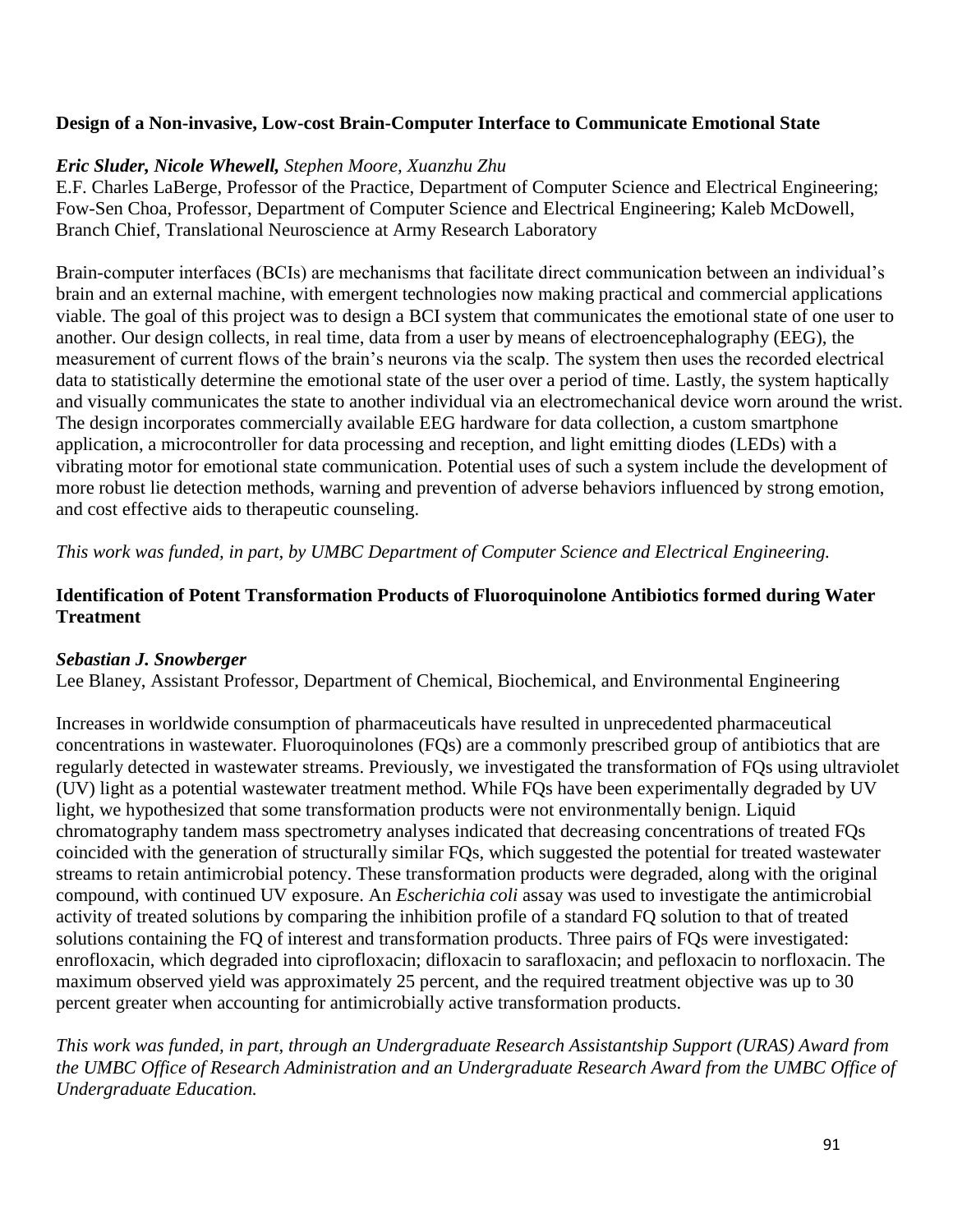### Design of a Non-invasive, Low-cost Brain-Computer Interface to Communicate Emotional State

***Eric Sluder, Nicole Whewell,*** *Stephen Moore, Xuanzhu Zhu*
E.F. Charles LaBerge, Professor of the Practice, Department of Computer Science and Electrical Engineering; Fow-Sen Choa, Professor, Department of Computer Science and Electrical Engineering; Kaleb McDowell, Branch Chief, Translational Neuroscience at Army Research Laboratory

Brain-computer interfaces (BCIs) are mechanisms that facilitate direct communication between an individual's brain and an external machine, with emergent technologies now making practical and commercial applications viable. The goal of this project was to design a BCI system that communicates the emotional state of one user to another. Our design collects, in real time, data from a user by means of electroencephalography (EEG), the measurement of current flows of the brain's neurons via the scalp. The system then uses the recorded electrical data to statistically determine the emotional state of the user over a period of time. Lastly, the system haptically and visually communicates the state to another individual via an electromechanical device worn around the wrist. The design incorporates commercially available EEG hardware for data collection, a custom smartphone application, a microcontroller for data processing and reception, and light emitting diodes (LEDs) with a vibrating motor for emotional state communication. Potential uses of such a system include the development of more robust lie detection methods, warning and prevention of adverse behaviors influenced by strong emotion, and cost effective aids to therapeutic counseling.

*This work was funded, in part, by UMBC Department of Computer Science and Electrical Engineering.*

### Identification of Potent Transformation Products of Fluoroquinolone Antibiotics formed during Water Treatment

***Sebastian J. Snowberger***
Lee Blaney, Assistant Professor, Department of Chemical, Biochemical, and Environmental Engineering

Increases in worldwide consumption of pharmaceuticals have resulted in unprecedented pharmaceutical concentrations in wastewater. Fluoroquinolones (FQs) are a commonly prescribed group of antibiotics that are regularly detected in wastewater streams. Previously, we investigated the transformation of FQs using ultraviolet (UV) light as a potential wastewater treatment method. While FQs have been experimentally degraded by UV light, we hypothesized that some transformation products were not environmentally benign. Liquid chromatography tandem mass spectrometry analyses indicated that decreasing concentrations of treated FQs coincided with the generation of structurally similar FQs, which suggested the potential for treated wastewater streams to retain antimicrobial potency. These transformation products were degraded, along with the original compound, with continued UV exposure. An *Escherichia coli* assay was used to investigate the antimicrobial activity of treated solutions by comparing the inhibition profile of a standard FQ solution to that of treated solutions containing the FQ of interest and transformation products. Three pairs of FQs were investigated: enrofloxacin, which degraded into ciprofloxacin; difloxacin to sarafloxacin; and pefloxacin to norfloxacin. The maximum observed yield was approximately 25 percent, and the required treatment objective was up to 30 percent greater when accounting for antimicrobially active transformation products.

*This work was funded, in part, through an Undergraduate Research Assistantship Support (URAS) Award from the UMBC Office of Research Administration and an Undergraduate Research Award from the UMBC Office of Undergraduate Education.*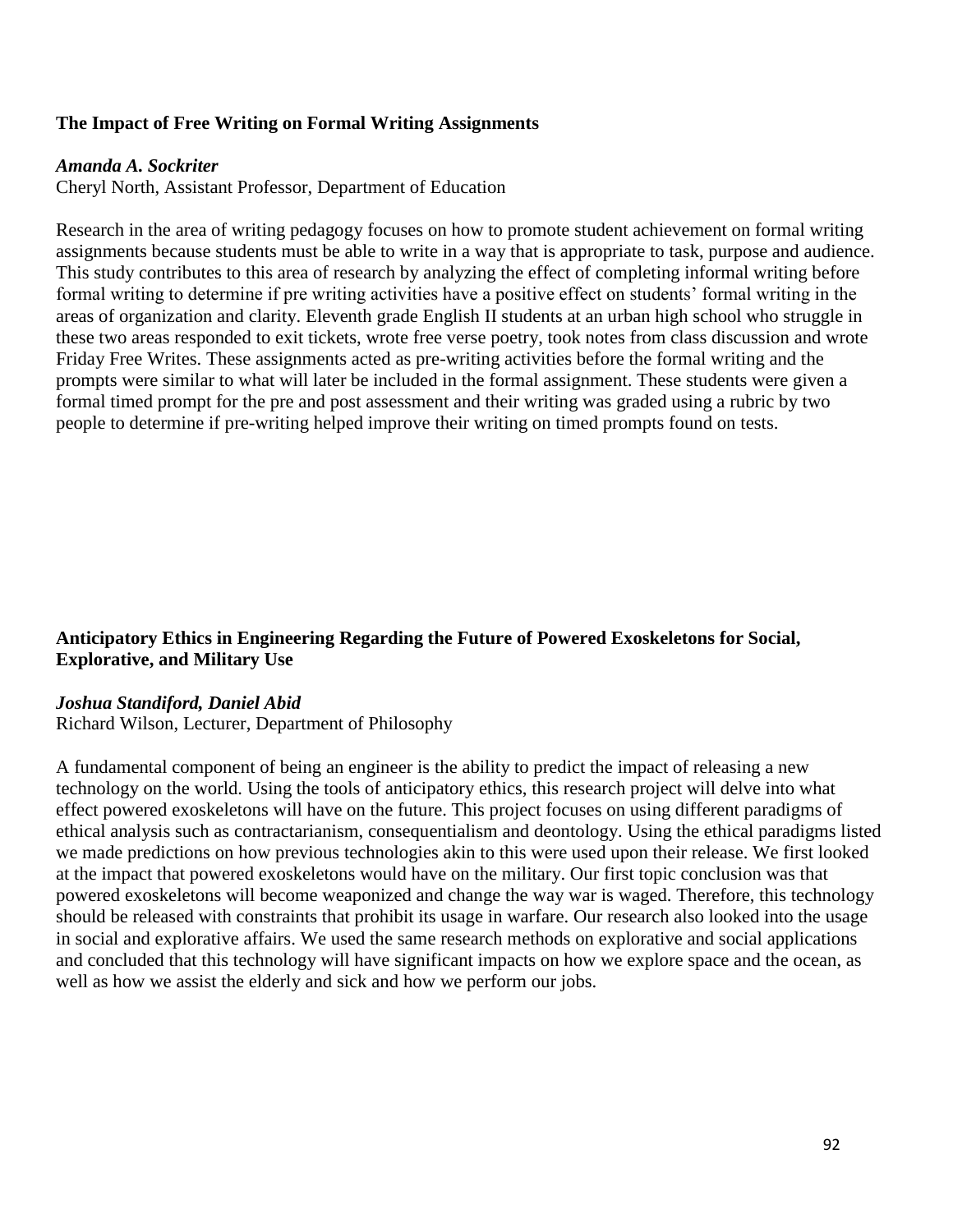### The Impact of Free Writing on Formal Writing Assignments

***Amanda A. Sockriter***
Cheryl North, Assistant Professor, Department of Education

Research in the area of writing pedagogy focuses on how to promote student achievement on formal writing assignments because students must be able to write in a way that is appropriate to task, purpose and audience. This study contributes to this area of research by analyzing the effect of completing informal writing before formal writing to determine if pre writing activities have a positive effect on students' formal writing in the areas of organization and clarity. Eleventh grade English II students at an urban high school who struggle in these two areas responded to exit tickets, wrote free verse poetry, took notes from class discussion and wrote Friday Free Writes. These assignments acted as pre-writing activities before the formal writing and the prompts were similar to what will later be included in the formal assignment. These students were given a formal timed prompt for the pre and post assessment and their writing was graded using a rubric by two people to determine if pre-writing helped improve their writing on timed prompts found on tests.

### Anticipatory Ethics in Engineering Regarding the Future of Powered Exoskeletons for Social, Explorative, and Military Use

***Joshua Standiford, Daniel Abid***
Richard Wilson, Lecturer, Department of Philosophy

A fundamental component of being an engineer is the ability to predict the impact of releasing a new technology on the world. Using the tools of anticipatory ethics, this research project will delve into what effect powered exoskeletons will have on the future. This project focuses on using different paradigms of ethical analysis such as contractarianism, consequentialism and deontology. Using the ethical paradigms listed we made predictions on how previous technologies akin to this were used upon their release. We first looked at the impact that powered exoskeletons would have on the military. Our first topic conclusion was that powered exoskeletons will become weaponized and change the way war is waged. Therefore, this technology should be released with constraints that prohibit its usage in warfare. Our research also looked into the usage in social and explorative affairs. We used the same research methods on explorative and social applications and concluded that this technology will have significant impacts on how we explore space and the ocean, as well as how we assist the elderly and sick and how we perform our jobs.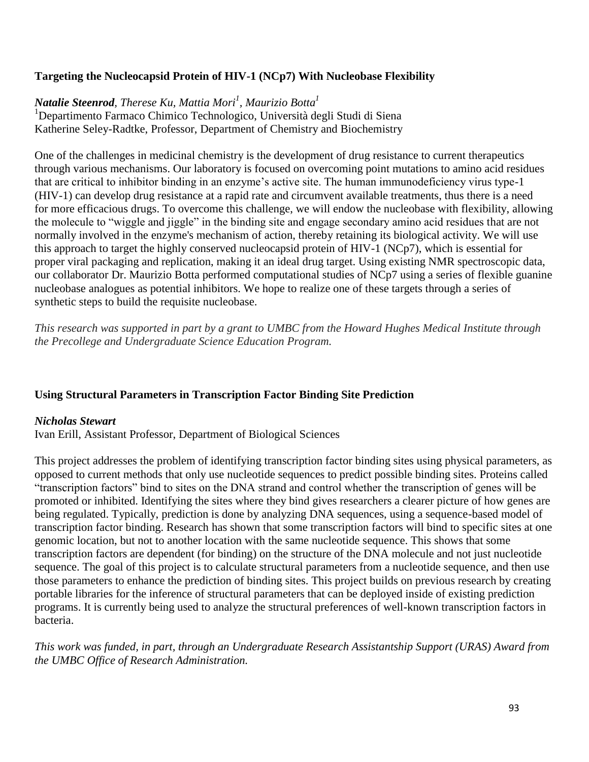### Targeting the Nucleocapsid Protein of HIV-1 (NCp7) With Nucleobase Flexibility

***Natalie Steenrod***, *Therese Ku, Mattia Mori*[1], *Maurizio Botta*[1]
[1]Departimento Farmaco Chimico Technologico, Università degli Studi di Siena
Katherine Seley-Radtke, Professor, Department of Chemistry and Biochemistry

One of the challenges in medicinal chemistry is the development of drug resistance to current therapeutics through various mechanisms. Our laboratory is focused on overcoming point mutations to amino acid residues that are critical to inhibitor binding in an enzyme's active site. The human immunodeficiency virus type-1 (HIV-1) can develop drug resistance at a rapid rate and circumvent available treatments, thus there is a need for more efficacious drugs. To overcome this challenge, we will endow the nucleobase with flexibility, allowing the molecule to "wiggle and jiggle" in the binding site and engage secondary amino acid residues that are not normally involved in the enzyme's mechanism of action, thereby retaining its biological activity. We will use this approach to target the highly conserved nucleocapsid protein of HIV-1 (NCp7), which is essential for proper viral packaging and replication, making it an ideal drug target. Using existing NMR spectroscopic data, our collaborator Dr. Maurizio Botta performed computational studies of NCp7 using a series of flexible guanine nucleobase analogues as potential inhibitors. We hope to realize one of these targets through a series of synthetic steps to build the requisite nucleobase.

*This research was supported in part by a grant to UMBC from the Howard Hughes Medical Institute through the Precollege and Undergraduate Science Education Program.*

### Using Structural Parameters in Transcription Factor Binding Site Prediction

***Nicholas Stewart***
Ivan Erill, Assistant Professor, Department of Biological Sciences

This project addresses the problem of identifying transcription factor binding sites using physical parameters, as opposed to current methods that only use nucleotide sequences to predict possible binding sites. Proteins called "transcription factors" bind to sites on the DNA strand and control whether the transcription of genes will be promoted or inhibited. Identifying the sites where they bind gives researchers a clearer picture of how genes are being regulated. Typically, prediction is done by analyzing DNA sequences, using a sequence-based model of transcription factor binding. Research has shown that some transcription factors will bind to specific sites at one genomic location, but not to another location with the same nucleotide sequence. This shows that some transcription factors are dependent (for binding) on the structure of the DNA molecule and not just nucleotide sequence. The goal of this project is to calculate structural parameters from a nucleotide sequence, and then use those parameters to enhance the prediction of binding sites. This project builds on previous research by creating portable libraries for the inference of structural parameters that can be deployed inside of existing prediction programs. It is currently being used to analyze the structural preferences of well-known transcription factors in bacteria.

*This work was funded, in part, through an Undergraduate Research Assistantship Support (URAS) Award from the UMBC Office of Research Administration.*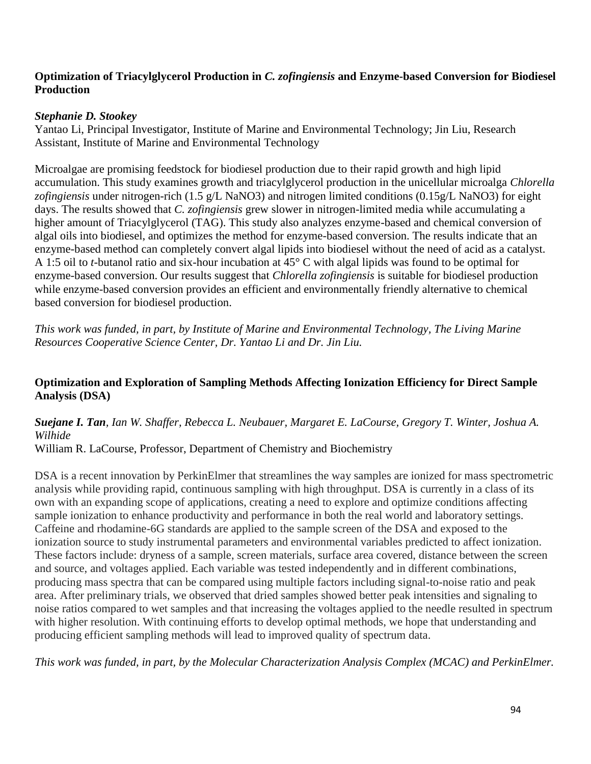### Optimization of Triacylglycerol Production in *C. zofingiensis* and Enzyme-based Conversion for Biodiesel Production

***Stephanie D. Stookey***
Yantao Li, Principal Investigator, Institute of Marine and Environmental Technology; Jin Liu, Research Assistant, Institute of Marine and Environmental Technology

Microalgae are promising feedstock for biodiesel production due to their rapid growth and high lipid accumulation. This study examines growth and triacylglycerol production in the unicellular microalga *Chlorella zofingiensis* under nitrogen-rich (1.5 g/L $NaNO_3$) and nitrogen limited conditions (0.15g/L $NaNO_3$) for eight days. The results showed that *C. zofingiensis* grew slower in nitrogen-limited media while accumulating a higher amount of Triacylglycerol (TAG). This study also analyzes enzyme-based and chemical conversion of algal oils into biodiesel, and optimizes the method for enzyme-based conversion. The results indicate that an enzyme-based method can completely convert algal lipids into biodiesel without the need of acid as a catalyst. A 1:5 oil to *t*-butanol ratio and six-hour incubation at 45° C with algal lipids was found to be optimal for enzyme-based conversion. Our results suggest that *Chlorella zofingiensis* is suitable for biodiesel production while enzyme-based conversion provides an efficient and environmentally friendly alternative to chemical based conversion for biodiesel production.

*This work was funded, in part, by Institute of Marine and Environmental Technology, The Living Marine Resources Cooperative Science Center, Dr. Yantao Li and Dr. Jin Liu.*

### Optimization and Exploration of Sampling Methods Affecting Ionization Efficiency for Direct Sample Analysis (DSA)

***Suejane I. Tan****, Ian W. Shaffer, Rebecca L. Neubauer, Margaret E. LaCourse, Gregory T. Winter, Joshua A. Wilhide*
William R. LaCourse, Professor, Department of Chemistry and Biochemistry

DSA is a recent innovation by PerkinElmer that streamlines the way samples are ionized for mass spectrometric analysis while providing rapid, continuous sampling with high throughput. DSA is currently in a class of its own with an expanding scope of applications, creating a need to explore and optimize conditions affecting sample ionization to enhance productivity and performance in both the real world and laboratory settings. Caffeine and rhodamine-6G standards are applied to the sample screen of the DSA and exposed to the ionization source to study instrumental parameters and environmental variables predicted to affect ionization. These factors include: dryness of a sample, screen materials, surface area covered, distance between the screen and source, and voltages applied. Each variable was tested independently and in different combinations, producing mass spectra that can be compared using multiple factors including signal-to-noise ratio and peak area. After preliminary trials, we observed that dried samples showed better peak intensities and signaling to noise ratios compared to wet samples and that increasing the voltages applied to the needle resulted in spectrum with higher resolution. With continuing efforts to develop optimal methods, we hope that understanding and producing efficient sampling methods will lead to improved quality of spectrum data.

*This work was funded, in part, by the Molecular Characterization Analysis Complex (MCAC) and PerkinElmer.*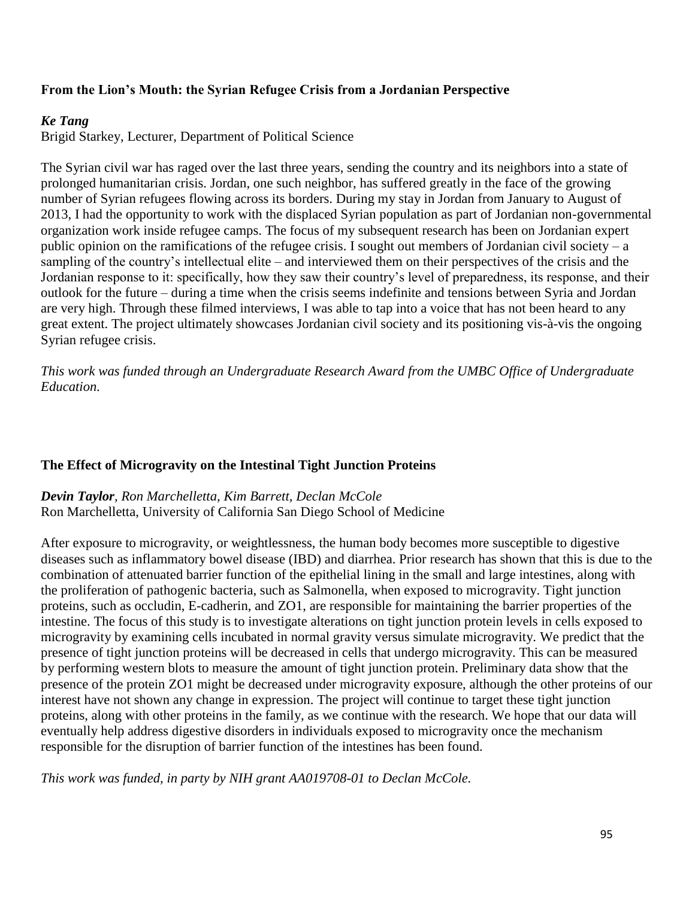**From the Lion's Mouth: the Syrian Refugee Crisis from a Jordanian Perspective**

***Ke Tang***
Brigid Starkey, Lecturer, Department of Political Science

The Syrian civil war has raged over the last three years, sending the country and its neighbors into a state of prolonged humanitarian crisis. Jordan, one such neighbor, has suffered greatly in the face of the growing number of Syrian refugees flowing across its borders. During my stay in Jordan from January to August of 2013, I had the opportunity to work with the displaced Syrian population as part of Jordanian non-governmental organization work inside refugee camps. The focus of my subsequent research has been on Jordanian expert public opinion on the ramifications of the refugee crisis. I sought out members of Jordanian civil society – a sampling of the country's intellectual elite – and interviewed them on their perspectives of the crisis and the Jordanian response to it: specifically, how they saw their country's level of preparedness, its response, and their outlook for the future – during a time when the crisis seems indefinite and tensions between Syria and Jordan are very high. Through these filmed interviews, I was able to tap into a voice that has not been heard to any great extent. The project ultimately showcases Jordanian civil society and its positioning vis-à-vis the ongoing Syrian refugee crisis.

*This work was funded through an Undergraduate Research Award from the UMBC Office of Undergraduate Education.*

**The Effect of Microgravity on the Intestinal Tight Junction Proteins**

***Devin Taylor****, Ron Marchelletta, Kim Barrett, Declan McCole*
Ron Marchelletta, University of California San Diego School of Medicine

After exposure to microgravity, or weightlessness, the human body becomes more susceptible to digestive diseases such as inflammatory bowel disease (IBD) and diarrhea. Prior research has shown that this is due to the combination of attenuated barrier function of the epithelial lining in the small and large intestines, along with the proliferation of pathogenic bacteria, such as Salmonella, when exposed to microgravity. Tight junction proteins, such as occludin, E-cadherin, and ZO1, are responsible for maintaining the barrier properties of the intestine. The focus of this study is to investigate alterations on tight junction protein levels in cells exposed to microgravity by examining cells incubated in normal gravity versus simulate microgravity. We predict that the presence of tight junction proteins will be decreased in cells that undergo microgravity. This can be measured by performing western blots to measure the amount of tight junction protein. Preliminary data show that the presence of the protein ZO1 might be decreased under microgravity exposure, although the other proteins of our interest have not shown any change in expression. The project will continue to target these tight junction proteins, along with other proteins in the family, as we continue with the research. We hope that our data will eventually help address digestive disorders in individuals exposed to microgravity once the mechanism responsible for the disruption of barrier function of the intestines has been found.

*This work was funded, in party by NIH grant AA019708-01 to Declan McCole.*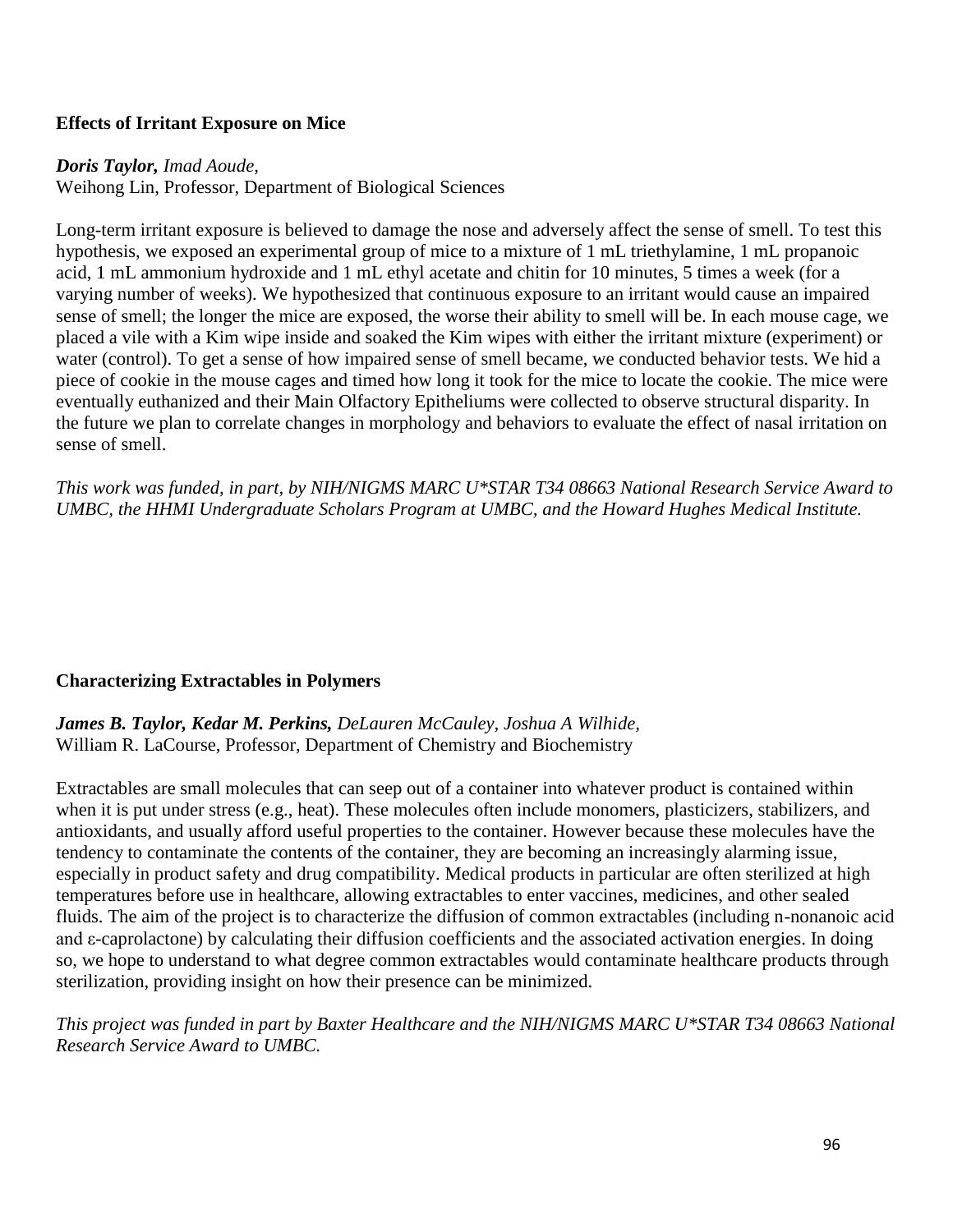### Effects of Irritant Exposure on Mice

***Doris Taylor,*** *Imad Aoude,*
Weihong Lin, Professor, Department of Biological Sciences

Long-term irritant exposure is believed to damage the nose and adversely affect the sense of smell. To test this hypothesis, we exposed an experimental group of mice to a mixture of 1 mL triethylamine, 1 mL propanoic acid, 1 mL ammonium hydroxide and 1 mL ethyl acetate and chitin for 10 minutes, 5 times a week (for a varying number of weeks). We hypothesized that continuous exposure to an irritant would cause an impaired sense of smell; the longer the mice are exposed, the worse their ability to smell will be. In each mouse cage, we placed a vile with a Kim wipe inside and soaked the Kim wipes with either the irritant mixture (experiment) or water (control). To get a sense of how impaired sense of smell became, we conducted behavior tests. We hid a piece of cookie in the mouse cages and timed how long it took for the mice to locate the cookie. The mice were eventually euthanized and their Main Olfactory Epitheliums were collected to observe structural disparity. In the future we plan to correlate changes in morphology and behaviors to evaluate the effect of nasal irritation on sense of smell.

*This work was funded, in part, by NIH/NIGMS MARC U*STAR T34 08663 National Research Service Award to UMBC, the HHMI Undergraduate Scholars Program at UMBC, and the Howard Hughes Medical Institute.*

### Characterizing Extractables in Polymers

***James B. Taylor, Kedar M. Perkins,*** *DeLauren McCauley, Joshua A Wilhide,*
William R. LaCourse, Professor, Department of Chemistry and Biochemistry

Extractables are small molecules that can seep out of a container into whatever product is contained within when it is put under stress (e.g., heat). These molecules often include monomers, plasticizers, stabilizers, and antioxidants, and usually afford useful properties to the container. However because these molecules have the tendency to contaminate the contents of the container, they are becoming an increasingly alarming issue, especially in product safety and drug compatibility. Medical products in particular are often sterilized at high temperatures before use in healthcare, allowing extractables to enter vaccines, medicines, and other sealed fluids. The aim of the project is to characterize the diffusion of common extractables (including n-nonanoic acid and ε-caprolactone) by calculating their diffusion coefficients and the associated activation energies. In doing so, we hope to understand to what degree common extractables would contaminate healthcare products through sterilization, providing insight on how their presence can be minimized.

*This project was funded in part by Baxter Healthcare and the NIH/NIGMS MARC U*STAR T34 08663 National Research Service Award to UMBC.*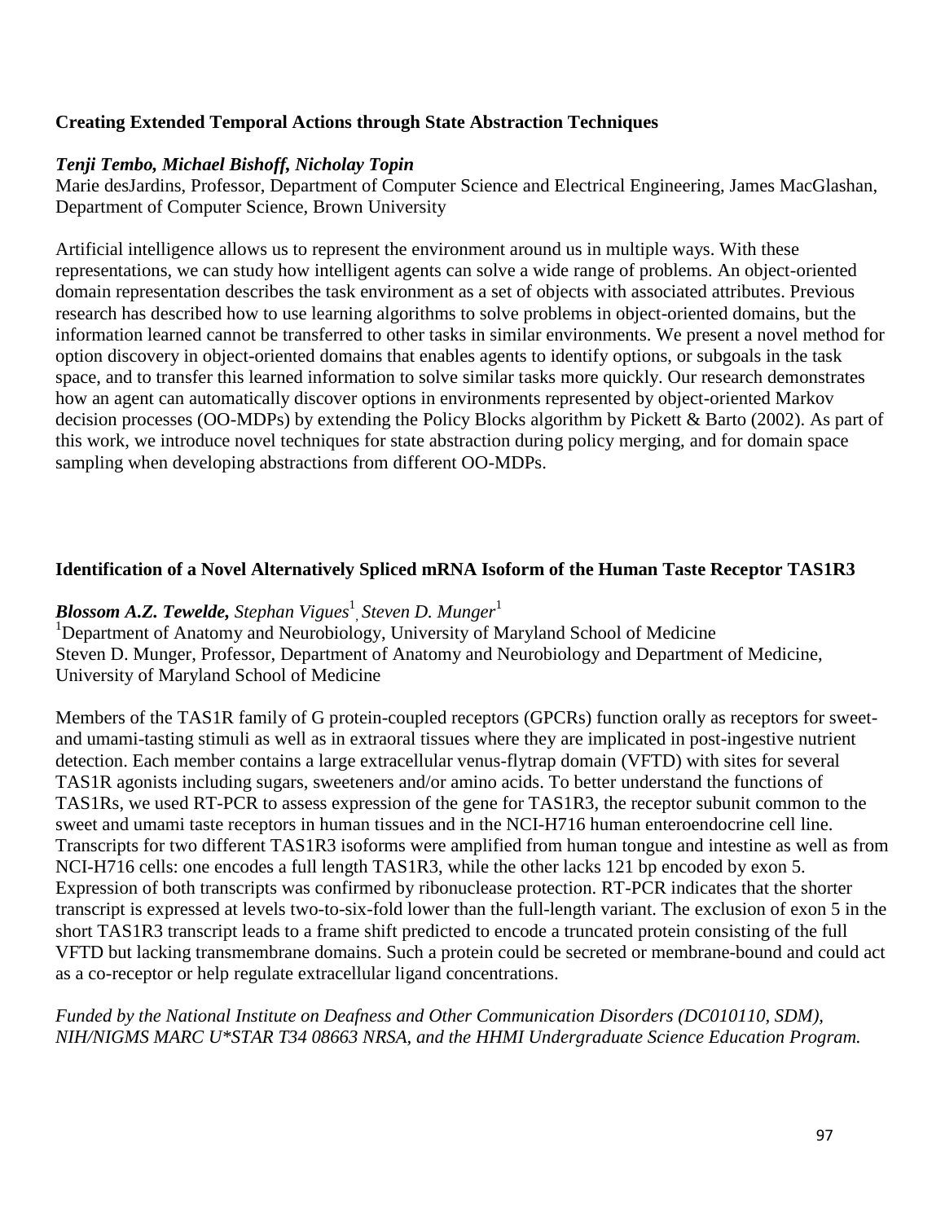### Creating Extended Temporal Actions through State Abstraction Techniques

***Tenji Tembo, Michael Bishoff, Nicholay Topin***

Marie desJardins, Professor, Department of Computer Science and Electrical Engineering, James MacGlashan, Department of Computer Science, Brown University

Artificial intelligence allows us to represent the environment around us in multiple ways. With these representations, we can study how intelligent agents can solve a wide range of problems. An object-oriented domain representation describes the task environment as a set of objects with associated attributes. Previous research has described how to use learning algorithms to solve problems in object-oriented domains, but the information learned cannot be transferred to other tasks in similar environments. We present a novel method for option discovery in object-oriented domains that enables agents to identify options, or subgoals in the task space, and to transfer this learned information to solve similar tasks more quickly. Our research demonstrates how an agent can automatically discover options in environments represented by object-oriented Markov decision processes (OO-MDPs) by extending the Policy Blocks algorithm by Pickett & Barto (2002). As part of this work, we introduce novel techniques for state abstraction during policy merging, and for domain space sampling when developing abstractions from different OO-MDPs.

### Identification of a Novel Alternatively Spliced mRNA Isoform of the Human Taste Receptor TAS1R3

***Blossom A.Z. Tewelde,*** *Stephan Vigues*[1], *Steven D. Munger*[1]

[1]Department of Anatomy and Neurobiology, University of Maryland School of Medicine
Steven D. Munger, Professor, Department of Anatomy and Neurobiology and Department of Medicine, University of Maryland School of Medicine

Members of the TAS1R family of G protein-coupled receptors (GPCRs) function orally as receptors for sweet- and umami-tasting stimuli as well as in extraoral tissues where they are implicated in post-ingestive nutrient detection. Each member contains a large extracellular venus-flytrap domain (VFTD) with sites for several TAS1R agonists including sugars, sweeteners and/or amino acids. To better understand the functions of TAS1Rs, we used RT-PCR to assess expression of the gene for TAS1R3, the receptor subunit common to the sweet and umami taste receptors in human tissues and in the NCI-H716 human enteroendocrine cell line. Transcripts for two different TAS1R3 isoforms were amplified from human tongue and intestine as well as from NCI-H716 cells: one encodes a full length TAS1R3, while the other lacks 121 bp encoded by exon 5. Expression of both transcripts was confirmed by ribonuclease protection. RT-PCR indicates that the shorter transcript is expressed at levels two-to-six-fold lower than the full-length variant. The exclusion of exon 5 in the short TAS1R3 transcript leads to a frame shift predicted to encode a truncated protein consisting of the full VFTD but lacking transmembrane domains. Such a protein could be secreted or membrane-bound and could act as a co-receptor or help regulate extracellular ligand concentrations.

*Funded by the National Institute on Deafness and Other Communication Disorders (DC010110, SDM), NIH/NIGMS MARC U*STAR T34 08663 NRSA, and the HHMI Undergraduate Science Education Program.*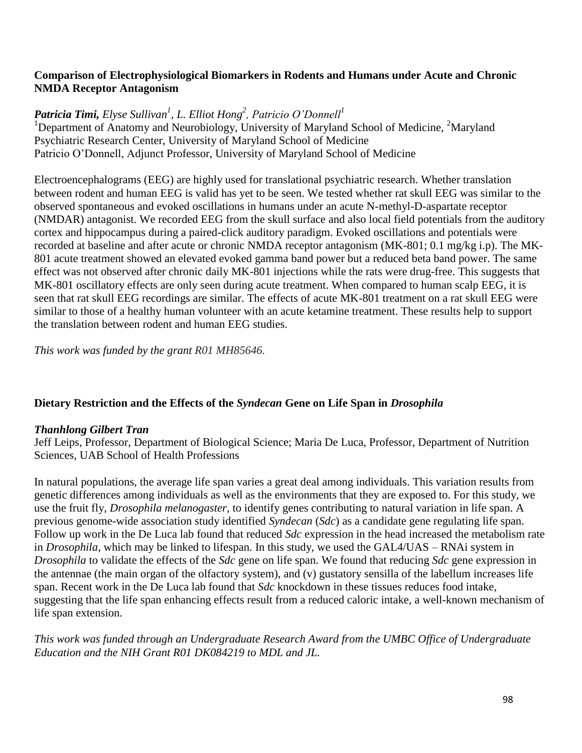### Comparison of Electrophysiological Biomarkers in Rodents and Humans under Acute and Chronic NMDA Receptor Antagonism

***Patricia Timi,*** *Elyse Sullivan[1], L. Elliot Hong[2], Patricio O'Donnell[1]*
[1]Department of Anatomy and Neurobiology, University of Maryland School of Medicine, [2]Maryland Psychiatric Research Center, University of Maryland School of Medicine
Patricio O'Donnell, Adjunct Professor, University of Maryland School of Medicine

Electroencephalograms (EEG) are highly used for translational psychiatric research. Whether translation between rodent and human EEG is valid has yet to be seen. We tested whether rat skull EEG was similar to the observed spontaneous and evoked oscillations in humans under an acute N-methyl-D-aspartate receptor (NMDAR) antagonist. We recorded EEG from the skull surface and also local field potentials from the auditory cortex and hippocampus during a paired-click auditory paradigm. Evoked oscillations and potentials were recorded at baseline and after acute or chronic NMDA receptor antagonism (MK-801; 0.1 mg/kg i.p). The MK-801 acute treatment showed an elevated evoked gamma band power but a reduced beta band power. The same effect was not observed after chronic daily MK-801 injections while the rats were drug-free. This suggests that MK-801 oscillatory effects are only seen during acute treatment. When compared to human scalp EEG, it is seen that rat skull EEG recordings are similar. The effects of acute MK-801 treatment on a rat skull EEG were similar to those of a healthy human volunteer with an acute ketamine treatment. These results help to support the translation between rodent and human EEG studies.

*This work was funded by the grant R01 MH85646.*

### Dietary Restriction and the Effects of the *Syndecan* Gene on Life Span in *Drosophila*

***Thanhlong Gilbert Tran***
Jeff Leips, Professor, Department of Biological Science; Maria De Luca, Professor, Department of Nutrition Sciences, UAB School of Health Professions

In natural populations, the average life span varies a great deal among individuals. This variation results from genetic differences among individuals as well as the environments that they are exposed to. For this study, we use the fruit fly, *Drosophila melanogaster,* to identify genes contributing to natural variation in life span. A previous genome-wide association study identified *Syndecan* (*Sdc*) as a candidate gene regulating life span. Follow up work in the De Luca lab found that reduced *Sdc* expression in the head increased the metabolism rate in *Drosophila*, which may be linked to lifespan. In this study, we used the GAL4/UAS – RNAi system in *Drosophila* to validate the effects of the *Sdc* gene on life span. We found that reducing *Sdc* gene expression in the antennae (the main organ of the olfactory system), and (v) gustatory sensilla of the labellum increases life span. Recent work in the De Luca lab found that *Sdc* knockdown in these tissues reduces food intake, suggesting that the life span enhancing effects result from a reduced caloric intake, a well-known mechanism of life span extension.

*This work was funded through an Undergraduate Research Award from the UMBC Office of Undergraduate Education and the NIH Grant R01 DK084219 to MDL and JL.*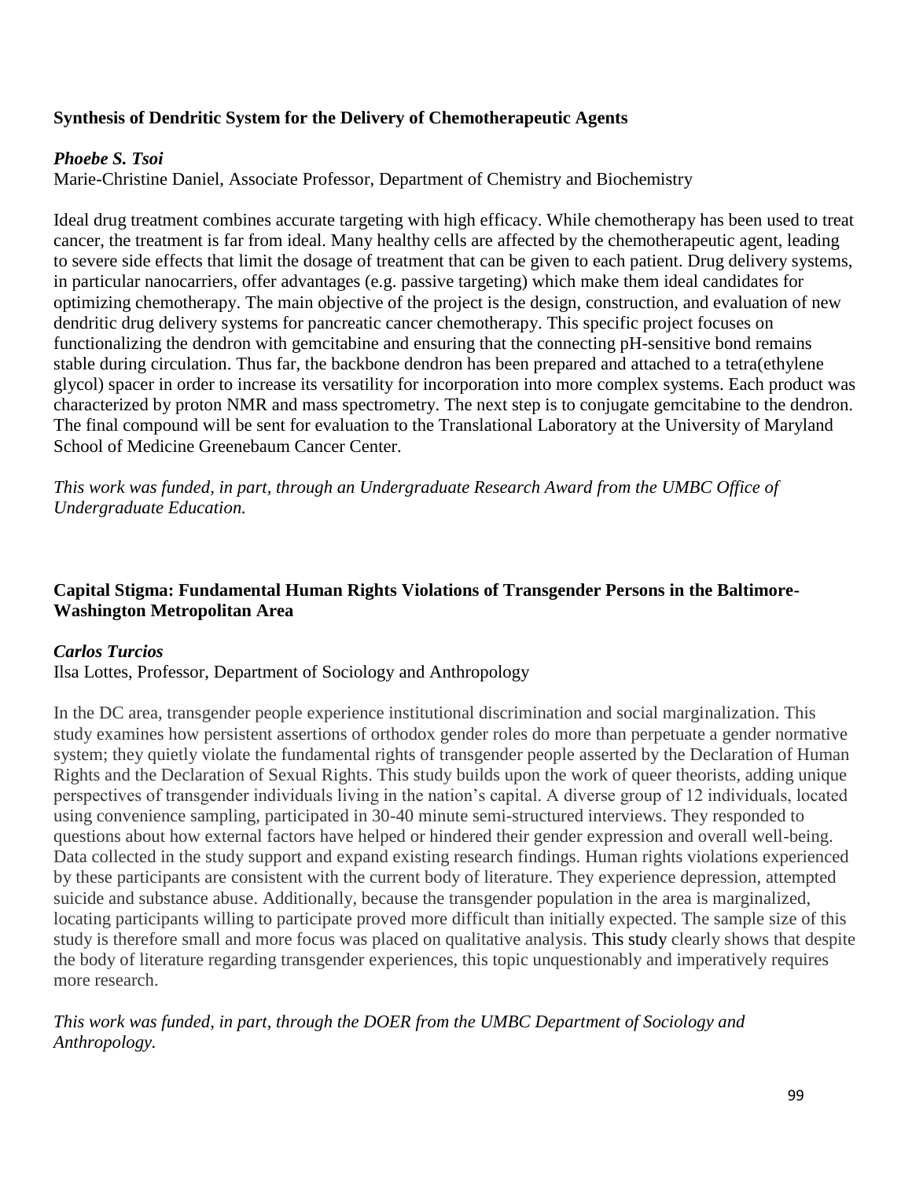**Synthesis of Dendritic System for the Delivery of Chemotherapeutic Agents**

***Phoebe S. Tsoi***
Marie-Christine Daniel, Associate Professor, Department of Chemistry and Biochemistry

Ideal drug treatment combines accurate targeting with high efficacy. While chemotherapy has been used to treat cancer, the treatment is far from ideal. Many healthy cells are affected by the chemotherapeutic agent, leading to severe side effects that limit the dosage of treatment that can be given to each patient. Drug delivery systems, in particular nanocarriers, offer advantages (e.g. passive targeting) which make them ideal candidates for optimizing chemotherapy. The main objective of the project is the design, construction, and evaluation of new dendritic drug delivery systems for pancreatic cancer chemotherapy. This specific project focuses on functionalizing the dendron with gemcitabine and ensuring that the connecting pH-sensitive bond remains stable during circulation. Thus far, the backbone dendron has been prepared and attached to a tetra(ethylene glycol) spacer in order to increase its versatility for incorporation into more complex systems. Each product was characterized by proton NMR and mass spectrometry. The next step is to conjugate gemcitabine to the dendron. The final compound will be sent for evaluation to the Translational Laboratory at the University of Maryland School of Medicine Greenebaum Cancer Center.

*This work was funded, in part, through an Undergraduate Research Award from the UMBC Office of Undergraduate Education.*

**Capital Stigma: Fundamental Human Rights Violations of Transgender Persons in the Baltimore-Washington Metropolitan Area**

***Carlos Turcios***
Ilsa Lottes, Professor, Department of Sociology and Anthropology

In the DC area, transgender people experience institutional discrimination and social marginalization. This study examines how persistent assertions of orthodox gender roles do more than perpetuate a gender normative system; they quietly violate the fundamental rights of transgender people asserted by the Declaration of Human Rights and the Declaration of Sexual Rights. This study builds upon the work of queer theorists, adding unique perspectives of transgender individuals living in the nation's capital. A diverse group of 12 individuals, located using convenience sampling, participated in 30-40 minute semi-structured interviews. They responded to questions about how external factors have helped or hindered their gender expression and overall well-being. Data collected in the study support and expand existing research findings. Human rights violations experienced by these participants are consistent with the current body of literature. They experience depression, attempted suicide and substance abuse. Additionally, because the transgender population in the area is marginalized, locating participants willing to participate proved more difficult than initially expected. The sample size of this study is therefore small and more focus was placed on qualitative analysis. This study clearly shows that despite the body of literature regarding transgender experiences, this topic unquestionably and imperatively requires more research.

*This work was funded, in part, through the DOER from the UMBC Department of Sociology and Anthropology.*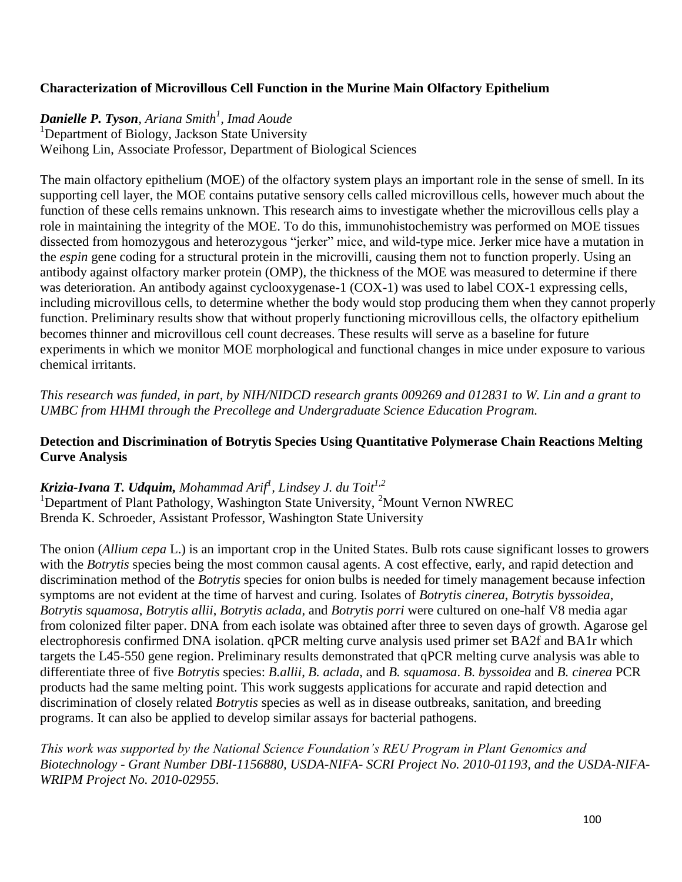### Characterization of Microvillous Cell Function in the Murine Main Olfactory Epithelium

***Danielle P. Tyson**, Ariana Smith[1], Imad Aoude*
[1]Department of Biology, Jackson State University
Weihong Lin, Associate Professor, Department of Biological Sciences

The main olfactory epithelium (MOE) of the olfactory system plays an important role in the sense of smell. In its supporting cell layer, the MOE contains putative sensory cells called microvillous cells, however much about the function of these cells remains unknown. This research aims to investigate whether the microvillous cells play a role in maintaining the integrity of the MOE. To do this, immunohistochemistry was performed on MOE tissues dissected from homozygous and heterozygous "jerker" mice, and wild-type mice. Jerker mice have a mutation in the *espin* gene coding for a structural protein in the microvilli, causing them not to function properly. Using an antibody against olfactory marker protein (OMP), the thickness of the MOE was measured to determine if there was deterioration. An antibody against cyclooxygenase-1 (COX-1) was used to label COX-1 expressing cells, including microvillous cells, to determine whether the body would stop producing them when they cannot properly function. Preliminary results show that without properly functioning microvillous cells, the olfactory epithelium becomes thinner and microvillous cell count decreases. These results will serve as a baseline for future experiments in which we monitor MOE morphological and functional changes in mice under exposure to various chemical irritants.

*This research was funded, in part, by NIH/NIDCD research grants 009269 and 012831 to W. Lin and a grant to UMBC from HHMI through the Precollege and Undergraduate Science Education Program.*

### Detection and Discrimination of Botrytis Species Using Quantitative Polymerase Chain Reactions Melting Curve Analysis

***Krizia-Ivana T. Udquim,** Mohammad Arif[1], Lindsey J. du Toit[1,2]*
[1]Department of Plant Pathology, Washington State University, [2]Mount Vernon NWREC
Brenda K. Schroeder, Assistant Professor, Washington State University

The onion (*Allium cepa* L.) is an important crop in the United States. Bulb rots cause significant losses to growers with the *Botrytis* species being the most common causal agents. A cost effective, early, and rapid detection and discrimination method of the *Botrytis* species for onion bulbs is needed for timely management because infection symptoms are not evident at the time of harvest and curing. Isolates of *Botrytis cinerea, Botrytis byssoidea*, *Botrytis squamosa*, *Botrytis allii*, *Botrytis aclada*, and *Botrytis porri* were cultured on one-half V8 media agar from colonized filter paper. DNA from each isolate was obtained after three to seven days of growth. Agarose gel electrophoresis confirmed DNA isolation. qPCR melting curve analysis used primer set BA2f and BA1r which targets the L45-550 gene region. Preliminary results demonstrated that qPCR melting curve analysis was able to differentiate three of five *Botrytis* species: *B.allii*, *B. aclada*, and *B. squamosa*. *B. byssoidea* and *B. cinerea* PCR products had the same melting point. This work suggests applications for accurate and rapid detection and discrimination of closely related *Botrytis* species as well as in disease outbreaks, sanitation, and breeding programs. It can also be applied to develop similar assays for bacterial pathogens.

*This work was supported by the National Science Foundation's REU Program in Plant Genomics and Biotechnology - Grant Number DBI-1156880, USDA-NIFA- SCRI Project No. 2010-01193, and the USDA-NIFA-WRIPM Project No. 2010-02955.*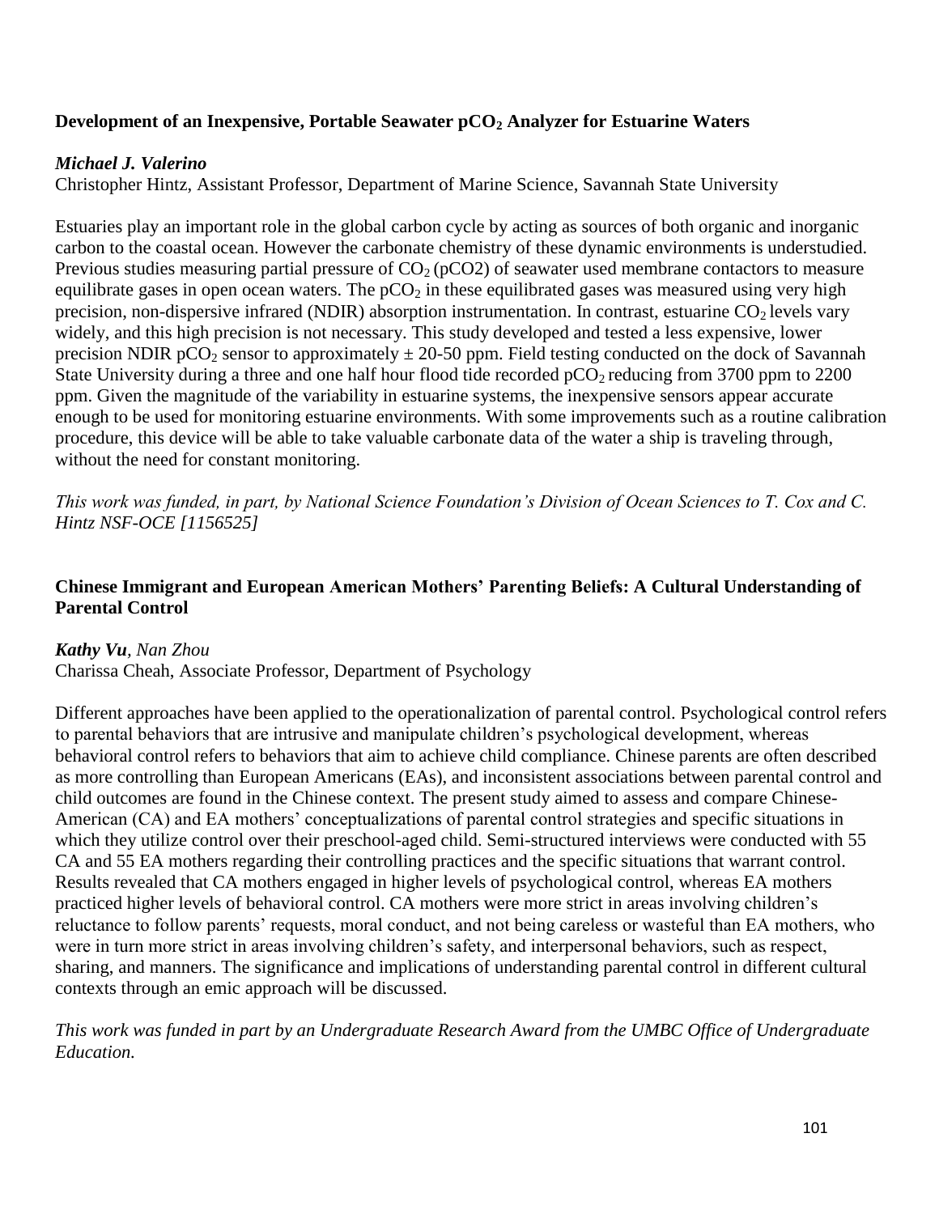### Development of an Inexpensive, Portable Seawater $pCO_2$ Analyzer for Estuarine Waters

***Michael J. Valerino***
Christopher Hintz, Assistant Professor, Department of Marine Science, Savannah State University

Estuaries play an important role in the global carbon cycle by acting as sources of both organic and inorganic carbon to the coastal ocean. However the carbonate chemistry of these dynamic environments is understudied. Previous studies measuring partial pressure of $CO_2$ (pCO2) of seawater used membrane contactors to measure equilibrate gases in open ocean waters. The $pCO_2$ in these equilibrated gases was measured using very high precision, non-dispersive infrared (NDIR) absorption instrumentation. In contrast, estuarine $CO_2$ levels vary widely, and this high precision is not necessary. This study developed and tested a less expensive, lower precision NDIR $pCO_2$ sensor to approximately ± 20-50 ppm. Field testing conducted on the dock of Savannah State University during a three and one half hour flood tide recorded $pCO_2$ reducing from 3700 ppm to 2200 ppm. Given the magnitude of the variability in estuarine systems, the inexpensive sensors appear accurate enough to be used for monitoring estuarine environments. With some improvements such as a routine calibration procedure, this device will be able to take valuable carbonate data of the water a ship is traveling through, without the need for constant monitoring.

*This work was funded, in part, by National Science Foundation's Division of Ocean Sciences to T. Cox and C. Hintz NSF-OCE [1156525]*

### Chinese Immigrant and European American Mothers' Parenting Beliefs: A Cultural Understanding of Parental Control

***Kathy Vu***, *Nan Zhou*
Charissa Cheah, Associate Professor, Department of Psychology

Different approaches have been applied to the operationalization of parental control. Psychological control refers to parental behaviors that are intrusive and manipulate children's psychological development, whereas behavioral control refers to behaviors that aim to achieve child compliance. Chinese parents are often described as more controlling than European Americans (EAs), and inconsistent associations between parental control and child outcomes are found in the Chinese context. The present study aimed to assess and compare Chinese-American (CA) and EA mothers' conceptualizations of parental control strategies and specific situations in which they utilize control over their preschool-aged child. Semi-structured interviews were conducted with 55 CA and 55 EA mothers regarding their controlling practices and the specific situations that warrant control. Results revealed that CA mothers engaged in higher levels of psychological control, whereas EA mothers practiced higher levels of behavioral control. CA mothers were more strict in areas involving children's reluctance to follow parents' requests, moral conduct, and not being careless or wasteful than EA mothers, who were in turn more strict in areas involving children's safety, and interpersonal behaviors, such as respect, sharing, and manners. The significance and implications of understanding parental control in different cultural contexts through an emic approach will be discussed.

*This work was funded in part by an Undergraduate Research Award from the UMBC Office of Undergraduate Education.*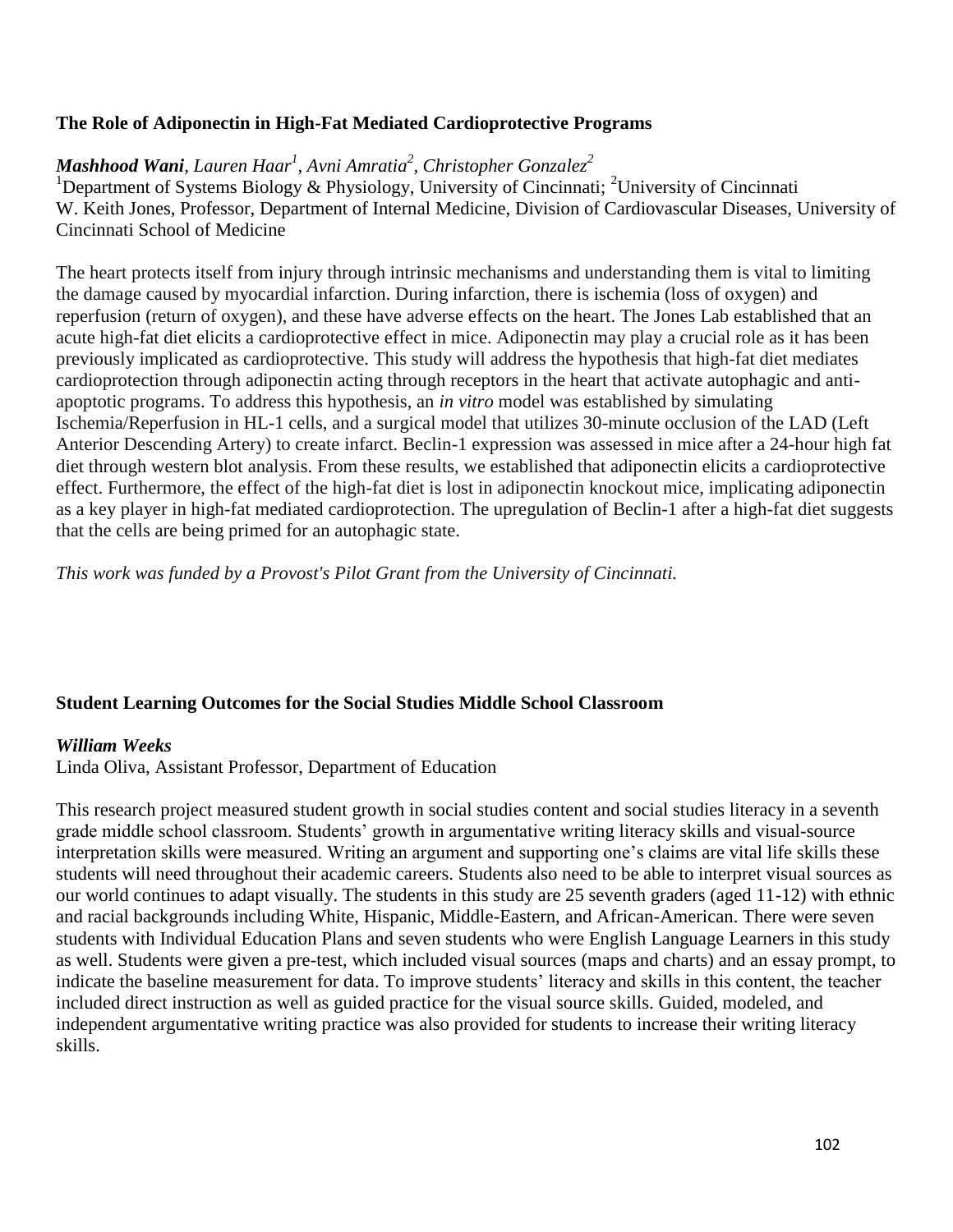### The Role of Adiponectin in High-Fat Mediated Cardioprotective Programs

***Mashhood Wani**, Lauren Haar[1], Avni Amratia[2], Christopher Gonzalez[2]*

[1]Department of Systems Biology & Physiology, University of Cincinnati; [2]University of Cincinnati
W. Keith Jones, Professor, Department of Internal Medicine, Division of Cardiovascular Diseases, University of Cincinnati School of Medicine

The heart protects itself from injury through intrinsic mechanisms and understanding them is vital to limiting the damage caused by myocardial infarction. During infarction, there is ischemia (loss of oxygen) and reperfusion (return of oxygen), and these have adverse effects on the heart. The Jones Lab established that an acute high-fat diet elicits a cardioprotective effect in mice. Adiponectin may play a crucial role as it has been previously implicated as cardioprotective. This study will address the hypothesis that high-fat diet mediates cardioprotection through adiponectin acting through receptors in the heart that activate autophagic and anti-apoptotic programs. To address this hypothesis, an *in vitro* model was established by simulating Ischemia/Reperfusion in HL-1 cells, and a surgical model that utilizes 30-minute occlusion of the LAD (Left Anterior Descending Artery) to create infarct. Beclin-1 expression was assessed in mice after a 24-hour high fat diet through western blot analysis. From these results, we established that adiponectin elicits a cardioprotective effect. Furthermore, the effect of the high-fat diet is lost in adiponectin knockout mice, implicating adiponectin as a key player in high-fat mediated cardioprotection. The upregulation of Beclin-1 after a high-fat diet suggests that the cells are being primed for an autophagic state.

*This work was funded by a Provost's Pilot Grant from the University of Cincinnati.*

### Student Learning Outcomes for the Social Studies Middle School Classroom

***William Weeks***

Linda Oliva, Assistant Professor, Department of Education

This research project measured student growth in social studies content and social studies literacy in a seventh grade middle school classroom. Students' growth in argumentative writing literacy skills and visual-source interpretation skills were measured. Writing an argument and supporting one's claims are vital life skills these students will need throughout their academic careers. Students also need to be able to interpret visual sources as our world continues to adapt visually. The students in this study are 25 seventh graders (aged 11-12) with ethnic and racial backgrounds including White, Hispanic, Middle-Eastern, and African-American. There were seven students with Individual Education Plans and seven students who were English Language Learners in this study as well. Students were given a pre-test, which included visual sources (maps and charts) and an essay prompt, to indicate the baseline measurement for data. To improve students' literacy and skills in this content, the teacher included direct instruction as well as guided practice for the visual source skills. Guided, modeled, and independent argumentative writing practice was also provided for students to increase their writing literacy skills.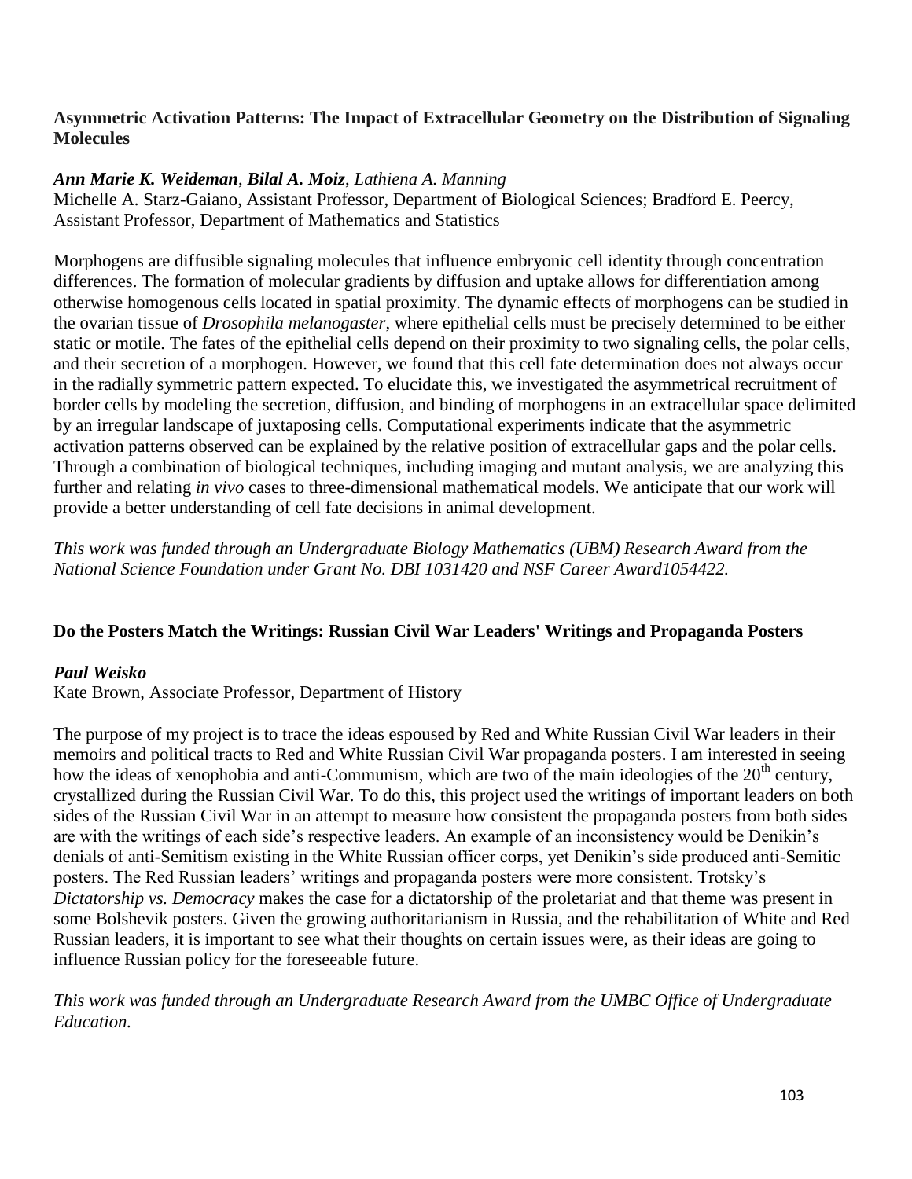### Asymmetric Activation Patterns: The Impact of Extracellular Geometry on the Distribution of Signaling Molecules

***Ann Marie K. Weideman***, ***Bilal A. Moiz***, *Lathiena A. Manning*
Michelle A. Starz-Gaiano, Assistant Professor, Department of Biological Sciences; Bradford E. Peercy, Assistant Professor, Department of Mathematics and Statistics

Morphogens are diffusible signaling molecules that influence embryonic cell identity through concentration differences. The formation of molecular gradients by diffusion and uptake allows for differentiation among otherwise homogenous cells located in spatial proximity. The dynamic effects of morphogens can be studied in the ovarian tissue of *Drosophila melanogaster*, where epithelial cells must be precisely determined to be either static or motile. The fates of the epithelial cells depend on their proximity to two signaling cells, the polar cells, and their secretion of a morphogen. However, we found that this cell fate determination does not always occur in the radially symmetric pattern expected. To elucidate this, we investigated the asymmetrical recruitment of border cells by modeling the secretion, diffusion, and binding of morphogens in an extracellular space delimited by an irregular landscape of juxtaposing cells. Computational experiments indicate that the asymmetric activation patterns observed can be explained by the relative position of extracellular gaps and the polar cells. Through a combination of biological techniques, including imaging and mutant analysis, we are analyzing this further and relating *in vivo* cases to three-dimensional mathematical models. We anticipate that our work will provide a better understanding of cell fate decisions in animal development.

*This work was funded through an Undergraduate Biology Mathematics (UBM) Research Award from the National Science Foundation under Grant No. DBI 1031420 and NSF Career Award1054422.*

### Do the Posters Match the Writings: Russian Civil War Leaders' Writings and Propaganda Posters

***Paul Weisko***
Kate Brown, Associate Professor, Department of History

The purpose of my project is to trace the ideas espoused by Red and White Russian Civil War leaders in their memoirs and political tracts to Red and White Russian Civil War propaganda posters. I am interested in seeing how the ideas of xenophobia and anti-Communism, which are two of the main ideologies of the 20th century, crystallized during the Russian Civil War. To do this, this project used the writings of important leaders on both sides of the Russian Civil War in an attempt to measure how consistent the propaganda posters from both sides are with the writings of each side's respective leaders. An example of an inconsistency would be Denikin's denials of anti-Semitism existing in the White Russian officer corps, yet Denikin's side produced anti-Semitic posters. The Red Russian leaders' writings and propaganda posters were more consistent. Trotsky's *Dictatorship vs. Democracy* makes the case for a dictatorship of the proletariat and that theme was present in some Bolshevik posters. Given the growing authoritarianism in Russia, and the rehabilitation of White and Red Russian leaders, it is important to see what their thoughts on certain issues were, as their ideas are going to influence Russian policy for the foreseeable future.

*This work was funded through an Undergraduate Research Award from the UMBC Office of Undergraduate Education.*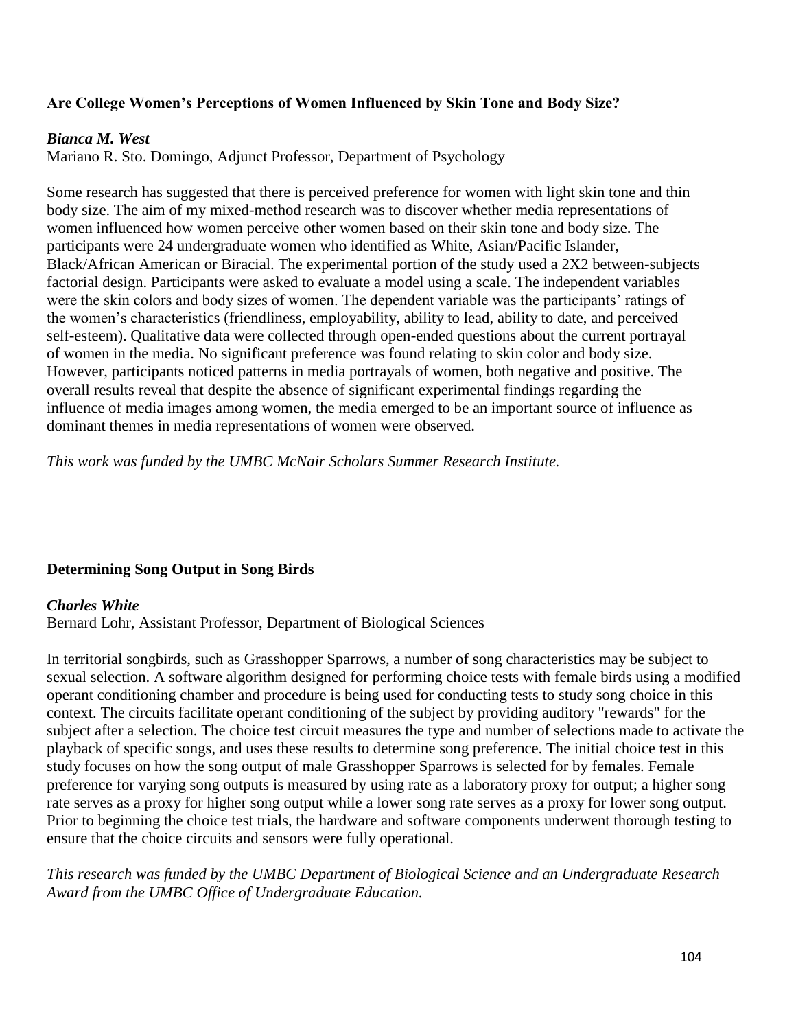### Are College Women's Perceptions of Women Influenced by Skin Tone and Body Size?

***Bianca M. West***
Mariano R. Sto. Domingo, Adjunct Professor, Department of Psychology

Some research has suggested that there is perceived preference for women with light skin tone and thin body size. The aim of my mixed-method research was to discover whether media representations of women influenced how women perceive other women based on their skin tone and body size. The participants were 24 undergraduate women who identified as White, Asian/Pacific Islander, Black/African American or Biracial. The experimental portion of the study used a 2X2 between-subjects factorial design. Participants were asked to evaluate a model using a scale. The independent variables were the skin colors and body sizes of women. The dependent variable was the participants' ratings of the women's characteristics (friendliness, employability, ability to lead, ability to date, and perceived self-esteem). Qualitative data were collected through open-ended questions about the current portrayal of women in the media. No significant preference was found relating to skin color and body size. However, participants noticed patterns in media portrayals of women, both negative and positive. The overall results reveal that despite the absence of significant experimental findings regarding the influence of media images among women, the media emerged to be an important source of influence as dominant themes in media representations of women were observed.

*This work was funded by the UMBC McNair Scholars Summer Research Institute.*

### Determining Song Output in Song Birds

***Charles White***
Bernard Lohr, Assistant Professor, Department of Biological Sciences

In territorial songbirds, such as Grasshopper Sparrows, a number of song characteristics may be subject to sexual selection. A software algorithm designed for performing choice tests with female birds using a modified operant conditioning chamber and procedure is being used for conducting tests to study song choice in this context. The circuits facilitate operant conditioning of the subject by providing auditory "rewards" for the subject after a selection. The choice test circuit measures the type and number of selections made to activate the playback of specific songs, and uses these results to determine song preference. The initial choice test in this study focuses on how the song output of male Grasshopper Sparrows is selected for by females. Female preference for varying song outputs is measured by using rate as a laboratory proxy for output; a higher song rate serves as a proxy for higher song output while a lower song rate serves as a proxy for lower song output. Prior to beginning the choice test trials, the hardware and software components underwent thorough testing to ensure that the choice circuits and sensors were fully operational.

*This research was funded by the UMBC Department of Biological Science and an Undergraduate Research Award from the UMBC Office of Undergraduate Education.*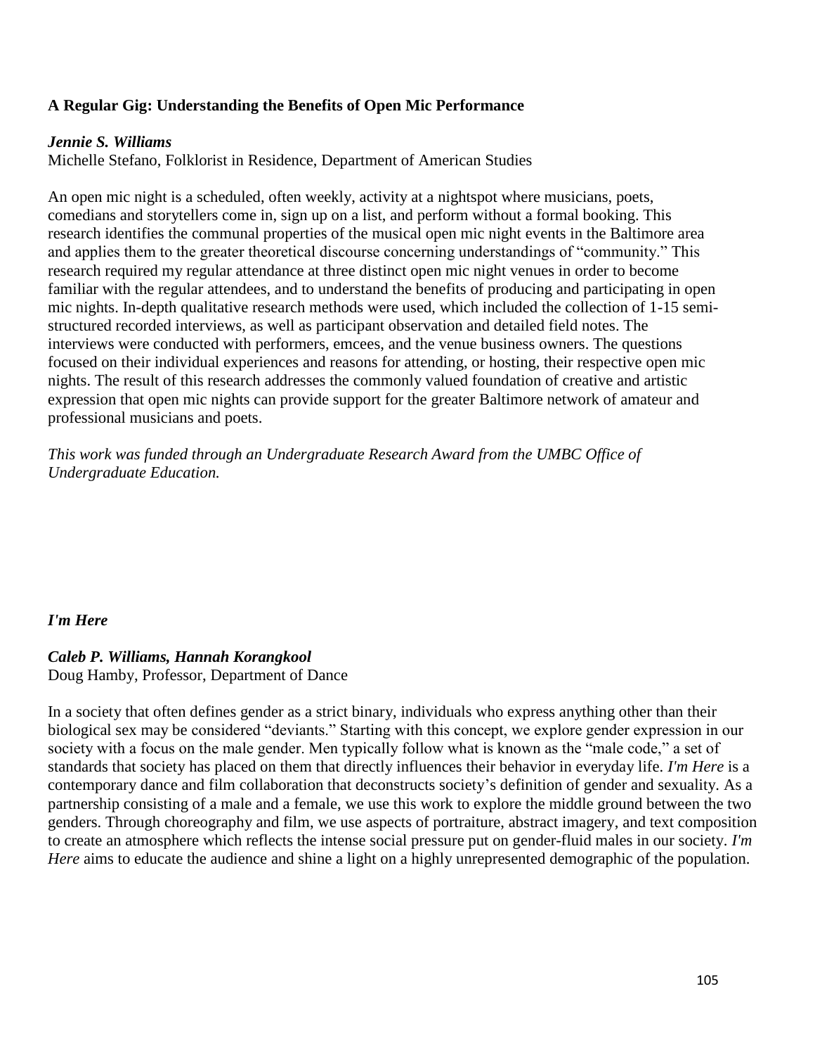### A Regular Gig: Understanding the Benefits of Open Mic Performance

***Jennie S. Williams***
Michelle Stefano, Folklorist in Residence, Department of American Studies

An open mic night is a scheduled, often weekly, activity at a nightspot where musicians, poets, comedians and storytellers come in, sign up on a list, and perform without a formal booking. This research identifies the communal properties of the musical open mic night events in the Baltimore area and applies them to the greater theoretical discourse concerning understandings of "community." This research required my regular attendance at three distinct open mic night venues in order to become familiar with the regular attendees, and to understand the benefits of producing and participating in open mic nights. In-depth qualitative research methods were used, which included the collection of 1-15 semi-structured recorded interviews, as well as participant observation and detailed field notes. The interviews were conducted with performers, emcees, and the venue business owners. The questions focused on their individual experiences and reasons for attending, or hosting, their respective open mic nights. The result of this research addresses the commonly valued foundation of creative and artistic expression that open mic nights can provide support for the greater Baltimore network of amateur and professional musicians and poets.

*This work was funded through an Undergraduate Research Award from the UMBC Office of Undergraduate Education.*

### *I'm Here*

***Caleb P. Williams, Hannah Korangkool***
Doug Hamby, Professor, Department of Dance

In a society that often defines gender as a strict binary, individuals who express anything other than their biological sex may be considered "deviants." Starting with this concept, we explore gender expression in our society with a focus on the male gender. Men typically follow what is known as the "male code," a set of standards that society has placed on them that directly influences their behavior in everyday life. *I'm Here* is a contemporary dance and film collaboration that deconstructs society's definition of gender and sexuality. As a partnership consisting of a male and a female, we use this work to explore the middle ground between the two genders. Through choreography and film, we use aspects of portraiture, abstract imagery, and text composition to create an atmosphere which reflects the intense social pressure put on gender-fluid males in our society. *I'm Here* aims to educate the audience and shine a light on a highly unrepresented demographic of the population.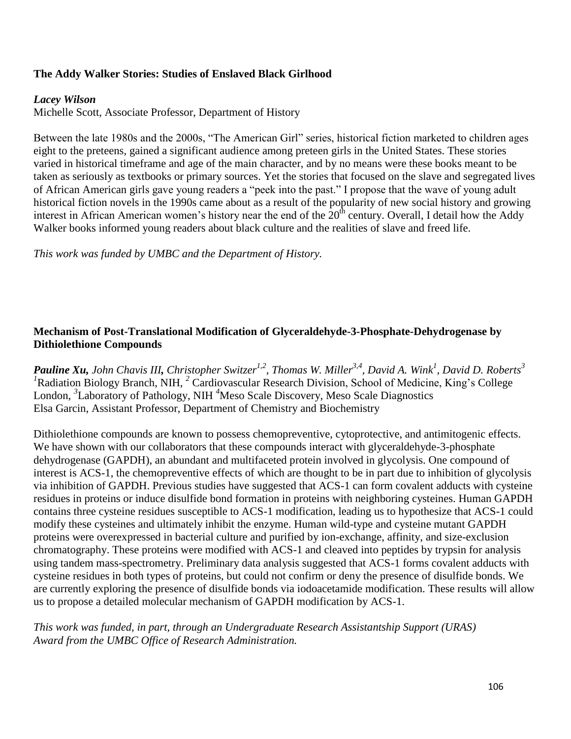**The Addy Walker Stories: Studies of Enslaved Black Girlhood**

***Lacey Wilson***
Michelle Scott, Associate Professor, Department of History

Between the late 1980s and the 2000s, "The American Girl" series, historical fiction marketed to children ages eight to the preteens, gained a significant audience among preteen girls in the United States. These stories varied in historical timeframe and age of the main character, and by no means were these books meant to be taken as seriously as textbooks or primary sources. Yet the stories that focused on the slave and segregated lives of African American girls gave young readers a "peek into the past." I propose that the wave of young adult historical fiction novels in the 1990s came about as a result of the popularity of new social history and growing interest in African American women's history near the end of the 20th century. Overall, I detail how the Addy Walker books informed young readers about black culture and the realities of slave and freed life.

*This work was funded by UMBC and the Department of History.*

**Mechanism of Post-Translational Modification of Glyceraldehyde-3-Phosphate-Dehydrogenase by Dithiolethione Compounds**

***Pauline Xu,*** *John Chavis III,* *Christopher Switzer*[1,2], *Thomas W. Miller*[3,4], *David A. Wink*[1], *David D. Roberts*[3]
[1]Radiation Biology Branch, NIH, [2] Cardiovascular Research Division, School of Medicine, King's College London, [3]Laboratory of Pathology, NIH [4]Meso Scale Discovery, Meso Scale Diagnostics
Elsa Garcin, Assistant Professor, Department of Chemistry and Biochemistry

Dithiolethione compounds are known to possess chemopreventive, cytoprotective, and antimitogenic effects. We have shown with our collaborators that these compounds interact with glyceraldehyde-3-phosphate dehydrogenase (GAPDH), an abundant and multifaceted protein involved in glycolysis. One compound of interest is ACS-1, the chemopreventive effects of which are thought to be in part due to inhibition of glycolysis via inhibition of GAPDH. Previous studies have suggested that ACS-1 can form covalent adducts with cysteine residues in proteins or induce disulfide bond formation in proteins with neighboring cysteines. Human GAPDH contains three cysteine residues susceptible to ACS-1 modification, leading us to hypothesize that ACS-1 could modify these cysteines and ultimately inhibit the enzyme. Human wild-type and cysteine mutant GAPDH proteins were overexpressed in bacterial culture and purified by ion-exchange, affinity, and size-exclusion chromatography. These proteins were modified with ACS-1 and cleaved into peptides by trypsin for analysis using tandem mass-spectrometry. Preliminary data analysis suggested that ACS-1 forms covalent adducts with cysteine residues in both types of proteins, but could not confirm or deny the presence of disulfide bonds. We are currently exploring the presence of disulfide bonds via iodoacetamide modification. These results will allow us to propose a detailed molecular mechanism of GAPDH modification by ACS-1.

*This work was funded, in part, through an Undergraduate Research Assistantship Support (URAS) Award from the UMBC Office of Research Administration.*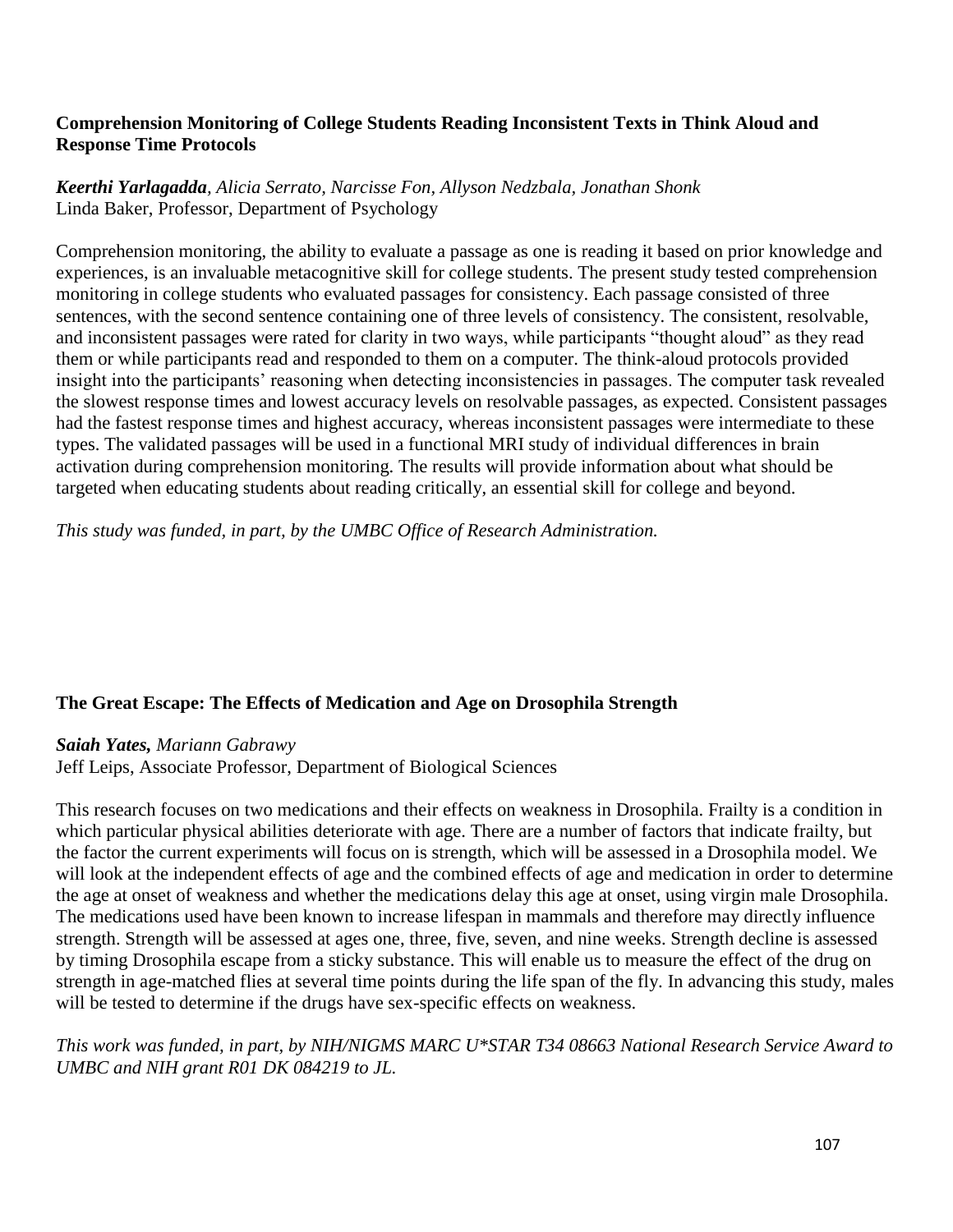### Comprehension Monitoring of College Students Reading Inconsistent Texts in Think Aloud and Response Time Protocols

***Keerthi Yarlagadda****, Alicia Serrato, Narcisse Fon, Allyson Nedzbala, Jonathan Shonk*
Linda Baker, Professor, Department of Psychology

Comprehension monitoring, the ability to evaluate a passage as one is reading it based on prior knowledge and experiences, is an invaluable metacognitive skill for college students. The present study tested comprehension monitoring in college students who evaluated passages for consistency. Each passage consisted of three sentences, with the second sentence containing one of three levels of consistency. The consistent, resolvable, and inconsistent passages were rated for clarity in two ways, while participants "thought aloud" as they read them or while participants read and responded to them on a computer. The think-aloud protocols provided insight into the participants' reasoning when detecting inconsistencies in passages. The computer task revealed the slowest response times and lowest accuracy levels on resolvable passages, as expected. Consistent passages had the fastest response times and highest accuracy, whereas inconsistent passages were intermediate to these types. The validated passages will be used in a functional MRI study of individual differences in brain activation during comprehension monitoring. The results will provide information about what should be targeted when educating students about reading critically, an essential skill for college and beyond.

*This study was funded, in part, by the UMBC Office of Research Administration.*

### The Great Escape: The Effects of Medication and Age on Drosophila Strength

***Saiah Yates,*** *Mariann Gabrawy*
Jeff Leips, Associate Professor, Department of Biological Sciences

This research focuses on two medications and their effects on weakness in Drosophila. Frailty is a condition in which particular physical abilities deteriorate with age. There are a number of factors that indicate frailty, but the factor the current experiments will focus on is strength, which will be assessed in a Drosophila model. We will look at the independent effects of age and the combined effects of age and medication in order to determine the age at onset of weakness and whether the medications delay this age at onset, using virgin male Drosophila. The medications used have been known to increase lifespan in mammals and therefore may directly influence strength. Strength will be assessed at ages one, three, five, seven, and nine weeks. Strength decline is assessed by timing Drosophila escape from a sticky substance. This will enable us to measure the effect of the drug on strength in age-matched flies at several time points during the life span of the fly. In advancing this study, males will be tested to determine if the drugs have sex-specific effects on weakness.

*This work was funded, in part, by NIH/NIGMS MARC U*STAR T34 08663 National Research Service Award to UMBC and NIH grant R01 DK 084219 to JL.*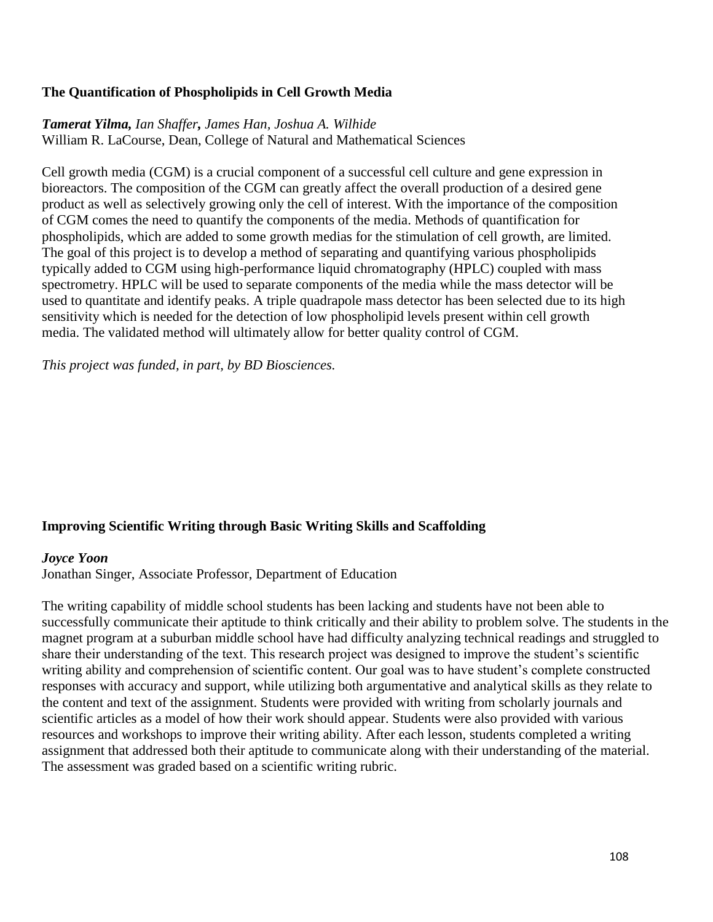### The Quantification of Phospholipids in Cell Growth Media

***Tamerat Yilma,*** *Ian Shaffer****,*** *James Han, Joshua A. Wilhide*
William R. LaCourse, Dean, College of Natural and Mathematical Sciences

Cell growth media (CGM) is a crucial component of a successful cell culture and gene expression in bioreactors. The composition of the CGM can greatly affect the overall production of a desired gene product as well as selectively growing only the cell of interest. With the importance of the composition of CGM comes the need to quantify the components of the media. Methods of quantification for phospholipids, which are added to some growth medias for the stimulation of cell growth, are limited. The goal of this project is to develop a method of separating and quantifying various phospholipids typically added to CGM using high-performance liquid chromatography (HPLC) coupled with mass spectrometry. HPLC will be used to separate components of the media while the mass detector will be used to quantitate and identify peaks. A triple quadrapole mass detector has been selected due to its high sensitivity which is needed for the detection of low phospholipid levels present within cell growth media. The validated method will ultimately allow for better quality control of CGM.

*This project was funded, in part, by BD Biosciences.*

### Improving Scientific Writing through Basic Writing Skills and Scaffolding

***Joyce Yoon***
Jonathan Singer, Associate Professor, Department of Education

The writing capability of middle school students has been lacking and students have not been able to successfully communicate their aptitude to think critically and their ability to problem solve. The students in the magnet program at a suburban middle school have had difficulty analyzing technical readings and struggled to share their understanding of the text. This research project was designed to improve the student's scientific writing ability and comprehension of scientific content. Our goal was to have student's complete constructed responses with accuracy and support, while utilizing both argumentative and analytical skills as they relate to the content and text of the assignment. Students were provided with writing from scholarly journals and scientific articles as a model of how their work should appear. Students were also provided with various resources and workshops to improve their writing ability. After each lesson, students completed a writing assignment that addressed both their aptitude to communicate along with their understanding of the material. The assessment was graded based on a scientific writing rubric.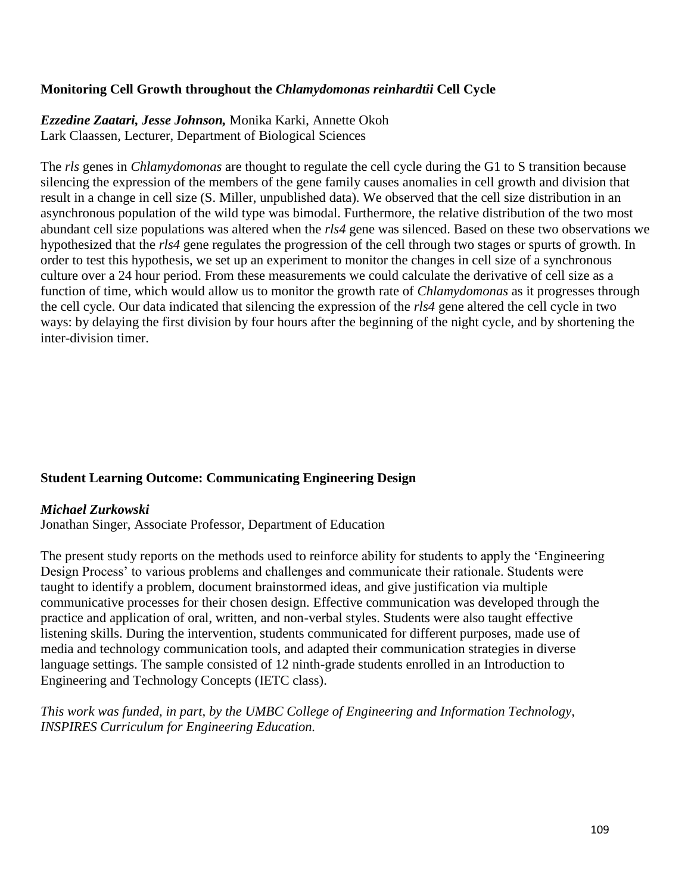### Monitoring Cell Growth throughout the *Chlamydomonas reinhardtii* Cell Cycle

***Ezzedine Zaatari, Jesse Johnson,*** Monika Karki, Annette Okoh
Lark Claassen, Lecturer, Department of Biological Sciences

The *rls* genes in *Chlamydomonas* are thought to regulate the cell cycle during the G1 to S transition because silencing the expression of the members of the gene family causes anomalies in cell growth and division that result in a change in cell size (S. Miller, unpublished data). We observed that the cell size distribution in an asynchronous population of the wild type was bimodal. Furthermore, the relative distribution of the two most abundant cell size populations was altered when the *rls4* gene was silenced. Based on these two observations we hypothesized that the *rls4* gene regulates the progression of the cell through two stages or spurts of growth. In order to test this hypothesis, we set up an experiment to monitor the changes in cell size of a synchronous culture over a 24 hour period. From these measurements we could calculate the derivative of cell size as a function of time, which would allow us to monitor the growth rate of *Chlamydomonas* as it progresses through the cell cycle. Our data indicated that silencing the expression of the *rls4* gene altered the cell cycle in two ways: by delaying the first division by four hours after the beginning of the night cycle, and by shortening the inter-division timer.

### Student Learning Outcome: Communicating Engineering Design

***Michael Zurkowski***
Jonathan Singer, Associate Professor, Department of Education

The present study reports on the methods used to reinforce ability for students to apply the 'Engineering Design Process' to various problems and challenges and communicate their rationale. Students were taught to identify a problem, document brainstormed ideas, and give justification via multiple communicative processes for their chosen design. Effective communication was developed through the practice and application of oral, written, and non-verbal styles. Students were also taught effective listening skills. During the intervention, students communicated for different purposes, made use of media and technology communication tools, and adapted their communication strategies in diverse language settings. The sample consisted of 12 ninth-grade students enrolled in an Introduction to Engineering and Technology Concepts (IETC class).

*This work was funded, in part, by the UMBC College of Engineering and Information Technology, INSPIRES Curriculum for Engineering Education.*